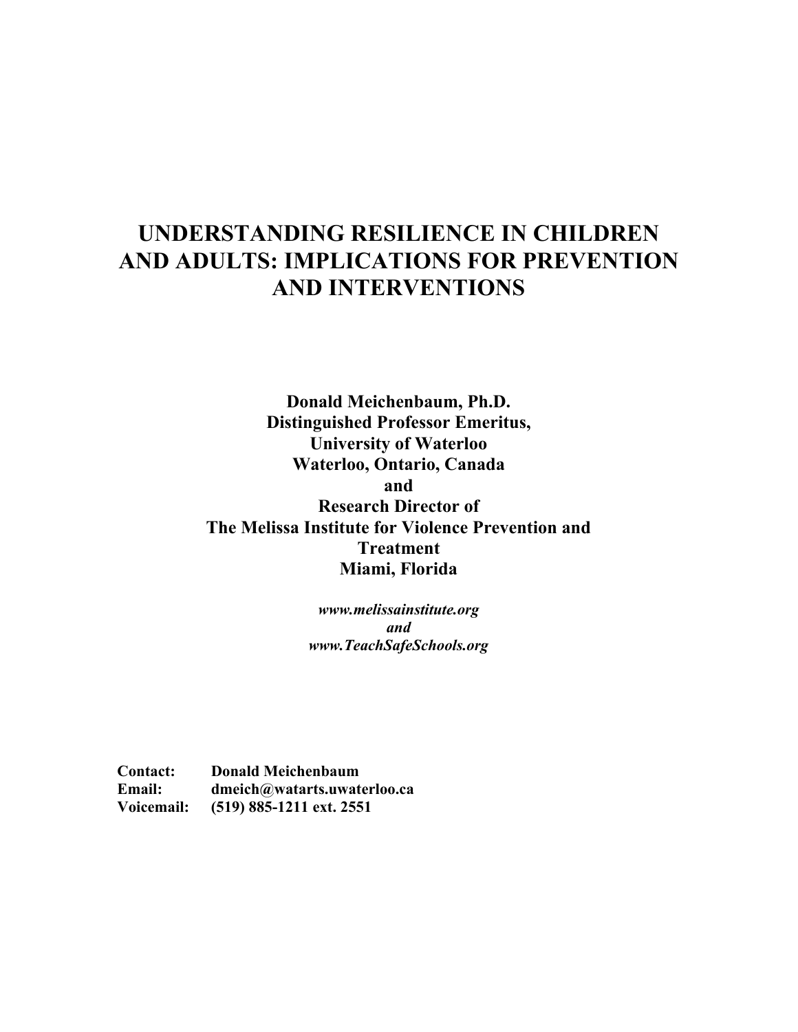# UNDERSTANDING RESILIENCE IN CHILDREN AND ADULTS: IMPLICATIONS FOR PREVENTION AND INTERVENTIONS

**Donald Meichenbaum, Ph.D.**
**Distinguished Professor Emeritus,**
**University of Waterloo**
**Waterloo, Ontario, Canada**
**and**
**Research Director of**
**The Melissa Institute for Violence Prevention and Treatment**
**Miami, Florida**

***www.melissainstitute.org***
***and***
***www.TeachSafeSchools.org***

**Contact:** **Donald Meichenbaum**
**Email:** **dmeich@watarts.uwaterloo.ca**
**Voicemail:** **(519) 885-1211 ext. 2551**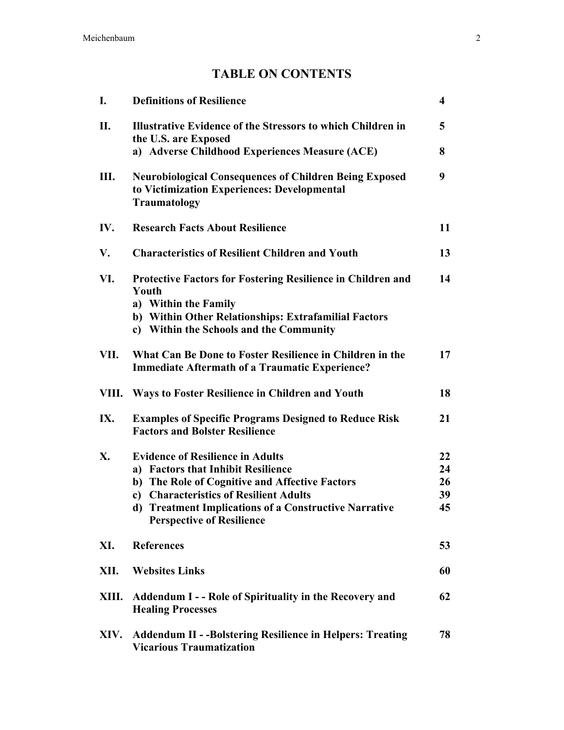# TABLE ON CONTENTS

| | | |
|---|---|---|
| **I.** | **Definitions of Resilience** | **4** |
| **II.** | **Illustrative Evidence of the Stressors to which Children in the U.S. are Exposed** | **5** |
| | **a) Adverse Childhood Experiences Measure (ACE)** | **8** |
| **III.** | **Neurobiological Consequences of Children Being Exposed to Victimization Experiences: Developmental Traumatology** | **9** |
| **IV.** | **Research Facts About Resilience** | **11** |
| **V.** | **Characteristics of Resilient Children and Youth** | **13** |
| **VI.** | **Protective Factors for Fostering Resilience in Children and Youth** | **14** |
| | **a) Within the Family** | |
| | **b) Within Other Relationships: Extrafamilial Factors** | |
| | **c) Within the Schools and the Community** | |
| **VII.** | **What Can Be Done to Foster Resilience in Children in the Immediate Aftermath of a Traumatic Experience?** | **17** |
| **VIII.** | **Ways to Foster Resilience in Children and Youth** | **18** |
| **IX.** | **Examples of Specific Programs Designed to Reduce Risk Factors and Bolster Resilience** | **21** |
| **X.** | **Evidence of Resilience in Adults** | **22** |
| | **a) Factors that Inhibit Resilience** | **24** |
| | **b) The Role of Cognitive and Affective Factors** | **26** |
| | **c) Characteristics of Resilient Adults** | **39** |
| | **d) Treatment Implications of a Constructive Narrative Perspective of Resilience** | **45** |
| **XI.** | **References** | **53** |
| **XII.** | **Websites Links** | **60** |
| **XIII.** | **Addendum I - - Role of Spirituality in the Recovery and Healing Processes** | **62** |
| **XIV.** | **Addendum II - -Bolstering Resilience in Helpers: Treating Vicarious Traumatization** | **78** |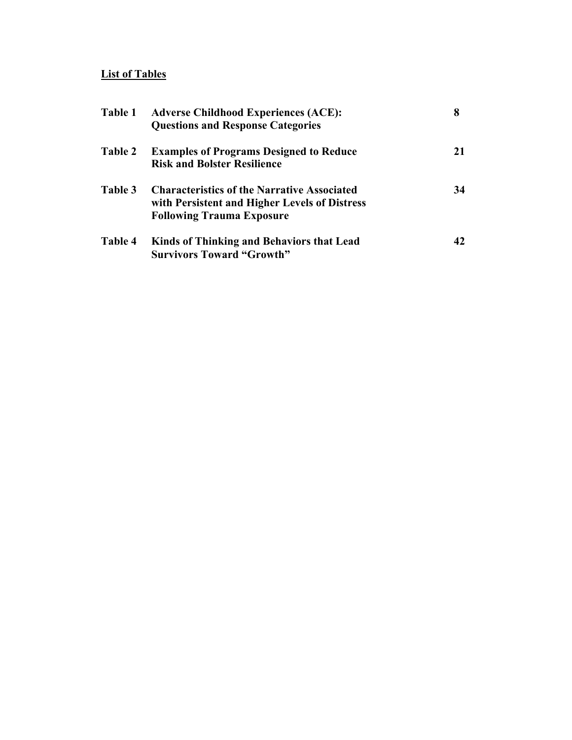## List of Tables

| | | |
|---|---|---|
| **Table 1** | **Adverse Childhood Experiences (ACE): Questions and Response Categories** | **8** |
| **Table 2** | **Examples of Programs Designed to Reduce Risk and Bolster Resilience** | **21** |
| **Table 3** | **Characteristics of the Narrative Associated with Persistent and Higher Levels of Distress Following Trauma Exposure** | **34** |
| **Table 4** | **Kinds of Thinking and Behaviors that Lead Survivors Toward "Growth"** | **42** |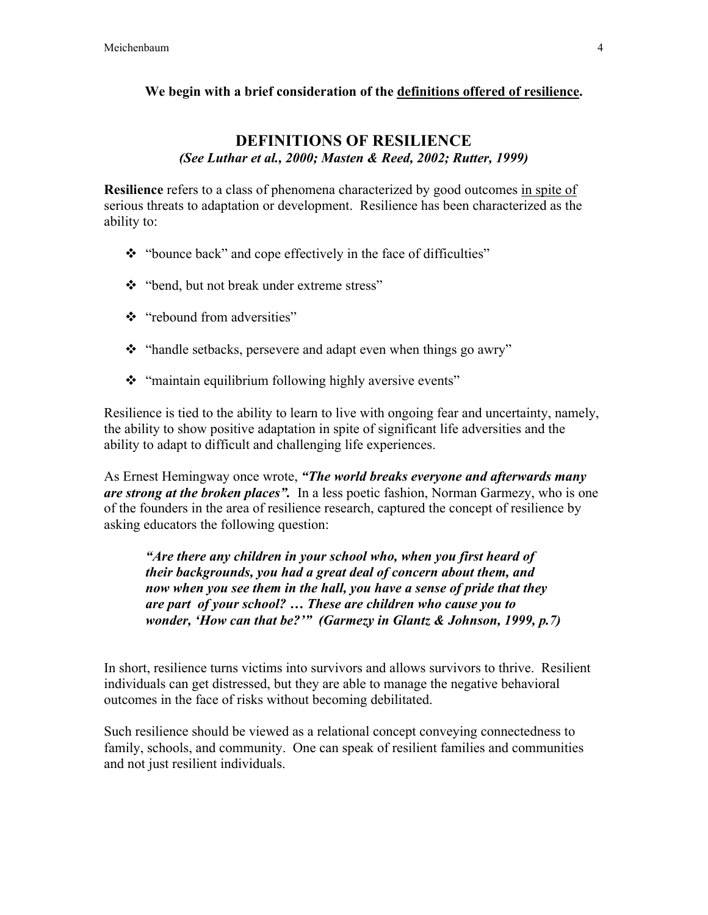**We begin with a brief consideration of the <u>definitions offered of resilience</u>.**

## DEFINITIONS OF RESILIENCE

***(See Luthar et al., 2000; Masten & Reed, 2002; Rutter, 1999)***

**Resilience** refers to a class of phenomena characterized by good outcomes <u>in spite of</u> serious threats to adaptation or development. Resilience has been characterized as the ability to:

- "bounce back" and cope effectively in the face of difficulties"
- "bend, but not break under extreme stress"
- "rebound from adversities"
- "handle setbacks, persevere and adapt even when things go awry"
- "maintain equilibrium following highly aversive events"

Resilience is tied to the ability to learn to live with ongoing fear and uncertainty, namely, the ability to show positive adaptation in spite of significant life adversities and the ability to adapt to difficult and challenging life experiences.

As Ernest Hemingway once wrote, ***"The world breaks everyone and afterwards many are strong at the broken places".*** In a less poetic fashion, Norman Garmezy, who is one of the founders in the area of resilience research, captured the concept of resilience by asking educators the following question:

> ***"Are there any children in your school who, when you first heard of their backgrounds, you had a great deal of concern about them, and now when you see them in the hall, you have a sense of pride that they are part of your school? … These are children who cause you to wonder, 'How can that be?'" (Garmezy in Glantz & Johnson, 1999, p.7)***

In short, resilience turns victims into survivors and allows survivors to thrive. Resilient individuals can get distressed, but they are able to manage the negative behavioral outcomes in the face of risks without becoming debilitated.

Such resilience should be viewed as a relational concept conveying connectedness to family, schools, and community. One can speak of resilient families and communities and not just resilient individuals.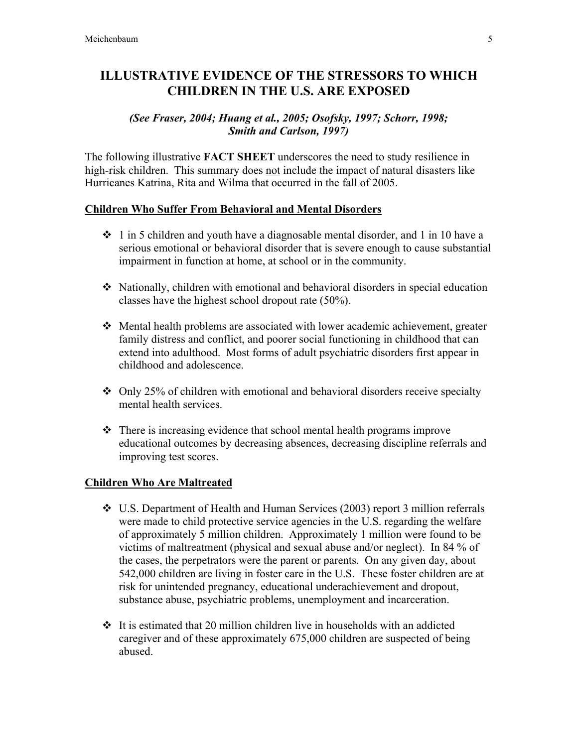# ILLUSTRATIVE EVIDENCE OF THE STRESSORS TO WHICH CHILDREN IN THE U.S. ARE EXPOSED

***(See Fraser, 2004; Huang et al., 2005; Osofsky, 1997; Schorr, 1998; Smith and Carlson, 1997)***

The following illustrative **FACT SHEET** underscores the need to study resilience in high-risk children. This summary does not include the impact of natural disasters like Hurricanes Katrina, Rita and Wilma that occurred in the fall of 2005.

## Children Who Suffer From Behavioral and Mental Disorders

- 1 in 5 children and youth have a diagnosable mental disorder, and 1 in 10 have a serious emotional or behavioral disorder that is severe enough to cause substantial impairment in function at home, at school or in the community.
- Nationally, children with emotional and behavioral disorders in special education classes have the highest school dropout rate (50%).
- Mental health problems are associated with lower academic achievement, greater family distress and conflict, and poorer social functioning in childhood that can extend into adulthood. Most forms of adult psychiatric disorders first appear in childhood and adolescence.
- Only 25% of children with emotional and behavioral disorders receive specialty mental health services.
- There is increasing evidence that school mental health programs improve educational outcomes by decreasing absences, decreasing discipline referrals and improving test scores.

## Children Who Are Maltreated

- U.S. Department of Health and Human Services (2003) report 3 million referrals were made to child protective service agencies in the U.S. regarding the welfare of approximately 5 million children. Approximately 1 million were found to be victims of maltreatment (physical and sexual abuse and/or neglect). In 84 % of the cases, the perpetrators were the parent or parents. On any given day, about 542,000 children are living in foster care in the U.S. These foster children are at risk for unintended pregnancy, educational underachievement and dropout, substance abuse, psychiatric problems, unemployment and incarceration.
- It is estimated that 20 million children live in households with an addicted caregiver and of these approximately 675,000 children are suspected of being abused.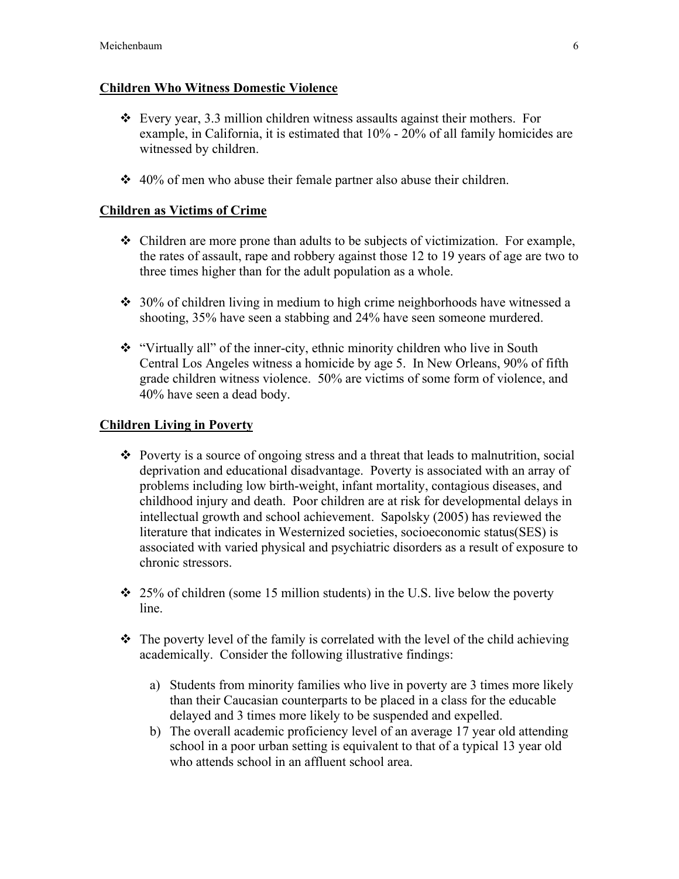**Children Who Witness Domestic Violence**

- Every year, 3.3 million children witness assaults against their mothers. For example, in California, it is estimated that 10% - 20% of all family homicides are witnessed by children.
- 40% of men who abuse their female partner also abuse their children.

**Children as Victims of Crime**

- Children are more prone than adults to be subjects of victimization. For example, the rates of assault, rape and robbery against those 12 to 19 years of age are two to three times higher than for the adult population as a whole.
- 30% of children living in medium to high crime neighborhoods have witnessed a shooting, 35% have seen a stabbing and 24% have seen someone murdered.
- "Virtually all" of the inner-city, ethnic minority children who live in South Central Los Angeles witness a homicide by age 5. In New Orleans, 90% of fifth grade children witness violence. 50% are victims of some form of violence, and 40% have seen a dead body.

**Children Living in Poverty**

- Poverty is a source of ongoing stress and a threat that leads to malnutrition, social deprivation and educational disadvantage. Poverty is associated with an array of problems including low birth-weight, infant mortality, contagious diseases, and childhood injury and death. Poor children are at risk for developmental delays in intellectual growth and school achievement. Sapolsky (2005) has reviewed the literature that indicates in Westernized societies, socioeconomic status(SES) is associated with varied physical and psychiatric disorders as a result of exposure to chronic stressors.
- 25% of children (some 15 million students) in the U.S. live below the poverty line.
- The poverty level of the family is correlated with the level of the child achieving academically. Consider the following illustrative findings:
  a) Students from minority families who live in poverty are 3 times more likely than their Caucasian counterparts to be placed in a class for the educable delayed and 3 times more likely to be suspended and expelled.
  b) The overall academic proficiency level of an average 17 year old attending school in a poor urban setting is equivalent to that of a typical 13 year old who attends school in an affluent school area.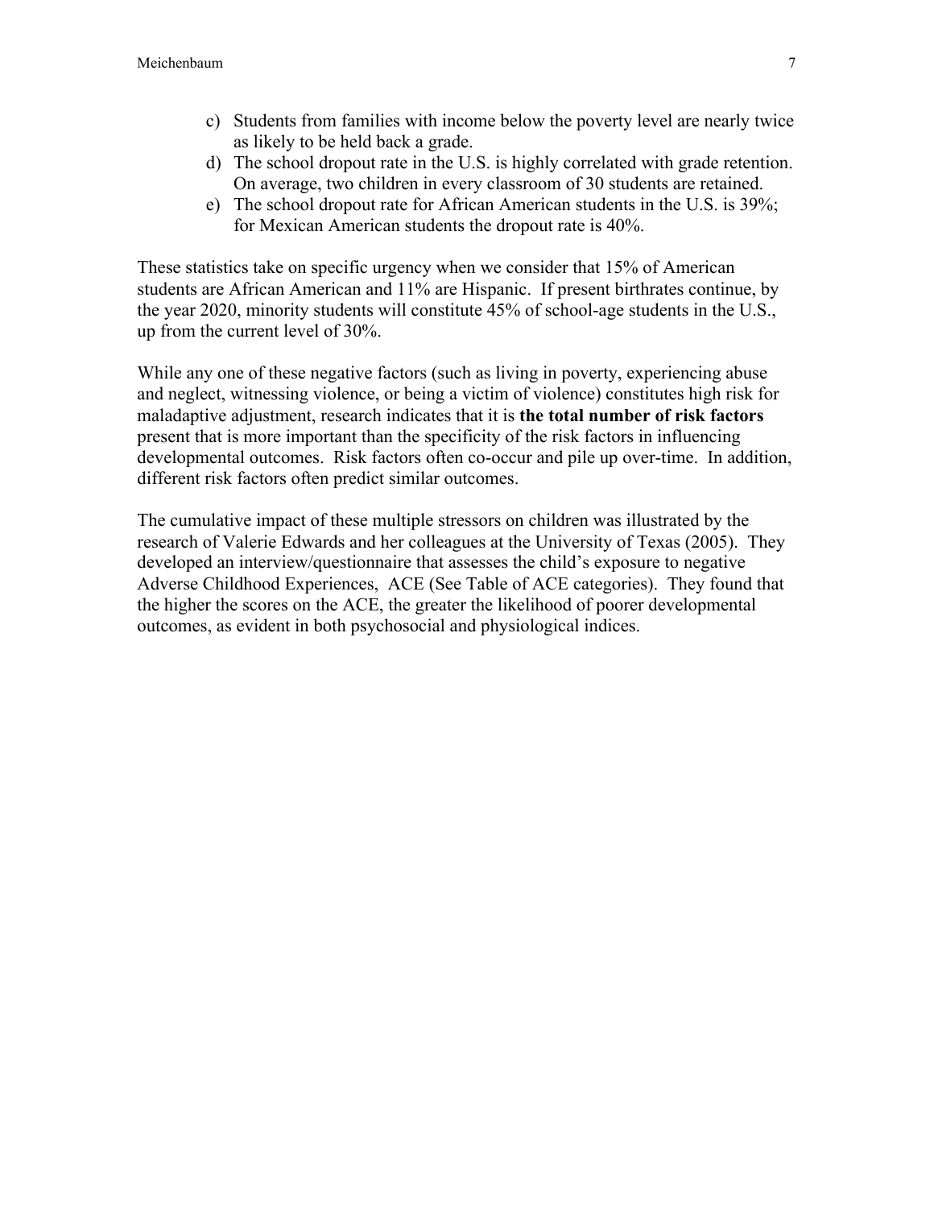c) Students from families with income below the poverty level are nearly twice as likely to be held back a grade.
d) The school dropout rate in the U.S. is highly correlated with grade retention. On average, two children in every classroom of 30 students are retained.
e) The school dropout rate for African American students in the U.S. is 39%; for Mexican American students the dropout rate is 40%.

These statistics take on specific urgency when we consider that 15% of American students are African American and 11% are Hispanic. If present birthrates continue, by the year 2020, minority students will constitute 45% of school-age students in the U.S., up from the current level of 30%.

While any one of these negative factors (such as living in poverty, experiencing abuse and neglect, witnessing violence, or being a victim of violence) constitutes high risk for maladaptive adjustment, research indicates that it is **the total number of risk factors** present that is more important than the specificity of the risk factors in influencing developmental outcomes. Risk factors often co-occur and pile up over-time. In addition, different risk factors often predict similar outcomes.

The cumulative impact of these multiple stressors on children was illustrated by the research of Valerie Edwards and her colleagues at the University of Texas (2005). They developed an interview/questionnaire that assesses the child's exposure to negative Adverse Childhood Experiences, ACE (See Table of ACE categories). They found that the higher the scores on the ACE, the greater the likelihood of poorer developmental outcomes, as evident in both psychosocial and physiological indices.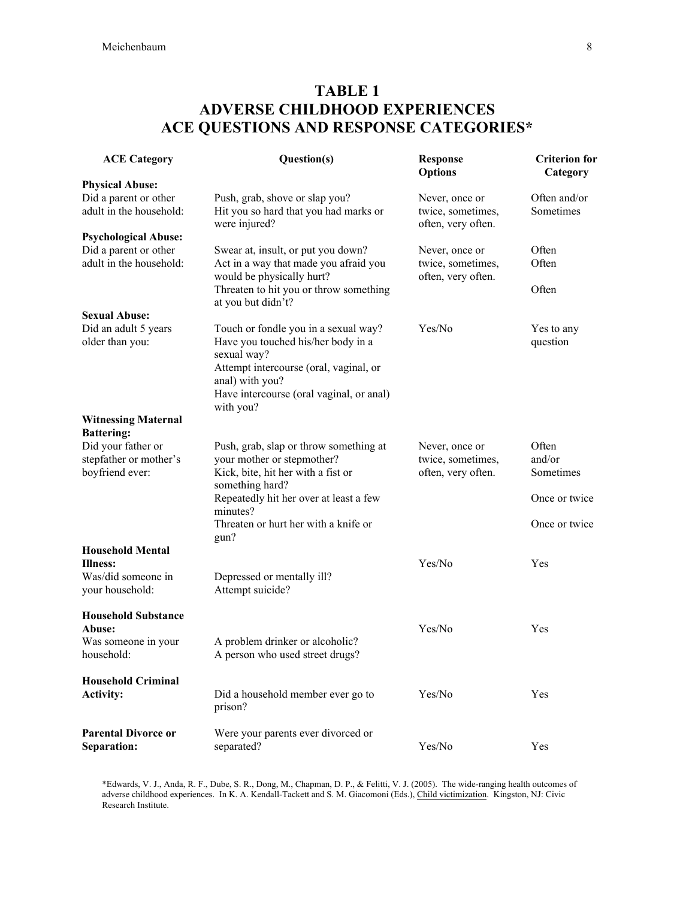# TABLE 1
# ADVERSE CHILDHOOD EXPERIENCES
# ACE QUESTIONS AND RESPONSE CATEGORIES*

| ACE Category | Question(s) | Response Options | Criterion for Category |
|---|---|---|---|
| **Physical Abuse:** Did a parent or other adult in the household: | Push, grab, shove or slap you? Hit you so hard that you had marks or were injured? | Never, once or twice, sometimes, often, very often. | Often and/or Sometimes |
| **Psychological Abuse:** Did a parent or other adult in the household: | Swear at, insult, or put you down? | Never, once or twice, sometimes, often, very often. | Often |
| | Act in a way that made you afraid you would be physically hurt? | | Often |
| | Threaten to hit you or throw something at you but didn't? | | Often |
| **Sexual Abuse:** Did an adult 5 years older than you: | Touch or fondle you in a sexual way? Have you touched his/her body in a sexual way? Attempt intercourse (oral, vaginal, or anal) with you? Have intercourse (oral vaginal, or anal) with you? | Yes/No | Yes to any question |
| **Witnessing Maternal Battering:** Did your father or stepfather or mother's boyfriend ever: | Push, grab, slap or throw something at your mother or stepmother? Kick, bite, hit her with a fist or something hard? | Never, once or twice, sometimes, often, very often. | Often and/or Sometimes |
| | Repeatedly hit her over at least a few minutes? | | Once or twice |
| | Threaten or hurt her with a knife or gun? | | Once or twice |
| **Household Mental Illness:** Was/did someone in your household: | Depressed or mentally ill? Attempt suicide? | Yes/No | Yes |
| **Household Substance Abuse:** Was someone in your household: | A problem drinker or alcoholic? A person who used street drugs? | Yes/No | Yes |
| **Household Criminal Activity:** | Did a household member ever go to prison? | Yes/No | Yes |
| **Parental Divorce or Separation:** | Were your parents ever divorced or separated? | Yes/No | Yes |

*Edwards, V. J., Anda, R. F., Dube, S. R., Dong, M., Chapman, D. P., & Felitti, V. J. (2005). The wide-ranging health outcomes of adverse childhood experiences. In K. A. Kendall-Tackett and S. M. Giacomoni (Eds.), Child victimization. Kingston, NJ: Civic Research Institute.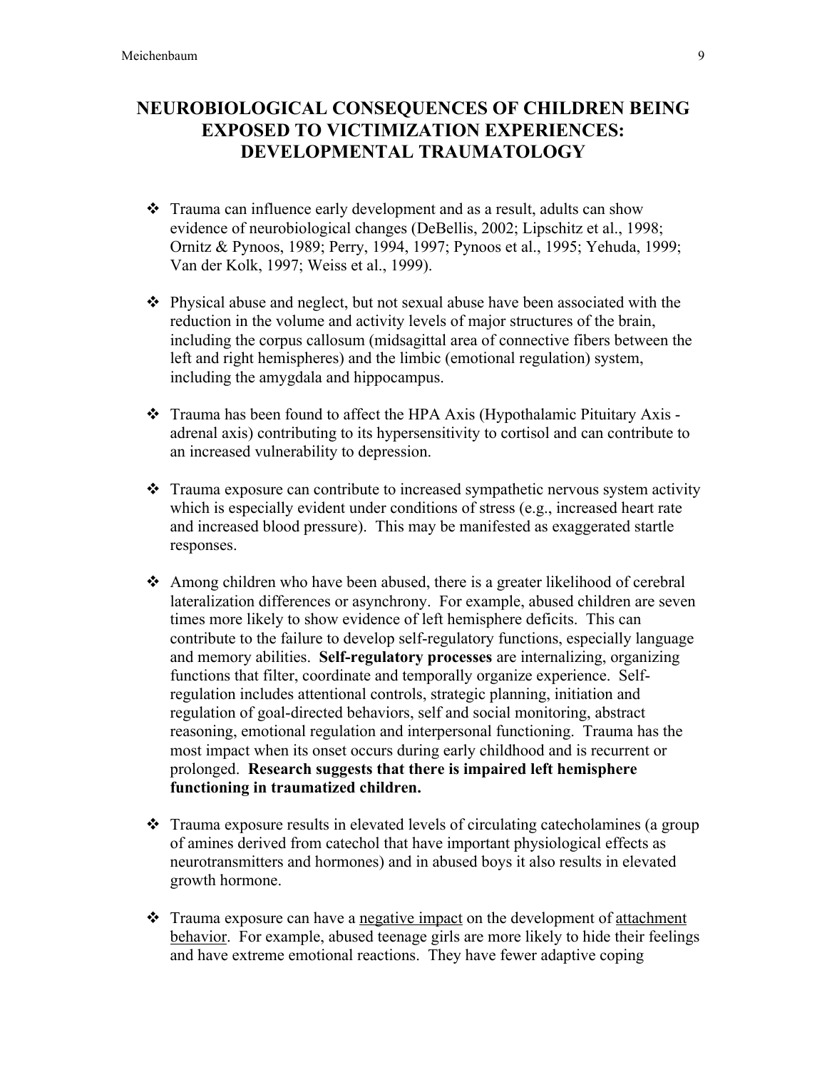# NEUROBIOLOGICAL CONSEQUENCES OF CHILDREN BEING EXPOSED TO VICTIMIZATION EXPERIENCES: DEVELOPMENTAL TRAUMATOLOGY

- Trauma can influence early development and as a result, adults can show evidence of neurobiological changes (DeBellis, 2002; Lipschitz et al., 1998; Ornitz & Pynoos, 1989; Perry, 1994, 1997; Pynoos et al., 1995; Yehuda, 1999; Van der Kolk, 1997; Weiss et al., 1999).

- Physical abuse and neglect, but not sexual abuse have been associated with the reduction in the volume and activity levels of major structures of the brain, including the corpus callosum (midsagittal area of connective fibers between the left and right hemispheres) and the limbic (emotional regulation) system, including the amygdala and hippocampus.

- Trauma has been found to affect the HPA Axis (Hypothalamic Pituitary Axis - adrenal axis) contributing to its hypersensitivity to cortisol and can contribute to an increased vulnerability to depression.

- Trauma exposure can contribute to increased sympathetic nervous system activity which is especially evident under conditions of stress (e.g., increased heart rate and increased blood pressure). This may be manifested as exaggerated startle responses.

- Among children who have been abused, there is a greater likelihood of cerebral lateralization differences or asynchrony. For example, abused children are seven times more likely to show evidence of left hemisphere deficits. This can contribute to the failure to develop self-regulatory functions, especially language and memory abilities. **Self-regulatory processes** are internalizing, organizing functions that filter, coordinate and temporally organize experience. Self-regulation includes attentional controls, strategic planning, initiation and regulation of goal-directed behaviors, self and social monitoring, abstract reasoning, emotional regulation and interpersonal functioning. Trauma has the most impact when its onset occurs during early childhood and is recurrent or prolonged. **Research suggests that there is impaired left hemisphere functioning in traumatized children.**

- Trauma exposure results in elevated levels of circulating catecholamines (a group of amines derived from catechol that have important physiological effects as neurotransmitters and hormones) and in abused boys it also results in elevated growth hormone.

- Trauma exposure can have a negative impact on the development of attachment behavior. For example, abused teenage girls are more likely to hide their feelings and have extreme emotional reactions. They have fewer adaptive coping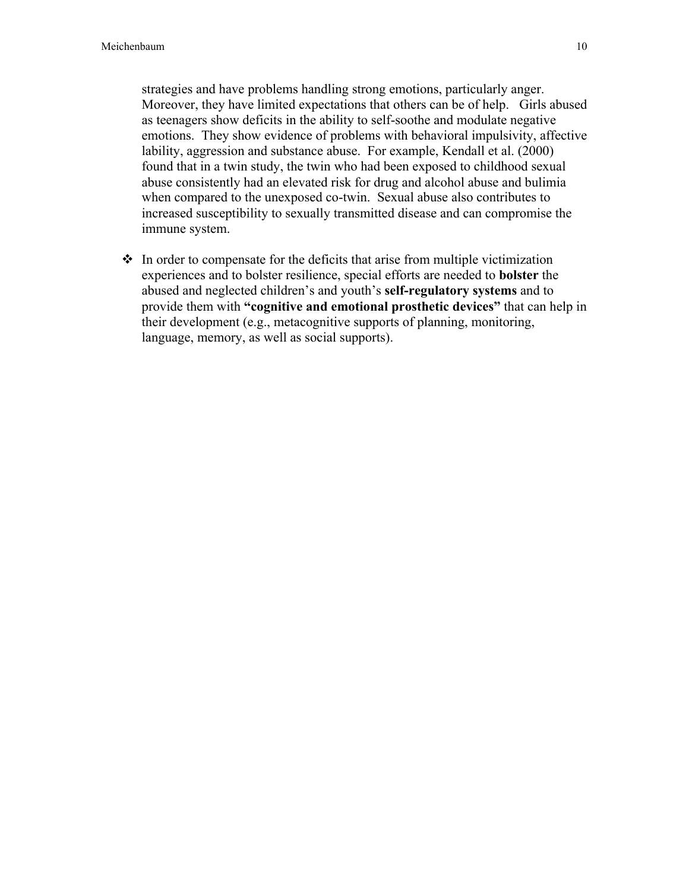strategies and have problems handling strong emotions, particularly anger. Moreover, they have limited expectations that others can be of help. Girls abused as teenagers show deficits in the ability to self-soothe and modulate negative emotions. They show evidence of problems with behavioral impulsivity, affective lability, aggression and substance abuse. For example, Kendall et al. (2000) found that in a twin study, the twin who had been exposed to childhood sexual abuse consistently had an elevated risk for drug and alcohol abuse and bulimia when compared to the unexposed co-twin. Sexual abuse also contributes to increased susceptibility to sexually transmitted disease and can compromise the immune system.

- In order to compensate for the deficits that arise from multiple victimization experiences and to bolster resilience, special efforts are needed to **bolster** the abused and neglected children's and youth's **self-regulatory systems** and to provide them with **"cognitive and emotional prosthetic devices"** that can help in their development (e.g., metacognitive supports of planning, monitoring, language, memory, as well as social supports).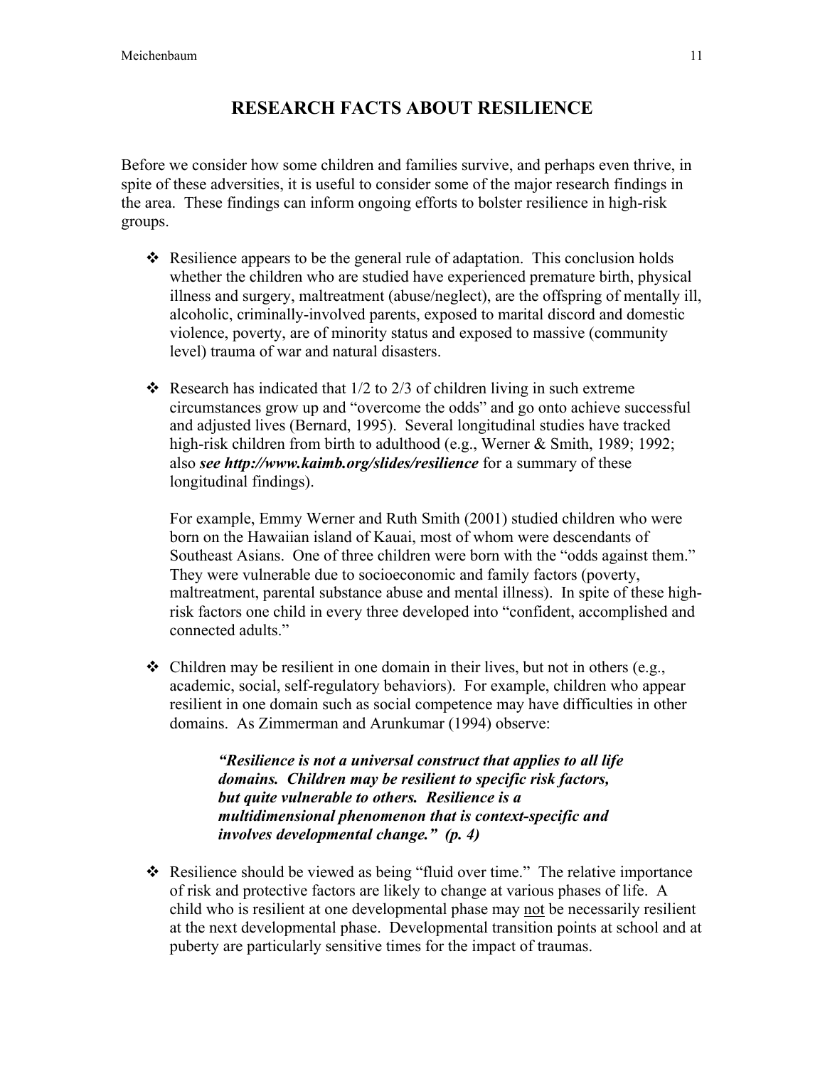# RESEARCH FACTS ABOUT RESILIENCE

Before we consider how some children and families survive, and perhaps even thrive, in spite of these adversities, it is useful to consider some of the major research findings in the area. These findings can inform ongoing efforts to bolster resilience in high-risk groups.

- Resilience appears to be the general rule of adaptation. This conclusion holds whether the children who are studied have experienced premature birth, physical illness and surgery, maltreatment (abuse/neglect), are the offspring of mentally ill, alcoholic, criminally-involved parents, exposed to marital discord and domestic violence, poverty, are of minority status and exposed to massive (community level) trauma of war and natural disasters.

- Research has indicated that 1/2 to 2/3 of children living in such extreme circumstances grow up and "overcome the odds" and go onto achieve successful and adjusted lives (Bernard, 1995). Several longitudinal studies have tracked high-risk children from birth to adulthood (e.g., Werner & Smith, 1989; 1992; also ***see http://www.kaimb.org/slides/resilience*** for a summary of these longitudinal findings).

  For example, Emmy Werner and Ruth Smith (2001) studied children who were born on the Hawaiian island of Kauai, most of whom were descendants of Southeast Asians. One of three children were born with the "odds against them." They were vulnerable due to socioeconomic and family factors (poverty, maltreatment, parental substance abuse and mental illness). In spite of these high-risk factors one child in every three developed into "confident, accomplished and connected adults."

- Children may be resilient in one domain in their lives, but not in others (e.g., academic, social, self-regulatory behaviors). For example, children who appear resilient in one domain such as social competence may have difficulties in other domains. As Zimmerman and Arunkumar (1994) observe:

  > ***"Resilience is not a universal construct that applies to all life domains. Children may be resilient to specific risk factors, but quite vulnerable to others. Resilience is a multidimensional phenomenon that is context-specific and involves developmental change." (p. 4)***

- Resilience should be viewed as being "fluid over time." The relative importance of risk and protective factors are likely to change at various phases of life. A child who is resilient at one developmental phase may <u>not</u> be necessarily resilient at the next developmental phase. Developmental transition points at school and at puberty are particularly sensitive times for the impact of traumas.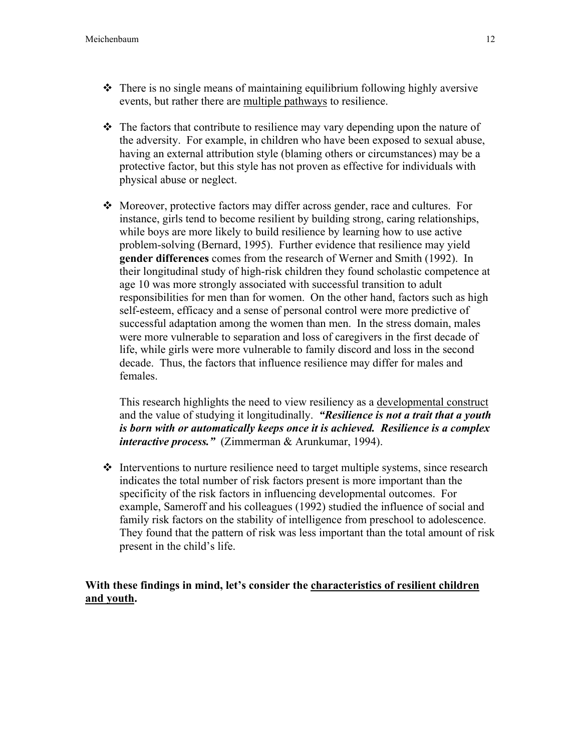- There is no single means of maintaining equilibrium following highly aversive events, but rather there are <u>multiple pathways</u> to resilience.

- The factors that contribute to resilience may vary depending upon the nature of the adversity. For example, in children who have been exposed to sexual abuse, having an external attribution style (blaming others or circumstances) may be a protective factor, but this style has not proven as effective for individuals with physical abuse or neglect.

- Moreover, protective factors may differ across gender, race and cultures. For instance, girls tend to become resilient by building strong, caring relationships, while boys are more likely to build resilience by learning how to use active problem-solving (Bernard, 1995). Further evidence that resilience may yield **gender differences** comes from the research of Werner and Smith (1992). In their longitudinal study of high-risk children they found scholastic competence at age 10 was more strongly associated with successful transition to adult responsibilities for men than for women. On the other hand, factors such as high self-esteem, efficacy and a sense of personal control were more predictive of successful adaptation among the women than men. In the stress domain, males were more vulnerable to separation and loss of caregivers in the first decade of life, while girls were more vulnerable to family discord and loss in the second decade. Thus, the factors that influence resilience may differ for males and females.

  This research highlights the need to view resiliency as a <u>developmental construct</u> and the value of studying it longitudinally. ***"Resilience is not a trait that a youth is born with or automatically keeps once it is achieved. Resilience is a complex interactive process."*** (Zimmerman & Arunkumar, 1994).

- Interventions to nurture resilience need to target multiple systems, since research indicates the total number of risk factors present is more important than the specificity of the risk factors in influencing developmental outcomes. For example, Sameroff and his colleagues (1992) studied the influence of social and family risk factors on the stability of intelligence from preschool to adolescence. They found that the pattern of risk was less important than the total amount of risk present in the child's life.

**With these findings in mind, let's consider the <u>characteristics of resilient children and youth</u>.**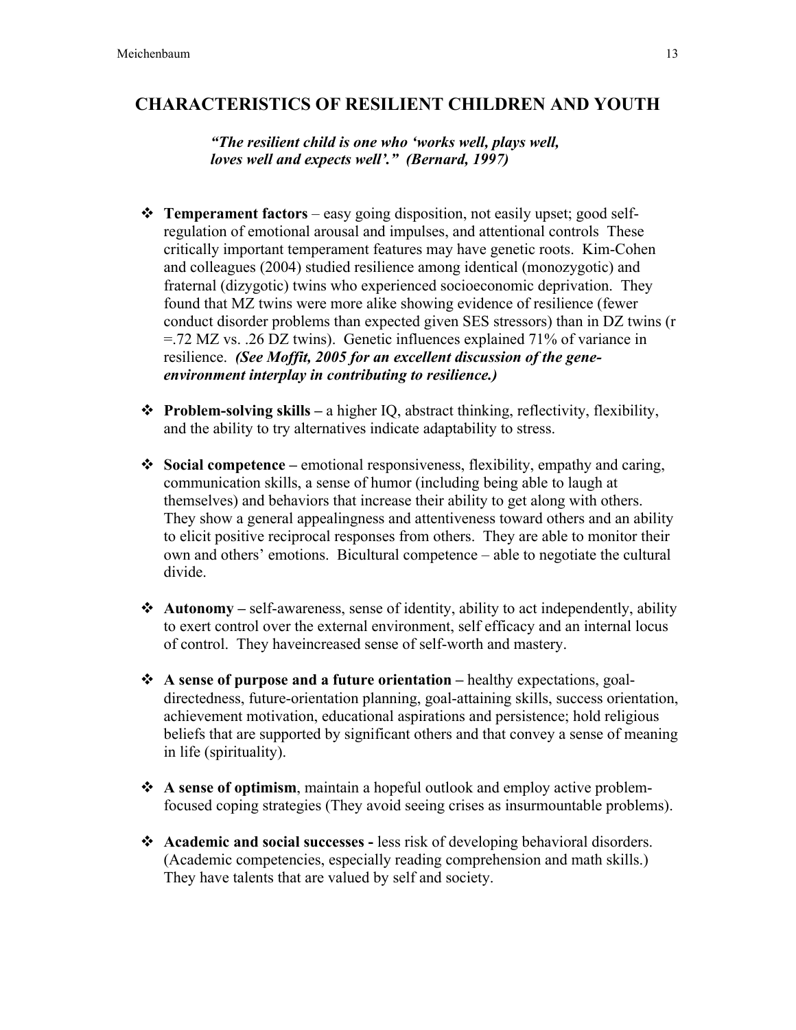## CHARACTERISTICS OF RESILIENT CHILDREN AND YOUTH

> ***"The resilient child is one who 'works well, plays well, loves well and expects well'." (Bernard, 1997)***

- **Temperament factors** – easy going disposition, not easily upset; good self-regulation of emotional arousal and impulses, and attentional controls These critically important temperament features may have genetic roots. Kim-Cohen and colleagues (2004) studied resilience among identical (monozygotic) and fraternal (dizygotic) twins who experienced socioeconomic deprivation. They found that MZ twins were more alike showing evidence of resilience (fewer conduct disorder problems than expected given SES stressors) than in DZ twins (r =.72 MZ vs. .26 DZ twins). Genetic influences explained 71% of variance in resilience. ***(See Moffit, 2005 for an excellent discussion of the gene-environment interplay in contributing to resilience.)***

- **Problem-solving skills –** a higher IQ, abstract thinking, reflectivity, flexibility, and the ability to try alternatives indicate adaptability to stress.

- **Social competence –** emotional responsiveness, flexibility, empathy and caring, communication skills, a sense of humor (including being able to laugh at themselves) and behaviors that increase their ability to get along with others. They show a general appealingness and attentiveness toward others and an ability to elicit positive reciprocal responses from others. They are able to monitor their own and others' emotions. Bicultural competence – able to negotiate the cultural divide.

- **Autonomy –** self-awareness, sense of identity, ability to act independently, ability to exert control over the external environment, self efficacy and an internal locus of control. They haveincreased sense of self-worth and mastery.

- **A sense of purpose and a future orientation –** healthy expectations, goal-directedness, future-orientation planning, goal-attaining skills, success orientation, achievement motivation, educational aspirations and persistence; hold religious beliefs that are supported by significant others and that convey a sense of meaning in life (spirituality).

- **A sense of optimism**, maintain a hopeful outlook and employ active problem-focused coping strategies (They avoid seeing crises as insurmountable problems).

- **Academic and social successes -** less risk of developing behavioral disorders. (Academic competencies, especially reading comprehension and math skills.) They have talents that are valued by self and society.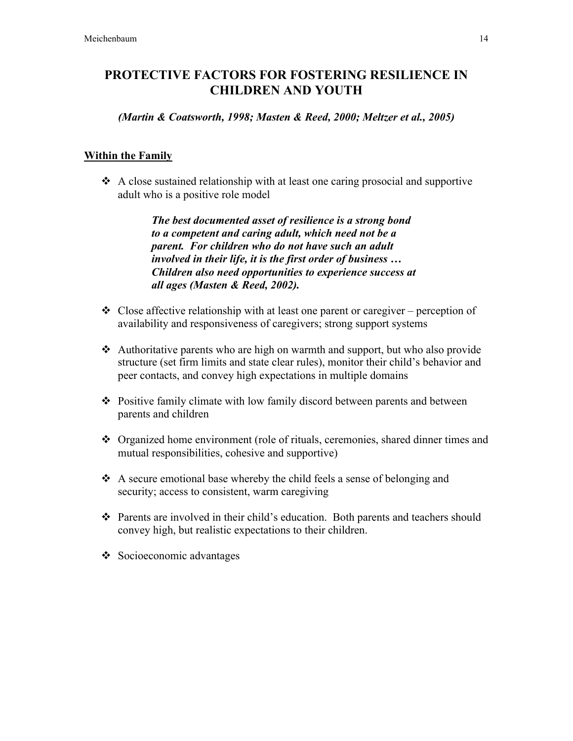# PROTECTIVE FACTORS FOR FOSTERING RESILIENCE IN CHILDREN AND YOUTH

***(Martin & Coatsworth, 1998; Masten & Reed, 2000; Meltzer et al., 2005)***

## Within the Family

- A close sustained relationship with at least one caring prosocial and supportive adult who is a positive role model

  > ***The best documented asset of resilience is a strong bond to a competent and caring adult, which need not be a parent. For children who do not have such an adult involved in their life, it is the first order of business … Children also need opportunities to experience success at all ages (Masten & Reed, 2002).***

- Close affective relationship with at least one parent or caregiver – perception of availability and responsiveness of caregivers; strong support systems

- Authoritative parents who are high on warmth and support, but who also provide structure (set firm limits and state clear rules), monitor their child's behavior and peer contacts, and convey high expectations in multiple domains

- Positive family climate with low family discord between parents and between parents and children

- Organized home environment (role of rituals, ceremonies, shared dinner times and mutual responsibilities, cohesive and supportive)

- A secure emotional base whereby the child feels a sense of belonging and security; access to consistent, warm caregiving

- Parents are involved in their child's education. Both parents and teachers should convey high, but realistic expectations to their children.

- Socioeconomic advantages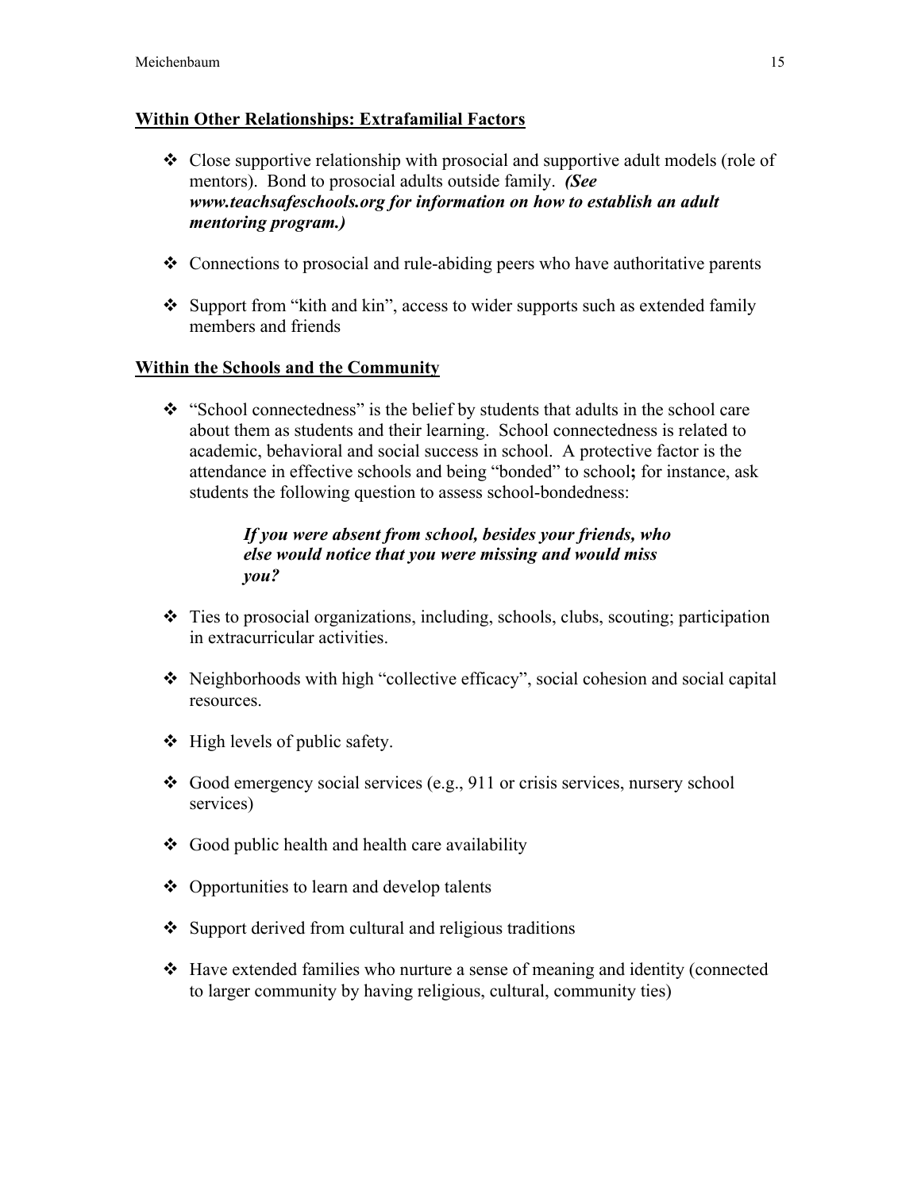**Within Other Relationships: Extrafamilial Factors**

- Close supportive relationship with prosocial and supportive adult models (role of mentors). Bond to prosocial adults outside family. ***(See www.teachsafeschools.org for information on how to establish an adult mentoring program.)***

- Connections to prosocial and rule-abiding peers who have authoritative parents

- Support from "kith and kin", access to wider supports such as extended family members and friends

**Within the Schools and the Community**

- "School connectedness" is the belief by students that adults in the school care about them as students and their learning. School connectedness is related to academic, behavioral and social success in school. A protective factor is the attendance in effective schools and being "bonded" to school**;** for instance, ask students the following question to assess school-bondedness:

  > ***If you were absent from school, besides your friends, who else would notice that you were missing and would miss you?***

- Ties to prosocial organizations, including, schools, clubs, scouting; participation in extracurricular activities.

- Neighborhoods with high "collective efficacy", social cohesion and social capital resources.

- High levels of public safety.

- Good emergency social services (e.g., 911 or crisis services, nursery school services)

- Good public health and health care availability

- Opportunities to learn and develop talents

- Support derived from cultural and religious traditions

- Have extended families who nurture a sense of meaning and identity (connected to larger community by having religious, cultural, community ties)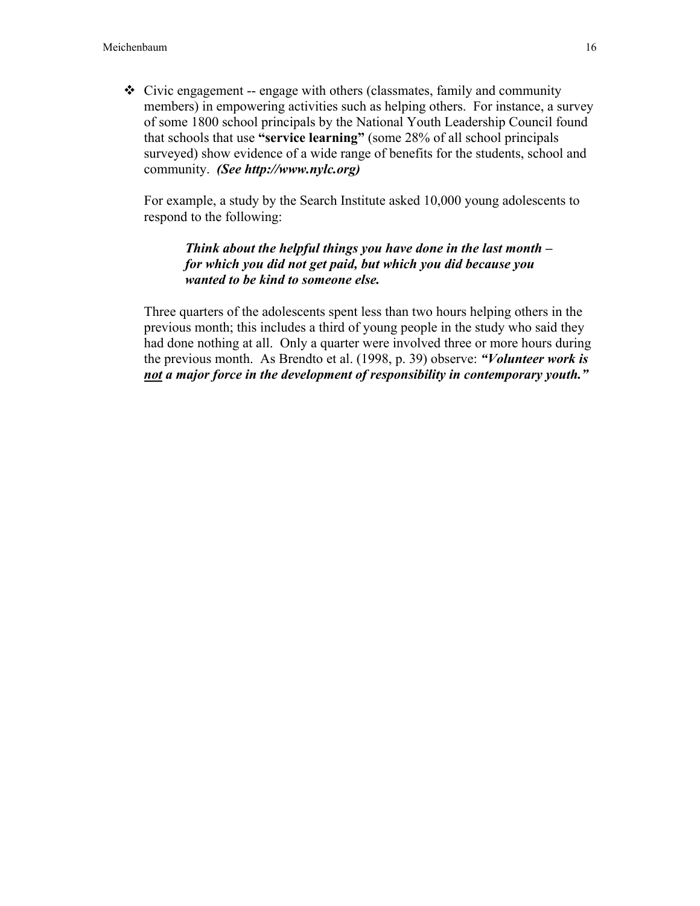- Civic engagement -- engage with others (classmates, family and community members) in empowering activities such as helping others. For instance, a survey of some 1800 school principals by the National Youth Leadership Council found that schools that use **"service learning"** (some 28% of all school principals surveyed) show evidence of a wide range of benefits for the students, school and community. ***(See http://www.nylc.org)***

  For example, a study by the Search Institute asked 10,000 young adolescents to respond to the following:

  > ***Think about the helpful things you have done in the last month – for which you did not get paid, but which you did because you wanted to be kind to someone else.***

  Three quarters of the adolescents spent less than two hours helping others in the previous month; this includes a third of young people in the study who said they had done nothing at all. Only a quarter were involved three or more hours during the previous month. As Brendto et al. (1998, p. 39) observe: ***"Volunteer work is <u>not</u> a major force in the development of responsibility in contemporary youth."***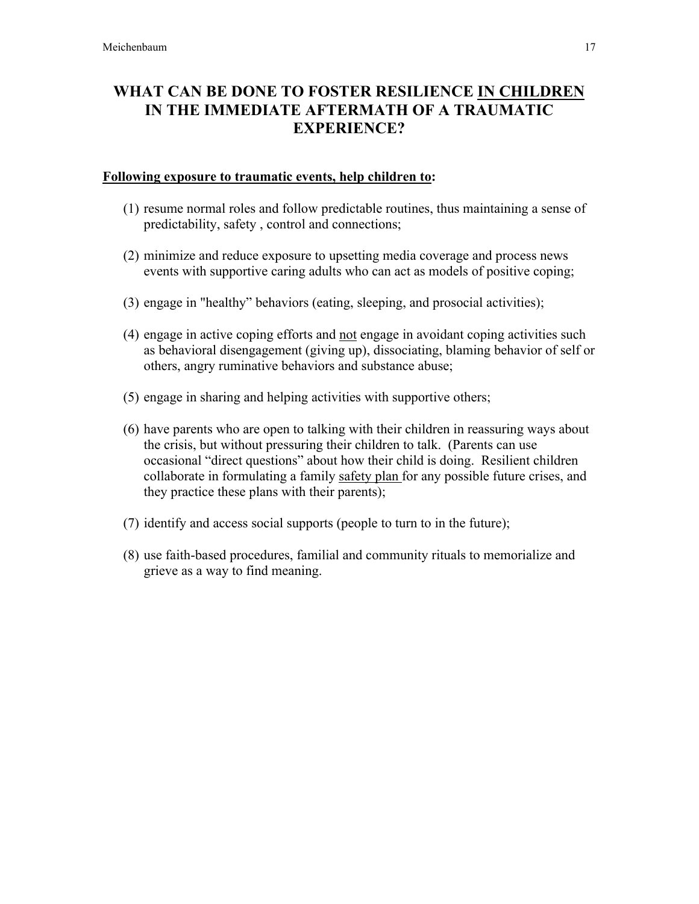# WHAT CAN BE DONE TO FOSTER RESILIENCE <u>IN CHILDREN</u> IN THE IMMEDIATE AFTERMATH OF A TRAUMATIC EXPERIENCE?

**<u>Following exposure to traumatic events, help children to</u>:**

(1) resume normal roles and follow predictable routines, thus maintaining a sense of predictability, safety , control and connections;

(2) minimize and reduce exposure to upsetting media coverage and process news events with supportive caring adults who can act as models of positive coping;

(3) engage in "healthy" behaviors (eating, sleeping, and prosocial activities);

(4) engage in active coping efforts and <u>not</u> engage in avoidant coping activities such as behavioral disengagement (giving up), dissociating, blaming behavior of self or others, angry ruminative behaviors and substance abuse;

(5) engage in sharing and helping activities with supportive others;

(6) have parents who are open to talking with their children in reassuring ways about the crisis, but without pressuring their children to talk. (Parents can use occasional "direct questions" about how their child is doing. Resilient children collaborate in formulating a family <u>safety plan</u> for any possible future crises, and they practice these plans with their parents);

(7) identify and access social supports (people to turn to in the future);

(8) use faith-based procedures, familial and community rituals to memorialize and grieve as a way to find meaning.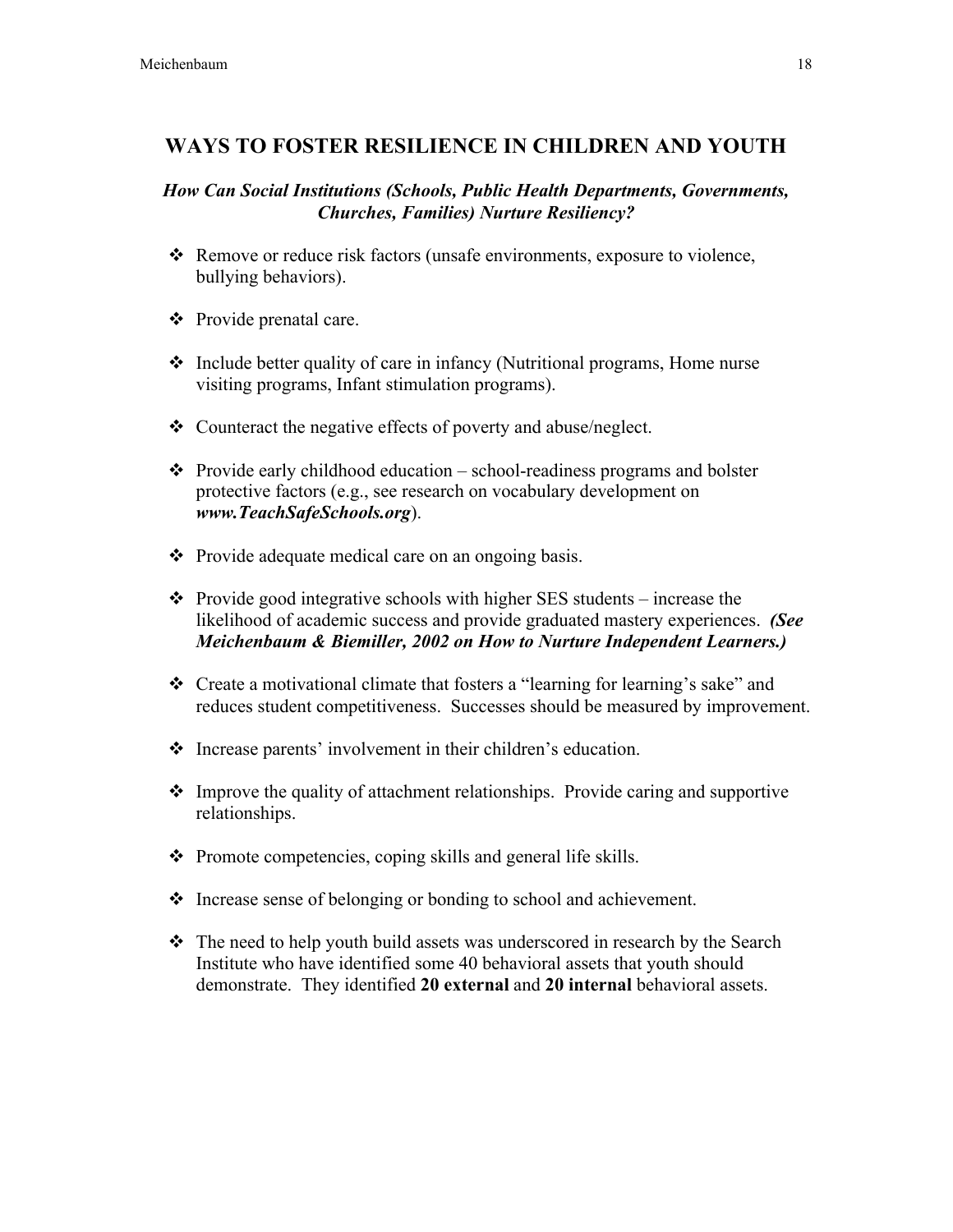## WAYS TO FOSTER RESILIENCE IN CHILDREN AND YOUTH

***How Can Social Institutions (Schools, Public Health Departments, Governments, Churches, Families) Nurture Resiliency?***

- Remove or reduce risk factors (unsafe environments, exposure to violence, bullying behaviors).
- Provide prenatal care.
- Include better quality of care in infancy (Nutritional programs, Home nurse visiting programs, Infant stimulation programs).
- Counteract the negative effects of poverty and abuse/neglect.
- Provide early childhood education – school-readiness programs and bolster protective factors (e.g., see research on vocabulary development on ***www.TeachSafeSchools.org***).
- Provide adequate medical care on an ongoing basis.
- Provide good integrative schools with higher SES students – increase the likelihood of academic success and provide graduated mastery experiences. ***(See Meichenbaum & Biemiller, 2002 on How to Nurture Independent Learners.)***
- Create a motivational climate that fosters a "learning for learning's sake" and reduces student competitiveness. Successes should be measured by improvement.
- Increase parents' involvement in their children's education.
- Improve the quality of attachment relationships. Provide caring and supportive relationships.
- Promote competencies, coping skills and general life skills.
- Increase sense of belonging or bonding to school and achievement.
- The need to help youth build assets was underscored in research by the Search Institute who have identified some 40 behavioral assets that youth should demonstrate. They identified **20 external** and **20 internal** behavioral assets.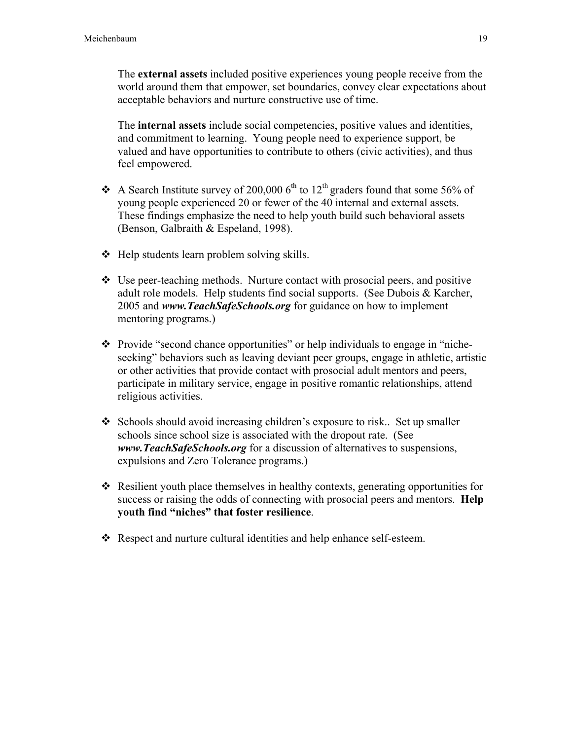The **external assets** included positive experiences young people receive from the world around them that empower, set boundaries, convey clear expectations about acceptable behaviors and nurture constructive use of time.

The **internal assets** include social competencies, positive values and identities, and commitment to learning. Young people need to experience support, be valued and have opportunities to contribute to others (civic activities), and thus feel empowered.

- A Search Institute survey of 200,000 6th to 12th graders found that some 56% of young people experienced 20 or fewer of the 40 internal and external assets. These findings emphasize the need to help youth build such behavioral assets (Benson, Galbraith & Espeland, 1998).
- Help students learn problem solving skills.
- Use peer-teaching methods. Nurture contact with prosocial peers, and positive adult role models. Help students find social supports. (See Dubois & Karcher, 2005 and ***www.TeachSafeSchools.org*** for guidance on how to implement mentoring programs.)
- Provide "second chance opportunities" or help individuals to engage in "niche-seeking" behaviors such as leaving deviant peer groups, engage in athletic, artistic or other activities that provide contact with prosocial adult mentors and peers, participate in military service, engage in positive romantic relationships, attend religious activities.
- Schools should avoid increasing children's exposure to risk.. Set up smaller schools since school size is associated with the dropout rate. (See ***www.TeachSafeSchools.org*** for a discussion of alternatives to suspensions, expulsions and Zero Tolerance programs.)
- Resilient youth place themselves in healthy contexts, generating opportunities for success or raising the odds of connecting with prosocial peers and mentors. **Help youth find "niches" that foster resilience**.
- Respect and nurture cultural identities and help enhance self-esteem.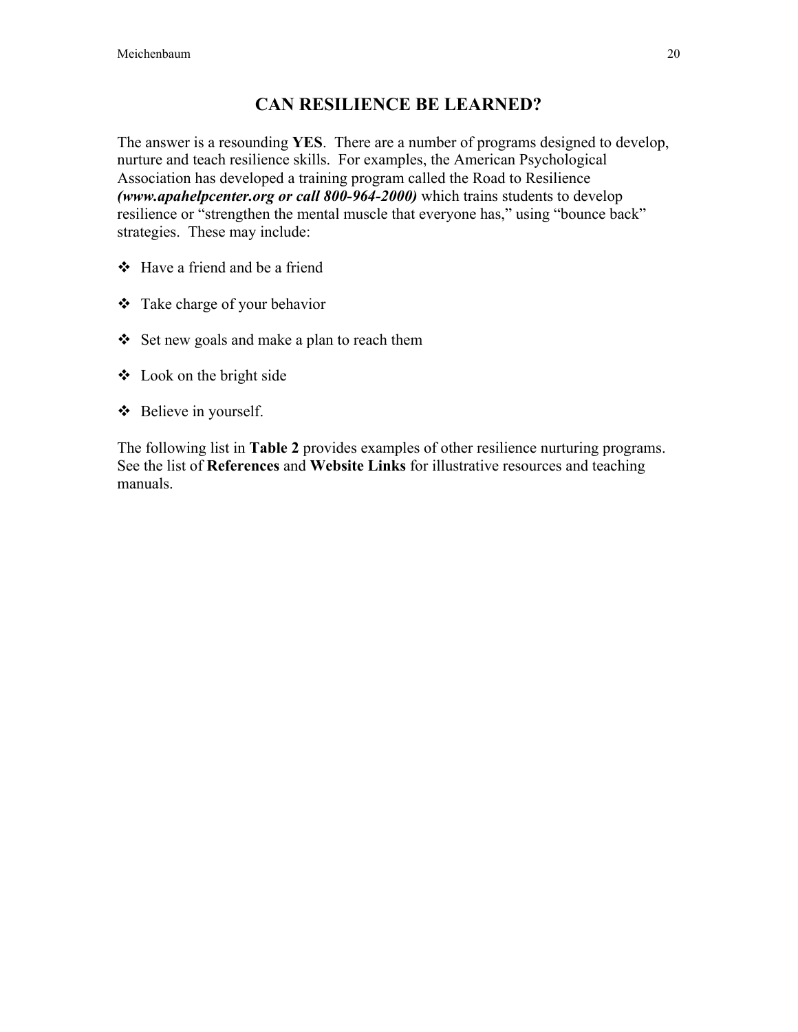# CAN RESILIENCE BE LEARNED?

The answer is a resounding **YES**. There are a number of programs designed to develop, nurture and teach resilience skills. For examples, the American Psychological Association has developed a training program called the Road to Resilience ***(www.apahelpcenter.org or call 800-964-2000)*** which trains students to develop resilience or "strengthen the mental muscle that everyone has," using "bounce back" strategies. These may include:

- Have a friend and be a friend
- Take charge of your behavior
- Set new goals and make a plan to reach them
- Look on the bright side
- Believe in yourself.

The following list in **Table 2** provides examples of other resilience nurturing programs. See the list of **References** and **Website Links** for illustrative resources and teaching manuals.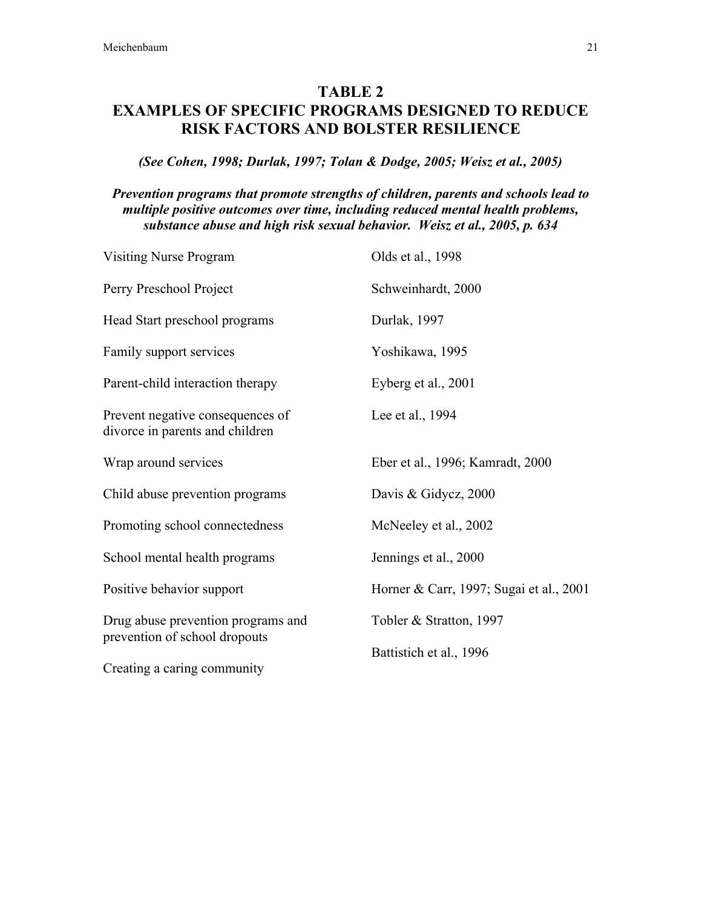# TABLE 2
# EXAMPLES OF SPECIFIC PROGRAMS DESIGNED TO REDUCE RISK FACTORS AND BOLSTER RESILIENCE

***(See Cohen, 1998; Durlak, 1997; Tolan & Dodge, 2005; Weisz et al., 2005)***

***Prevention programs that promote strengths of children, parents and schools lead to multiple positive outcomes over time, including reduced mental health problems, substance abuse and high risk sexual behavior. Weisz et al., 2005, p. 634***

| Program | Reference |
|---|---|
| Visiting Nurse Program | Olds et al., 1998 |
| Perry Preschool Project | Schweinhardt, 2000 |
| Head Start preschool programs | Durlak, 1997 |
| Family support services | Yoshikawa, 1995 |
| Parent-child interaction therapy | Eyberg et al., 2001 |
| Prevent negative consequences of divorce in parents and children | Lee et al., 1994 |
| Wrap around services | Eber et al., 1996; Kamradt, 2000 |
| Child abuse prevention programs | Davis & Gidycz, 2000 |
| Promoting school connectedness | McNeeley et al., 2002 |
| School mental health programs | Jennings et al., 2000 |
| Positive behavior support | Horner & Carr, 1997; Sugai et al., 2001 |
| Drug abuse prevention programs and prevention of school dropouts | Tobler & Stratton, 1997 |
| Creating a caring community | Battistich et al., 1996 |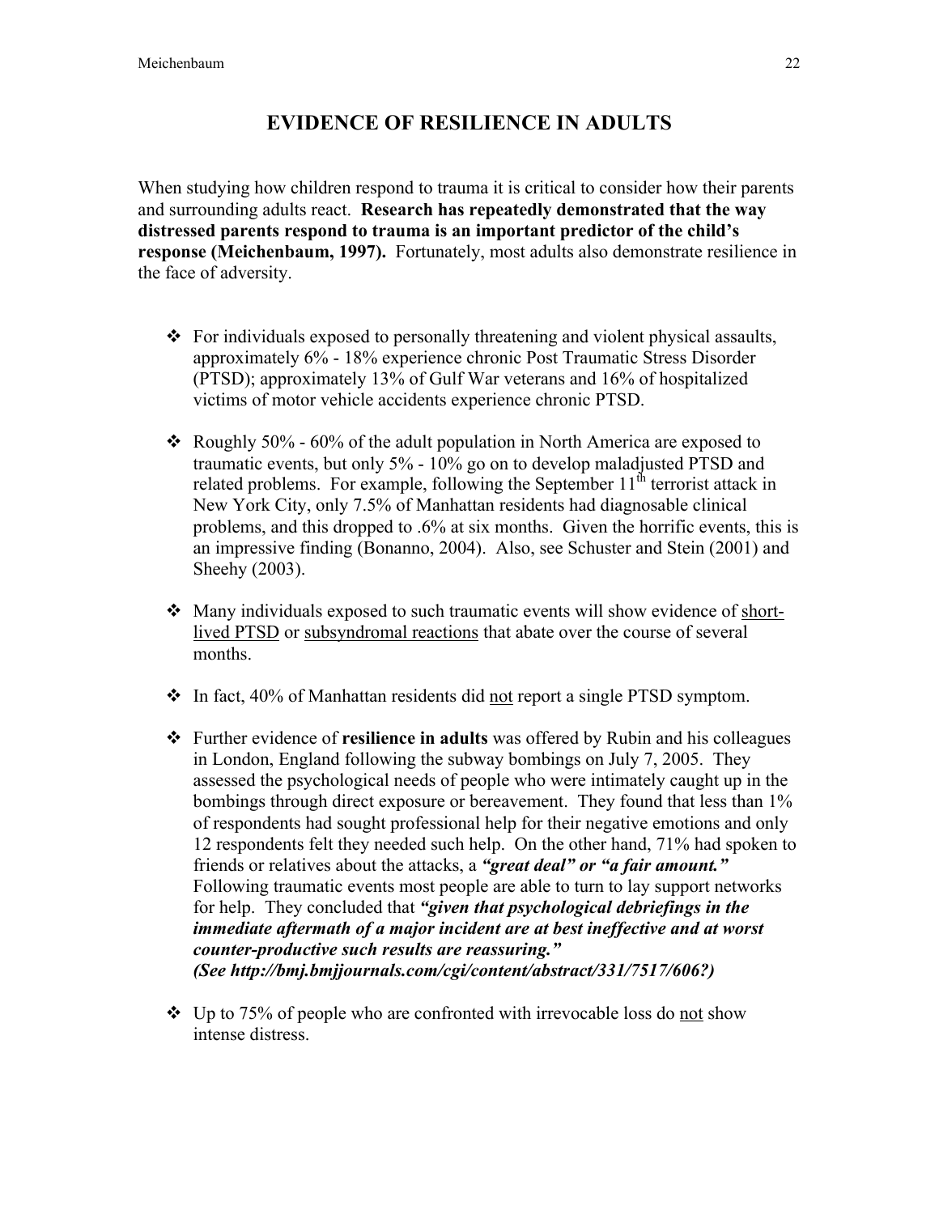# EVIDENCE OF RESILIENCE IN ADULTS

When studying how children respond to trauma it is critical to consider how their parents and surrounding adults react. **Research has repeatedly demonstrated that the way distressed parents respond to trauma is an important predictor of the child's response (Meichenbaum, 1997).** Fortunately, most adults also demonstrate resilience in the face of adversity.

- For individuals exposed to personally threatening and violent physical assaults, approximately 6% - 18% experience chronic Post Traumatic Stress Disorder (PTSD); approximately 13% of Gulf War veterans and 16% of hospitalized victims of motor vehicle accidents experience chronic PTSD.

- Roughly 50% - 60% of the adult population in North America are exposed to traumatic events, but only 5% - 10% go on to develop maladjusted PTSD and related problems. For example, following the September 11th terrorist attack in New York City, only 7.5% of Manhattan residents had diagnosable clinical problems, and this dropped to .6% at six months. Given the horrific events, this is an impressive finding (Bonanno, 2004). Also, see Schuster and Stein (2001) and Sheehy (2003).

- Many individuals exposed to such traumatic events will show evidence of <u>short-lived PTSD</u> or <u>subsyndromal reactions</u> that abate over the course of several months.

- In fact, 40% of Manhattan residents did <u>not</u> report a single PTSD symptom.

- Further evidence of **resilience in adults** was offered by Rubin and his colleagues in London, England following the subway bombings on July 7, 2005. They assessed the psychological needs of people who were intimately caught up in the bombings through direct exposure or bereavement. They found that less than 1% of respondents had sought professional help for their negative emotions and only 12 respondents felt they needed such help. On the other hand, 71% had spoken to friends or relatives about the attacks, a ***"great deal" or "a fair amount."*** Following traumatic events most people are able to turn to lay support networks for help. They concluded that ***"given that psychological debriefings in the immediate aftermath of a major incident are at best ineffective and at worst counter-productive such results are reassuring."***
***(See http://bmj.bmjjournals.com/cgi/content/abstract/331/7517/606?)***

- Up to 75% of people who are confronted with irrevocable loss do <u>not</u> show intense distress.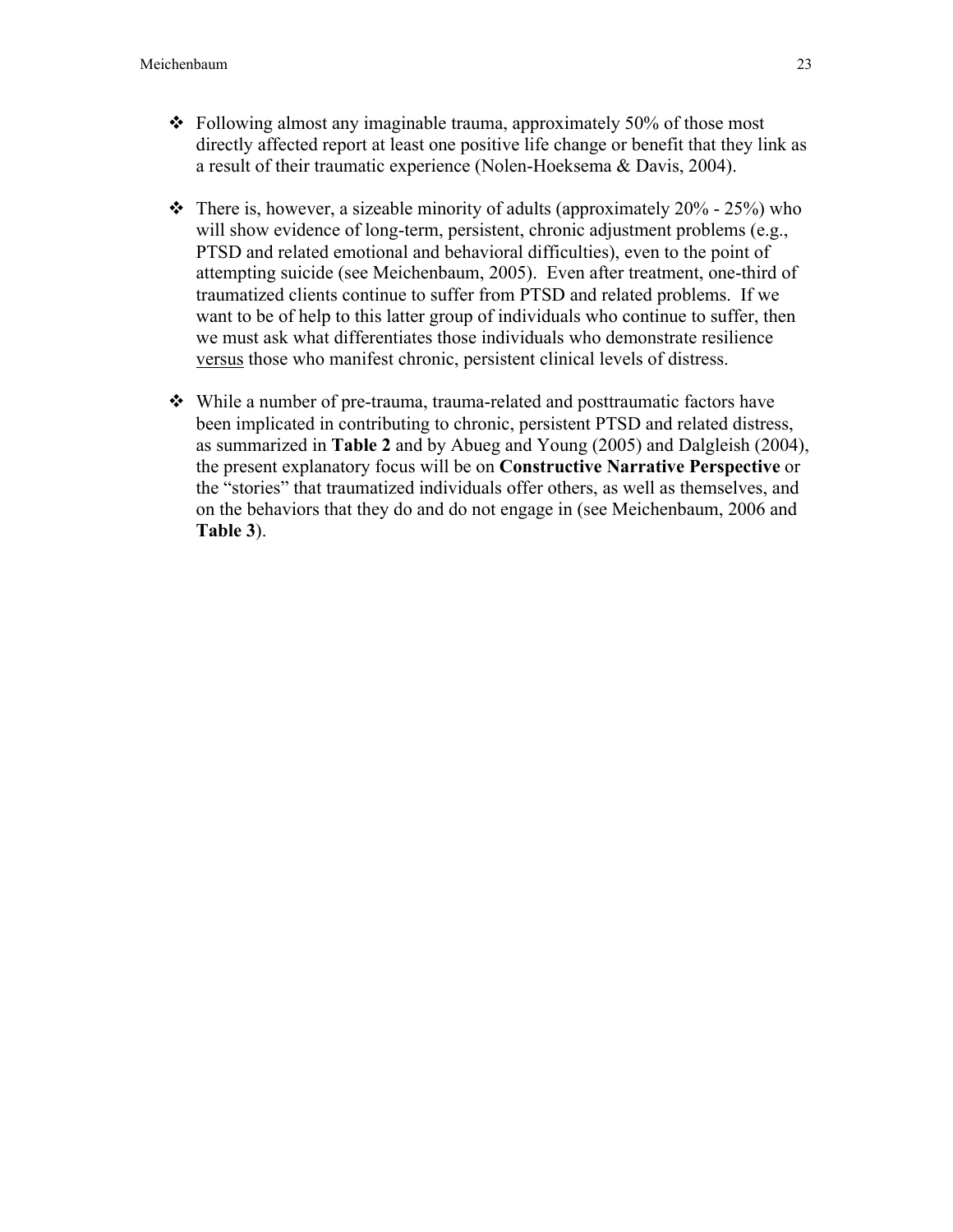- Following almost any imaginable trauma, approximately 50% of those most directly affected report at least one positive life change or benefit that they link as a result of their traumatic experience (Nolen-Hoeksema & Davis, 2004).

- There is, however, a sizeable minority of adults (approximately 20% - 25%) who will show evidence of long-term, persistent, chronic adjustment problems (e.g., PTSD and related emotional and behavioral difficulties), even to the point of attempting suicide (see Meichenbaum, 2005). Even after treatment, one-third of traumatized clients continue to suffer from PTSD and related problems. If we want to be of help to this latter group of individuals who continue to suffer, then we must ask what differentiates those individuals who demonstrate resilience <u>versus</u> those who manifest chronic, persistent clinical levels of distress.

- While a number of pre-trauma, trauma-related and posttraumatic factors have been implicated in contributing to chronic, persistent PTSD and related distress, as summarized in **Table 2** and by Abueg and Young (2005) and Dalgleish (2004), the present explanatory focus will be on **Constructive Narrative Perspective** or the "stories" that traumatized individuals offer others, as well as themselves, and on the behaviors that they do and do not engage in (see Meichenbaum, 2006 and **Table 3**).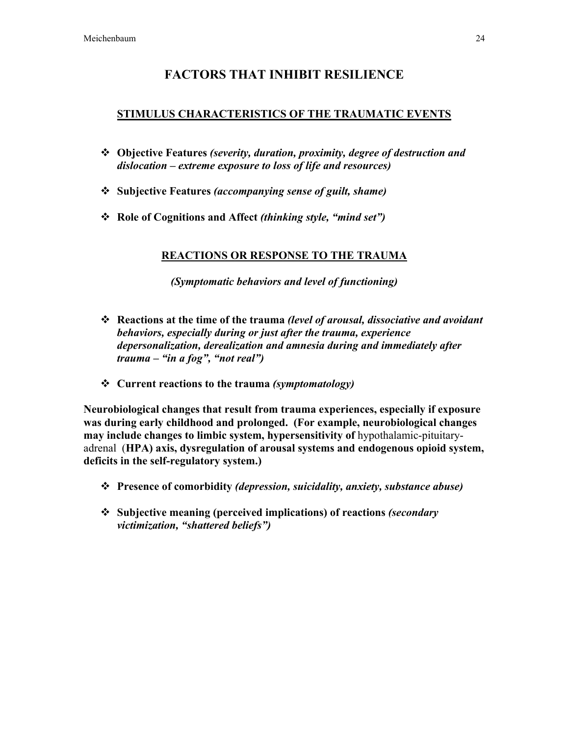# FACTORS THAT INHIBIT RESILIENCE

## STIMULUS CHARACTERISTICS OF THE TRAUMATIC EVENTS

- **Objective Features** ***(severity, duration, proximity, degree of destruction and dislocation – extreme exposure to loss of life and resources)***
- **Subjective Features** ***(accompanying sense of guilt, shame)***
- **Role of Cognitions and Affect** ***(thinking style, "mind set")***

## REACTIONS OR RESPONSE TO THE TRAUMA

***(Symptomatic behaviors and level of functioning)***

- **Reactions at the time of the trauma** ***(level of arousal, dissociative and avoidant behaviors, especially during or just after the trauma, experience depersonalization, derealization and amnesia during and immediately after trauma – "in a fog", "not real")***
- **Current reactions to the trauma** ***(symptomatology)***

**Neurobiological changes that result from trauma experiences, especially if exposure was during early childhood and prolonged. (For example, neurobiological changes may include changes to limbic system, hypersensitivity of** hypothalamic-pituitary-adrenal (**HPA) axis, dysregulation of arousal systems and endogenous opioid system, deficits in the self-regulatory system.)**

- **Presence of comorbidity** ***(depression, suicidality, anxiety, substance abuse)***
- **Subjective meaning (perceived implications) of reactions** ***(secondary victimization, "shattered beliefs")***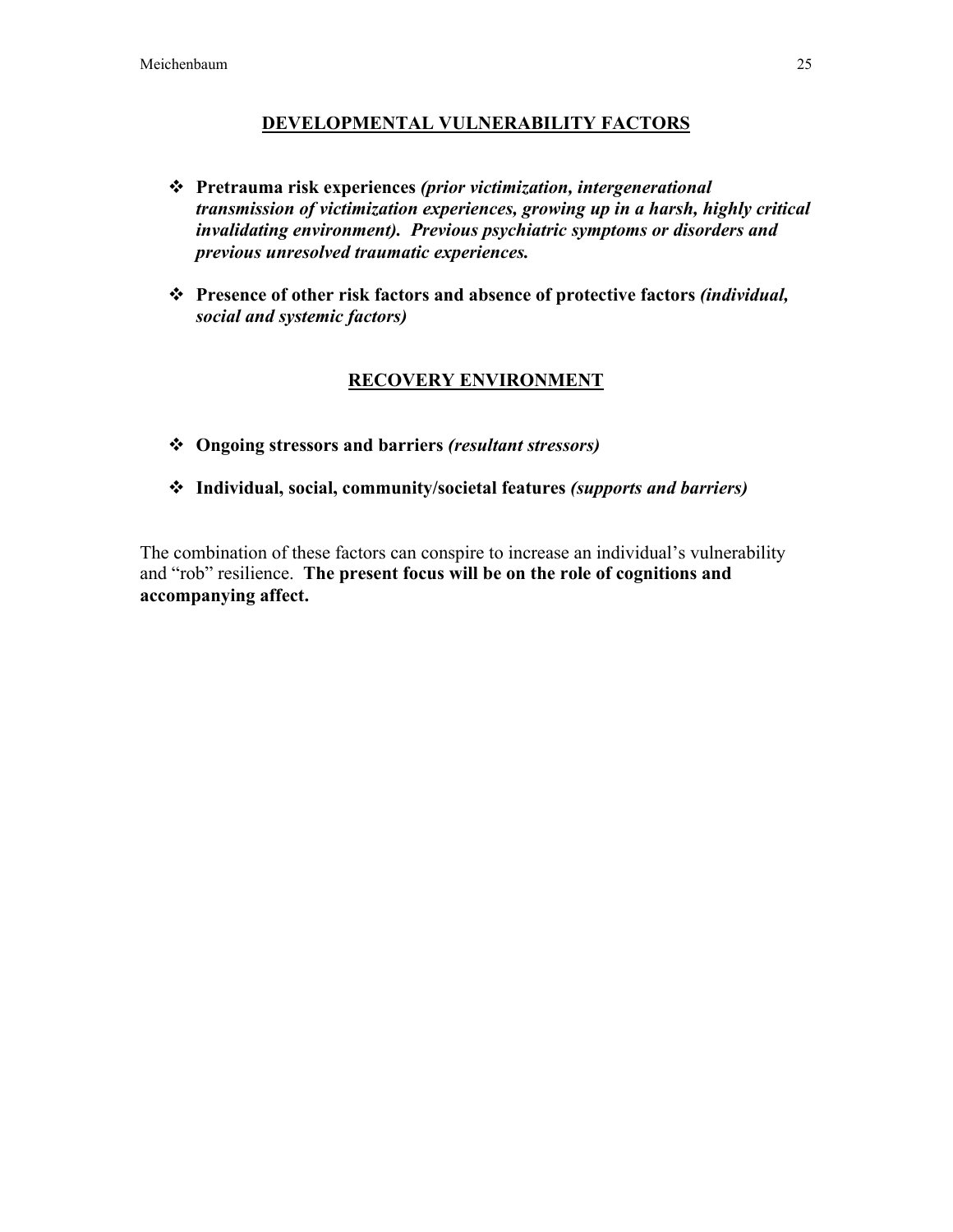## DEVELOPMENTAL VULNERABILITY FACTORS

- **Pretrauma risk experiences** ***(prior victimization, intergenerational transmission of victimization experiences, growing up in a harsh, highly critical invalidating environment). Previous psychiatric symptoms or disorders and previous unresolved traumatic experiences.***

- **Presence of other risk factors and absence of protective factors** ***(individual, social and systemic factors)***

## RECOVERY ENVIRONMENT

- **Ongoing stressors and barriers** ***(resultant stressors)***

- **Individual, social, community/societal features** ***(supports and barriers)***

The combination of these factors can conspire to increase an individual's vulnerability and "rob" resilience. **The present focus will be on the role of cognitions and accompanying affect.**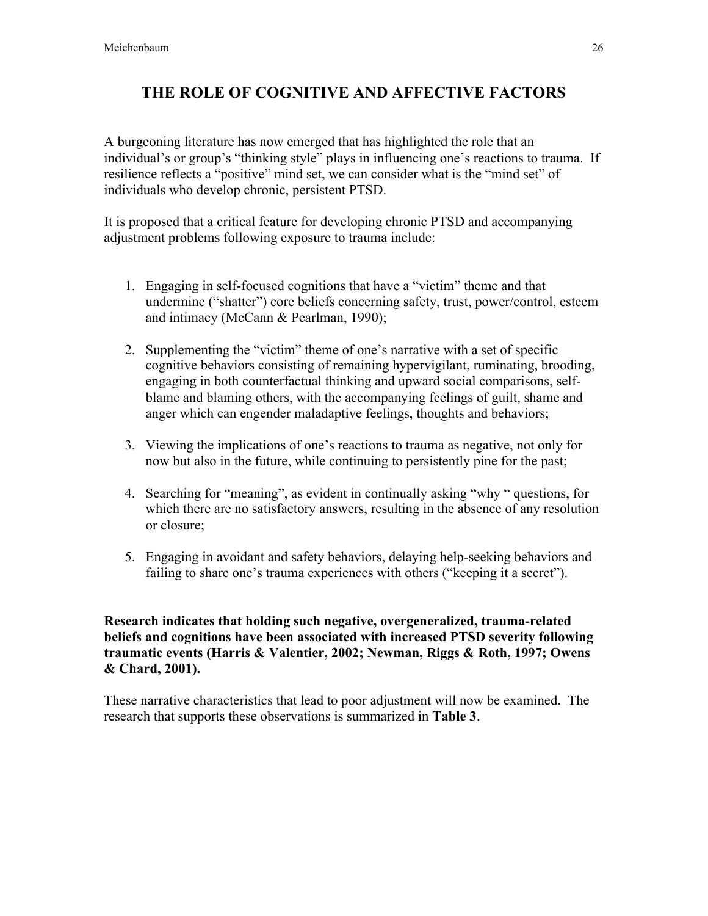# THE ROLE OF COGNITIVE AND AFFECTIVE FACTORS

A burgeoning literature has now emerged that has highlighted the role that an individual's or group's "thinking style" plays in influencing one's reactions to trauma. If resilience reflects a "positive" mind set, we can consider what is the "mind set" of individuals who develop chronic, persistent PTSD.

It is proposed that a critical feature for developing chronic PTSD and accompanying adjustment problems following exposure to trauma include:

1. Engaging in self-focused cognitions that have a "victim" theme and that undermine ("shatter") core beliefs concerning safety, trust, power/control, esteem and intimacy (McCann & Pearlman, 1990);

2. Supplementing the "victim" theme of one's narrative with a set of specific cognitive behaviors consisting of remaining hypervigilant, ruminating, brooding, engaging in both counterfactual thinking and upward social comparisons, self-blame and blaming others, with the accompanying feelings of guilt, shame and anger which can engender maladaptive feelings, thoughts and behaviors;

3. Viewing the implications of one's reactions to trauma as negative, not only for now but also in the future, while continuing to persistently pine for the past;

4. Searching for "meaning", as evident in continually asking "why " questions, for which there are no satisfactory answers, resulting in the absence of any resolution or closure;

5. Engaging in avoidant and safety behaviors, delaying help-seeking behaviors and failing to share one's trauma experiences with others ("keeping it a secret").

**Research indicates that holding such negative, overgeneralized, trauma-related beliefs and cognitions have been associated with increased PTSD severity following traumatic events (Harris & Valentier, 2002; Newman, Riggs & Roth, 1997; Owens & Chard, 2001).**

These narrative characteristics that lead to poor adjustment will now be examined. The research that supports these observations is summarized in **Table 3**.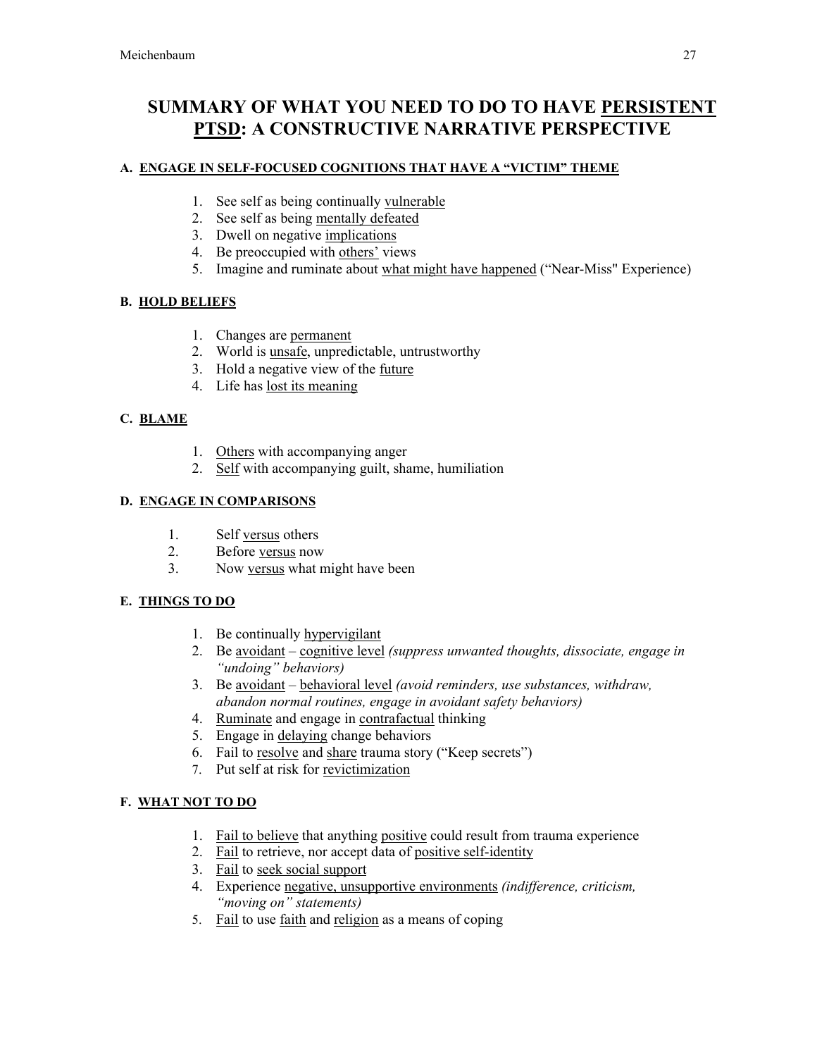# SUMMARY OF WHAT YOU NEED TO DO TO HAVE <u>PERSISTENT PTSD</u>: A CONSTRUCTIVE NARRATIVE PERSPECTIVE

#### A. <u>ENGAGE IN SELF-FOCUSED COGNITIONS THAT HAVE A "VICTIM" THEME</u>

1. See self as being continually <u>vulnerable</u>
2. See self as being <u>mentally defeated</u>
3. Dwell on negative <u>implications</u>
4. Be preoccupied with <u>others'</u> views
5. Imagine and ruminate about <u>what might have happened</u> ("Near-Miss" Experience)

#### B. <u>HOLD BELIEFS</u>

1. Changes are <u>permanent</u>
2. World is <u>unsafe</u>, unpredictable, untrustworthy
3. Hold a negative view of the <u>future</u>
4. Life has <u>lost its meaning</u>

#### C. <u>BLAME</u>

1. <u>Others</u> with accompanying anger
2. <u>Self</u> with accompanying guilt, shame, humiliation

#### D. <u>ENGAGE IN COMPARISONS</u>

1. Self <u>versus</u> others
2. Before <u>versus</u> now
3. Now <u>versus</u> what might have been

#### E. <u>THINGS TO DO</u>

1. Be continually <u>hypervigilant</u>
2. Be <u>avoidant</u> – <u>cognitive level</u> *(suppress unwanted thoughts, dissociate, engage in "undoing" behaviors)*
3. Be <u>avoidant</u> – <u>behavioral level</u> *(avoid reminders, use substances, withdraw, abandon normal routines, engage in avoidant safety behaviors)*
4. <u>Ruminate</u> and engage in <u>contrafactual</u> thinking
5. Engage in <u>delaying</u> change behaviors
6. Fail to <u>resolve</u> and <u>share</u> trauma story ("Keep secrets")
7. Put self at risk for <u>revictimization</u>

#### F. <u>WHAT NOT TO DO</u>

1. <u>Fail to believe</u> that anything <u>positive</u> could result from trauma experience
2. <u>Fail</u> to retrieve, nor accept data of <u>positive self-identity</u>
3. <u>Fail</u> to <u>seek social support</u>
4. Experience <u>negative, unsupportive environments</u> *(indifference, criticism, "moving on" statements)*
5. <u>Fail</u> to use <u>faith</u> and <u>religion</u> as a means of coping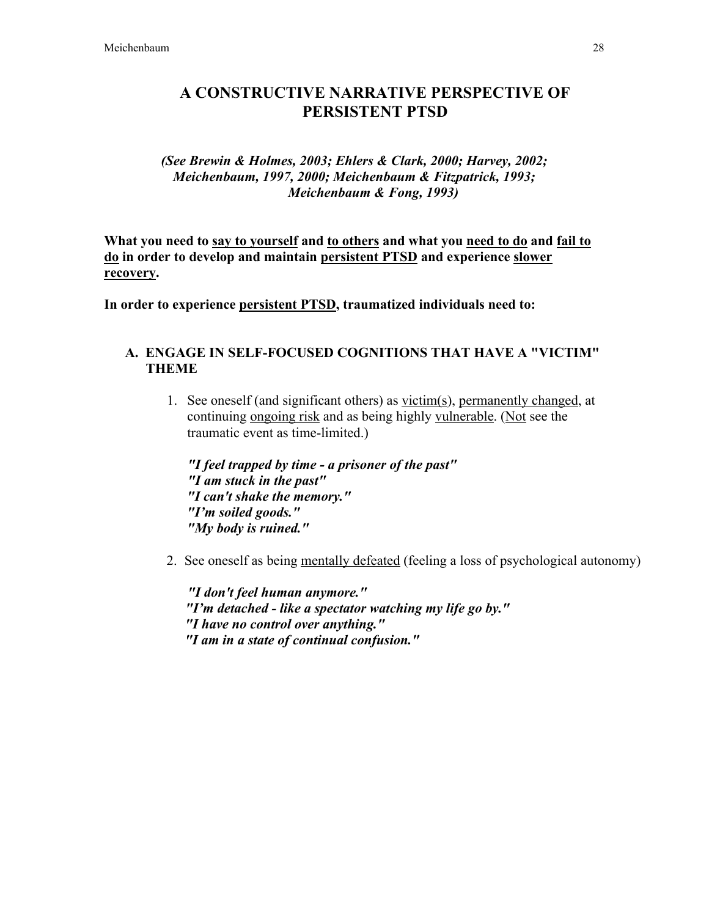# A CONSTRUCTIVE NARRATIVE PERSPECTIVE OF PERSISTENT PTSD

***(See Brewin & Holmes, 2003; Ehlers & Clark, 2000; Harvey, 2002; Meichenbaum, 1997, 2000; Meichenbaum & Fitzpatrick, 1993; Meichenbaum & Fong, 1993)***

**What you need to <u>say to yourself</u> and <u>to others</u> and what you <u>need to do</u> and <u>fail to do</u> in order to develop and maintain <u>persistent PTSD</u> and experience <u>slower recovery</u>.**

**In order to experience <u>persistent PTSD</u>, traumatized individuals need to:**

## A. ENGAGE IN SELF-FOCUSED COGNITIONS THAT HAVE A "VICTIM" THEME

1. See oneself (and significant others) as <u>victim(s)</u>, <u>permanently changed</u>, at continuing <u>ongoing risk</u> and as being highly <u>vulnerable</u>. (<u>Not</u> see the traumatic event as time-limited.)

   ***"I feel trapped by time - a prisoner of the past"***
   ***"I am stuck in the past"***
   ***"I can't shake the memory."***
   ***"I'm soiled goods."***
   ***"My body is ruined."***

2. See oneself as being <u>mentally defeated</u> (feeling a loss of psychological autonomy)

   ***"I don't feel human anymore."***
   ***"I'm detached - like a spectator watching my life go by."***
   ***"I have no control over anything."***
   ***"I am in a state of continual confusion."***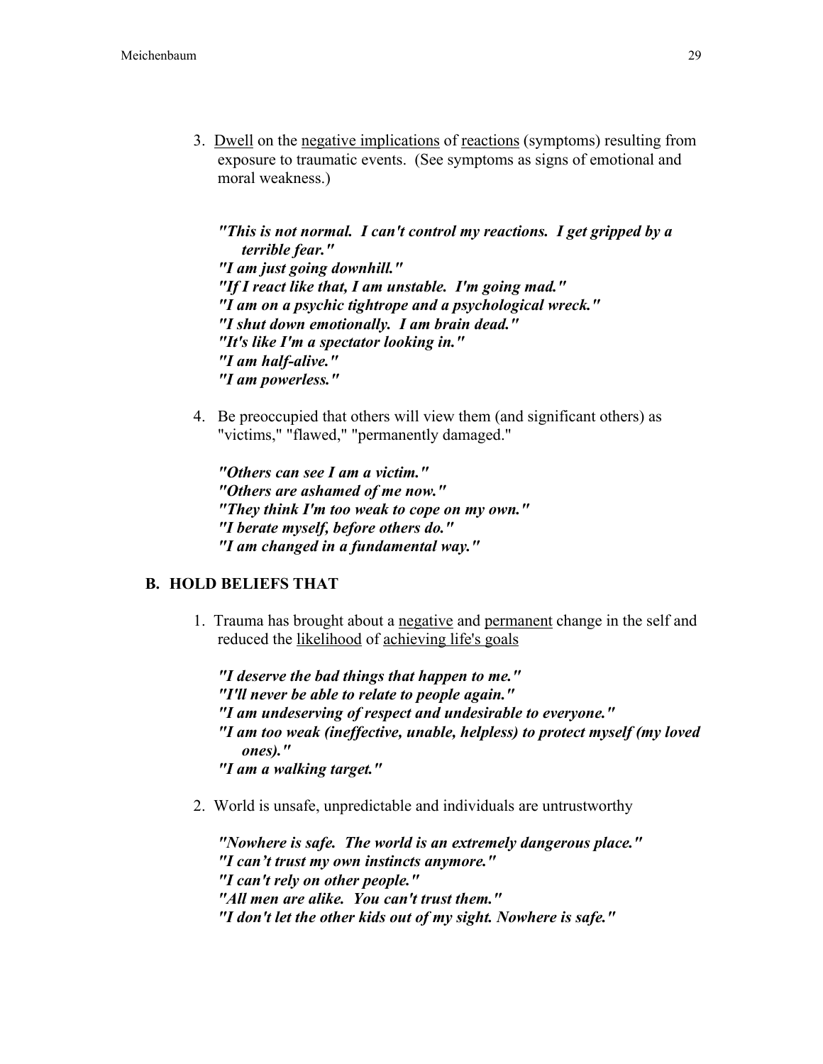3. Dwell on the negative implications of reactions (symptoms) resulting from exposure to traumatic events. (See symptoms as signs of emotional and moral weakness.)

   ***"This is not normal. I can't control my reactions. I get gripped by a terrible fear."***
   ***"I am just going downhill."***
   ***"If I react like that, I am unstable. I'm going mad."***
   ***"I am on a psychic tightrope and a psychological wreck."***
   ***"I shut down emotionally. I am brain dead."***
   ***"It's like I'm a spectator looking in."***
   ***"I am half-alive."***
   ***"I am powerless."***

4. Be preoccupied that others will view them (and significant others) as "victims," "flawed," "permanently damaged."

   ***"Others can see I am a victim."***
   ***"Others are ashamed of me now."***
   ***"They think I'm too weak to cope on my own."***
   ***"I berate myself, before others do."***
   ***"I am changed in a fundamental way."***

## B. HOLD BELIEFS THAT

1. Trauma has brought about a negative and permanent change in the self and reduced the likelihood of achieving life's goals

   ***"I deserve the bad things that happen to me."***
   ***"I'll never be able to relate to people again."***
   ***"I am undeserving of respect and undesirable to everyone."***
   ***"I am too weak (ineffective, unable, helpless) to protect myself (my loved ones)."***
   ***"I am a walking target."***

2. World is unsafe, unpredictable and individuals are untrustworthy

   ***"Nowhere is safe. The world is an extremely dangerous place."***
   ***"I can't trust my own instincts anymore."***
   ***"I can't rely on other people."***
   ***"All men are alike. You can't trust them."***
   ***"I don't let the other kids out of my sight. Nowhere is safe."***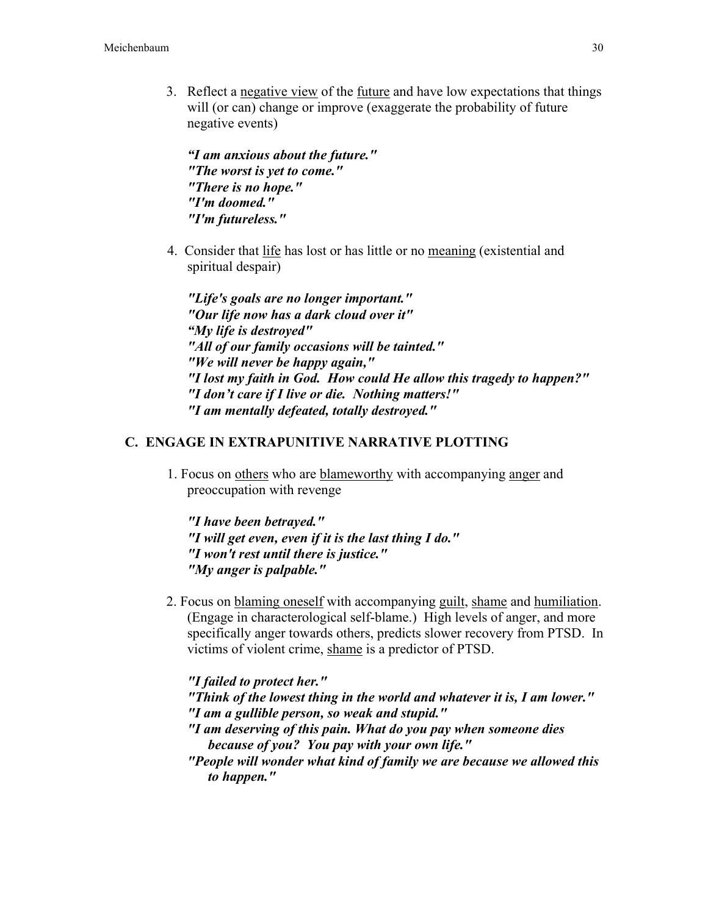3. Reflect a negative view of the future and have low expectations that things will (or can) change or improve (exaggerate the probability of future negative events)

   ***"I am anxious about the future."***
   ***"The worst is yet to come."***
   ***"There is no hope."***
   ***"I'm doomed."***
   ***"I'm futureless."***

4. Consider that life has lost or has little or no meaning (existential and spiritual despair)

   ***"Life's goals are no longer important."***
   ***"Our life now has a dark cloud over it"***
   ***"My life is destroyed"***
   ***"All of our family occasions will be tainted."***
   ***"We will never be happy again,"***
   ***"I lost my faith in God. How could He allow this tragedy to happen?"***
   ***"I don't care if I live or die. Nothing matters!"***
   ***"I am mentally defeated, totally destroyed."***

## C. ENGAGE IN EXTRAPUNITIVE NARRATIVE PLOTTING

1. Focus on others who are blameworthy with accompanying anger and preoccupation with revenge

   ***"I have been betrayed."***
   ***"I will get even, even if it is the last thing I do."***
   ***"I won't rest until there is justice."***
   ***"My anger is palpable."***

2. Focus on blaming oneself with accompanying guilt, shame and humiliation. (Engage in characterological self-blame.) High levels of anger, and more specifically anger towards others, predicts slower recovery from PTSD. In victims of violent crime, shame is a predictor of PTSD.

   ***"I failed to protect her."***
   ***"Think of the lowest thing in the world and whatever it is, I am lower."***
   ***"I am a gullible person, so weak and stupid."***
   ***"I am deserving of this pain. What do you pay when someone dies because of you? You pay with your own life."***
   ***"People will wonder what kind of family we are because we allowed this to happen."***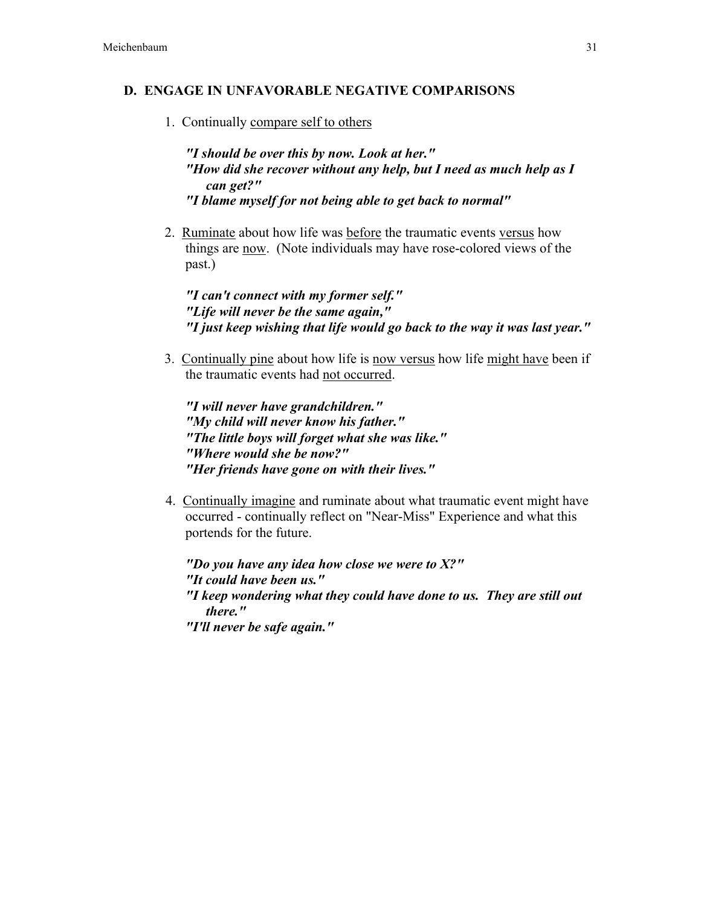### D. ENGAGE IN UNFAVORABLE NEGATIVE COMPARISONS

1. Continually compare self to others

   ***"I should be over this by now. Look at her."***
   ***"How did she recover without any help, but I need as much help as I can get?"***
   ***"I blame myself for not being able to get back to normal"***

2. Ruminate about how life was before the traumatic events versus how things are now. (Note individuals may have rose-colored views of the past.)

   ***"I can't connect with my former self."***
   ***"Life will never be the same again,"***
   ***"I just keep wishing that life would go back to the way it was last year."***

3. Continually pine about how life is now versus how life might have been if the traumatic events had not occurred.

   ***"I will never have grandchildren."***
   ***"My child will never know his father."***
   ***"The little boys will forget what she was like."***
   ***"Where would she be now?"***
   ***"Her friends have gone on with their lives."***

4. Continually imagine and ruminate about what traumatic event might have occurred - continually reflect on "Near-Miss" Experience and what this portends for the future.

   ***"Do you have any idea how close we were to X?"***
   ***"It could have been us."***
   ***"I keep wondering what they could have done to us. They are still out there."***
   ***"I'll never be safe again."***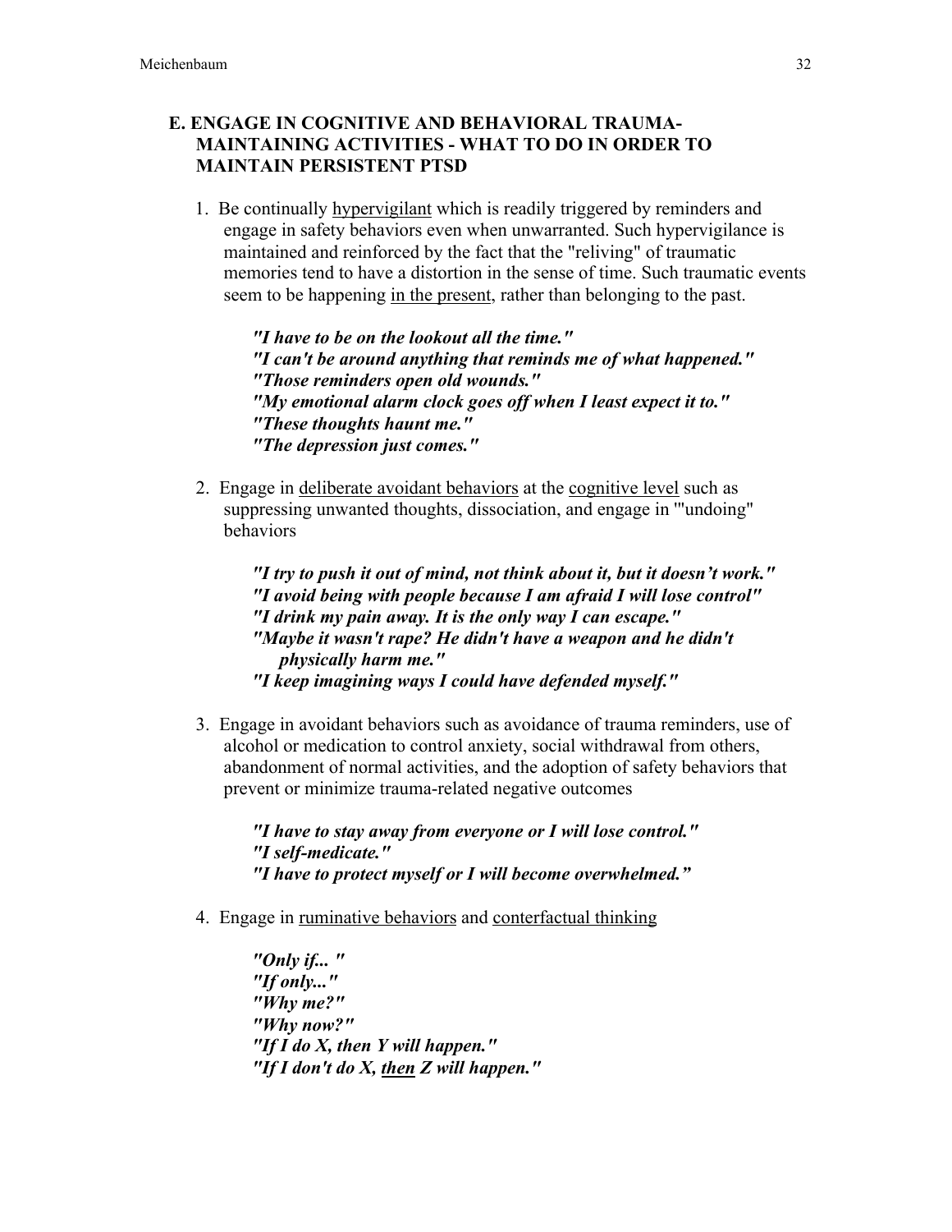### E. ENGAGE IN COGNITIVE AND BEHAVIORAL TRAUMA-MAINTAINING ACTIVITIES - WHAT TO DO IN ORDER TO MAINTAIN PERSISTENT PTSD

1. Be continually <u>hypervigilant</u> which is readily triggered by reminders and engage in safety behaviors even when unwarranted. Such hypervigilance is maintained and reinforced by the fact that the "reliving" of traumatic memories tend to have a distortion in the sense of time. Such traumatic events seem to be happening <u>in the present</u>, rather than belonging to the past.

   ***"I have to be on the lookout all the time."***
   ***"I can't be around anything that reminds me of what happened."***
   ***"Those reminders open old wounds."***
   ***"My emotional alarm clock goes off when I least expect it to."***
   ***"These thoughts haunt me."***
   ***"The depression just comes."***

2. Engage in <u>deliberate avoidant behaviors</u> at the <u>cognitive level</u> such as suppressing unwanted thoughts, dissociation, and engage in "'undoing" behaviors

   ***"I try to push it out of mind, not think about it, but it doesn't work."***
   ***"I avoid being with people because I am afraid I will lose control"***
   ***"I drink my pain away. It is the only way I can escape."***
   ***"Maybe it wasn't rape? He didn't have a weapon and he didn't physically harm me."***
   ***"I keep imagining ways I could have defended myself."***

3. Engage in avoidant behaviors such as avoidance of trauma reminders, use of alcohol or medication to control anxiety, social withdrawal from others, abandonment of normal activities, and the adoption of safety behaviors that prevent or minimize trauma-related negative outcomes

   ***"I have to stay away from everyone or I will lose control."***
   ***"I self-medicate."***
   ***"I have to protect myself or I will become overwhelmed."***

4. Engage in <u>ruminative behaviors</u> and <u>conterfactual thinking</u>

   ***"Only if... "***
   ***"If only..."***
   ***"Why me?"***
   ***"Why now?"***
   ***"If I do X, then Y will happen."***
   ***"If I don't do X, <u>then</u> Z will happen."***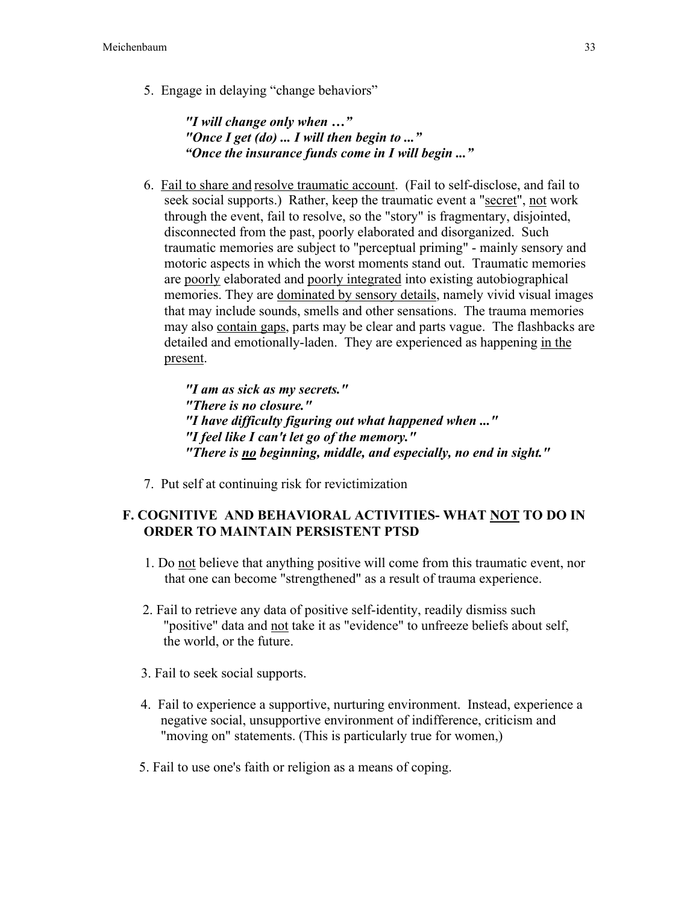5. Engage in delaying "change behaviors"

   ***"I will change only when …"***
   ***"Once I get (do) ... I will then begin to ..."***
   ***"Once the insurance funds come in I will begin ..."***

6. <u>Fail to share and</u> <u>resolve traumatic account</u>. (Fail to self-disclose, and fail to seek social supports.) Rather, keep the traumatic event a "<u>secret</u>", <u>not</u> work through the event, fail to resolve, so the "story" is fragmentary, disjointed, disconnected from the past, poorly elaborated and disorganized. Such traumatic memories are subject to "perceptual priming" - mainly sensory and motoric aspects in which the worst moments stand out. Traumatic memories are <u>poorly</u> elaborated and <u>poorly integrated</u> into existing autobiographical memories. They are <u>dominated by sensory details</u>, namely vivid visual images that may include sounds, smells and other sensations. The trauma memories may also <u>contain gaps</u>, parts may be clear and parts vague. The flashbacks are detailed and emotionally-laden. They are experienced as happening <u>in the present</u>.

   ***"I am as sick as my secrets."***
   ***"There is no closure."***
   ***"I have difficulty figuring out what happened when ..."***
   ***"I feel like I can't let go of the memory."***
   ***"There is <u>no</u> beginning, middle, and especially, no end in sight."***

7. Put self at continuing risk for revictimization

## F. COGNITIVE AND BEHAVIORAL ACTIVITIES- WHAT <u>NOT</u> TO DO IN ORDER TO MAINTAIN PERSISTENT PTSD

1. Do <u>not</u> believe that anything positive will come from this traumatic event, nor that one can become "strengthened" as a result of trauma experience.

2. Fail to retrieve any data of positive self-identity, readily dismiss such "positive" data and <u>not</u> take it as "evidence" to unfreeze beliefs about self, the world, or the future.

3. Fail to seek social supports.

4. Fail to experience a supportive, nurturing environment. Instead, experience a negative social, unsupportive environment of indifference, criticism and "moving on" statements. (This is particularly true for women,)

5. Fail to use one's faith or religion as a means of coping.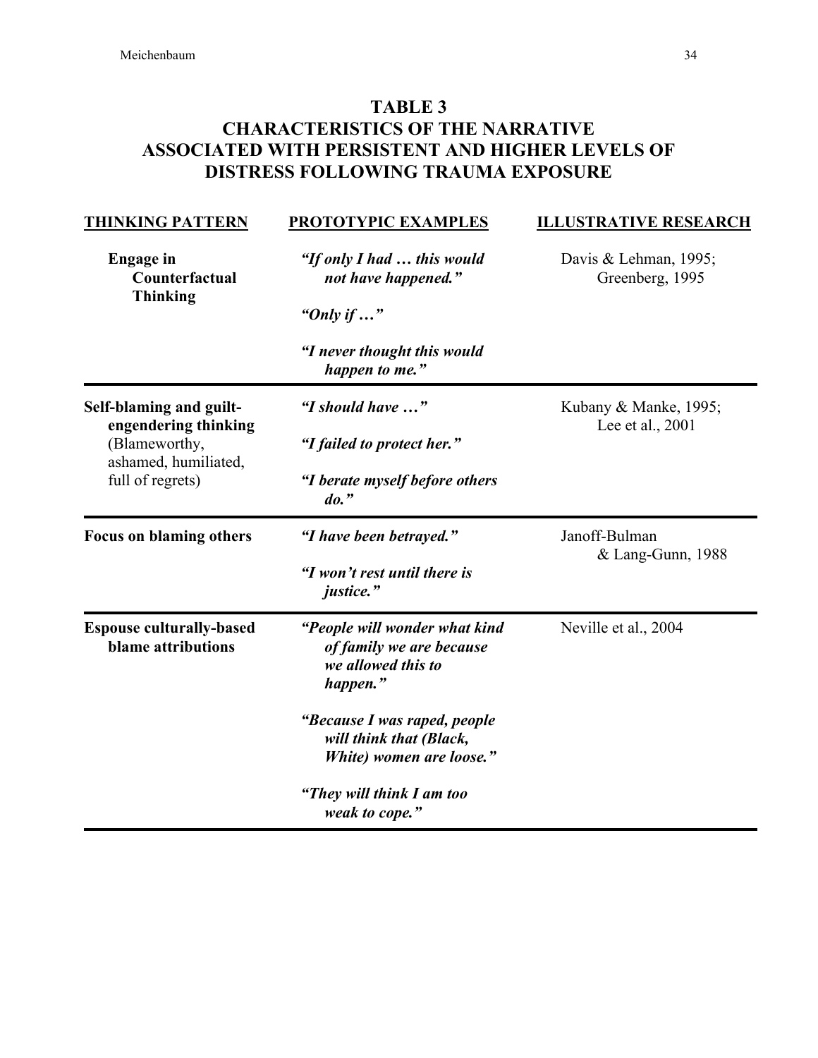## TABLE 3
## CHARACTERISTICS OF THE NARRATIVE ASSOCIATED WITH PERSISTENT AND HIGHER LEVELS OF DISTRESS FOLLOWING TRAUMA EXPOSURE

| THINKING PATTERN | PROTOTYPIC EXAMPLES | ILLUSTRATIVE RESEARCH |
|---|---|---|
| **Engage in Counterfactual Thinking** | ***"If only I had … this would not have happened."*** <br> ***"Only if …"*** <br> ***"I never thought this would happen to me."*** | Davis & Lehman, 1995; Greenberg, 1995 |
| **Self-blaming and guilt-engendering thinking** (Blameworthy, ashamed, humiliated, full of regrets) | ***"I should have …"*** <br> ***"I failed to protect her."*** <br> ***"I berate myself before others do."*** | Kubany & Manke, 1995; Lee et al., 2001 |
| **Focus on blaming others** | ***"I have been betrayed."*** <br> ***"I won't rest until there is justice."*** | Janoff-Bulman & Lang-Gunn, 1988 |
| **Espouse culturally-based blame attributions** | ***"People will wonder what kind of family we are because we allowed this to happen."*** <br> ***"Because I was raped, people will think that (Black, White) women are loose."*** <br> ***"They will think I am too weak to cope."*** | Neville et al., 2004 |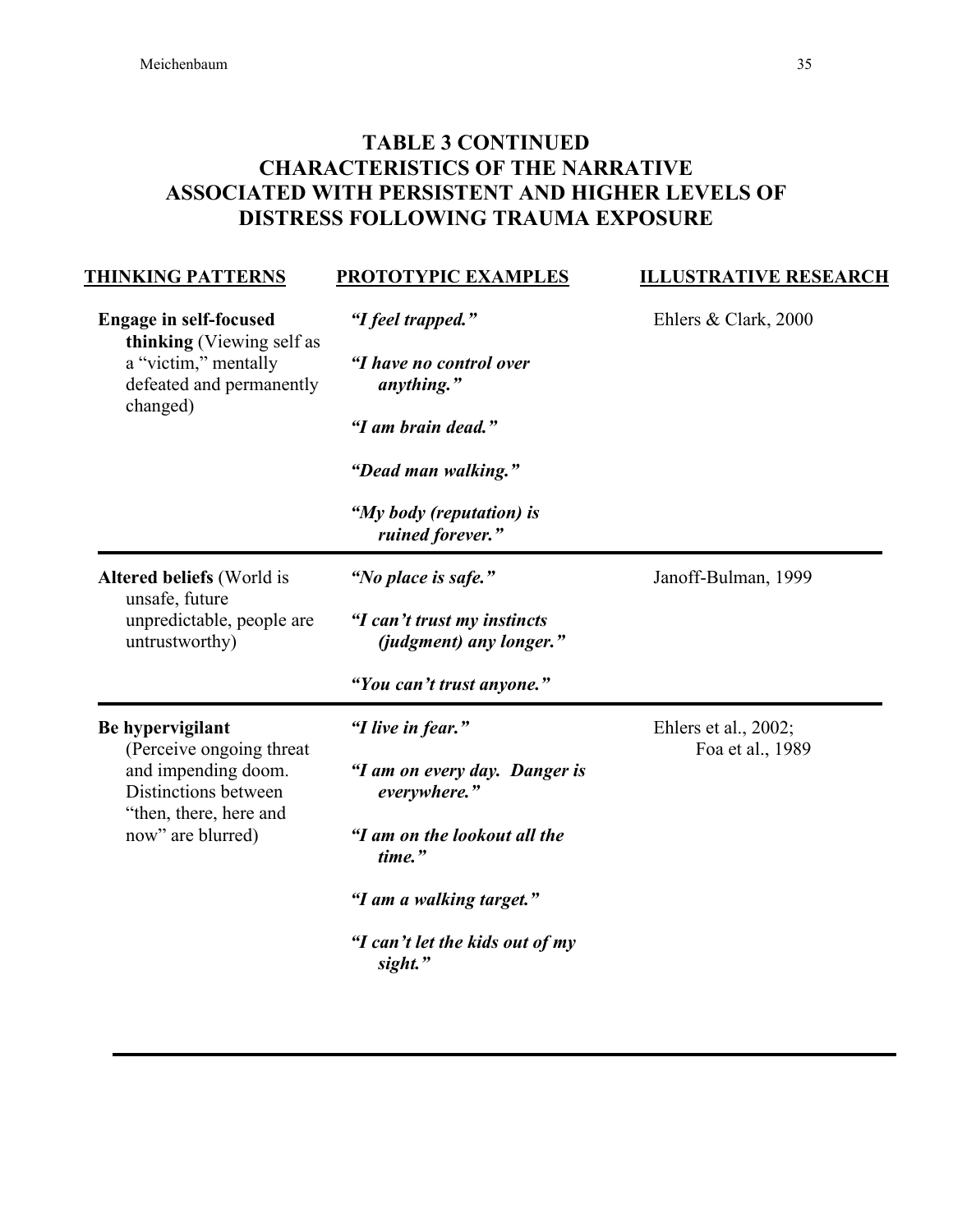## TABLE 3 CONTINUED
## CHARACTERISTICS OF THE NARRATIVE ASSOCIATED WITH PERSISTENT AND HIGHER LEVELS OF DISTRESS FOLLOWING TRAUMA EXPOSURE

| THINKING PATTERNS | PROTOTYPIC EXAMPLES | ILLUSTRATIVE RESEARCH |
|---|---|---|
| **Engage in self-focused thinking** (Viewing self as a "victim," mentally defeated and permanently changed) | ***"I feel trapped."*** <br> ***"I have no control over anything."*** <br> ***"I am brain dead."*** <br> ***"Dead man walking."*** <br> ***"My body (reputation) is ruined forever."*** | Ehlers & Clark, 2000 |
| **Altered beliefs** (World is unsafe, future unpredictable, people are untrustworthy) | ***"No place is safe."*** <br> ***"I can't trust my instincts (judgment) any longer."*** <br> ***"You can't trust anyone."*** | Janoff-Bulman, 1999 |
| **Be hypervigilant** (Perceive ongoing threat and impending doom. Distinctions between "then, there, here and now" are blurred) | ***"I live in fear."*** <br> ***"I am on every day. Danger is everywhere."*** <br> ***"I am on the lookout all the time."*** <br> ***"I am a walking target."*** <br> ***"I can't let the kids out of my sight."*** | Ehlers et al., 2002; Foa et al., 1989 |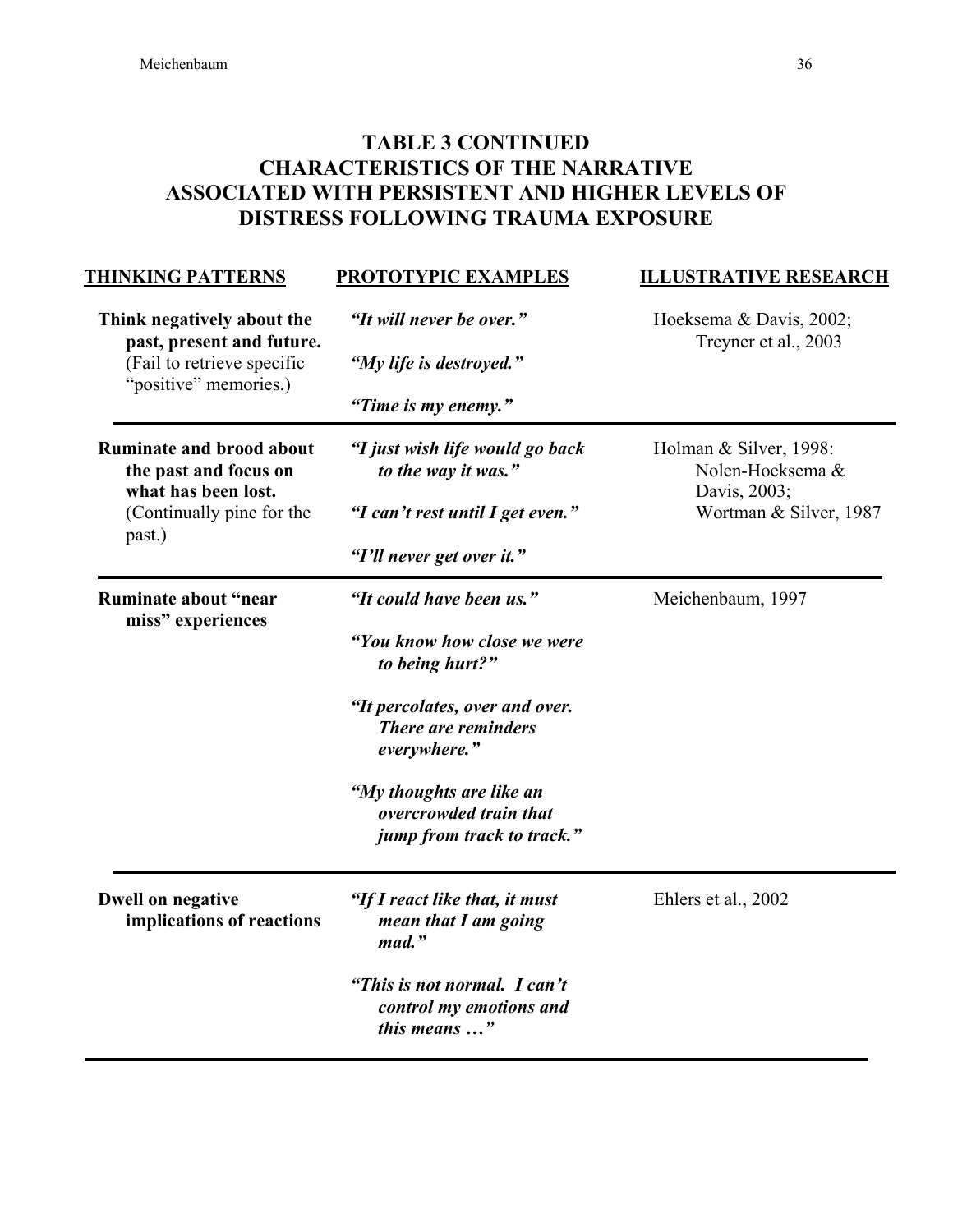## TABLE 3 CONTINUED
## CHARACTERISTICS OF THE NARRATIVE ASSOCIATED WITH PERSISTENT AND HIGHER LEVELS OF DISTRESS FOLLOWING TRAUMA EXPOSURE

| THINKING PATTERNS | PROTOTYPIC EXAMPLES | ILLUSTRATIVE RESEARCH |
|---|---|---|
| **Think negatively about the past, present and future.** (Fail to retrieve specific "positive" memories.) | ***"It will never be over."*** <br> ***"My life is destroyed."*** <br> ***"Time is my enemy."*** | Hoeksema & Davis, 2002; Treyner et al., 2003 |
| **Ruminate and brood about the past and focus on what has been lost.** (Continually pine for the past.) | ***"I just wish life would go back to the way it was."*** <br> ***"I can't rest until I get even."*** <br> ***"I'll never get over it."*** | Holman & Silver, 1998: Nolen-Hoeksema & Davis, 2003; Wortman & Silver, 1987 |
| **Ruminate about "near miss" experiences** | ***"It could have been us."*** <br> ***"You know how close we were to being hurt?"*** <br> ***"It percolates, over and over. There are reminders everywhere."*** <br> ***"My thoughts are like an overcrowded train that jump from track to track."*** | Meichenbaum, 1997 |
| **Dwell on negative implications of reactions** | ***"If I react like that, it must mean that I am going mad."*** <br> ***"This is not normal. I can't control my emotions and this means …"*** | Ehlers et al., 2002 |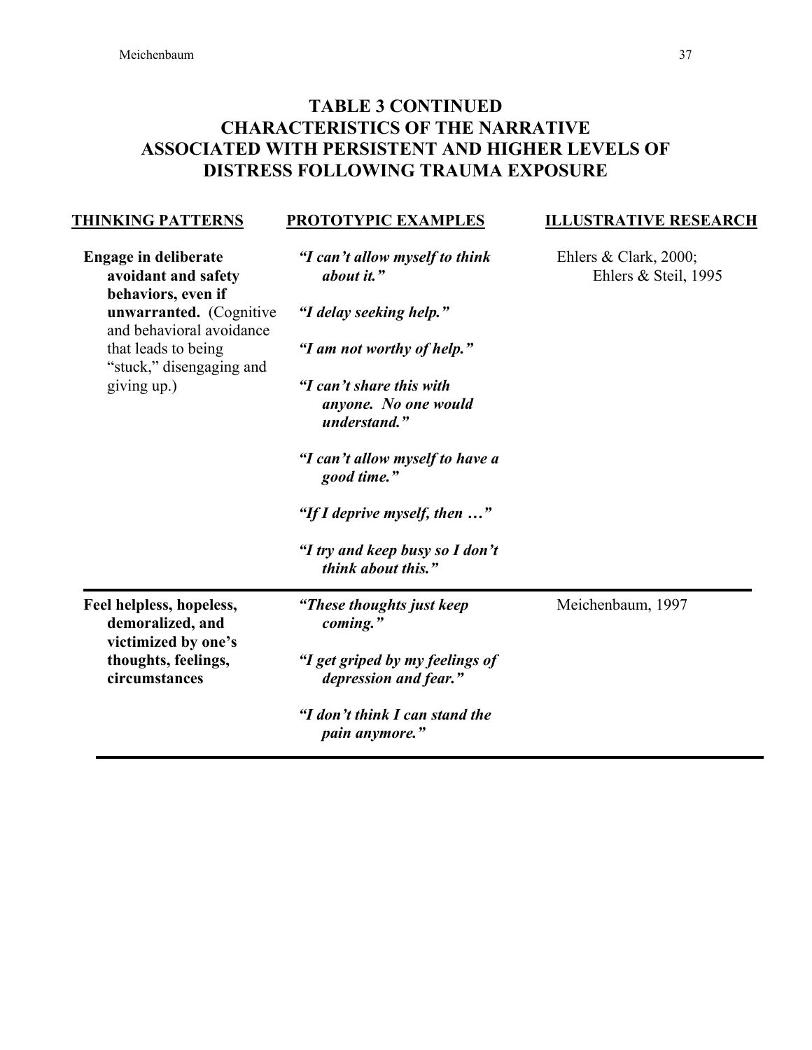## TABLE 3 CONTINUED
## CHARACTERISTICS OF THE NARRATIVE ASSOCIATED WITH PERSISTENT AND HIGHER LEVELS OF DISTRESS FOLLOWING TRAUMA EXPOSURE

| THINKING PATTERNS | PROTOTYPIC EXAMPLES | ILLUSTRATIVE RESEARCH |
|---|---|---|
| **Engage in deliberate avoidant and safety behaviors, even if unwarranted.** (Cognitive and behavioral avoidance that leads to being "stuck," disengaging and giving up.) | ***"I can't allow myself to think about it."*** ***"I delay seeking help."*** ***"I am not worthy of help."*** ***"I can't share this with anyone. No one would understand."*** ***"I can't allow myself to have a good time."*** ***"If I deprive myself, then …"*** ***"I try and keep busy so I don't think about this."*** | Ehlers & Clark, 2000; Ehlers & Steil, 1995 |
| **Feel helpless, hopeless, demoralized, and victimized by one's thoughts, feelings, circumstances** | ***"These thoughts just keep coming."*** ***"I get griped by my feelings of depression and fear."*** ***"I don't think I can stand the pain anymore."*** | Meichenbaum, 1997 |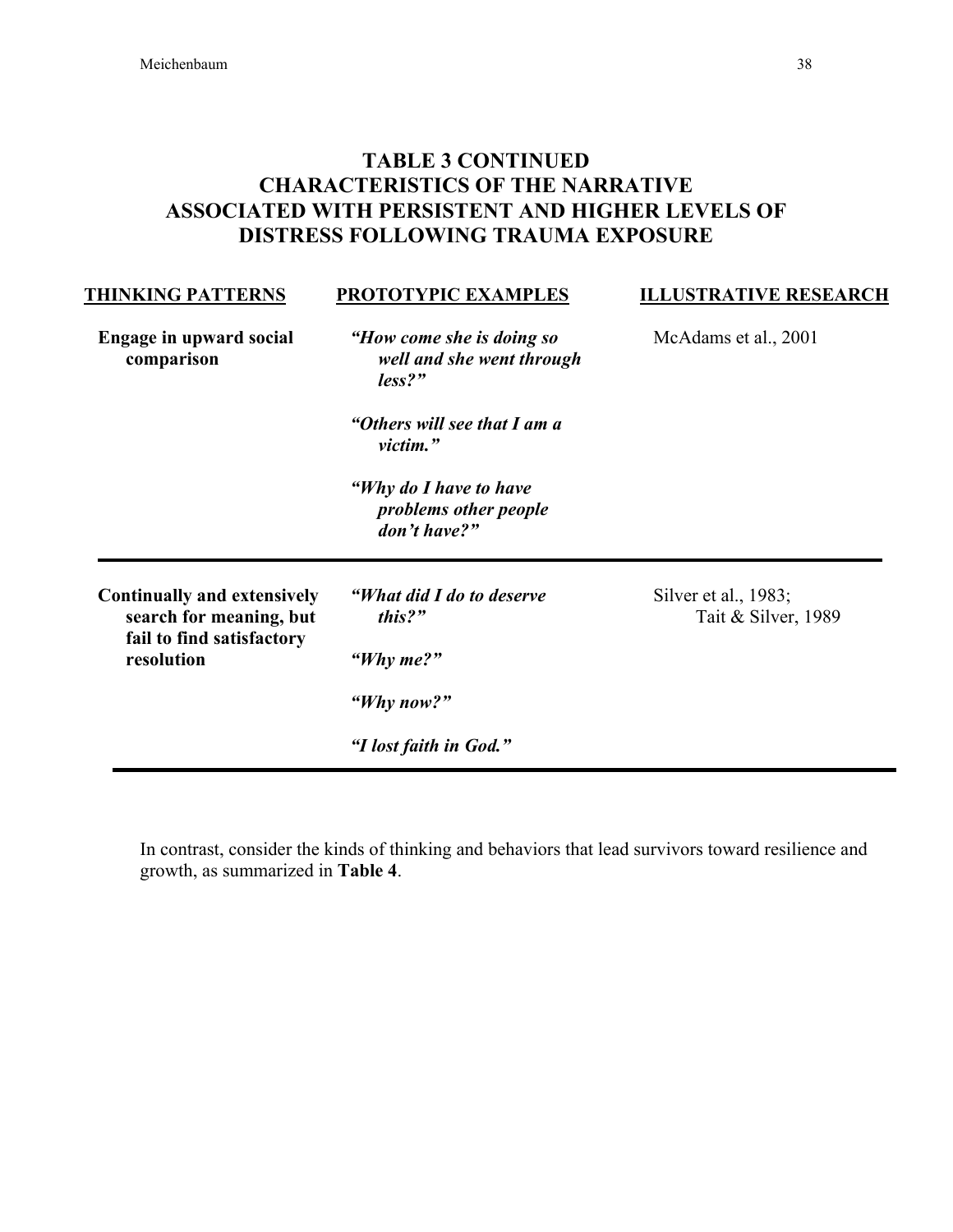## TABLE 3 CONTINUED
## CHARACTERISTICS OF THE NARRATIVE ASSOCIATED WITH PERSISTENT AND HIGHER LEVELS OF DISTRESS FOLLOWING TRAUMA EXPOSURE

| THINKING PATTERNS | PROTOTYPIC EXAMPLES | ILLUSTRATIVE RESEARCH |
|---|---|---|
| **Engage in upward social comparison** | ***"How come she is doing so well and she went through less?"*** <br><br> ***"Others will see that I am a victim."*** <br><br> ***"Why do I have to have problems other people don't have?"*** | McAdams et al., 2001 |
| **Continually and extensively search for meaning, but fail to find satisfactory resolution** | ***"What did I do to deserve this?"*** <br><br> ***"Why me?"*** <br><br> ***"Why now?"*** <br><br> ***"I lost faith in God."*** | Silver et al., 1983; Tait & Silver, 1989 |

In contrast, consider the kinds of thinking and behaviors that lead survivors toward resilience and growth, as summarized in **Table 4**.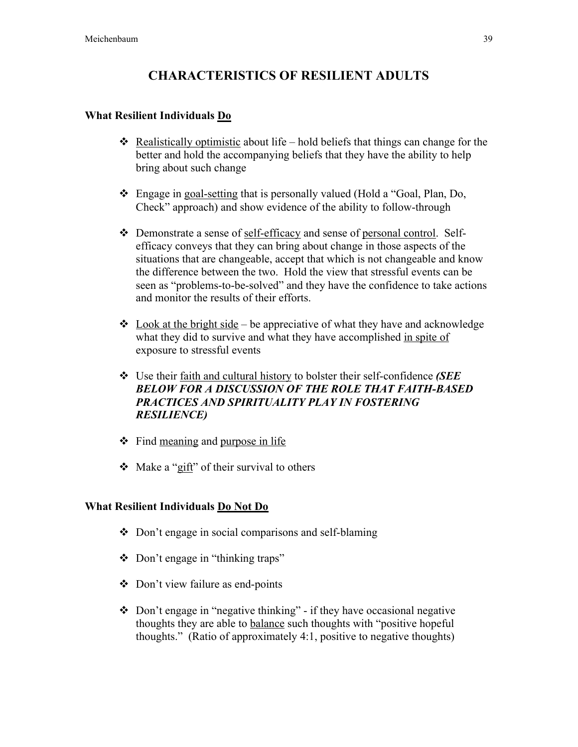# CHARACTERISTICS OF RESILIENT ADULTS

**What Resilient Individuals <u>Do</u>**

- <u>Realistically optimistic</u> about life – hold beliefs that things can change for the better and hold the accompanying beliefs that they have the ability to help bring about such change

- Engage in <u>goal-setting</u> that is personally valued (Hold a "Goal, Plan, Do, Check" approach) and show evidence of the ability to follow-through

- Demonstrate a sense of <u>self-efficacy</u> and sense of <u>personal control</u>. Self-efficacy conveys that they can bring about change in those aspects of the situations that are changeable, accept that which is not changeable and know the difference between the two. Hold the view that stressful events can be seen as "problems-to-be-solved" and they have the confidence to take actions and monitor the results of their efforts.

- <u>Look at the bright side</u> – be appreciative of what they have and acknowledge what they did to survive and what they have accomplished <u>in spite of</u> exposure to stressful events

- Use their <u>faith and cultural history</u> to bolster their self-confidence ***(SEE BELOW FOR A DISCUSSION OF THE ROLE THAT FAITH-BASED PRACTICES AND SPIRITUALITY PLAY IN FOSTERING RESILIENCE)***

- Find <u>meaning</u> and <u>purpose in life</u>

- Make a "<u>gift</u>" of their survival to others

**What Resilient Individuals <u>Do Not Do</u>**

- Don't engage in social comparisons and self-blaming

- Don't engage in "thinking traps"

- Don't view failure as end-points

- Don't engage in "negative thinking" - if they have occasional negative thoughts they are able to <u>balance</u> such thoughts with "positive hopeful thoughts." (Ratio of approximately 4:1, positive to negative thoughts)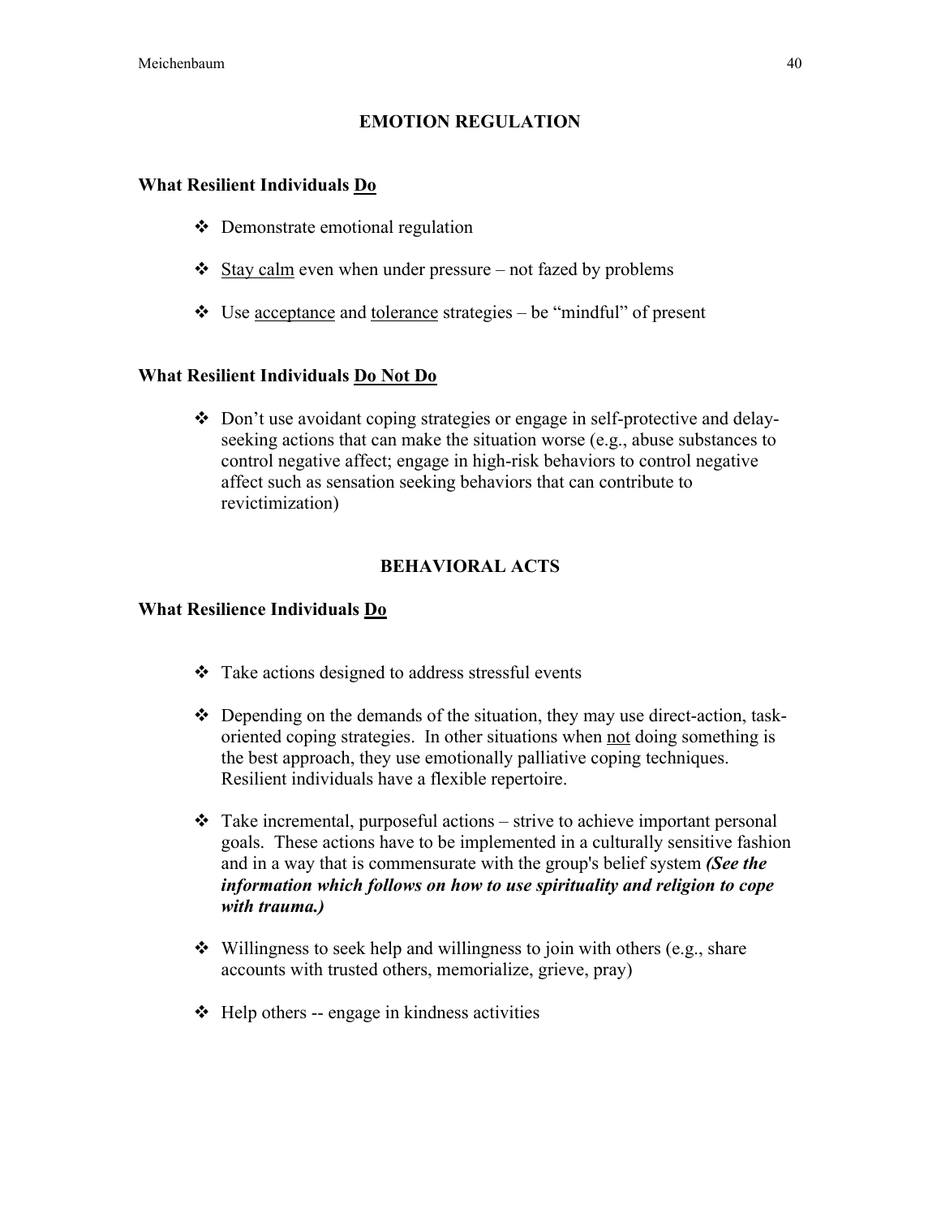## EMOTION REGULATION

**What Resilient Individuals <u>Do</u>**

- Demonstrate emotional regulation
- <u>Stay calm</u> even when under pressure – not fazed by problems
- Use <u>acceptance</u> and <u>tolerance</u> strategies – be "mindful" of present

**What Resilient Individuals <u>Do Not Do</u>**

- Don't use avoidant coping strategies or engage in self-protective and delay-seeking actions that can make the situation worse (e.g., abuse substances to control negative affect; engage in high-risk behaviors to control negative affect such as sensation seeking behaviors that can contribute to revictimization)

## BEHAVIORAL ACTS

**What Resilience Individuals <u>Do</u>**

- Take actions designed to address stressful events
- Depending on the demands of the situation, they may use direct-action, task-oriented coping strategies. In other situations when <u>not</u> doing something is the best approach, they use emotionally palliative coping techniques. Resilient individuals have a flexible repertoire.
- Take incremental, purposeful actions – strive to achieve important personal goals. These actions have to be implemented in a culturally sensitive fashion and in a way that is commensurate with the group's belief system ***(See the information which follows on how to use spirituality and religion to cope with trauma.)***
- Willingness to seek help and willingness to join with others (e.g., share accounts with trusted others, memorialize, grieve, pray)
- Help others -- engage in kindness activities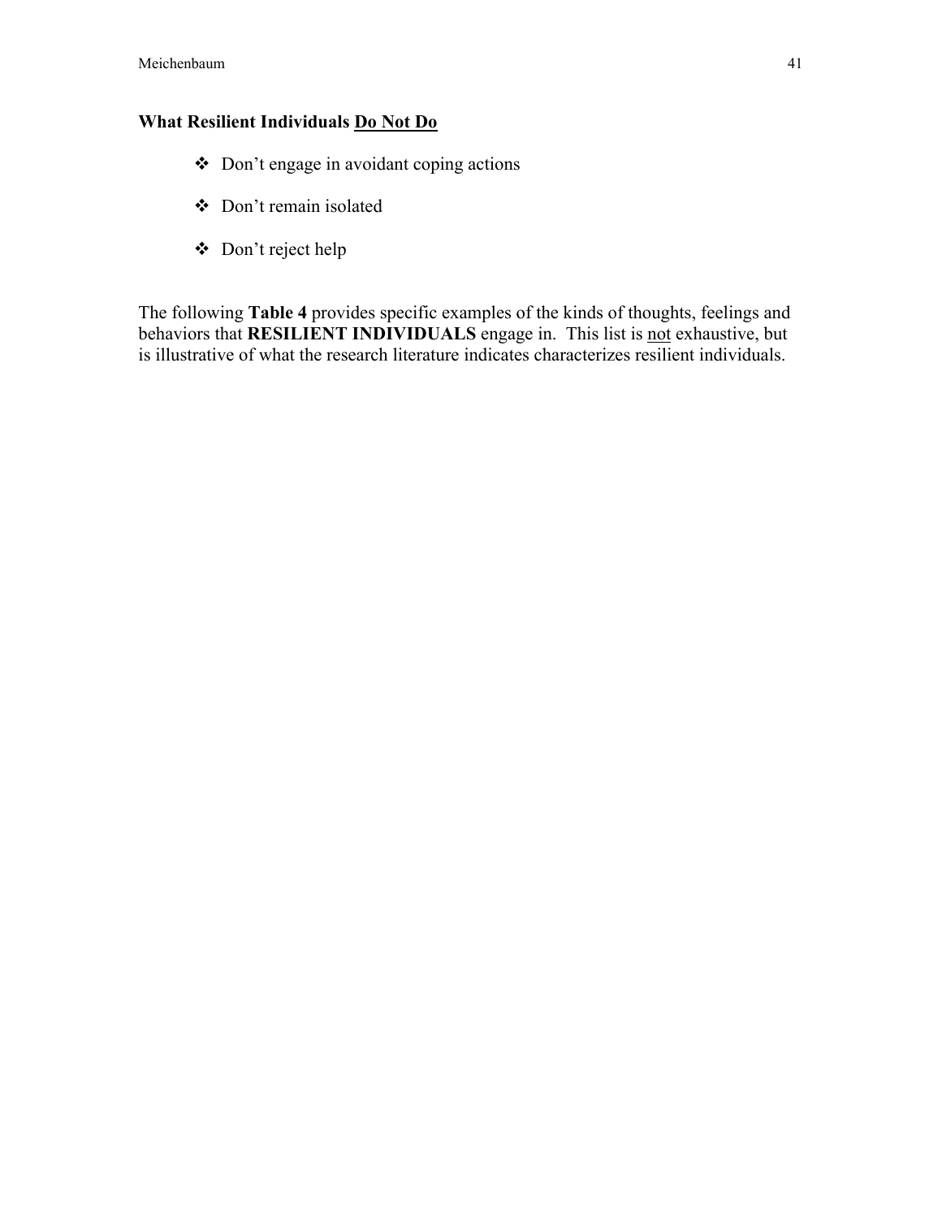**What Resilient Individuals <u>Do Not Do</u>**

- Don’t engage in avoidant coping actions
- Don’t remain isolated
- Don’t reject help

The following **Table 4** provides specific examples of the kinds of thoughts, feelings and behaviors that **RESILIENT INDIVIDUALS** engage in. This list is <u>not</u> exhaustive, but is illustrative of what the research literature indicates characterizes resilient individuals.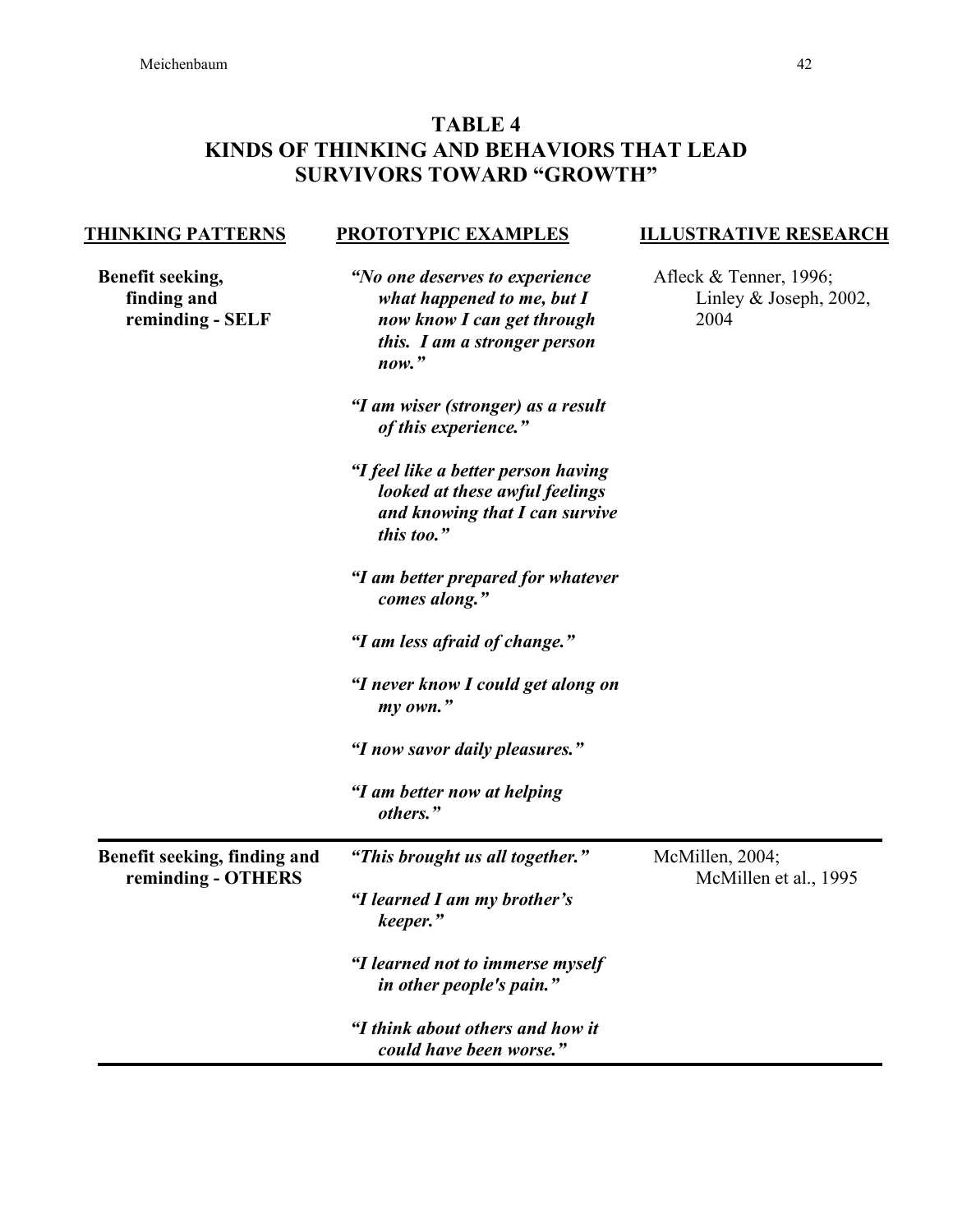## TABLE 4
## KINDS OF THINKING AND BEHAVIORS THAT LEAD SURVIVORS TOWARD "GROWTH"

| THINKING PATTERNS | PROTOTYPIC EXAMPLES | ILLUSTRATIVE RESEARCH |
|---|---|---|
| **Benefit seeking, finding and reminding - SELF** | ***"No one deserves to experience what happened to me, but I now know I can get through this. I am a stronger person now."*** | Afleck & Tenner, 1996; Linley & Joseph, 2002, 2004 |
| | ***"I am wiser (stronger) as a result of this experience."*** | |
| | ***"I feel like a better person having looked at these awful feelings and knowing that I can survive this too."*** | |
| | ***"I am better prepared for whatever comes along."*** | |
| | ***"I am less afraid of change."*** | |
| | ***"I never know I could get along on my own."*** | |
| | ***"I now savor daily pleasures."*** | |
| | ***"I am better now at helping others."*** | |
| **Benefit seeking, finding and reminding - OTHERS** | ***"This brought us all together."*** | McMillen, 2004; McMillen et al., 1995 |
| | ***"I learned I am my brother's keeper."*** | |
| | ***"I learned not to immerse myself in other people's pain."*** | |
| | ***"I think about others and how it could have been worse."*** | |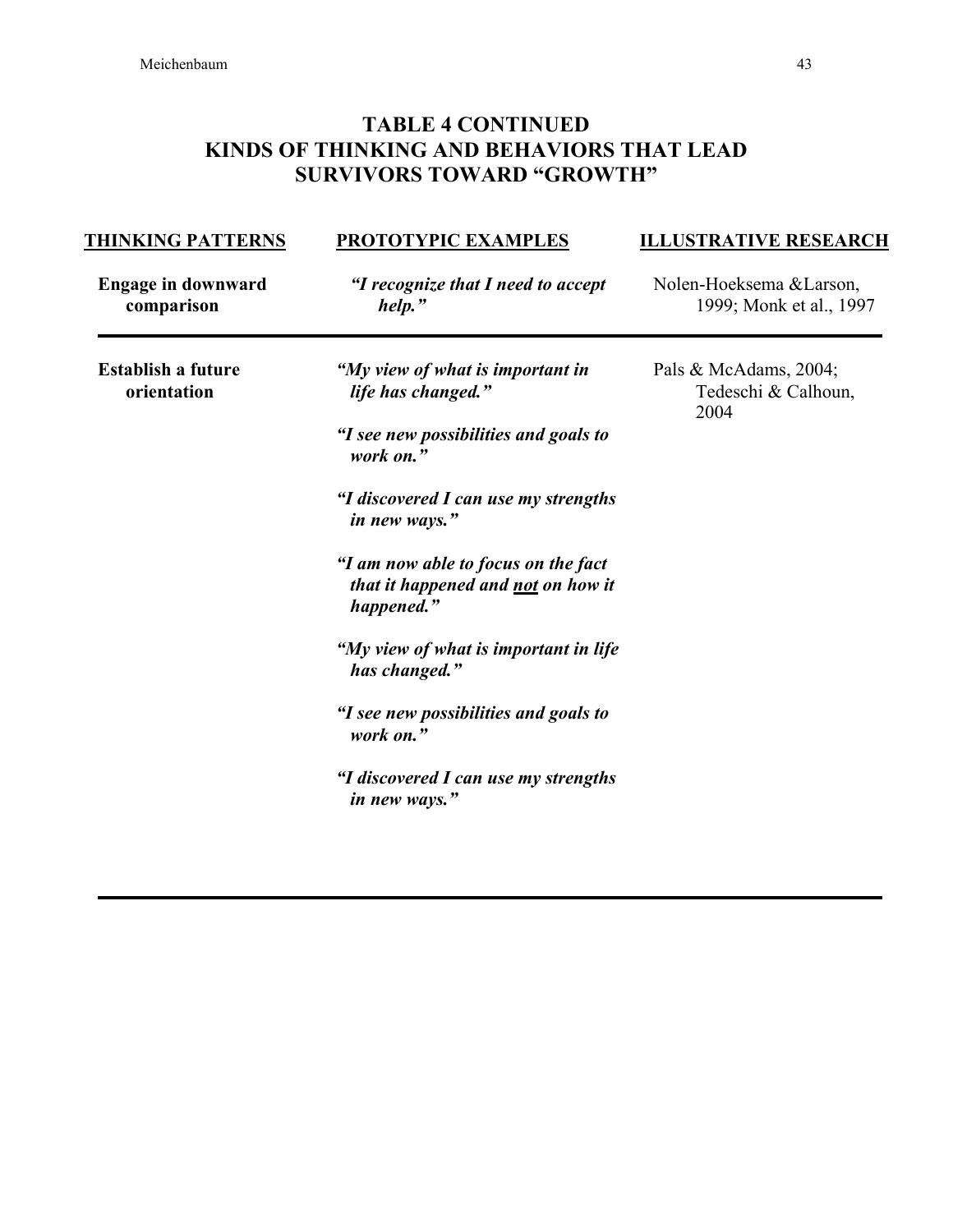## TABLE 4 CONTINUED
## KINDS OF THINKING AND BEHAVIORS THAT LEAD SURVIVORS TOWARD "GROWTH"

| THINKING PATTERNS | PROTOTYPIC EXAMPLES | ILLUSTRATIVE RESEARCH |
|---|---|---|
| **Engage in downward comparison** | ***"I recognize that I need to accept help."*** | Nolen-Hoeksema &Larson, 1999; Monk et al., 1997 |
| **Establish a future orientation** | ***"My view of what is important in life has changed."*** <br> ***"I see new possibilities and goals to work on."*** <br> ***"I discovered I can use my strengths in new ways."*** <br> ***"I am now able to focus on the fact that it happened and <u>not</u> on how it happened."*** <br> ***"My view of what is important in life has changed."*** <br> ***"I see new possibilities and goals to work on."*** <br> ***"I discovered I can use my strengths in new ways."*** | Pals & McAdams, 2004; Tedeschi & Calhoun, 2004 |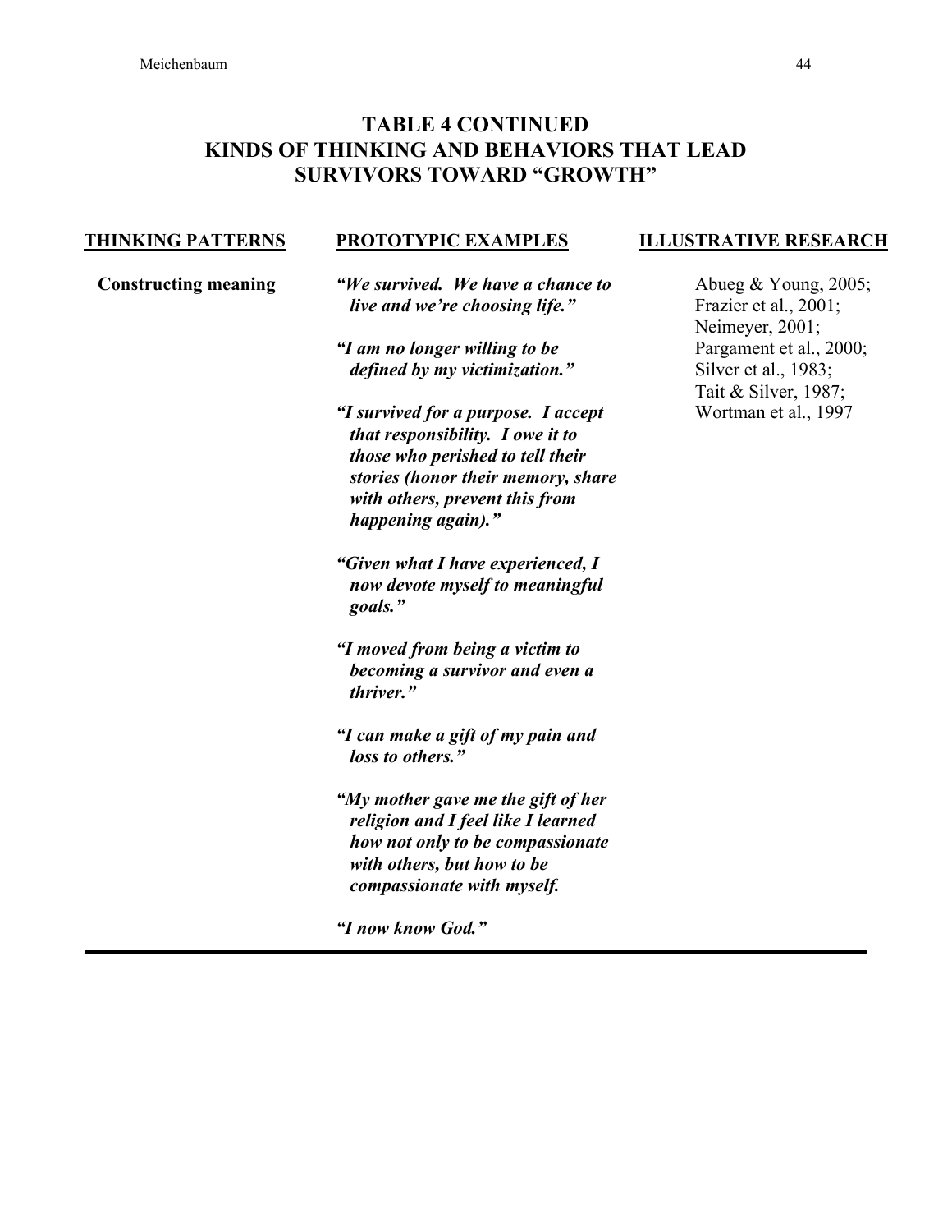## TABLE 4 CONTINUED
## KINDS OF THINKING AND BEHAVIORS THAT LEAD SURVIVORS TOWARD "GROWTH"

| THINKING PATTERNS | PROTOTYPIC EXAMPLES | ILLUSTRATIVE RESEARCH |
|---|---|---|
| **Constructing meaning** | ***"We survived. We have a chance to live and we're choosing life."***<br><br>***"I am no longer willing to be defined by my victimization."***<br><br>***"I survived for a purpose. I accept that responsibility. I owe it to those who perished to tell their stories (honor their memory, share with others, prevent this from happening again)."***<br><br>***"Given what I have experienced, I now devote myself to meaningful goals."***<br><br>***"I moved from being a victim to becoming a survivor and even a thriver."***<br><br>***"I can make a gift of my pain and loss to others."***<br><br>***"My mother gave me the gift of her religion and I feel like I learned how not only to be compassionate with others, but how to be compassionate with myself.***<br><br>***"I now know God."*** | Abueg & Young, 2005; Frazier et al., 2001; Neimeyer, 2001; Pargament et al., 2000; Silver et al., 1983; Tait & Silver, 1987; Wortman et al., 1997 |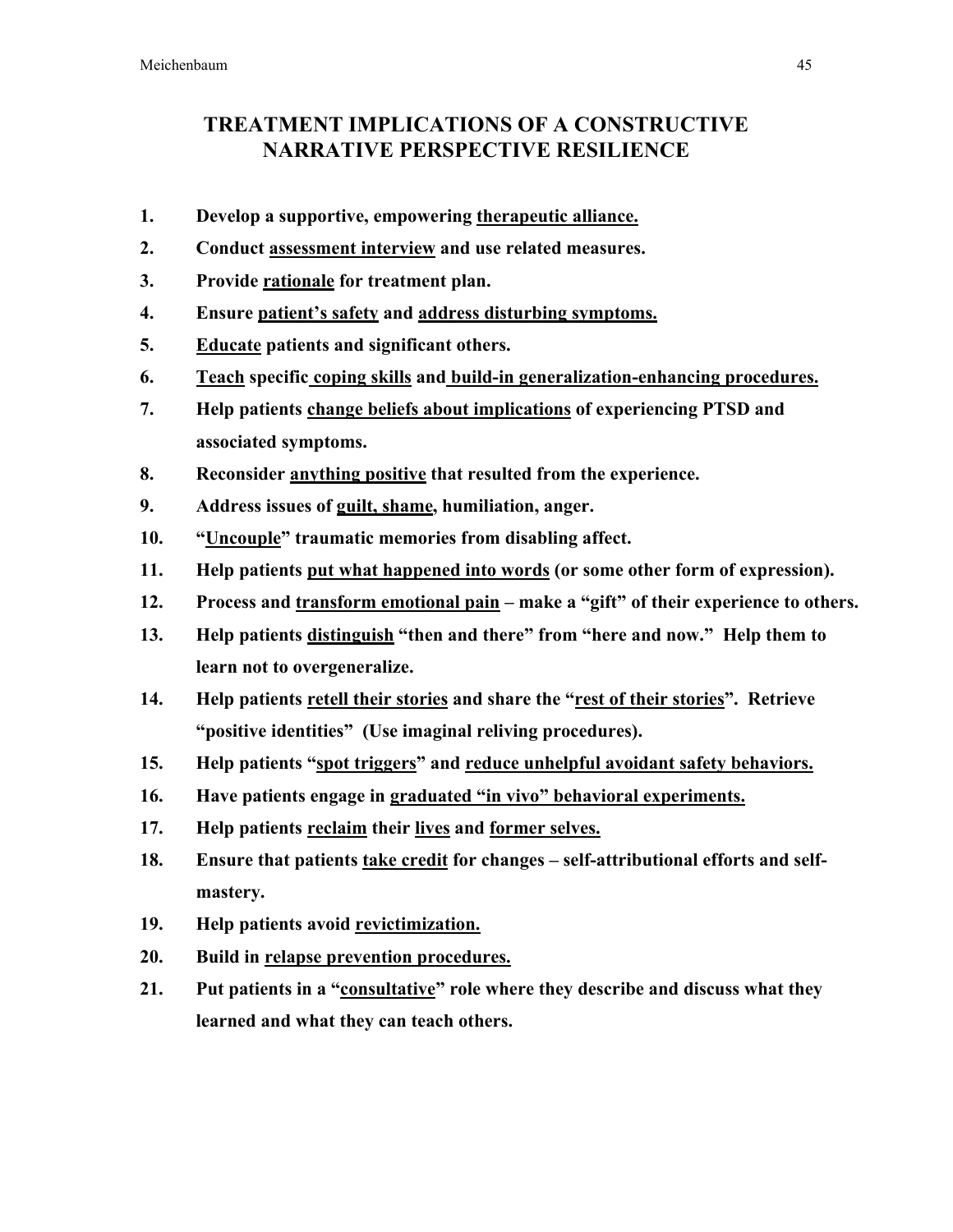# TREATMENT IMPLICATIONS OF A CONSTRUCTIVE NARRATIVE PERSPECTIVE RESILIENCE

1. **Develop a supportive, empowering <u>therapeutic alliance.</u>**
2. **Conduct <u>assessment interview</u> and use related measures.**
3. **Provide <u>rationale</u> for treatment plan.**
4. **Ensure <u>patient's safety</u> and <u>address disturbing symptoms.</u>**
5. **<u>Educate</u> patients and significant others.**
6. **<u>Teach</u> specific <u>coping skills</u> and <u>build-in generalization-enhancing procedures.</u>**
7. **Help patients <u>change beliefs about implications</u> of experiencing PTSD and associated symptoms.**
8. **Reconsider <u>anything positive</u> that resulted from the experience.**
9. **Address issues of <u>guilt, shame</u>, humiliation, anger.**
10. **"<u>Uncouple</u>" traumatic memories from disabling affect.**
11. **Help patients <u>put what happened into words</u> (or some other form of expression).**
12. **Process and <u>transform emotional pain</u> – make a "gift" of their experience to others.**
13. **Help patients <u>distinguish</u> "then and there" from "here and now." Help them to learn not to overgeneralize.**
14. **Help patients <u>retell their stories</u> and share the "<u>rest of their stories</u>". Retrieve "positive identities" (Use imaginal reliving procedures).**
15. **Help patients "<u>spot triggers</u>" and <u>reduce unhelpful avoidant safety behaviors.</u>**
16. **Have patients engage in <u>graduated "in vivo" behavioral experiments.</u>**
17. **Help patients <u>reclaim</u> their <u>lives</u> and <u>former selves.</u>**
18. **Ensure that patients <u>take credit</u> for changes – self-attributional efforts and self-mastery.**
19. **Help patients avoid <u>revictimization.</u>**
20. **Build in <u>relapse prevention procedures.</u>**
21. **Put patients in a "<u>consultative</u>" role where they describe and discuss what they learned and what they can teach others.**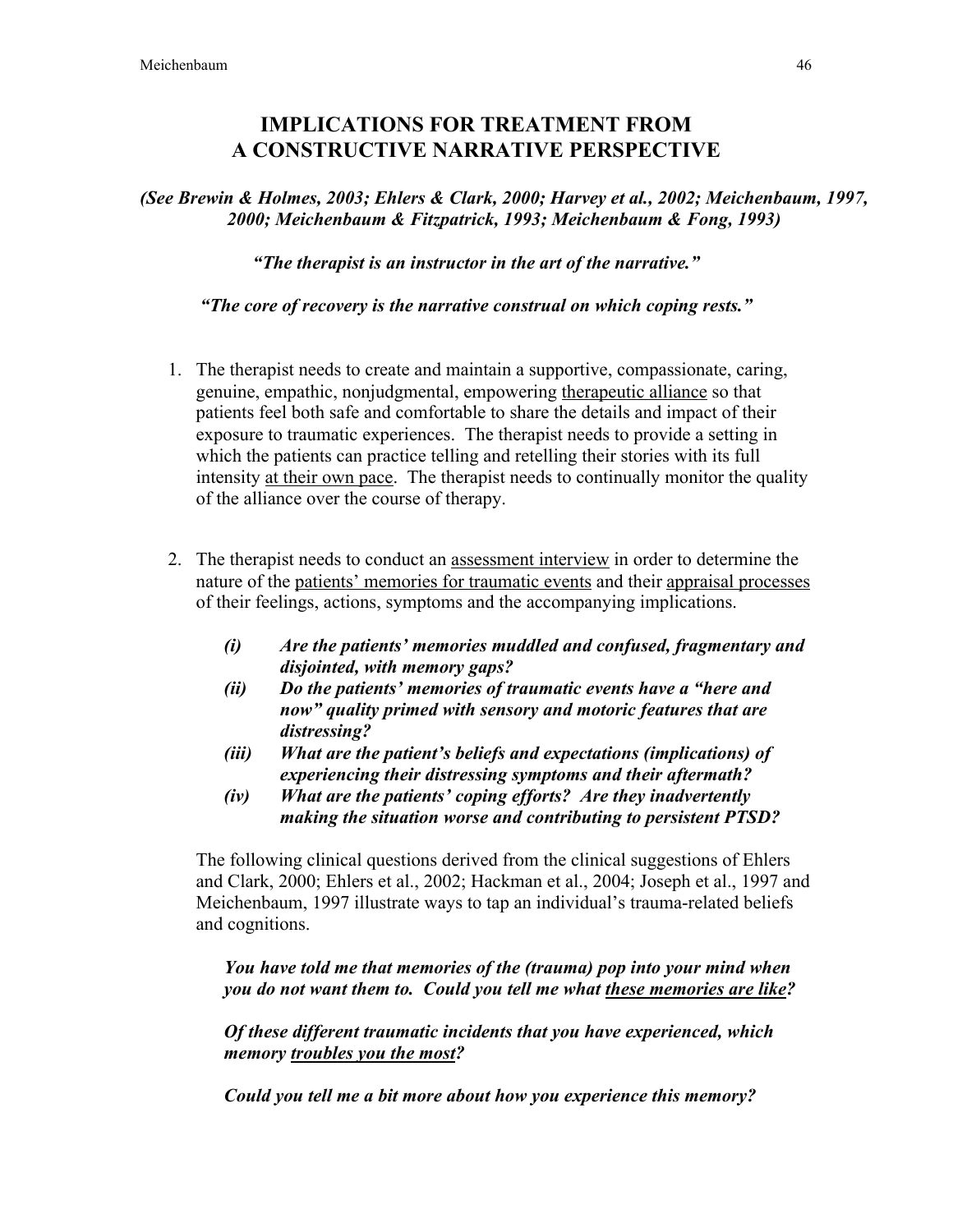# IMPLICATIONS FOR TREATMENT FROM A CONSTRUCTIVE NARRATIVE PERSPECTIVE

***(See Brewin & Holmes, 2003; Ehlers & Clark, 2000; Harvey et al., 2002; Meichenbaum, 1997, 2000; Meichenbaum & Fitzpatrick, 1993; Meichenbaum & Fong, 1993)***

***"The therapist is an instructor in the art of the narrative."***

***"The core of recovery is the narrative construal on which coping rests."***

1. The therapist needs to create and maintain a supportive, compassionate, caring, genuine, empathic, nonjudgmental, empowering <u>therapeutic alliance</u> so that patients feel both safe and comfortable to share the details and impact of their exposure to traumatic experiences. The therapist needs to provide a setting in which the patients can practice telling and retelling their stories with its full intensity <u>at their own pace</u>. The therapist needs to continually monitor the quality of the alliance over the course of therapy.

2. The therapist needs to conduct an <u>assessment interview</u> in order to determine the nature of the <u>patients' memories for traumatic events</u> and their <u>appraisal processes</u> of their feelings, actions, symptoms and the accompanying implications.

   ***(i)*** ***Are the patients' memories muddled and confused, fragmentary and disjointed, with memory gaps?***
   
   ***(ii)*** ***Do the patients' memories of traumatic events have a "here and now" quality primed with sensory and motoric features that are distressing?***
   
   ***(iii)*** ***What are the patient's beliefs and expectations (implications) of experiencing their distressing symptoms and their aftermath?***
   
   ***(iv)*** ***What are the patients' coping efforts? Are they inadvertently making the situation worse and contributing to persistent PTSD?***

   The following clinical questions derived from the clinical suggestions of Ehlers and Clark, 2000; Ehlers et al., 2002; Hackman et al., 2004; Joseph et al., 1997 and Meichenbaum, 1997 illustrate ways to tap an individual's trauma-related beliefs and cognitions.

   ***You have told me that memories of the (trauma) pop into your mind when you do not want them to. Could you tell me what <u>these memories are like</u>?***

   ***Of these different traumatic incidents that you have experienced, which memory <u>troubles you the most</u>?***

   ***Could you tell me a bit more about how you experience this memory?***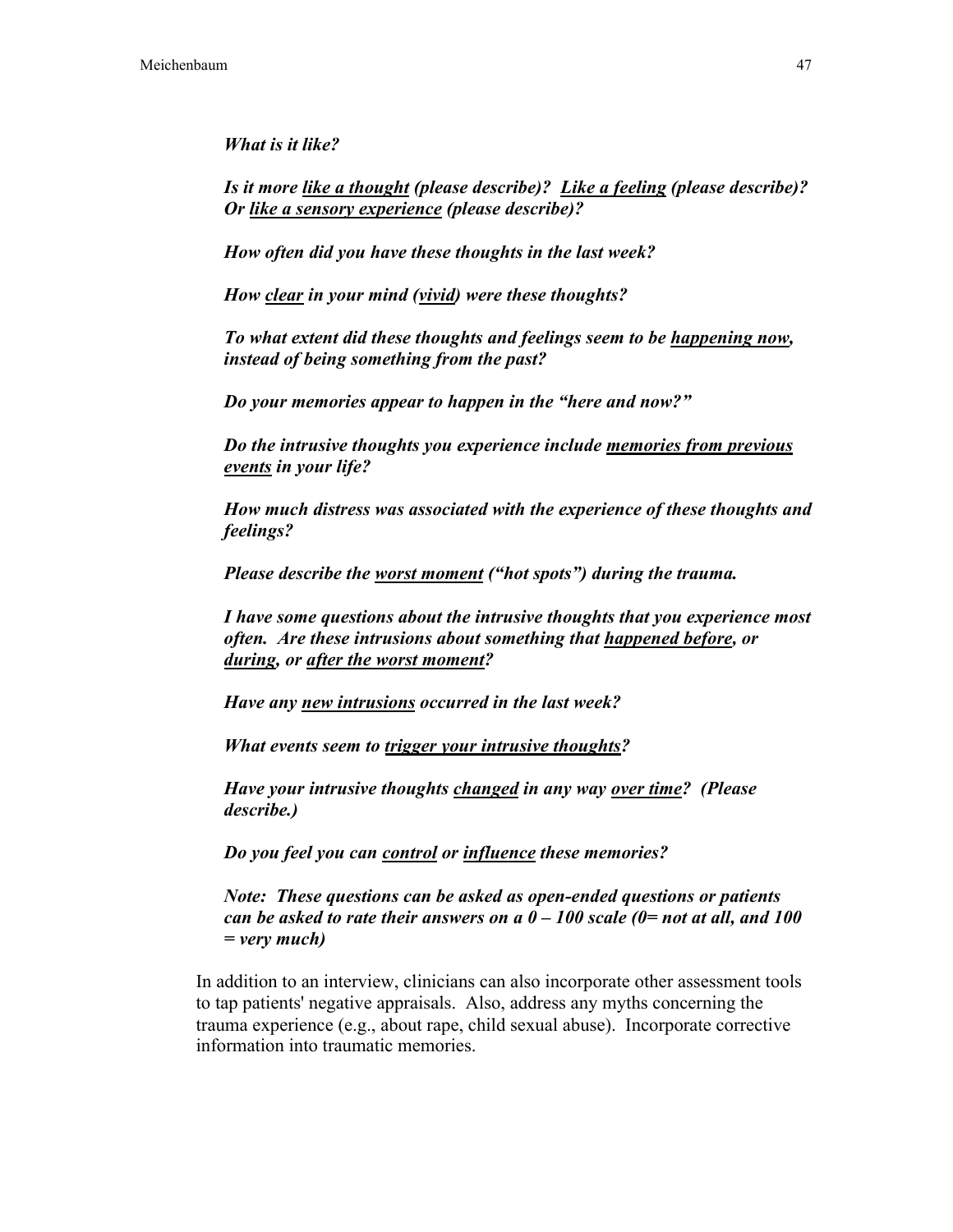***What is it like?***

***Is it more <u>like a thought</u> (please describe)? <u>Like a feeling</u> (please describe)? Or <u>like a sensory experience</u> (please describe)?***

***How often did you have these thoughts in the last week?***

***How <u>clear</u> in your mind (<u>vivid</u>) were these thoughts?***

***To what extent did these thoughts and feelings seem to be <u>happening now</u>, instead of being something from the past?***

***Do your memories appear to happen in the "here and now?"***

***Do the intrusive thoughts you experience include <u>memories from previous events</u> in your life?***

***How much distress was associated with the experience of these thoughts and feelings?***

***Please describe the <u>worst moment</u> ("hot spots") during the trauma.***

***I have some questions about the intrusive thoughts that you experience most often. Are these intrusions about something that <u>happened before</u>, or <u>during</u>, or <u>after the worst moment</u>?***

***Have any <u>new intrusions</u> occurred in the last week?***

***What events seem to <u>trigger your intrusive thoughts</u>?***

***Have your intrusive thoughts <u>changed</u> in any way <u>over time</u>? (Please describe.)***

***Do you feel you can <u>control</u> or <u>influence</u> these memories?***

***Note: These questions can be asked as open-ended questions or patients can be asked to rate their answers on a 0 – 100 scale (0= not at all, and 100 = very much)***

In addition to an interview, clinicians can also incorporate other assessment tools to tap patients' negative appraisals. Also, address any myths concerning the trauma experience (e.g., about rape, child sexual abuse). Incorporate corrective information into traumatic memories.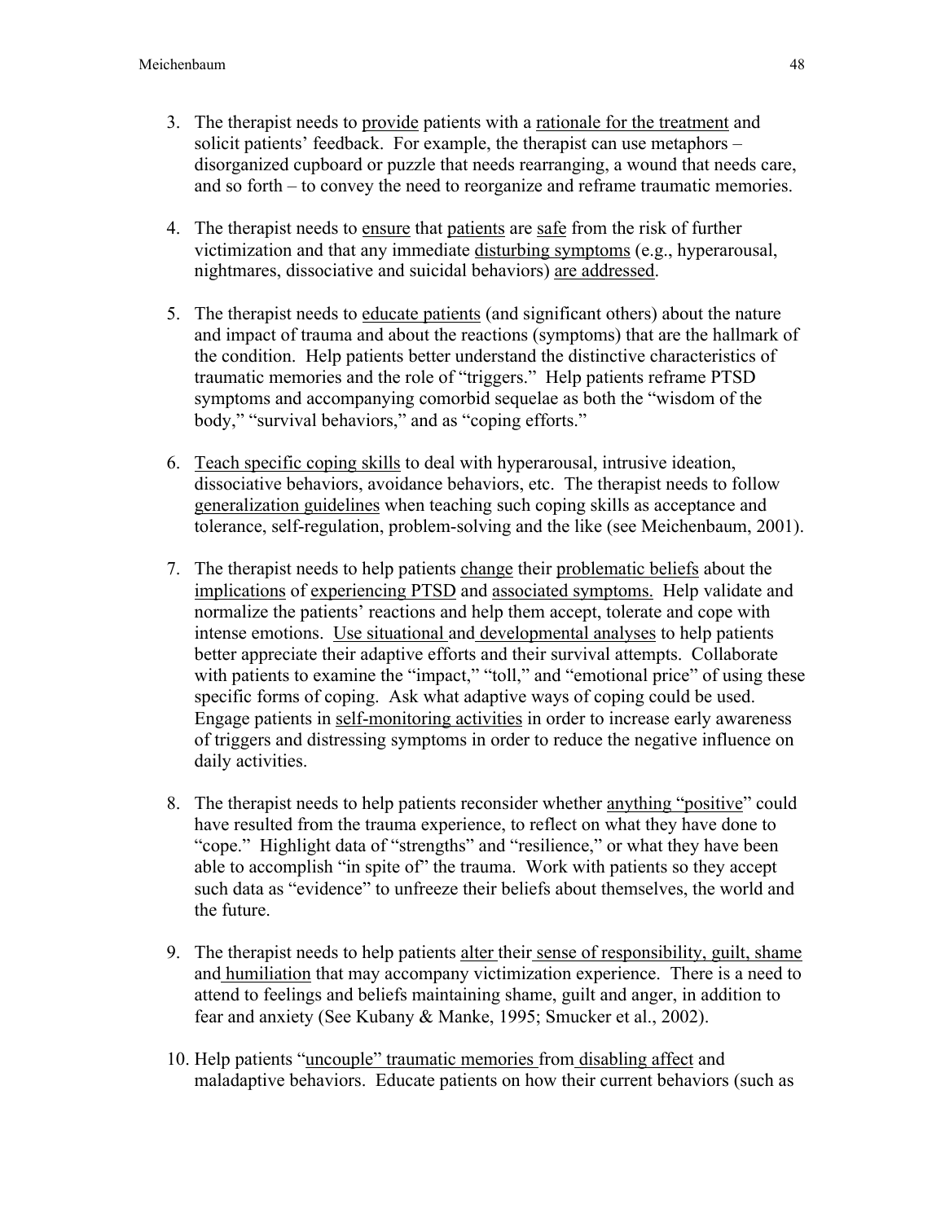3. The therapist needs to provide patients with a rationale for the treatment and solicit patients' feedback. For example, the therapist can use metaphors – disorganized cupboard or puzzle that needs rearranging, a wound that needs care, and so forth – to convey the need to reorganize and reframe traumatic memories.

4. The therapist needs to ensure that patients are safe from the risk of further victimization and that any immediate disturbing symptoms (e.g., hyperarousal, nightmares, dissociative and suicidal behaviors) are addressed.

5. The therapist needs to educate patients (and significant others) about the nature and impact of trauma and about the reactions (symptoms) that are the hallmark of the condition. Help patients better understand the distinctive characteristics of traumatic memories and the role of "triggers." Help patients reframe PTSD symptoms and accompanying comorbid sequelae as both the "wisdom of the body," "survival behaviors," and as "coping efforts."

6. Teach specific coping skills to deal with hyperarousal, intrusive ideation, dissociative behaviors, avoidance behaviors, etc. The therapist needs to follow generalization guidelines when teaching such coping skills as acceptance and tolerance, self-regulation, problem-solving and the like (see Meichenbaum, 2001).

7. The therapist needs to help patients change their problematic beliefs about the implications of experiencing PTSD and associated symptoms. Help validate and normalize the patients' reactions and help them accept, tolerate and cope with intense emotions. Use situational and developmental analyses to help patients better appreciate their adaptive efforts and their survival attempts. Collaborate with patients to examine the "impact," "toll," and "emotional price" of using these specific forms of coping. Ask what adaptive ways of coping could be used. Engage patients in self-monitoring activities in order to increase early awareness of triggers and distressing symptoms in order to reduce the negative influence on daily activities.

8. The therapist needs to help patients reconsider whether anything "positive" could have resulted from the trauma experience, to reflect on what they have done to "cope." Highlight data of "strengths" and "resilience," or what they have been able to accomplish "in spite of" the trauma. Work with patients so they accept such data as "evidence" to unfreeze their beliefs about themselves, the world and the future.

9. The therapist needs to help patients alter their sense of responsibility, guilt, shame and humiliation that may accompany victimization experience. There is a need to attend to feelings and beliefs maintaining shame, guilt and anger, in addition to fear and anxiety (See Kubany & Manke, 1995; Smucker et al., 2002).

10. Help patients "uncouple" traumatic memories from disabling affect and maladaptive behaviors. Educate patients on how their current behaviors (such as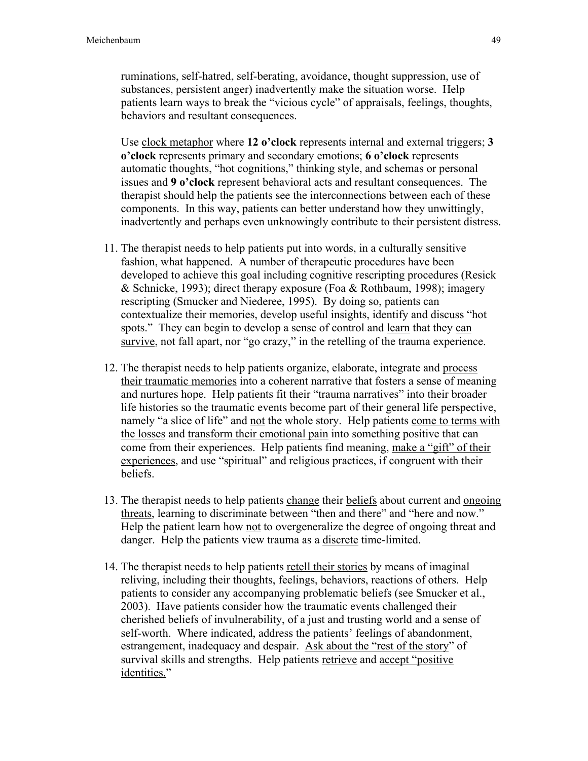ruminations, self-hatred, self-berating, avoidance, thought suppression, use of substances, persistent anger) inadvertently make the situation worse. Help patients learn ways to break the "vicious cycle" of appraisals, feelings, thoughts, behaviors and resultant consequences.

Use clock metaphor where **12 o'clock** represents internal and external triggers; **3 o'clock** represents primary and secondary emotions; **6 o'clock** represents automatic thoughts, "hot cognitions," thinking style, and schemas or personal issues and **9 o'clock** represent behavioral acts and resultant consequences. The therapist should help the patients see the interconnections between each of these components. In this way, patients can better understand how they unwittingly, inadvertently and perhaps even unknowingly contribute to their persistent distress.

11. The therapist needs to help patients put into words, in a culturally sensitive fashion, what happened. A number of therapeutic procedures have been developed to achieve this goal including cognitive rescripting procedures (Resick & Schnicke, 1993); direct therapy exposure (Foa & Rothbaum, 1998); imagery rescripting (Smucker and Niederee, 1995). By doing so, patients can contextualize their memories, develop useful insights, identify and discuss "hot spots." They can begin to develop a sense of control and learn that they can survive, not fall apart, nor "go crazy," in the retelling of the trauma experience.

12. The therapist needs to help patients organize, elaborate, integrate and process their traumatic memories into a coherent narrative that fosters a sense of meaning and nurtures hope. Help patients fit their "trauma narratives" into their broader life histories so the traumatic events become part of their general life perspective, namely "a slice of life" and not the whole story. Help patients come to terms with the losses and transform their emotional pain into something positive that can come from their experiences. Help patients find meaning, make a "gift" of their experiences, and use "spiritual" and religious practices, if congruent with their beliefs.

13. The therapist needs to help patients change their beliefs about current and ongoing threats, learning to discriminate between "then and there" and "here and now." Help the patient learn how not to overgeneralize the degree of ongoing threat and danger. Help the patients view trauma as a discrete time-limited.

14. The therapist needs to help patients retell their stories by means of imaginal reliving, including their thoughts, feelings, behaviors, reactions of others. Help patients to consider any accompanying problematic beliefs (see Smucker et al., 2003). Have patients consider how the traumatic events challenged their cherished beliefs of invulnerability, of a just and trusting world and a sense of self-worth. Where indicated, address the patients' feelings of abandonment, estrangement, inadequacy and despair. Ask about the "rest of the story" of survival skills and strengths. Help patients retrieve and accept "positive identities."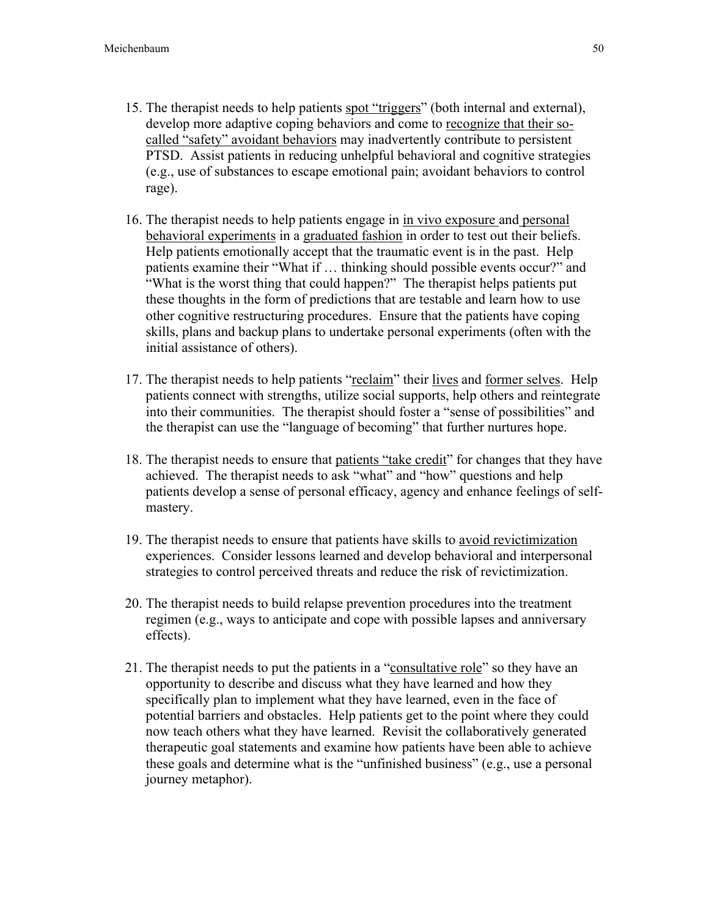15. The therapist needs to help patients spot "triggers" (both internal and external), develop more adaptive coping behaviors and come to recognize that their so-called "safety" avoidant behaviors may inadvertently contribute to persistent PTSD. Assist patients in reducing unhelpful behavioral and cognitive strategies (e.g., use of substances to escape emotional pain; avoidant behaviors to control rage).

16. The therapist needs to help patients engage in in vivo exposure and personal behavioral experiments in a graduated fashion in order to test out their beliefs. Help patients emotionally accept that the traumatic event is in the past. Help patients examine their "What if … thinking should possible events occur?" and "What is the worst thing that could happen?" The therapist helps patients put these thoughts in the form of predictions that are testable and learn how to use other cognitive restructuring procedures. Ensure that the patients have coping skills, plans and backup plans to undertake personal experiments (often with the initial assistance of others).

17. The therapist needs to help patients "reclaim" their lives and former selves. Help patients connect with strengths, utilize social supports, help others and reintegrate into their communities. The therapist should foster a "sense of possibilities" and the therapist can use the "language of becoming" that further nurtures hope.

18. The therapist needs to ensure that patients "take credit" for changes that they have achieved. The therapist needs to ask "what" and "how" questions and help patients develop a sense of personal efficacy, agency and enhance feelings of self-mastery.

19. The therapist needs to ensure that patients have skills to avoid revictimization experiences. Consider lessons learned and develop behavioral and interpersonal strategies to control perceived threats and reduce the risk of revictimization.

20. The therapist needs to build relapse prevention procedures into the treatment regimen (e.g., ways to anticipate and cope with possible lapses and anniversary effects).

21. The therapist needs to put the patients in a "consultative role" so they have an opportunity to describe and discuss what they have learned and how they specifically plan to implement what they have learned, even in the face of potential barriers and obstacles. Help patients get to the point where they could now teach others what they have learned. Revisit the collaboratively generated therapeutic goal statements and examine how patients have been able to achieve these goals and determine what is the "unfinished business" (e.g., use a personal journey metaphor).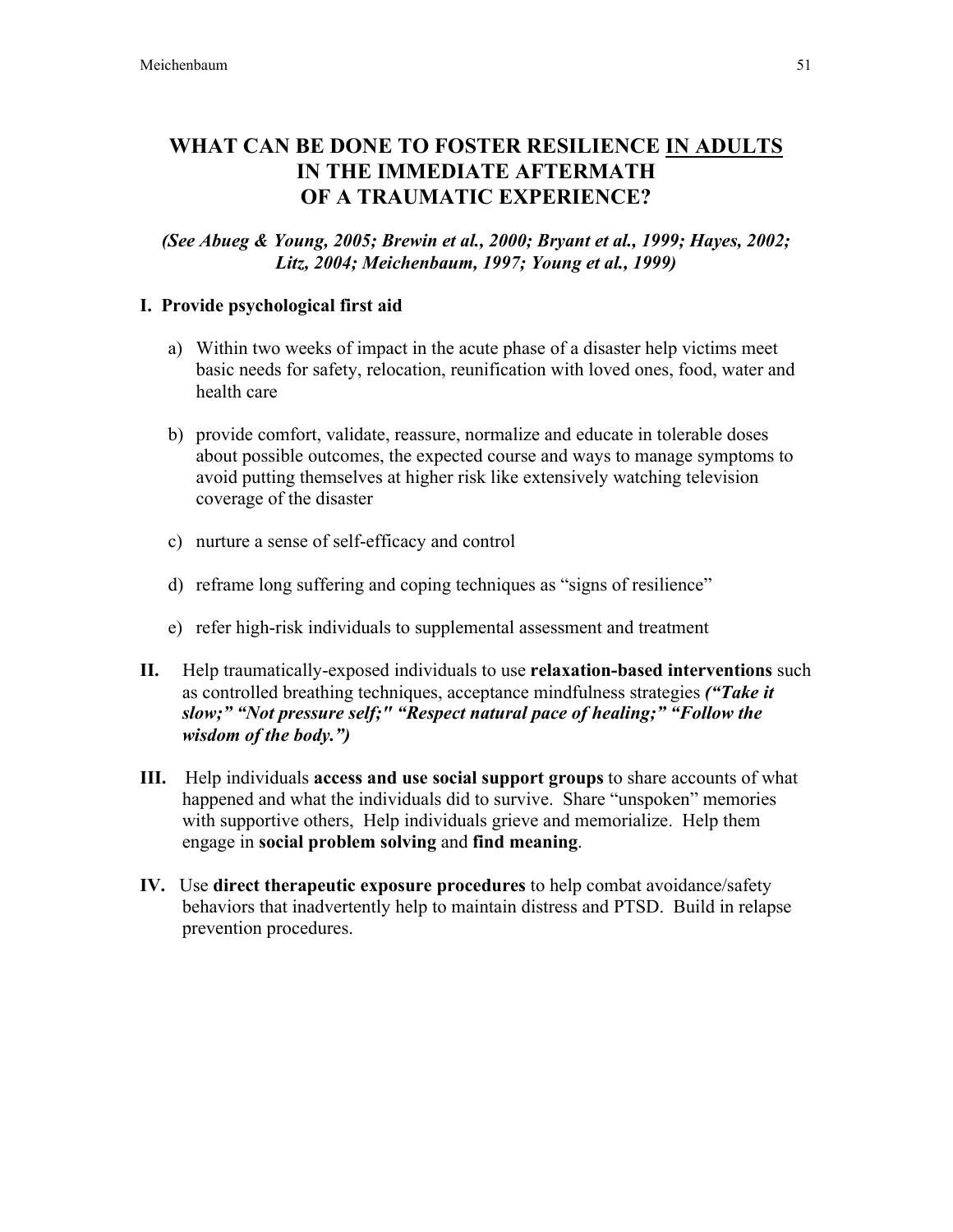# WHAT CAN BE DONE TO FOSTER RESILIENCE <u>IN ADULTS</u> IN THE IMMEDIATE AFTERMATH OF A TRAUMATIC EXPERIENCE?

***(See Abueg & Young, 2005; Brewin et al., 2000; Bryant et al., 1999; Hayes, 2002; Litz, 2004; Meichenbaum, 1997; Young et al., 1999)***

**I. Provide psychological first aid**

a) Within two weeks of impact in the acute phase of a disaster help victims meet basic needs for safety, relocation, reunification with loved ones, food, water and health care

b) provide comfort, validate, reassure, normalize and educate in tolerable doses about possible outcomes, the expected course and ways to manage symptoms to avoid putting themselves at higher risk like extensively watching television coverage of the disaster

c) nurture a sense of self-efficacy and control

d) reframe long suffering and coping techniques as "signs of resilience"

e) refer high-risk individuals to supplemental assessment and treatment

**II.** Help traumatically-exposed individuals to use **relaxation-based interventions** such as controlled breathing techniques, acceptance mindfulness strategies ***("Take it slow;" "Not pressure self;" "Respect natural pace of healing;" "Follow the wisdom of the body.")***

**III.** Help individuals **access and use social support groups** to share accounts of what happened and what the individuals did to survive. Share "unspoken" memories with supportive others, Help individuals grieve and memorialize. Help them engage in **social problem solving** and **find meaning**.

**IV.** Use **direct therapeutic exposure procedures** to help combat avoidance/safety behaviors that inadvertently help to maintain distress and PTSD. Build in relapse prevention procedures.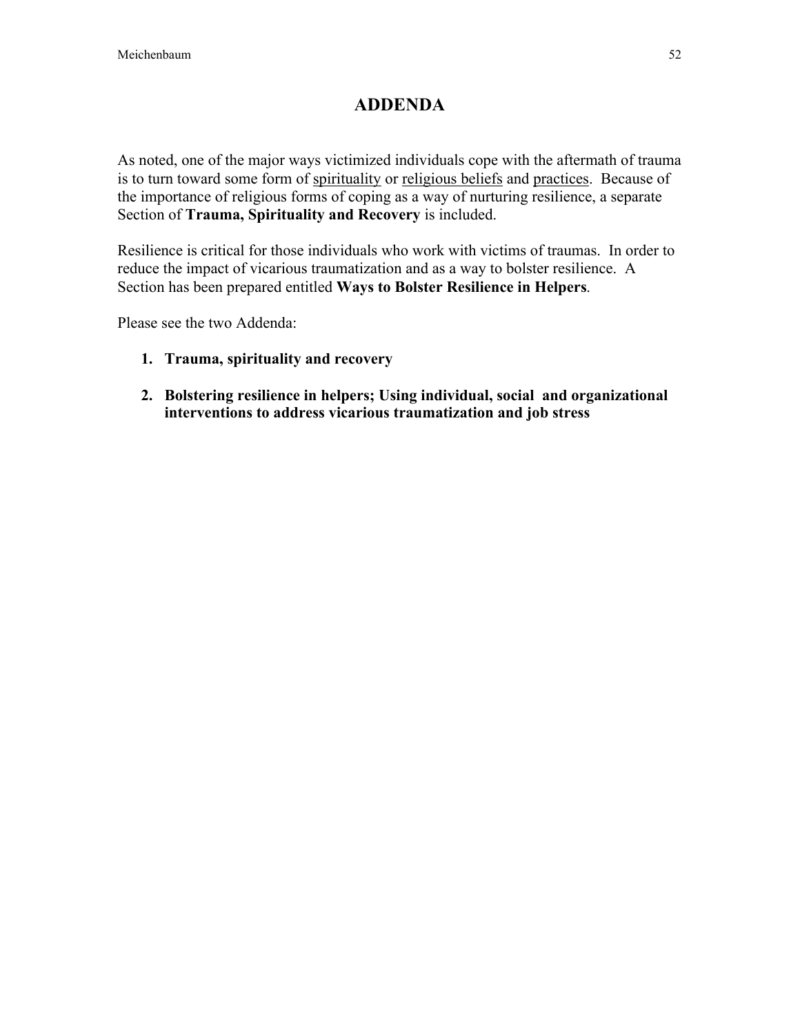# ADDENDA

As noted, one of the major ways victimized individuals cope with the aftermath of trauma is to turn toward some form of <u>spirituality</u> or <u>religious beliefs</u> and <u>practices</u>. Because of the importance of religious forms of coping as a way of nurturing resilience, a separate Section of **Trauma, Spirituality and Recovery** is included.

Resilience is critical for those individuals who work with victims of traumas. In order to reduce the impact of vicarious traumatization and as a way to bolster resilience. A Section has been prepared entitled **Ways to Bolster Resilience in Helpers**.

Please see the two Addenda:

1. **Trauma, spirituality and recovery**

2. **Bolstering resilience in helpers; Using individual, social and organizational interventions to address vicarious traumatization and job stress**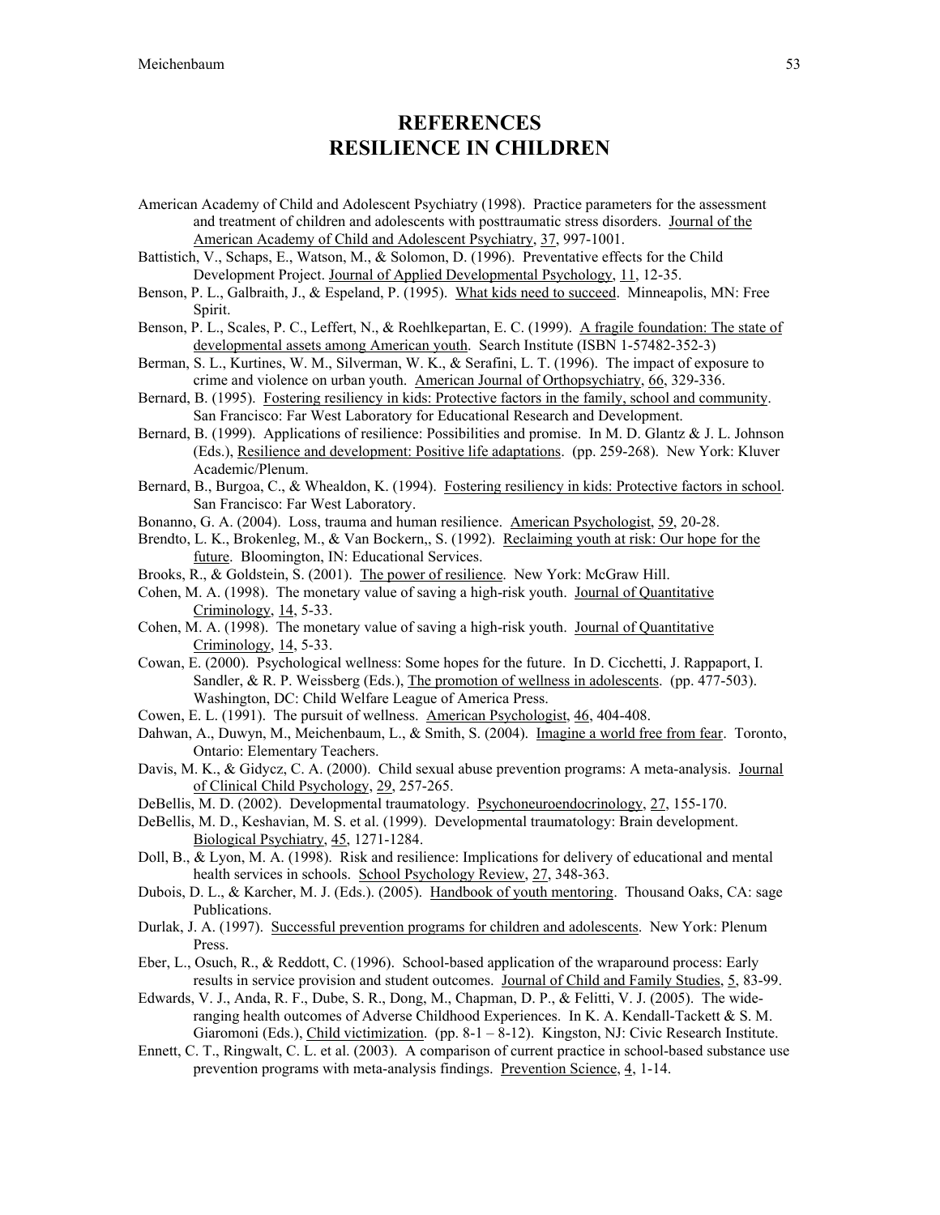# REFERENCES
# RESILIENCE IN CHILDREN

American Academy of Child and Adolescent Psychiatry (1998). Practice parameters for the assessment and treatment of children and adolescents with posttraumatic stress disorders. Journal of the American Academy of Child and Adolescent Psychiatry, 37, 997-1001.

Battistich, V., Schaps, E., Watson, M., & Solomon, D. (1996). Preventative effects for the Child Development Project. Journal of Applied Developmental Psychology, 11, 12-35.

Benson, P. L., Galbraith, J., & Espeland, P. (1995). What kids need to succeed. Minneapolis, MN: Free Spirit.

Benson, P. L., Scales, P. C., Leffert, N., & Roehlkepartan, E. C. (1999). A fragile foundation: The state of developmental assets among American youth. Search Institute (ISBN 1-57482-352-3)

Berman, S. L., Kurtines, W. M., Silverman, W. K., & Serafini, L. T. (1996). The impact of exposure to crime and violence on urban youth. American Journal of Orthopsychiatry, 66, 329-336.

Bernard, B. (1995). Fostering resiliency in kids: Protective factors in the family, school and community. San Francisco: Far West Laboratory for Educational Research and Development.

Bernard, B. (1999). Applications of resilience: Possibilities and promise. In M. D. Glantz & J. L. Johnson (Eds.), Resilience and development: Positive life adaptations. (pp. 259-268). New York: Kluver Academic/Plenum.

Bernard, B., Burgoa, C., & Whealdon, K. (1994). Fostering resiliency in kids: Protective factors in school. San Francisco: Far West Laboratory.

Bonanno, G. A. (2004). Loss, trauma and human resilience. American Psychologist, 59, 20-28.

Brendto, L. K., Brokenleg, M., & Van Bockern,, S. (1992). Reclaiming youth at risk: Our hope for the future. Bloomington, IN: Educational Services.

Brooks, R., & Goldstein, S. (2001). The power of resilience. New York: McGraw Hill.

Cohen, M. A. (1998). The monetary value of saving a high-risk youth. Journal of Quantitative Criminology, 14, 5-33.

Cohen, M. A. (1998). The monetary value of saving a high-risk youth. Journal of Quantitative Criminology, 14, 5-33.

Cowan, E. (2000). Psychological wellness: Some hopes for the future. In D. Cicchetti, J. Rappaport, I. Sandler, & R. P. Weissberg (Eds.), The promotion of wellness in adolescents. (pp. 477-503). Washington, DC: Child Welfare League of America Press.

Cowen, E. L. (1991). The pursuit of wellness. American Psychologist, 46, 404-408.

Dahwan, A., Duwyn, M., Meichenbaum, L., & Smith, S. (2004). Imagine a world free from fear. Toronto, Ontario: Elementary Teachers.

Davis, M. K., & Gidycz, C. A. (2000). Child sexual abuse prevention programs: A meta-analysis. Journal of Clinical Child Psychology, 29, 257-265.

DeBellis, M. D. (2002). Developmental traumatology. Psychoneuroendocrinology, 27, 155-170.

DeBellis, M. D., Keshavian, M. S. et al. (1999). Developmental traumatology: Brain development. Biological Psychiatry, 45, 1271-1284.

Doll, B., & Lyon, M. A. (1998). Risk and resilience: Implications for delivery of educational and mental health services in schools. School Psychology Review, 27, 348-363.

Dubois, D. L., & Karcher, M. J. (Eds.). (2005). Handbook of youth mentoring. Thousand Oaks, CA: sage Publications.

Durlak, J. A. (1997). Successful prevention programs for children and adolescents. New York: Plenum Press.

Eber, L., Osuch, R., & Reddott, C. (1996). School-based application of the wraparound process: Early results in service provision and student outcomes. Journal of Child and Family Studies, 5, 83-99.

Edwards, V. J., Anda, R. F., Dube, S. R., Dong, M., Chapman, D. P., & Felitti, V. J. (2005). The wide-ranging health outcomes of Adverse Childhood Experiences. In K. A. Kendall-Tackett & S. M. Giaromoni (Eds.), Child victimization. (pp. 8-1 – 8-12). Kingston, NJ: Civic Research Institute.

Ennett, C. T., Ringwalt, C. L. et al. (2003). A comparison of current practice in school-based substance use prevention programs with meta-analysis findings. Prevention Science, 4, 1-14.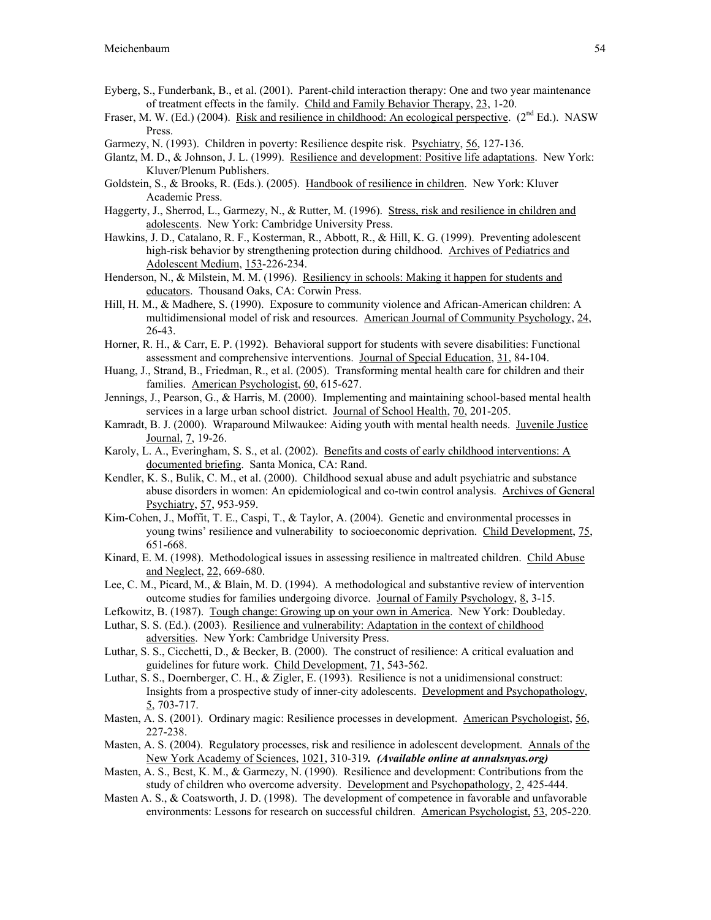Eyberg, S., Funderbank, B., et al. (2001). Parent-child interaction therapy: One and two year maintenance of treatment effects in the family. Child and Family Behavior Therapy, 23, 1-20.

Fraser, M. W. (Ed.) (2004). Risk and resilience in childhood: An ecological perspective. (2nd Ed.). NASW Press.

Garmezy, N. (1993). Children in poverty: Resilience despite risk. Psychiatry, 56, 127-136.

Glantz, M. D., & Johnson, J. L. (1999). Resilience and development: Positive life adaptations. New York: Kluver/Plenum Publishers.

Goldstein, S., & Brooks, R. (Eds.). (2005). Handbook of resilience in children. New York: Kluver Academic Press.

Haggerty, J., Sherrod, L., Garmezy, N., & Rutter, M. (1996). Stress, risk and resilience in children and adolescents. New York: Cambridge University Press.

Hawkins, J. D., Catalano, R. F., Kosterman, R., Abbott, R., & Hill, K. G. (1999). Preventing adolescent high-risk behavior by strengthening protection during childhood. Archives of Pediatrics and Adolescent Medium, 153-226-234.

Henderson, N., & Milstein, M. M. (1996). Resiliency in schools: Making it happen for students and educators. Thousand Oaks, CA: Corwin Press.

Hill, H. M., & Madhere, S. (1990). Exposure to community violence and African-American children: A multidimensional model of risk and resources. American Journal of Community Psychology, 24, 26-43.

Horner, R. H., & Carr, E. P. (1992). Behavioral support for students with severe disabilities: Functional assessment and comprehensive interventions. Journal of Special Education, 31, 84-104.

Huang, J., Strand, B., Friedman, R., et al. (2005). Transforming mental health care for children and their families. American Psychologist, 60, 615-627.

Jennings, J., Pearson, G., & Harris, M. (2000). Implementing and maintaining school-based mental health services in a large urban school district. Journal of School Health, 70, 201-205.

Kamradt, B. J. (2000). Wraparound Milwaukee: Aiding youth with mental health needs. Juvenile Justice Journal, 7, 19-26.

Karoly, L. A., Everingham, S. S., et al. (2002). Benefits and costs of early childhood interventions: A documented briefing. Santa Monica, CA: Rand.

Kendler, K. S., Bulik, C. M., et al. (2000). Childhood sexual abuse and adult psychiatric and substance abuse disorders in women: An epidemiological and co-twin control analysis. Archives of General Psychiatry, 57, 953-959.

Kim-Cohen, J., Moffit, T. E., Caspi, T., & Taylor, A. (2004). Genetic and environmental processes in young twins' resilience and vulnerability to socioeconomic deprivation. Child Development, 75, 651-668.

Kinard, E. M. (1998). Methodological issues in assessing resilience in maltreated children. Child Abuse and Neglect, 22, 669-680.

Lee, C. M., Picard, M., & Blain, M. D. (1994). A methodological and substantive review of intervention outcome studies for families undergoing divorce. Journal of Family Psychology, 8, 3-15.

Lefkowitz, B. (1987). Tough change: Growing up on your own in America. New York: Doubleday.

Luthar, S. S. (Ed.). (2003). Resilience and vulnerability: Adaptation in the context of childhood adversities. New York: Cambridge University Press.

Luthar, S. S., Cicchetti, D., & Becker, B. (2000). The construct of resilience: A critical evaluation and guidelines for future work. Child Development, 71, 543-562.

Luthar, S. S., Doernberger, C. H., & Zigler, E. (1993). Resilience is not a unidimensional construct: Insights from a prospective study of inner-city adolescents. Development and Psychopathology, 5, 703-717.

Masten, A. S. (2001). Ordinary magic: Resilience processes in development. American Psychologist, 56, 227-238.

Masten, A. S. (2004). Regulatory processes, risk and resilience in adolescent development. Annals of the New York Academy of Sciences, 1021, 310-319***. (Available online at annalsnyas.org)***

Masten, A. S., Best, K. M., & Garmezy, N. (1990). Resilience and development: Contributions from the study of children who overcome adversity. Development and Psychopathology, 2, 425-444.

Masten A. S., & Coatsworth, J. D. (1998). The development of competence in favorable and unfavorable environments: Lessons for research on successful children. American Psychologist, 53, 205-220.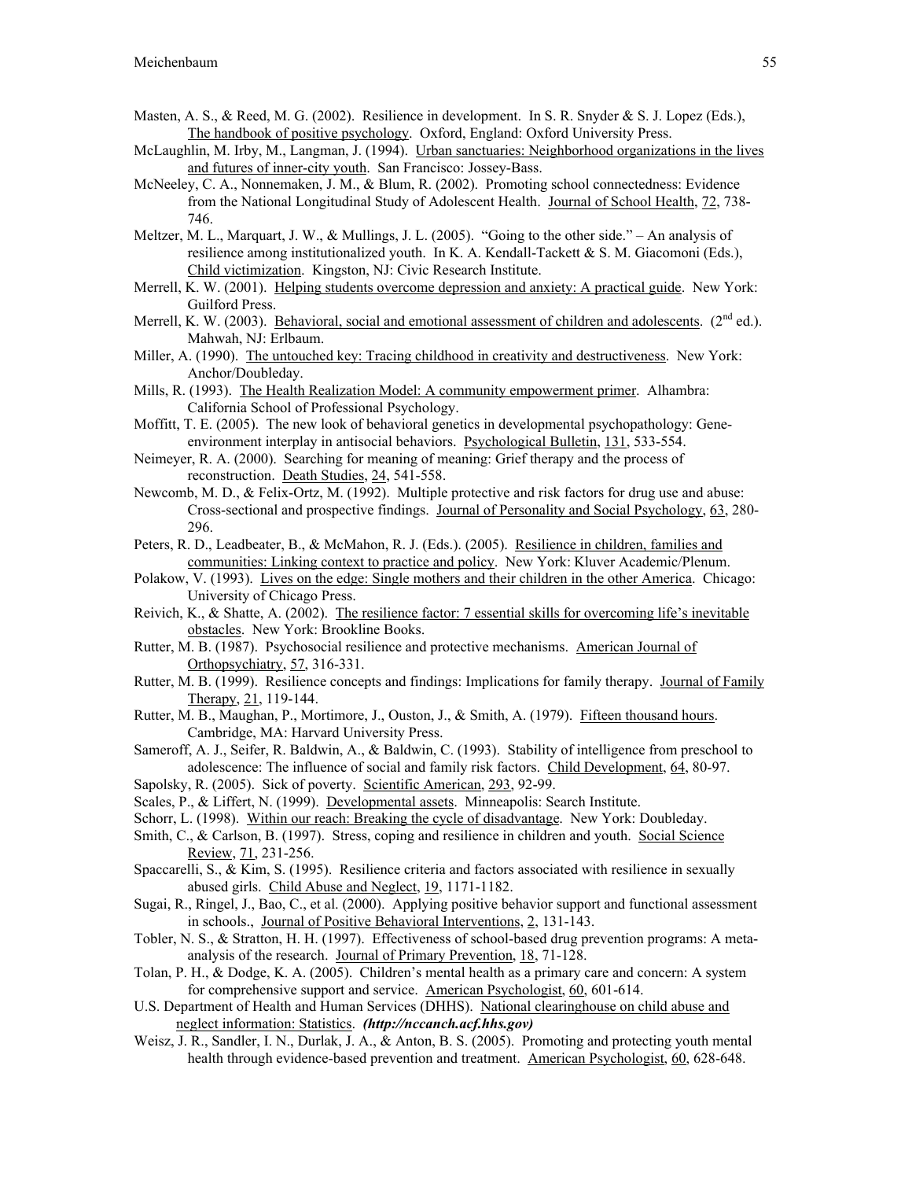Masten, A. S., & Reed, M. G. (2002). Resilience in development. In S. R. Snyder & S. J. Lopez (Eds.), The handbook of positive psychology. Oxford, England: Oxford University Press.

McLaughlin, M. Irby, M., Langman, J. (1994). Urban sanctuaries: Neighborhood organizations in the lives and futures of inner-city youth. San Francisco: Jossey-Bass.

McNeeley, C. A., Nonnemaken, J. M., & Blum, R. (2002). Promoting school connectedness: Evidence from the National Longitudinal Study of Adolescent Health. Journal of School Health, 72, 738-746.

Meltzer, M. L., Marquart, J. W., & Mullings, J. L. (2005). "Going to the other side." – An analysis of resilience among institutionalized youth. In K. A. Kendall-Tackett & S. M. Giacomoni (Eds.), Child victimization. Kingston, NJ: Civic Research Institute.

Merrell, K. W. (2001). Helping students overcome depression and anxiety: A practical guide. New York: Guilford Press.

Merrell, K. W. (2003). Behavioral, social and emotional assessment of children and adolescents. (2nd ed.). Mahwah, NJ: Erlbaum.

Miller, A. (1990). The untouched key: Tracing childhood in creativity and destructiveness. New York: Anchor/Doubleday.

Mills, R. (1993). The Health Realization Model: A community empowerment primer. Alhambra: California School of Professional Psychology.

Moffitt, T. E. (2005). The new look of behavioral genetics in developmental psychopathology: Gene-environment interplay in antisocial behaviors. Psychological Bulletin, 131, 533-554.

Neimeyer, R. A. (2000). Searching for meaning of meaning: Grief therapy and the process of reconstruction. Death Studies, 24, 541-558.

Newcomb, M. D., & Felix-Ortz, M. (1992). Multiple protective and risk factors for drug use and abuse: Cross-sectional and prospective findings. Journal of Personality and Social Psychology, 63, 280-296.

Peters, R. D., Leadbeater, B., & McMahon, R. J. (Eds.). (2005). Resilience in children, families and communities: Linking context to practice and policy. New York: Kluver Academic/Plenum.

Polakow, V. (1993). Lives on the edge: Single mothers and their children in the other America. Chicago: University of Chicago Press.

Reivich, K., & Shatte, A. (2002). The resilience factor: 7 essential skills for overcoming life's inevitable obstacles. New York: Brookline Books.

Rutter, M. B. (1987). Psychosocial resilience and protective mechanisms. American Journal of Orthopsychiatry, 57, 316-331.

Rutter, M. B. (1999). Resilience concepts and findings: Implications for family therapy. Journal of Family Therapy, 21, 119-144.

Rutter, M. B., Maughan, P., Mortimore, J., Ouston, J., & Smith, A. (1979). Fifteen thousand hours. Cambridge, MA: Harvard University Press.

Sameroff, A. J., Seifer, R. Baldwin, A., & Baldwin, C. (1993). Stability of intelligence from preschool to adolescence: The influence of social and family risk factors. Child Development, 64, 80-97.

Sapolsky, R. (2005). Sick of poverty. Scientific American, 293, 92-99.

Scales, P., & Liffert, N. (1999). Developmental assets. Minneapolis: Search Institute.

Schorr, L. (1998). Within our reach: Breaking the cycle of disadvantage. New York: Doubleday.

Smith, C., & Carlson, B. (1997). Stress, coping and resilience in children and youth. Social Science Review, 71, 231-256.

Spaccarelli, S., & Kim, S. (1995). Resilience criteria and factors associated with resilience in sexually abused girls. Child Abuse and Neglect, 19, 1171-1182.

Sugai, R., Ringel, J., Bao, C., et al. (2000). Applying positive behavior support and functional assessment in schools., Journal of Positive Behavioral Interventions, 2, 131-143.

Tobler, N. S., & Stratton, H. H. (1997). Effectiveness of school-based drug prevention programs: A meta-analysis of the research. Journal of Primary Prevention, 18, 71-128.

Tolan, P. H., & Dodge, K. A. (2005). Children's mental health as a primary care and concern: A system for comprehensive support and service. American Psychologist, 60, 601-614.

U.S. Department of Health and Human Services (DHHS). National clearinghouse on child abuse and neglect information: Statistics. ***(http://nccanch.acf.hhs.gov)***

Weisz, J. R., Sandler, I. N., Durlak, J. A., & Anton, B. S. (2005). Promoting and protecting youth mental health through evidence-based prevention and treatment. American Psychologist, 60, 628-648.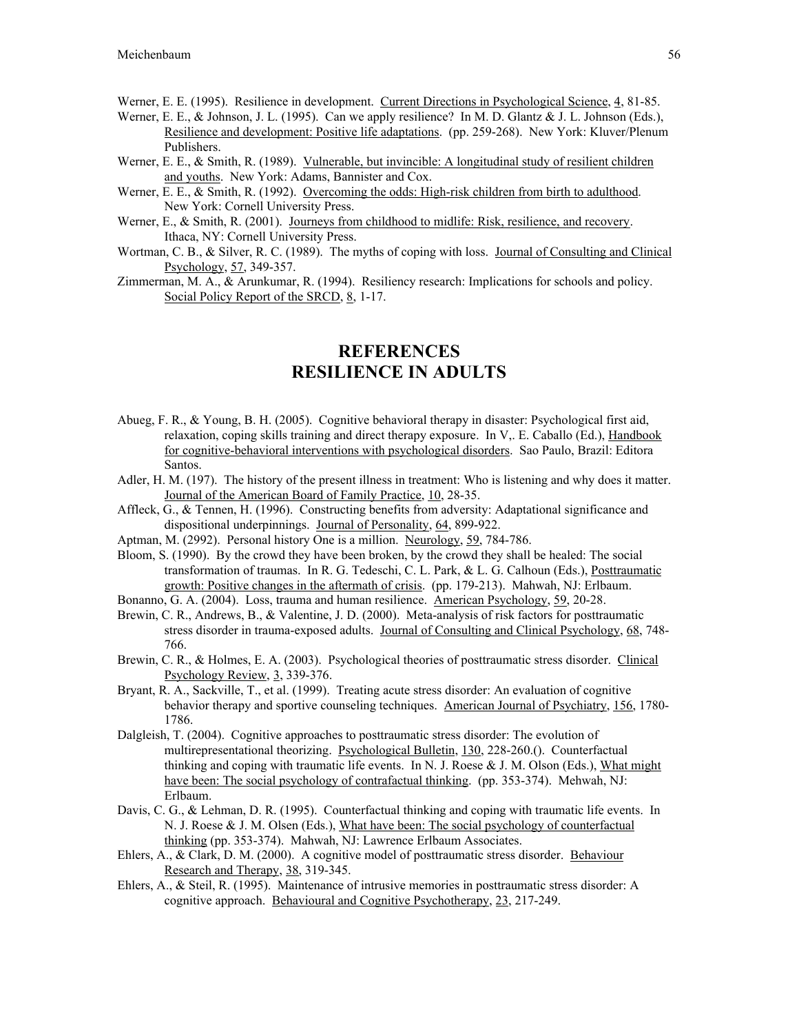Werner, E. E. (1995). Resilience in development. Current Directions in Psychological Science, 4, 81-85.

Werner, E. E., & Johnson, J. L. (1995). Can we apply resilience? In M. D. Glantz & J. L. Johnson (Eds.), Resilience and development: Positive life adaptations. (pp. 259-268). New York: Kluver/Plenum Publishers.

Werner, E. E., & Smith, R. (1989). Vulnerable, but invincible: A longitudinal study of resilient children and youths. New York: Adams, Bannister and Cox.

Werner, E. E., & Smith, R. (1992). Overcoming the odds: High-risk children from birth to adulthood. New York: Cornell University Press.

Werner, E., & Smith, R. (2001). Journeys from childhood to midlife: Risk, resilience, and recovery. Ithaca, NY: Cornell University Press.

Wortman, C. B., & Silver, R. C. (1989). The myths of coping with loss. Journal of Consulting and Clinical Psychology, 57, 349-357.

Zimmerman, M. A., & Arunkumar, R. (1994). Resiliency research: Implications for schools and policy. Social Policy Report of the SRCD, 8, 1-17.

# REFERENCES
# RESILIENCE IN ADULTS

Abueg, F. R., & Young, B. H. (2005). Cognitive behavioral therapy in disaster: Psychological first aid, relaxation, coping skills training and direct therapy exposure. In V,. E. Caballo (Ed.), Handbook for cognitive-behavioral interventions with psychological disorders. Sao Paulo, Brazil: Editora Santos.

Adler, H. M. (197). The history of the present illness in treatment: Who is listening and why does it matter. Journal of the American Board of Family Practice, 10, 28-35.

Affleck, G., & Tennen, H. (1996). Constructing benefits from adversity: Adaptational significance and dispositional underpinnings. Journal of Personality, 64, 899-922.

Aptman, M. (2992). Personal history One is a million. Neurology, 59, 784-786.

Bloom, S. (1990). By the crowd they have been broken, by the crowd they shall be healed: The social transformation of traumas. In R. G. Tedeschi, C. L. Park, & L. G. Calhoun (Eds.), Posttraumatic growth: Positive changes in the aftermath of crisis. (pp. 179-213). Mahwah, NJ: Erlbaum.

Bonanno, G. A. (2004). Loss, trauma and human resilience. American Psychology, 59, 20-28.

Brewin, C. R., Andrews, B., & Valentine, J. D. (2000). Meta-analysis of risk factors for posttraumatic stress disorder in trauma-exposed adults. Journal of Consulting and Clinical Psychology, 68, 748-766.

Brewin, C. R., & Holmes, E. A. (2003). Psychological theories of posttraumatic stress disorder. Clinical Psychology Review, 3, 339-376.

Bryant, R. A., Sackville, T., et al. (1999). Treating acute stress disorder: An evaluation of cognitive behavior therapy and sportive counseling techniques. American Journal of Psychiatry, 156, 1780-1786.

Dalgleish, T. (2004). Cognitive approaches to posttraumatic stress disorder: The evolution of multirepresentational theorizing. Psychological Bulletin, 130, 228-260.(). Counterfactual thinking and coping with traumatic life events. In N. J. Roese & J. M. Olson (Eds.), What might have been: The social psychology of contrafactual thinking. (pp. 353-374). Mehwah, NJ: Erlbaum.

Davis, C. G., & Lehman, D. R. (1995). Counterfactual thinking and coping with traumatic life events. In N. J. Roese & J. M. Olsen (Eds.), What have been: The social psychology of counterfactual thinking (pp. 353-374). Mahwah, NJ: Lawrence Erlbaum Associates.

Ehlers, A., & Clark, D. M. (2000). A cognitive model of posttraumatic stress disorder. Behaviour Research and Therapy, 38, 319-345.

Ehlers, A., & Steil, R. (1995). Maintenance of intrusive memories in posttraumatic stress disorder: A cognitive approach. Behavioural and Cognitive Psychotherapy, 23, 217-249.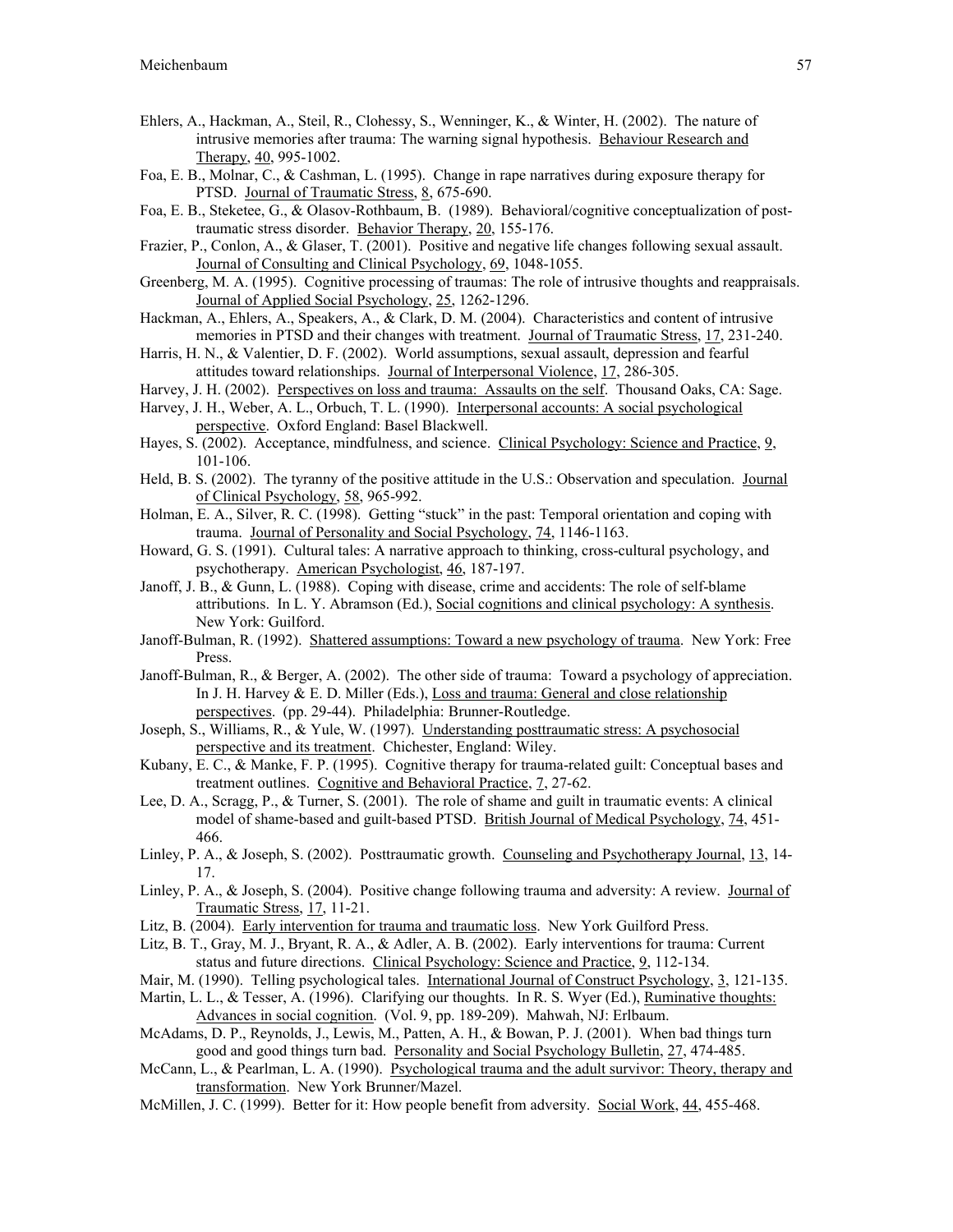Ehlers, A., Hackman, A., Steil, R., Clohessy, S., Wenninger, K., & Winter, H. (2002). The nature of intrusive memories after trauma: The warning signal hypothesis. Behaviour Research and Therapy, 40, 995-1002.

Foa, E. B., Molnar, C., & Cashman, L. (1995). Change in rape narratives during exposure therapy for PTSD. Journal of Traumatic Stress, 8, 675-690.

Foa, E. B., Steketee, G., & Olasov-Rothbaum, B. (1989). Behavioral/cognitive conceptualization of post-traumatic stress disorder. Behavior Therapy, 20, 155-176.

Frazier, P., Conlon, A., & Glaser, T. (2001). Positive and negative life changes following sexual assault. Journal of Consulting and Clinical Psychology, 69, 1048-1055.

Greenberg, M. A. (1995). Cognitive processing of traumas: The role of intrusive thoughts and reappraisals. Journal of Applied Social Psychology, 25, 1262-1296.

Hackman, A., Ehlers, A., Speakers, A., & Clark, D. M. (2004). Characteristics and content of intrusive memories in PTSD and their changes with treatment. Journal of Traumatic Stress, 17, 231-240.

Harris, H. N., & Valentier, D. F. (2002). World assumptions, sexual assault, depression and fearful attitudes toward relationships. Journal of Interpersonal Violence, 17, 286-305.

Harvey, J. H. (2002). Perspectives on loss and trauma: Assaults on the self. Thousand Oaks, CA: Sage.

Harvey, J. H., Weber, A. L., Orbuch, T. L. (1990). Interpersonal accounts: A social psychological perspective. Oxford England: Basel Blackwell.

Hayes, S. (2002). Acceptance, mindfulness, and science. Clinical Psychology: Science and Practice, 9, 101-106.

Held, B. S. (2002). The tyranny of the positive attitude in the U.S.: Observation and speculation. Journal of Clinical Psychology, 58, 965-992.

Holman, E. A., Silver, R. C. (1998). Getting "stuck" in the past: Temporal orientation and coping with trauma. Journal of Personality and Social Psychology, 74, 1146-1163.

Howard, G. S. (1991). Cultural tales: A narrative approach to thinking, cross-cultural psychology, and psychotherapy. American Psychologist, 46, 187-197.

Janoff, J. B., & Gunn, L. (1988). Coping with disease, crime and accidents: The role of self-blame attributions. In L. Y. Abramson (Ed.), Social cognitions and clinical psychology: A synthesis. New York: Guilford.

Janoff-Bulman, R. (1992). Shattered assumptions: Toward a new psychology of trauma. New York: Free Press.

Janoff-Bulman, R., & Berger, A. (2002). The other side of trauma: Toward a psychology of appreciation. In J. H. Harvey & E. D. Miller (Eds.), Loss and trauma: General and close relationship perspectives. (pp. 29-44). Philadelphia: Brunner-Routledge.

Joseph, S., Williams, R., & Yule, W. (1997). Understanding posttraumatic stress: A psychosocial perspective and its treatment. Chichester, England: Wiley.

Kubany, E. C., & Manke, F. P. (1995). Cognitive therapy for trauma-related guilt: Conceptual bases and treatment outlines. Cognitive and Behavioral Practice, 7, 27-62.

Lee, D. A., Scragg, P., & Turner, S. (2001). The role of shame and guilt in traumatic events: A clinical model of shame-based and guilt-based PTSD. British Journal of Medical Psychology, 74, 451-466.

Linley, P. A., & Joseph, S. (2002). Posttraumatic growth. Counseling and Psychotherapy Journal, 13, 14-17.

Linley, P. A., & Joseph, S. (2004). Positive change following trauma and adversity: A review. Journal of Traumatic Stress, 17, 11-21.

Litz, B. (2004). Early intervention for trauma and traumatic loss. New York Guilford Press.

Litz, B. T., Gray, M. J., Bryant, R. A., & Adler, A. B. (2002). Early interventions for trauma: Current status and future directions. Clinical Psychology: Science and Practice, 9, 112-134.

Mair, M. (1990). Telling psychological tales. International Journal of Construct Psychology, 3, 121-135.

Martin, L. L., & Tesser, A. (1996). Clarifying our thoughts. In R. S. Wyer (Ed.), Ruminative thoughts: Advances in social cognition. (Vol. 9, pp. 189-209). Mahwah, NJ: Erlbaum.

McAdams, D. P., Reynolds, J., Lewis, M., Patten, A. H., & Bowan, P. J. (2001). When bad things turn good and good things turn bad. Personality and Social Psychology Bulletin, 27, 474-485.

McCann, L., & Pearlman, L. A. (1990). Psychological trauma and the adult survivor: Theory, therapy and transformation. New York Brunner/Mazel.

McMillen, J. C. (1999). Better for it: How people benefit from adversity. Social Work, 44, 455-468.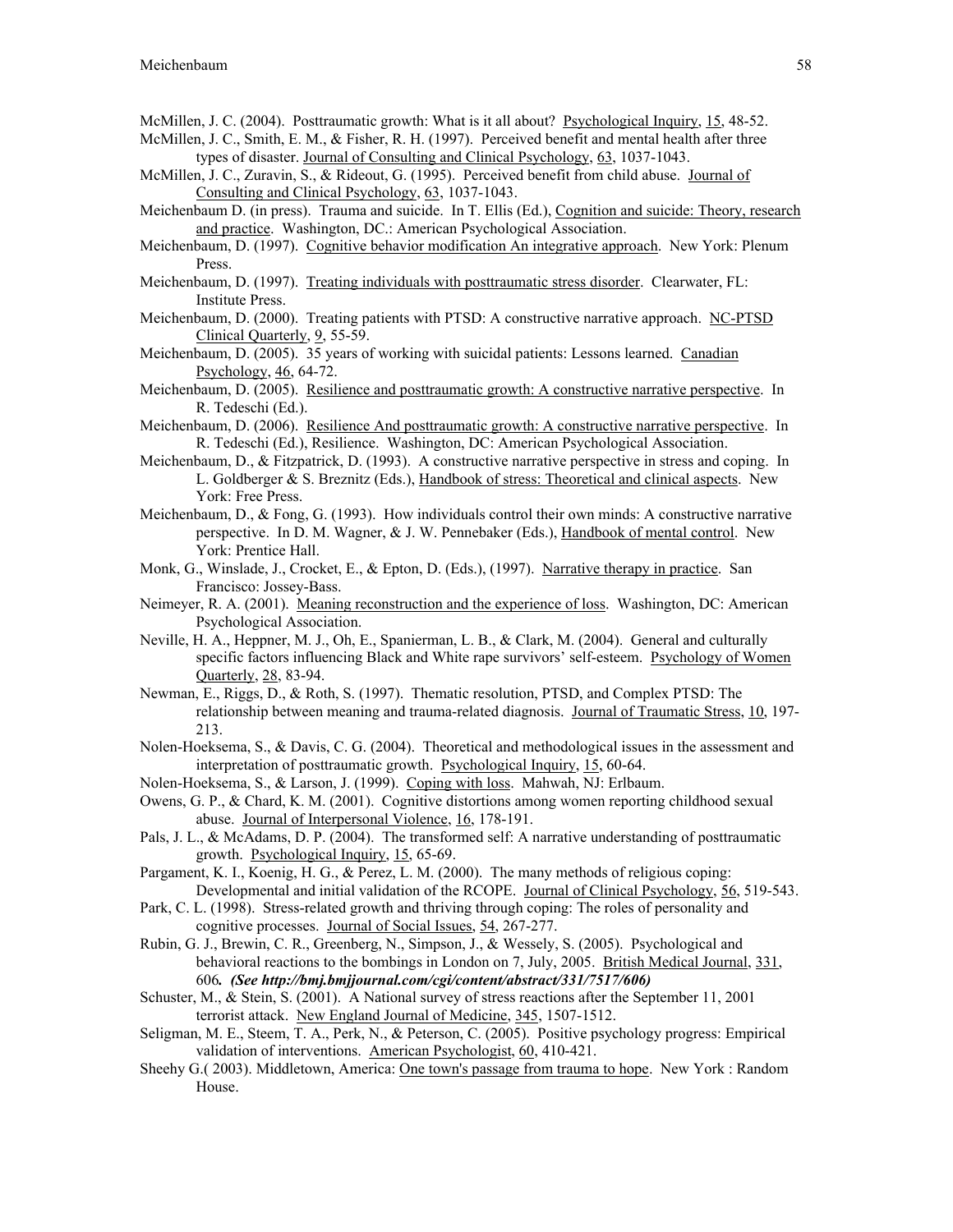McMillen, J. C. (2004). Posttraumatic growth: What is it all about? Psychological Inquiry, 15, 48-52.

McMillen, J. C., Smith, E. M., & Fisher, R. H. (1997). Perceived benefit and mental health after three types of disaster. Journal of Consulting and Clinical Psychology, 63, 1037-1043.

McMillen, J. C., Zuravin, S., & Rideout, G. (1995). Perceived benefit from child abuse. Journal of Consulting and Clinical Psychology, 63, 1037-1043.

Meichenbaum D. (in press). Trauma and suicide. In T. Ellis (Ed.), Cognition and suicide: Theory, research and practice. Washington, DC.: American Psychological Association.

Meichenbaum, D. (1997). Cognitive behavior modification An integrative approach. New York: Plenum Press.

Meichenbaum, D. (1997). Treating individuals with posttraumatic stress disorder. Clearwater, FL: Institute Press.

Meichenbaum, D. (2000). Treating patients with PTSD: A constructive narrative approach. NC-PTSD Clinical Quarterly, 9, 55-59.

Meichenbaum, D. (2005). 35 years of working with suicidal patients: Lessons learned. Canadian Psychology, 46, 64-72.

Meichenbaum, D. (2005). Resilience and posttraumatic growth: A constructive narrative perspective. In R. Tedeschi (Ed.).

Meichenbaum, D. (2006). Resilience And posttraumatic growth: A constructive narrative perspective. In R. Tedeschi (Ed.), Resilience. Washington, DC: American Psychological Association.

Meichenbaum, D., & Fitzpatrick, D. (1993). A constructive narrative perspective in stress and coping. In L. Goldberger & S. Breznitz (Eds.), Handbook of stress: Theoretical and clinical aspects. New York: Free Press.

Meichenbaum, D., & Fong, G. (1993). How individuals control their own minds: A constructive narrative perspective. In D. M. Wagner, & J. W. Pennebaker (Eds.), Handbook of mental control. New York: Prentice Hall.

Monk, G., Winslade, J., Crocket, E., & Epton, D. (Eds.), (1997). Narrative therapy in practice. San Francisco: Jossey-Bass.

Neimeyer, R. A. (2001). Meaning reconstruction and the experience of loss. Washington, DC: American Psychological Association.

Neville, H. A., Heppner, M. J., Oh, E., Spanierman, L. B., & Clark, M. (2004). General and culturally specific factors influencing Black and White rape survivors' self-esteem. Psychology of Women Quarterly, 28, 83-94.

Newman, E., Riggs, D., & Roth, S. (1997). Thematic resolution, PTSD, and Complex PTSD: The relationship between meaning and trauma-related diagnosis. Journal of Traumatic Stress, 10, 197-213.

Nolen-Hoeksema, S., & Davis, C. G. (2004). Theoretical and methodological issues in the assessment and interpretation of posttraumatic growth. Psychological Inquiry, 15, 60-64.

Nolen-Hoeksema, S., & Larson, J. (1999). Coping with loss. Mahwah, NJ: Erlbaum.

Owens, G. P., & Chard, K. M. (2001). Cognitive distortions among women reporting childhood sexual abuse. Journal of Interpersonal Violence, 16, 178-191.

Pals, J. L., & McAdams, D. P. (2004). The transformed self: A narrative understanding of posttraumatic growth. Psychological Inquiry, 15, 65-69.

Pargament, K. I., Koenig, H. G., & Perez, L. M. (2000). The many methods of religious coping: Developmental and initial validation of the RCOPE. Journal of Clinical Psychology, 56, 519-543.

Park, C. L. (1998). Stress-related growth and thriving through coping: The roles of personality and cognitive processes. Journal of Social Issues, 54, 267-277.

Rubin, G. J., Brewin, C. R., Greenberg, N., Simpson, J., & Wessely, S. (2005). Psychological and behavioral reactions to the bombings in London on 7, July, 2005. British Medical Journal, 331, 606***. (See http://bmj.bmjjournal.com/cgi/content/abstract/331/7517/606)***

Schuster, M., & Stein, S. (2001). A National survey of stress reactions after the September 11, 2001 terrorist attack. New England Journal of Medicine, 345, 1507-1512.

Seligman, M. E., Steem, T. A., Perk, N., & Peterson, C. (2005). Positive psychology progress: Empirical validation of interventions. American Psychologist, 60, 410-421.

Sheehy G.( 2003). Middletown, America: One town's passage from trauma to hope. New York : Random House.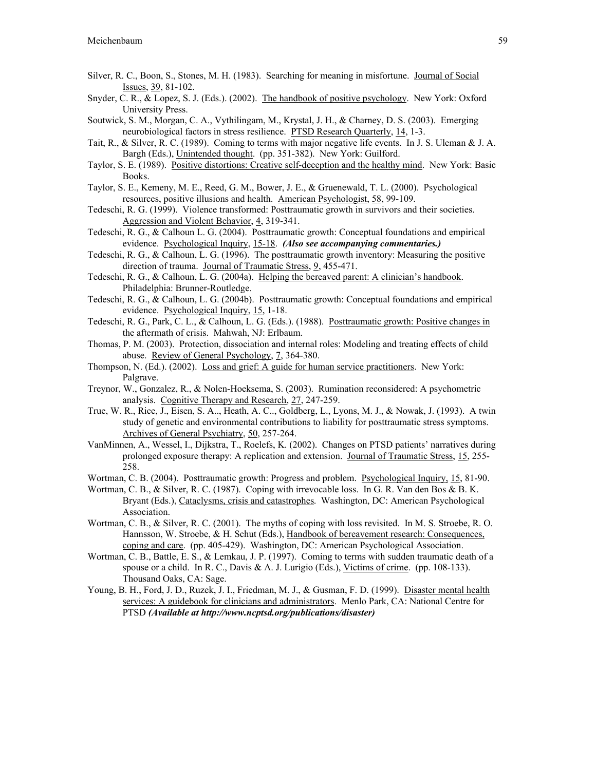Silver, R. C., Boon, S., Stones, M. H. (1983). Searching for meaning in misfortune. Journal of Social Issues, 39, 81-102.

Snyder, C. R., & Lopez, S. J. (Eds.). (2002). The handbook of positive psychology. New York: Oxford University Press.

Soutwick, S. M., Morgan, C. A., Vythilingam, M., Krystal, J. H., & Charney, D. S. (2003). Emerging neurobiological factors in stress resilience. PTSD Research Quarterly, 14, 1-3.

Tait, R., & Silver, R. C. (1989). Coming to terms with major negative life events. In J. S. Uleman & J. A. Bargh (Eds.), Unintended thought. (pp. 351-382). New York: Guilford.

Taylor, S. E. (1989). Positive distortions: Creative self-deception and the healthy mind. New York: Basic Books.

Taylor, S. E., Kemeny, M. E., Reed, G. M., Bower, J. E., & Gruenewald, T. L. (2000). Psychological resources, positive illusions and health. American Psychologist, 58, 99-109.

Tedeschi, R. G. (1999). Violence transformed: Posttraumatic growth in survivors and their societies. Aggression and Violent Behavior, 4, 319-341.

Tedeschi, R. G., & Calhoun L. G. (2004). Posttraumatic growth: Conceptual foundations and empirical evidence. Psychological Inquiry, 15-18. ***(Also see accompanying commentaries.)***

Tedeschi, R. G., & Calhoun, L. G. (1996). The posttraumatic growth inventory: Measuring the positive direction of trauma. Journal of Traumatic Stress, 9, 455-471.

Tedeschi, R. G., & Calhoun, L. G. (2004a). Helping the bereaved parent: A clinician's handbook. Philadelphia: Brunner-Routledge.

Tedeschi, R. G., & Calhoun, L. G. (2004b). Posttraumatic growth: Conceptual foundations and empirical evidence. Psychological Inquiry, 15, 1-18.

Tedeschi, R. G., Park, C. L., & Calhoun, L. G. (Eds.). (1988). Posttraumatic growth: Positive changes in the aftermath of crisis. Mahwah, NJ: Erlbaum.

Thomas, P. M. (2003). Protection, dissociation and internal roles: Modeling and treating effects of child abuse. Review of General Psychology, 7, 364-380.

Thompson, N. (Ed.). (2002). Loss and grief: A guide for human service practitioners. New York: Palgrave.

Treynor, W., Gonzalez, R., & Nolen-Hoeksema, S. (2003). Rumination reconsidered: A psychometric analysis. Cognitive Therapy and Research, 27, 247-259.

True, W. R., Rice, J., Eisen, S. A.., Heath, A. C.., Goldberg, L., Lyons, M. J., & Nowak, J. (1993). A twin study of genetic and environmental contributions to liability for posttraumatic stress symptoms. Archives of General Psychiatry, 50, 257-264.

VanMinnen, A., Wessel, I., Dijkstra, T., Roelefs, K. (2002). Changes on PTSD patients' narratives during prolonged exposure therapy: A replication and extension. Journal of Traumatic Stress, 15, 255-258.

Wortman, C. B. (2004). Posttraumatic growth: Progress and problem. Psychological Inquiry, 15, 81-90.

Wortman, C. B., & Silver, R. C. (1987). Coping with irrevocable loss. In G. R. Van den Bos & B. K. Bryant (Eds.), Cataclysms, crisis and catastrophes. Washington, DC: American Psychological Association.

Wortman, C. B., & Silver, R. C. (2001). The myths of coping with loss revisited. In M. S. Stroebe, R. O. Hannsson, W. Stroebe, & H. Schut (Eds.), Handbook of bereavement research: Consequences, coping and care. (pp. 405-429). Washington, DC: American Psychological Association.

Wortman, C. B., Battle, E. S., & Lemkau, J. P. (1997). Coming to terms with sudden traumatic death of a spouse or a child. In R. C., Davis & A. J. Lurigio (Eds.), Victims of crime. (pp. 108-133). Thousand Oaks, CA: Sage.

Young, B. H., Ford, J. D., Ruzek, J. I., Friedman, M. J., & Gusman, F. D. (1999). Disaster mental health services: A guidebook for clinicians and administrators. Menlo Park, CA: National Centre for PTSD ***(Available at http://www.ncptsd.org/publications/disaster)***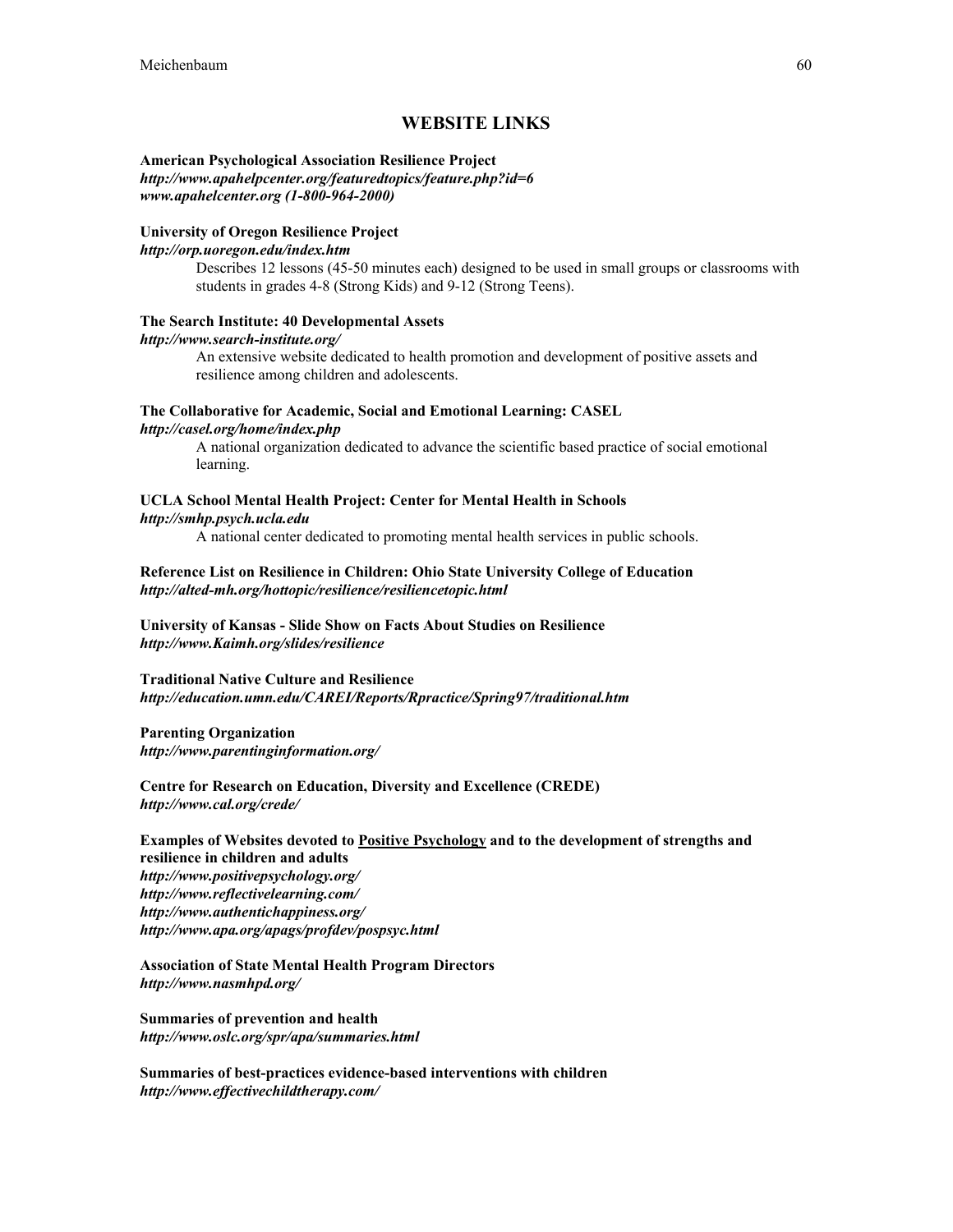## WEBSITE LINKS

**American Psychological Association Resilience Project**
***http://www.apahelpcenter.org/featuredtopics/feature.php?id=6***
***www.apahelcenter.org (1-800-964-2000)***

**University of Oregon Resilience Project**
***http://orp.uoregon.edu/index.htm***

Describes 12 lessons (45-50 minutes each) designed to be used in small groups or classrooms with students in grades 4-8 (Strong Kids) and 9-12 (Strong Teens).

**The Search Institute: 40 Developmental Assets**
***http://www.search-institute.org/***

An extensive website dedicated to health promotion and development of positive assets and resilience among children and adolescents.

**The Collaborative for Academic, Social and Emotional Learning: CASEL**
***http://casel.org/home/index.php***

A national organization dedicated to advance the scientific based practice of social emotional learning.

**UCLA School Mental Health Project: Center for Mental Health in Schools**
***http://smhp.psych.ucla.edu***

A national center dedicated to promoting mental health services in public schools.

**Reference List on Resilience in Children: Ohio State University College of Education**
***http://alted-mh.org/hottopic/resilience/resiliencetopic.html***

**University of Kansas - Slide Show on Facts About Studies on Resilience**
***http://www.Kaimh.org/slides/resilience***

**Traditional Native Culture and Resilience**
***http://education.umn.edu/CAREI/Reports/Rpractice/Spring97/traditional.htm***

**Parenting Organization**
***http://www.parentinginformation.org/***

**Centre for Research on Education, Diversity and Excellence (CREDE)**
***http://www.cal.org/crede/***

**Examples of Websites devoted to <u>Positive Psychology</u> and to the development of strengths and resilience in children and adults**
***http://www.positivepsychology.org/***
***http://www.reflectivelearning.com/***
***http://www.authentichappiness.org/***
***http://www.apa.org/apags/profdev/pospsyc.html***

**Association of State Mental Health Program Directors**
***http://www.nasmhpd.org/***

**Summaries of prevention and health**
***http://www.oslc.org/spr/apa/summaries.html***

**Summaries of best-practices evidence-based interventions with children**
***http://www.effectivechildtherapy.com/***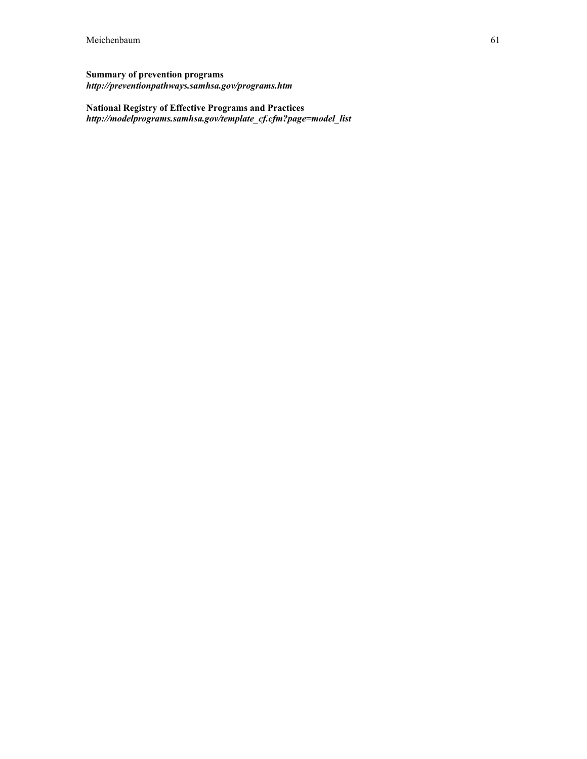**Summary of prevention programs**
***http://preventionpathways.samhsa.gov/programs.htm***

**National Registry of Effective Programs and Practices**
***http://modelprograms.samhsa.gov/template_cf.cfm?page=model_list***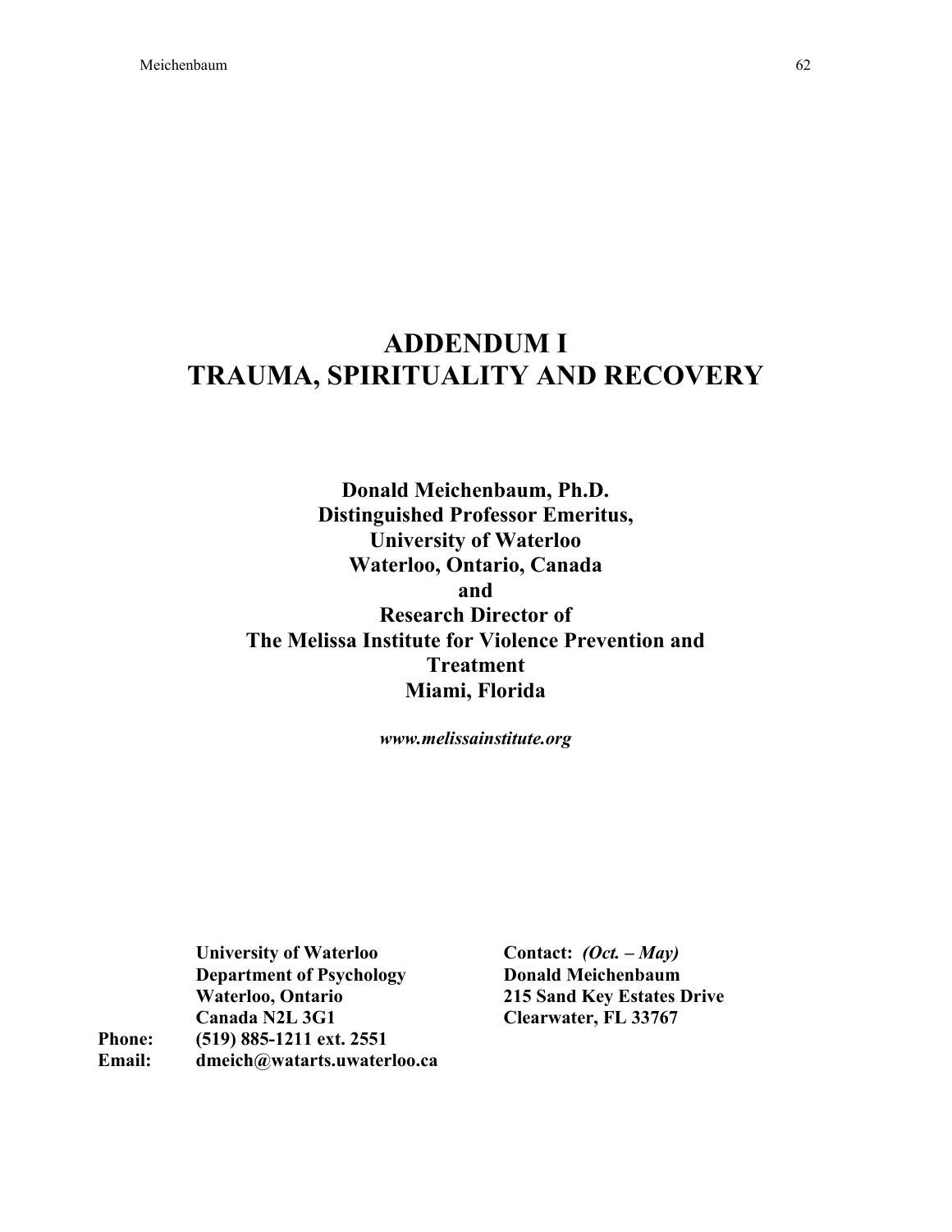# ADDENDUM I
# TRAUMA, SPIRITUALITY AND RECOVERY

**Donald Meichenbaum, Ph.D.**
**Distinguished Professor Emeritus,**
**University of Waterloo**
**Waterloo, Ontario, Canada**
**and**
**Research Director of**
**The Melissa Institute for Violence Prevention and Treatment**
**Miami, Florida**

***www.melissainstitute.org***

**University of Waterloo**
**Department of Psychology**
**Waterloo, Ontario**
**Canada N2L 3G1**
**Phone: (519) 885-1211 ext. 2551**
**Email: dmeich@watarts.uwaterloo.ca**

**Contact:** ***(Oct. – May)***
**Donald Meichenbaum**
**215 Sand Key Estates Drive**
**Clearwater, FL 33767**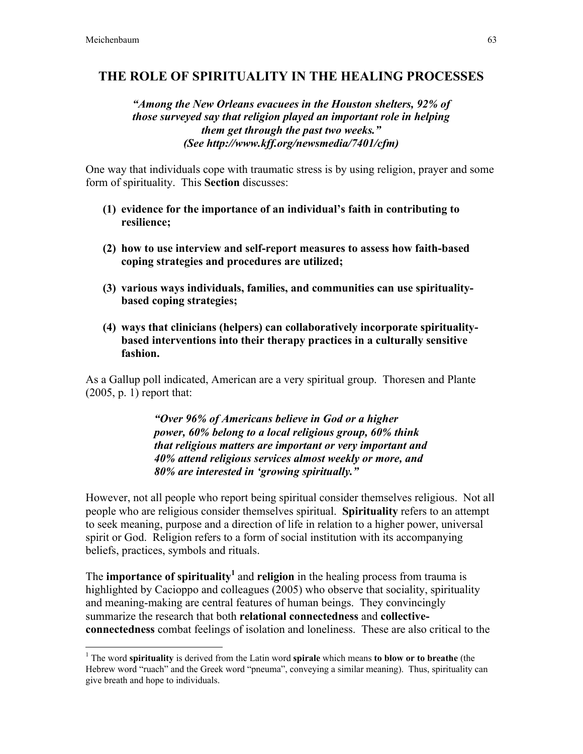## THE ROLE OF SPIRITUALITY IN THE HEALING PROCESSES

***"Among the New Orleans evacuees in the Houston shelters, 92% of those surveyed say that religion played an important role in helping them get through the past two weeks."***
***(See http://www.kff.org/newsmedia/7401/cfm)***

One way that individuals cope with traumatic stress is by using religion, prayer and some form of spirituality. This **Section** discusses:

**(1) evidence for the importance of an individual's faith in contributing to resilience;**

**(2) how to use interview and self-report measures to assess how faith-based coping strategies and procedures are utilized;**

**(3) various ways individuals, families, and communities can use spirituality-based coping strategies;**

**(4) ways that clinicians (helpers) can collaboratively incorporate spirituality-based interventions into their therapy practices in a culturally sensitive fashion.**

As a Gallup poll indicated, American are a very spiritual group. Thoresen and Plante (2005, p. 1) report that:

> ***"Over 96% of Americans believe in God or a higher power, 60% belong to a local religious group, 60% think that religious matters are important or very important and 40% attend religious services almost weekly or more, and 80% are interested in 'growing spiritually."***

However, not all people who report being spiritual consider themselves religious. Not all people who are religious consider themselves spiritual. **Spirituality** refers to an attempt to seek meaning, purpose and a direction of life in relation to a higher power, universal spirit or God. Religion refers to a form of social institution with its accompanying beliefs, practices, symbols and rituals.

The **importance of spirituality**[1] and **religion** in the healing process from trauma is highlighted by Cacioppo and colleagues (2005) who observe that sociality, spirituality and meaning-making are central features of human beings. They convincingly summarize the research that both **relational connectedness** and **collective-connectedness** combat feelings of isolation and loneliness. These are also critical to the

---

[1] The word **spirituality** is derived from the Latin word **spirale** which means **to blow or to breathe** (the Hebrew word "ruach" and the Greek word "pneuma", conveying a similar meaning). Thus, spirituality can give breath and hope to individuals.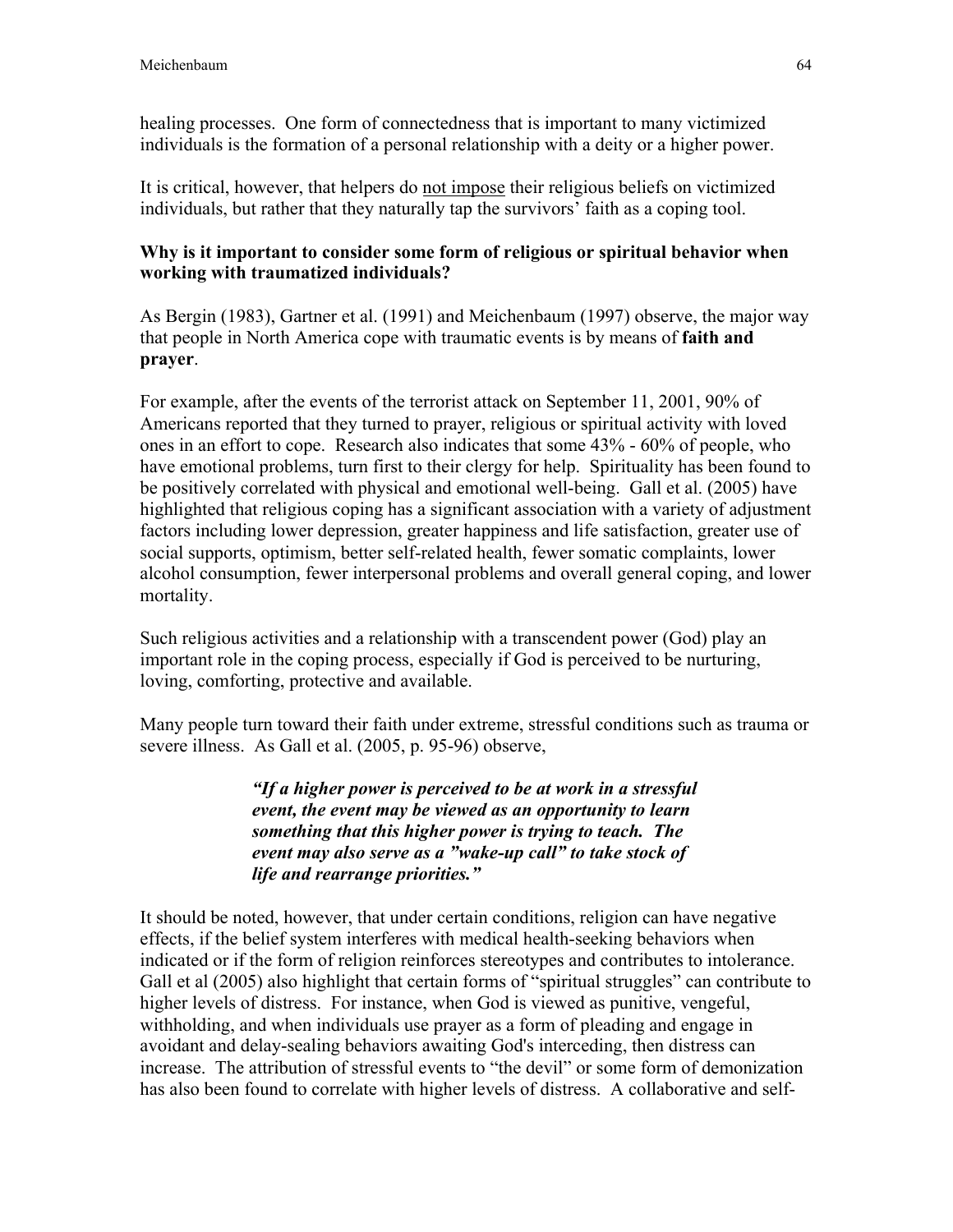healing processes. One form of connectedness that is important to many victimized individuals is the formation of a personal relationship with a deity or a higher power.

It is critical, however, that helpers do <u>not impose</u> their religious beliefs on victimized individuals, but rather that they naturally tap the survivors' faith as a coping tool.

**Why is it important to consider some form of religious or spiritual behavior when working with traumatized individuals?**

As Bergin (1983), Gartner et al. (1991) and Meichenbaum (1997) observe, the major way that people in North America cope with traumatic events is by means of **faith and prayer**.

For example, after the events of the terrorist attack on September 11, 2001, 90% of Americans reported that they turned to prayer, religious or spiritual activity with loved ones in an effort to cope. Research also indicates that some 43% - 60% of people, who have emotional problems, turn first to their clergy for help. Spirituality has been found to be positively correlated with physical and emotional well-being. Gall et al. (2005) have highlighted that religious coping has a significant association with a variety of adjustment factors including lower depression, greater happiness and life satisfaction, greater use of social supports, optimism, better self-related health, fewer somatic complaints, lower alcohol consumption, fewer interpersonal problems and overall general coping, and lower mortality.

Such religious activities and a relationship with a transcendent power (God) play an important role in the coping process, especially if God is perceived to be nurturing, loving, comforting, protective and available.

Many people turn toward their faith under extreme, stressful conditions such as trauma or severe illness. As Gall et al. (2005, p. 95-96) observe,

> ***"If a higher power is perceived to be at work in a stressful event, the event may be viewed as an opportunity to learn something that this higher power is trying to teach. The event may also serve as a "wake-up call" to take stock of life and rearrange priorities."***

It should be noted, however, that under certain conditions, religion can have negative effects, if the belief system interferes with medical health-seeking behaviors when indicated or if the form of religion reinforces stereotypes and contributes to intolerance. Gall et al (2005) also highlight that certain forms of "spiritual struggles" can contribute to higher levels of distress. For instance, when God is viewed as punitive, vengeful, withholding, and when individuals use prayer as a form of pleading and engage in avoidant and delay-sealing behaviors awaiting God's interceding, then distress can increase. The attribution of stressful events to "the devil" or some form of demonization has also been found to correlate with higher levels of distress. A collaborative and self-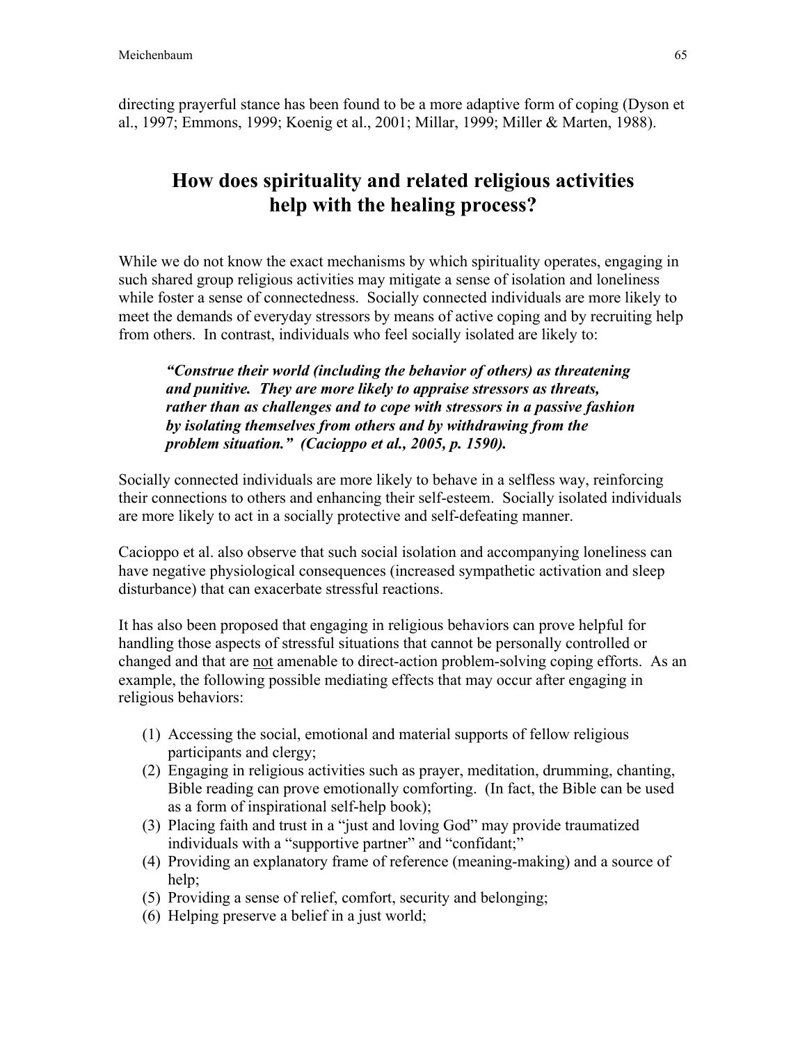directing prayerful stance has been found to be a more adaptive form of coping (Dyson et al., 1997; Emmons, 1999; Koenig et al., 2001; Millar, 1999; Miller & Marten, 1988).

## How does spirituality and related religious activities help with the healing process?

While we do not know the exact mechanisms by which spirituality operates, engaging in such shared group religious activities may mitigate a sense of isolation and loneliness while foster a sense of connectedness. Socially connected individuals are more likely to meet the demands of everyday stressors by means of active coping and by recruiting help from others. In contrast, individuals who feel socially isolated are likely to:

> ***"Construe their world (including the behavior of others) as threatening and punitive. They are more likely to appraise stressors as threats, rather than as challenges and to cope with stressors in a passive fashion by isolating themselves from others and by withdrawing from the problem situation." (Cacioppo et al., 2005, p. 1590).***

Socially connected individuals are more likely to behave in a selfless way, reinforcing their connections to others and enhancing their self-esteem. Socially isolated individuals are more likely to act in a socially protective and self-defeating manner.

Cacioppo et al. also observe that such social isolation and accompanying loneliness can have negative physiological consequences (increased sympathetic activation and sleep disturbance) that can exacerbate stressful reactions.

It has also been proposed that engaging in religious behaviors can prove helpful for handling those aspects of stressful situations that cannot be personally controlled or changed and that are <u>not</u> amenable to direct-action problem-solving coping efforts. As an example, the following possible mediating effects that may occur after engaging in religious behaviors:

(1) Accessing the social, emotional and material supports of fellow religious participants and clergy;
(2) Engaging in religious activities such as prayer, meditation, drumming, chanting, Bible reading can prove emotionally comforting. (In fact, the Bible can be used as a form of inspirational self-help book);
(3) Placing faith and trust in a "just and loving God" may provide traumatized individuals with a "supportive partner" and "confidant;"
(4) Providing an explanatory frame of reference (meaning-making) and a source of help;
(5) Providing a sense of relief, comfort, security and belonging;
(6) Helping preserve a belief in a just world;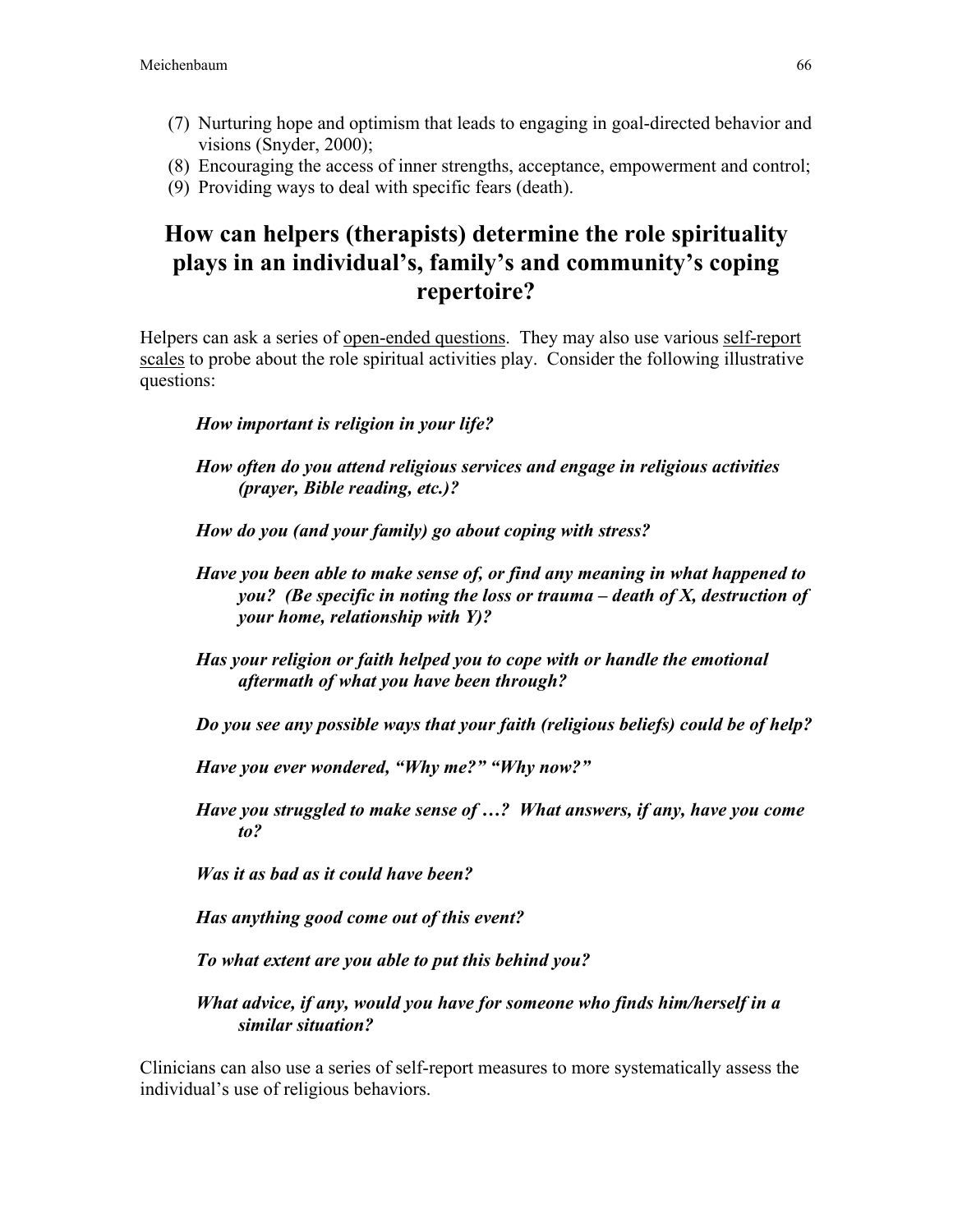(7) Nurturing hope and optimism that leads to engaging in goal-directed behavior and visions (Snyder, 2000);
(8) Encouraging the access of inner strengths, acceptance, empowerment and control;
(9) Providing ways to deal with specific fears (death).

## How can helpers (therapists) determine the role spirituality plays in an individual's, family's and community's coping repertoire?

Helpers can ask a series of <u>open-ended questions</u>. They may also use various <u>self-report scales</u> to probe about the role spiritual activities play. Consider the following illustrative questions:

***How important is religion in your life?***

***How often do you attend religious services and engage in religious activities (prayer, Bible reading, etc.)?***

***How do you (and your family) go about coping with stress?***

***Have you been able to make sense of, or find any meaning in what happened to you? (Be specific in noting the loss or trauma – death of X, destruction of your home, relationship with Y)?***

***Has your religion or faith helped you to cope with or handle the emotional aftermath of what you have been through?***

***Do you see any possible ways that your faith (religious beliefs) could be of help?***

***Have you ever wondered, "Why me?" "Why now?"***

***Have you struggled to make sense of …? What answers, if any, have you come to?***

***Was it as bad as it could have been?***

***Has anything good come out of this event?***

***To what extent are you able to put this behind you?***

***What advice, if any, would you have for someone who finds him/herself in a similar situation?***

Clinicians can also use a series of self-report measures to more systematically assess the individual's use of religious behaviors.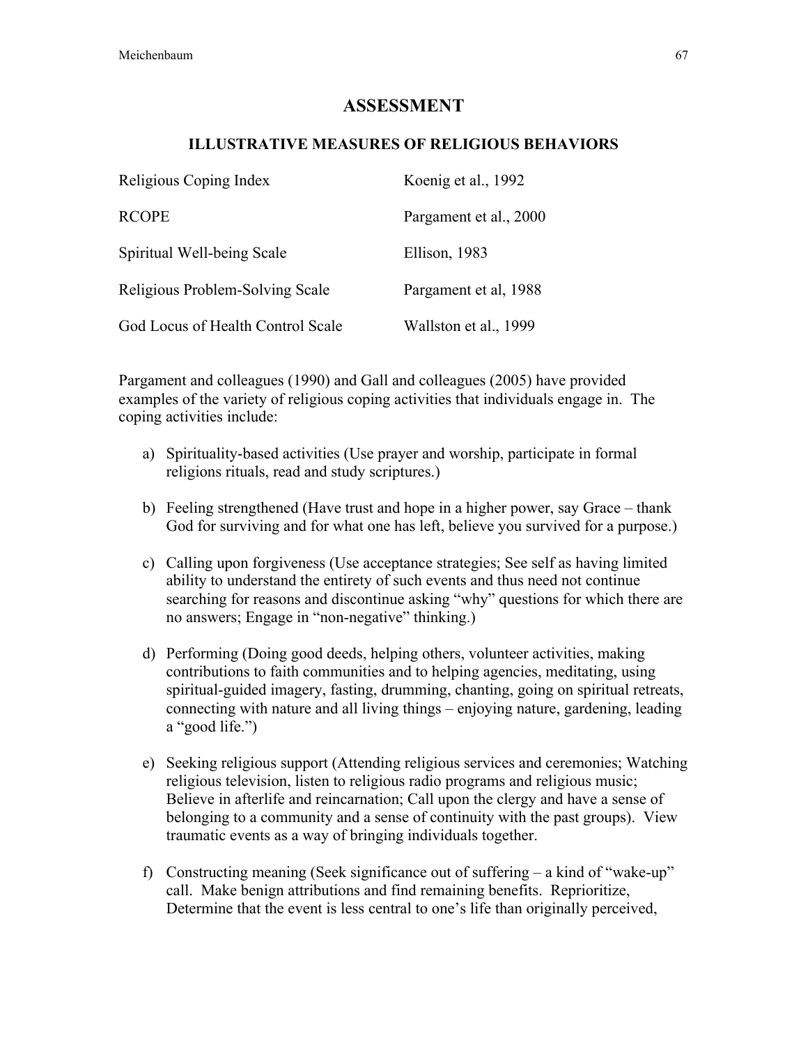# ASSESSMENT

## ILLUSTRATIVE MEASURES OF RELIGIOUS BEHAVIORS

| | |
|---|---|
| Religious Coping Index | Koenig et al., 1992 |
| RCOPE | Pargament et al., 2000 |
| Spiritual Well-being Scale | Ellison, 1983 |
| Religious Problem-Solving Scale | Pargament et al, 1988 |
| God Locus of Health Control Scale | Wallston et al., 1999 |

Pargament and colleagues (1990) and Gall and colleagues (2005) have provided examples of the variety of religious coping activities that individuals engage in. The coping activities include:

a) Spirituality-based activities (Use prayer and worship, participate in formal religions rituals, read and study scriptures.)

b) Feeling strengthened (Have trust and hope in a higher power, say Grace – thank God for surviving and for what one has left, believe you survived for a purpose.)

c) Calling upon forgiveness (Use acceptance strategies; See self as having limited ability to understand the entirety of such events and thus need not continue searching for reasons and discontinue asking "why" questions for which there are no answers; Engage in "non-negative" thinking.)

d) Performing (Doing good deeds, helping others, volunteer activities, making contributions to faith communities and to helping agencies, meditating, using spiritual-guided imagery, fasting, drumming, chanting, going on spiritual retreats, connecting with nature and all living things – enjoying nature, gardening, leading a "good life.")

e) Seeking religious support (Attending religious services and ceremonies; Watching religious television, listen to religious radio programs and religious music; Believe in afterlife and reincarnation; Call upon the clergy and have a sense of belonging to a community and a sense of continuity with the past groups). View traumatic events as a way of bringing individuals together.

f) Constructing meaning (Seek significance out of suffering – a kind of "wake-up" call. Make benign attributions and find remaining benefits. Reprioritize, Determine that the event is less central to one's life than originally perceived,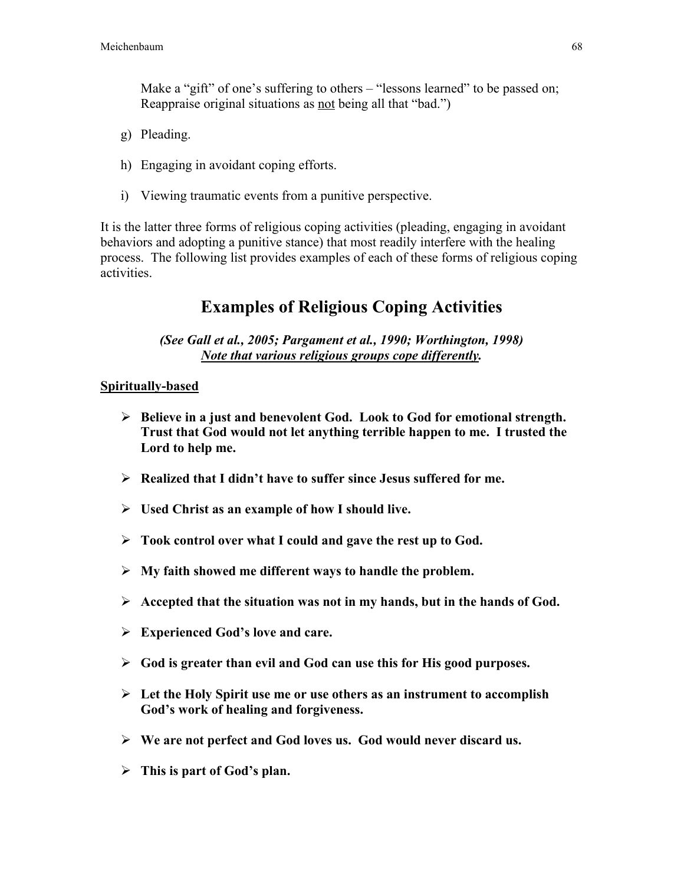Make a "gift" of one's suffering to others – "lessons learned" to be passed on; Reappraise original situations as <u>not</u> being all that "bad.")

g) Pleading.

h) Engaging in avoidant coping efforts.

i) Viewing traumatic events from a punitive perspective.

It is the latter three forms of religious coping activities (pleading, engaging in avoidant behaviors and adopting a punitive stance) that most readily interfere with the healing process. The following list provides examples of each of these forms of religious coping activities.

## Examples of Religious Coping Activities

***(See Gall et al., 2005; Pargament et al., 1990; Worthington, 1998)***
***<u>Note that various religious groups cope differently</u>.***

**<u>Spiritually-based</u>**

- **Believe in a just and benevolent God. Look to God for emotional strength. Trust that God would not let anything terrible happen to me. I trusted the Lord to help me.**

- **Realized that I didn't have to suffer since Jesus suffered for me.**

- **Used Christ as an example of how I should live.**

- **Took control over what I could and gave the rest up to God.**

- **My faith showed me different ways to handle the problem.**

- **Accepted that the situation was not in my hands, but in the hands of God.**

- **Experienced God's love and care.**

- **God is greater than evil and God can use this for His good purposes.**

- **Let the Holy Spirit use me or use others as an instrument to accomplish God's work of healing and forgiveness.**

- **We are not perfect and God loves us. God would never discard us.**

- **This is part of God's plan.**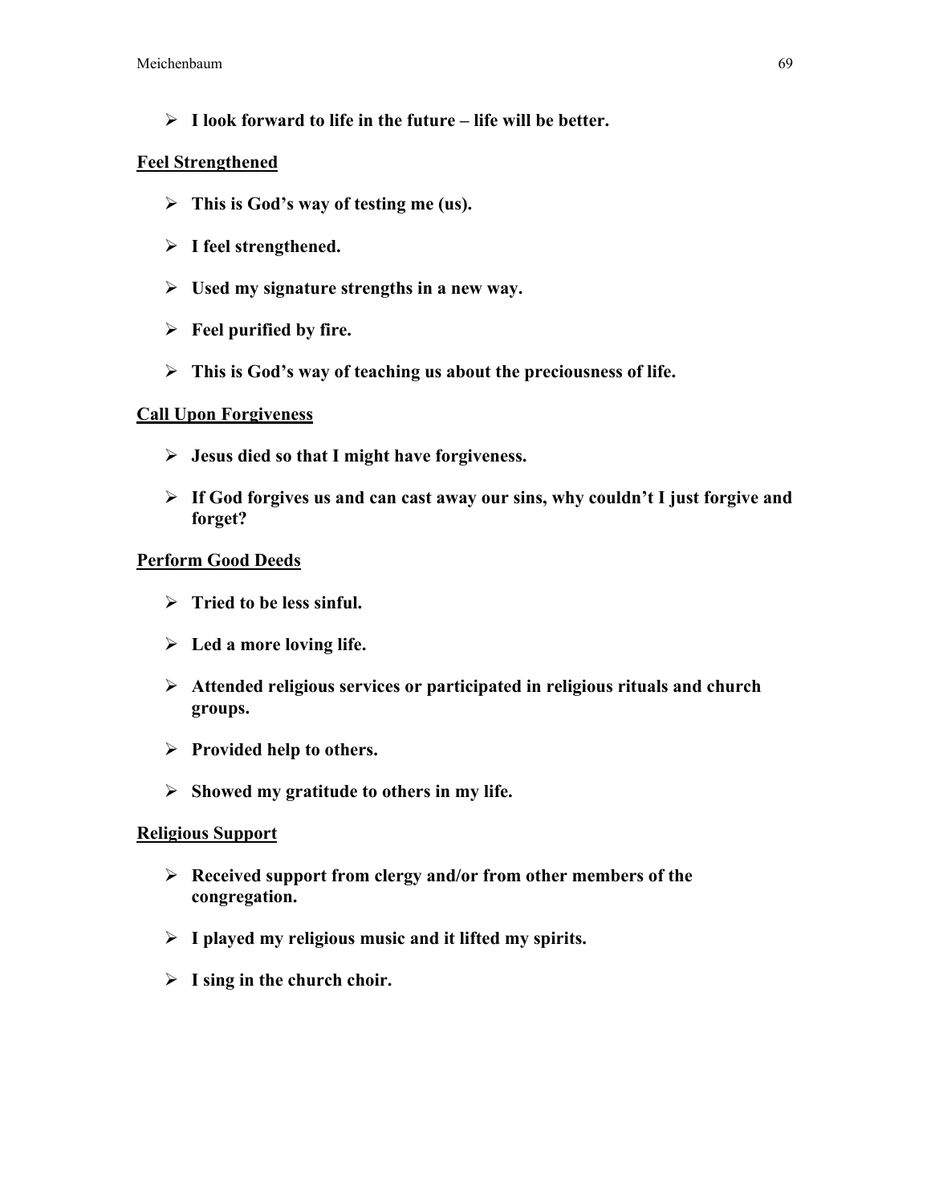- **I look forward to life in the future – life will be better.**

**Feel Strengthened**

- **This is God's way of testing me (us).**
- **I feel strengthened.**
- **Used my signature strengths in a new way.**
- **Feel purified by fire.**
- **This is God's way of teaching us about the preciousness of life.**

**Call Upon Forgiveness**

- **Jesus died so that I might have forgiveness.**
- **If God forgives us and can cast away our sins, why couldn't I just forgive and forget?**

**Perform Good Deeds**

- **Tried to be less sinful.**
- **Led a more loving life.**
- **Attended religious services or participated in religious rituals and church groups.**
- **Provided help to others.**
- **Showed my gratitude to others in my life.**

**Religious Support**

- **Received support from clergy and/or from other members of the congregation.**
- **I played my religious music and it lifted my spirits.**
- **I sing in the church choir.**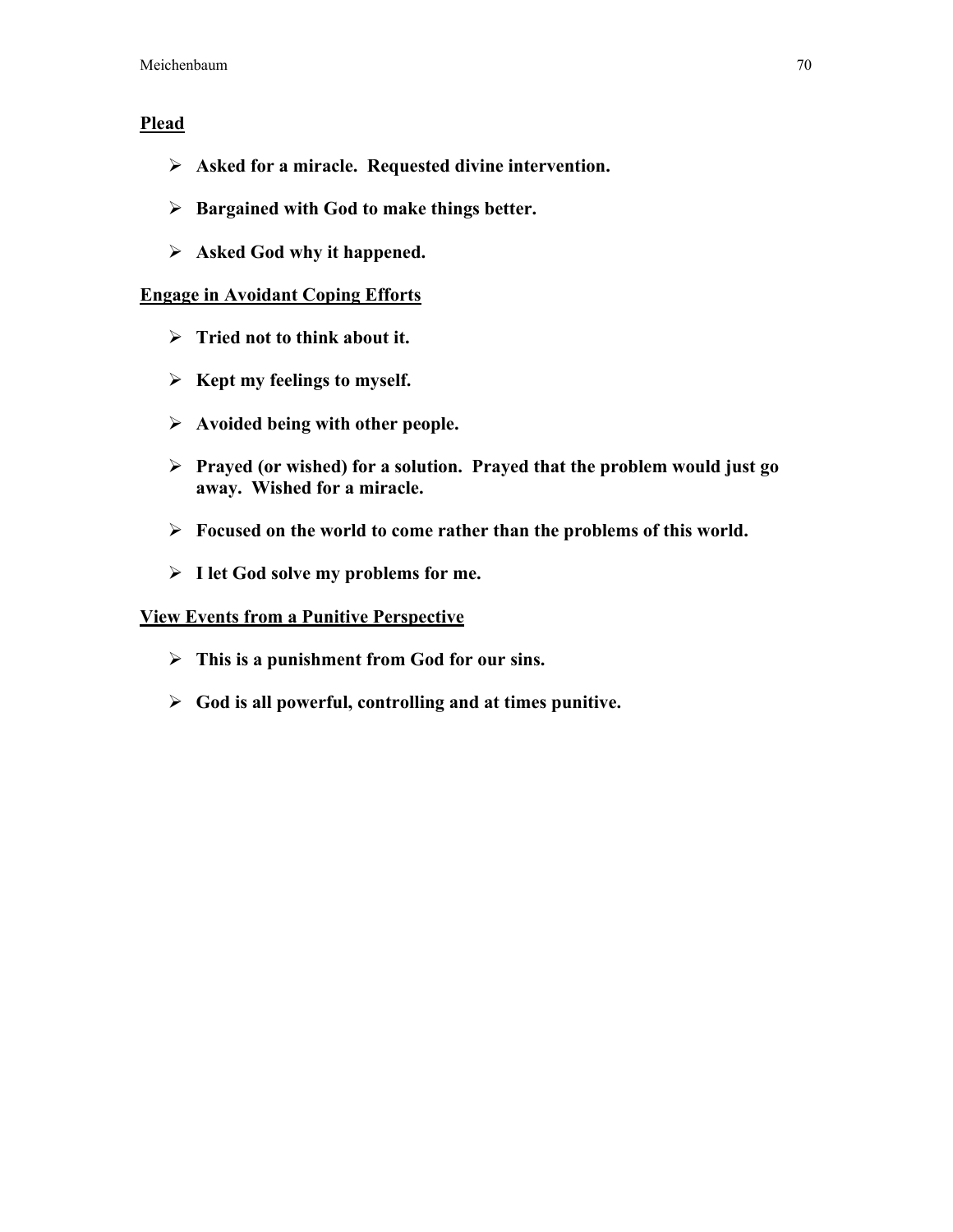**<u>Plead</u>**

- **Asked for a miracle. Requested divine intervention.**
- **Bargained with God to make things better.**
- **Asked God why it happened.**

**<u>Engage in Avoidant Coping Efforts</u>**

- **Tried not to think about it.**
- **Kept my feelings to myself.**
- **Avoided being with other people.**
- **Prayed (or wished) for a solution. Prayed that the problem would just go away. Wished for a miracle.**
- **Focused on the world to come rather than the problems of this world.**
- **I let God solve my problems for me.**

**<u>View Events from a Punitive Perspective</u>**

- **This is a punishment from God for our sins.**
- **God is all powerful, controlling and at times punitive.**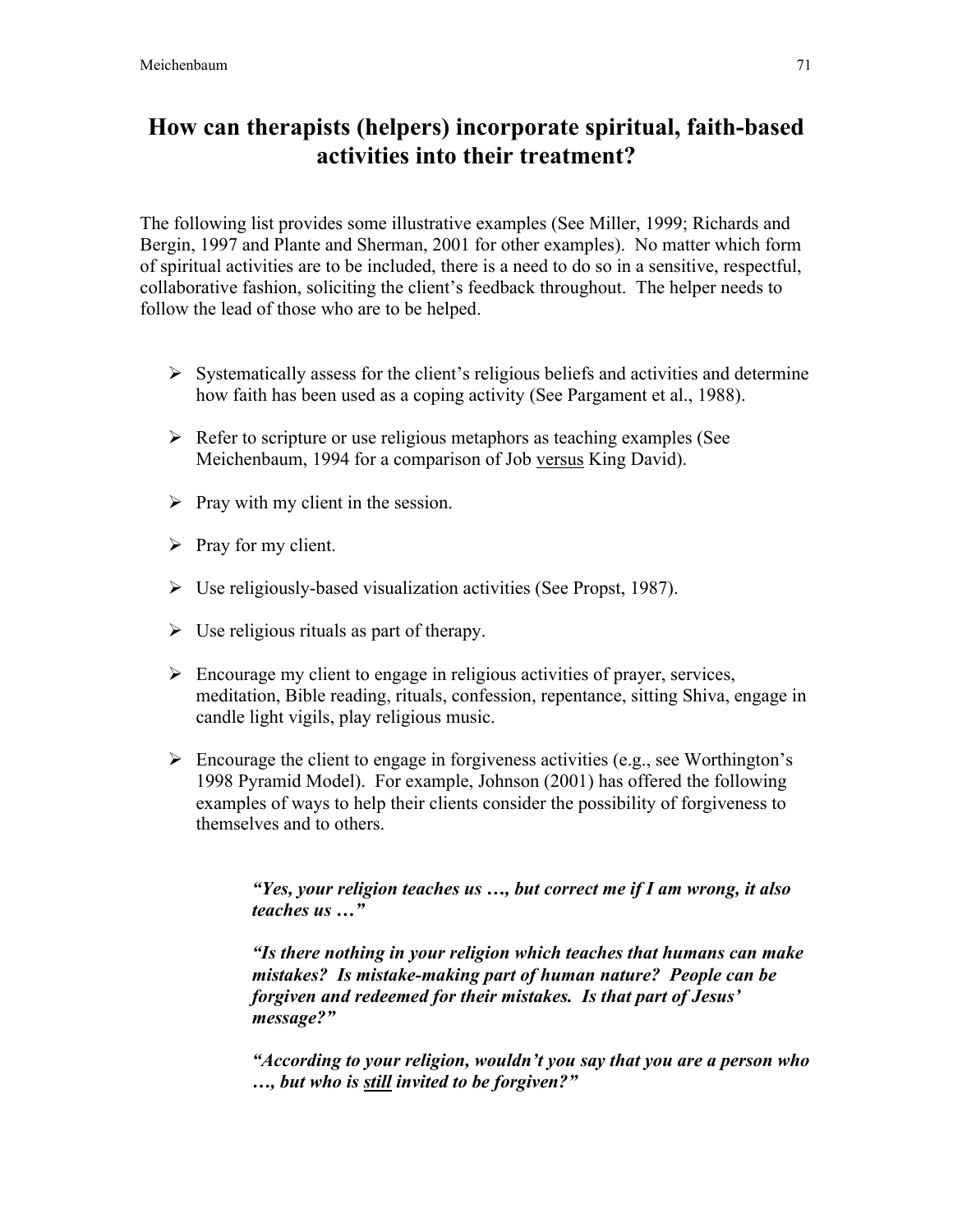# How can therapists (helpers) incorporate spiritual, faith-based activities into their treatment?

The following list provides some illustrative examples (See Miller, 1999; Richards and Bergin, 1997 and Plante and Sherman, 2001 for other examples). No matter which form of spiritual activities are to be included, there is a need to do so in a sensitive, respectful, collaborative fashion, soliciting the client's feedback throughout. The helper needs to follow the lead of those who are to be helped.

- Systematically assess for the client's religious beliefs and activities and determine how faith has been used as a coping activity (See Pargament et al., 1988).
- Refer to scripture or use religious metaphors as teaching examples (See Meichenbaum, 1994 for a comparison of Job <u>versus</u> King David).
- Pray with my client in the session.
- Pray for my client.
- Use religiously-based visualization activities (See Propst, 1987).
- Use religious rituals as part of therapy.
- Encourage my client to engage in religious activities of prayer, services, meditation, Bible reading, rituals, confession, repentance, sitting Shiva, engage in candle light vigils, play religious music.
- Encourage the client to engage in forgiveness activities (e.g., see Worthington's 1998 Pyramid Model). For example, Johnson (2001) has offered the following examples of ways to help their clients consider the possibility of forgiveness to themselves and to others.

> ***"Yes, your religion teaches us …, but correct me if I am wrong, it also teaches us …"***
>
> ***"Is there nothing in your religion which teaches that humans can make mistakes? Is mistake-making part of human nature? People can be forgiven and redeemed for their mistakes. Is that part of Jesus' message?"***
>
> ***"According to your religion, wouldn't you say that you are a person who …, but who is <u>still</u> invited to be forgiven?"***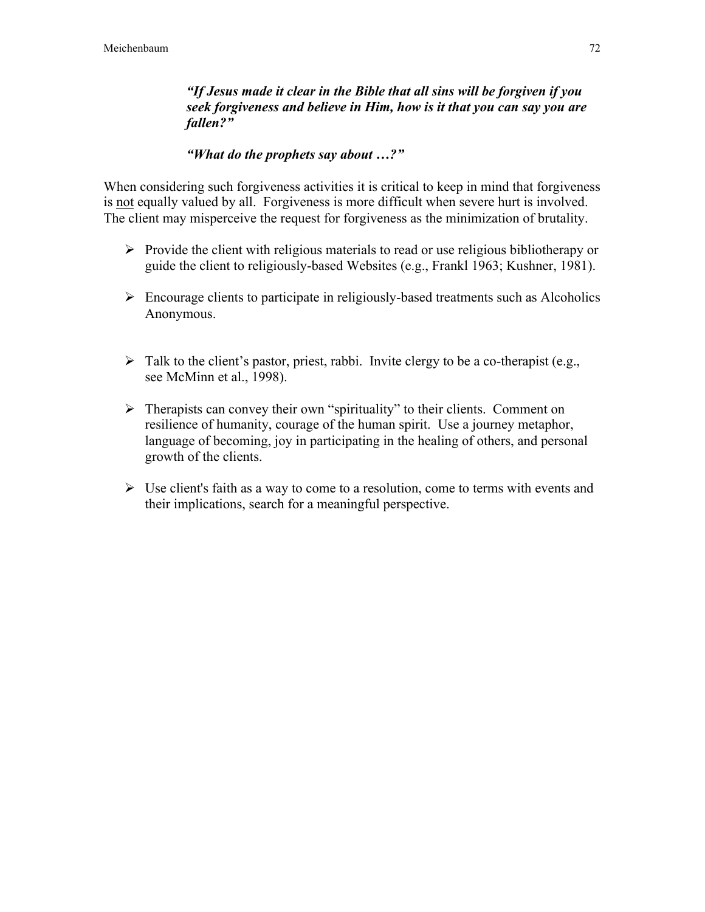> ***"If Jesus made it clear in the Bible that all sins will be forgiven if you seek forgiveness and believe in Him, how is it that you can say you are fallen?"***
>
> ***"What do the prophets say about …?"***

When considering such forgiveness activities it is critical to keep in mind that forgiveness is <u>not</u> equally valued by all. Forgiveness is more difficult when severe hurt is involved. The client may misperceive the request for forgiveness as the minimization of brutality.

- Provide the client with religious materials to read or use religious bibliotherapy or guide the client to religiously-based Websites (e.g., Frankl 1963; Kushner, 1981).
- Encourage clients to participate in religiously-based treatments such as Alcoholics Anonymous.
- Talk to the client's pastor, priest, rabbi. Invite clergy to be a co-therapist (e.g., see McMinn et al., 1998).
- Therapists can convey their own "spirituality" to their clients. Comment on resilience of humanity, courage of the human spirit. Use a journey metaphor, language of becoming, joy in participating in the healing of others, and personal growth of the clients.
- Use client's faith as a way to come to a resolution, come to terms with events and their implications, search for a meaningful perspective.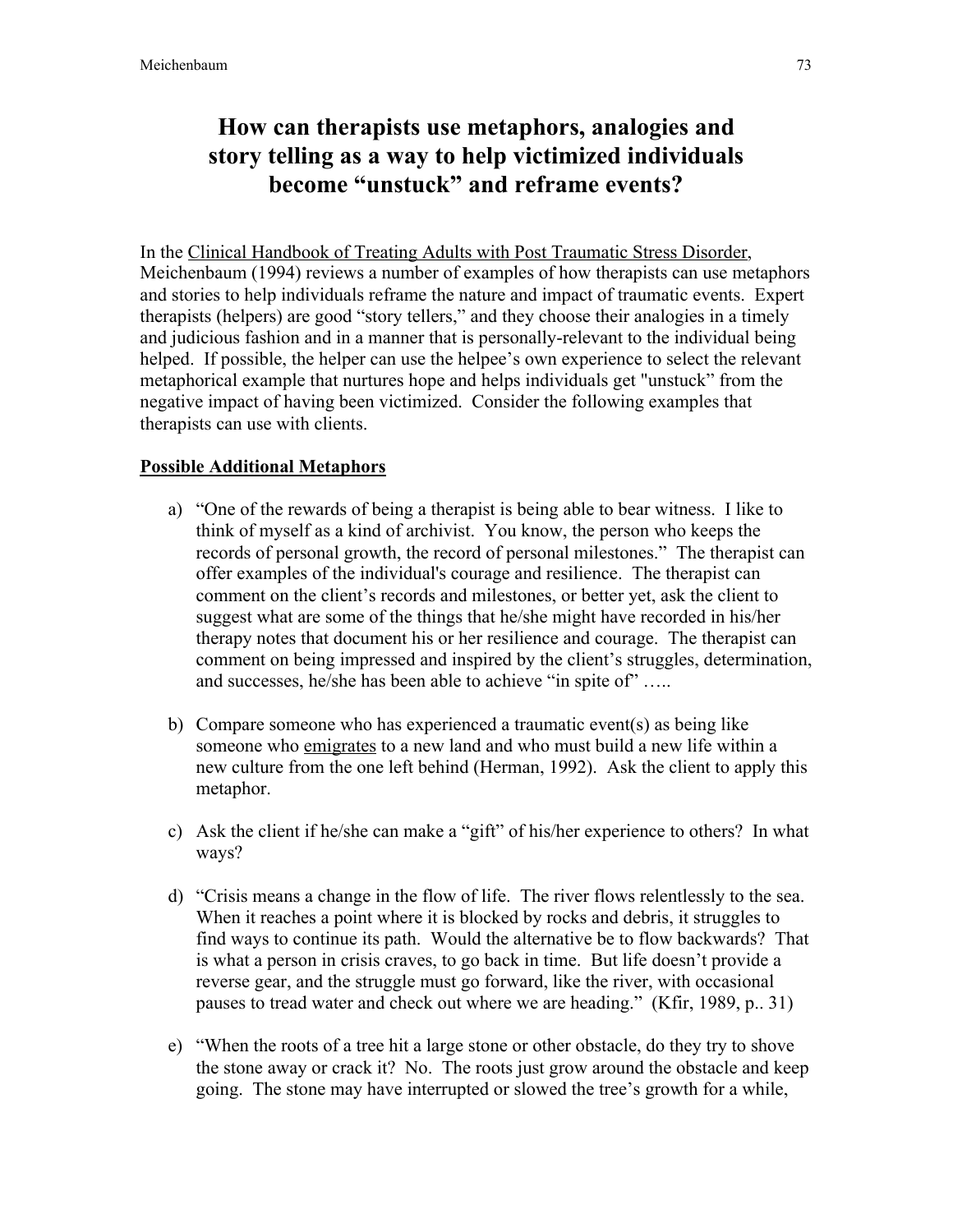# How can therapists use metaphors, analogies and story telling as a way to help victimized individuals become "unstuck" and reframe events?

In the Clinical Handbook of Treating Adults with Post Traumatic Stress Disorder, Meichenbaum (1994) reviews a number of examples of how therapists can use metaphors and stories to help individuals reframe the nature and impact of traumatic events. Expert therapists (helpers) are good "story tellers," and they choose their analogies in a timely and judicious fashion and in a manner that is personally-relevant to the individual being helped. If possible, the helper can use the helpee's own experience to select the relevant metaphorical example that nurtures hope and helps individuals get "unstuck" from the negative impact of having been victimized. Consider the following examples that therapists can use with clients.

**Possible Additional Metaphors**

a) "One of the rewards of being a therapist is being able to bear witness. I like to think of myself as a kind of archivist. You know, the person who keeps the records of personal growth, the record of personal milestones." The therapist can offer examples of the individual's courage and resilience. The therapist can comment on the client's records and milestones, or better yet, ask the client to suggest what are some of the things that he/she might have recorded in his/her therapy notes that document his or her resilience and courage. The therapist can comment on being impressed and inspired by the client's struggles, determination, and successes, he/she has been able to achieve "in spite of" …..

b) Compare someone who has experienced a traumatic event(s) as being like someone who emigrates to a new land and who must build a new life within a new culture from the one left behind (Herman, 1992). Ask the client to apply this metaphor.

c) Ask the client if he/she can make a "gift" of his/her experience to others? In what ways?

d) "Crisis means a change in the flow of life. The river flows relentlessly to the sea. When it reaches a point where it is blocked by rocks and debris, it struggles to find ways to continue its path. Would the alternative be to flow backwards? That is what a person in crisis craves, to go back in time. But life doesn't provide a reverse gear, and the struggle must go forward, like the river, with occasional pauses to tread water and check out where we are heading." (Kfir, 1989, p.. 31)

e) "When the roots of a tree hit a large stone or other obstacle, do they try to shove the stone away or crack it? No. The roots just grow around the obstacle and keep going. The stone may have interrupted or slowed the tree's growth for a while,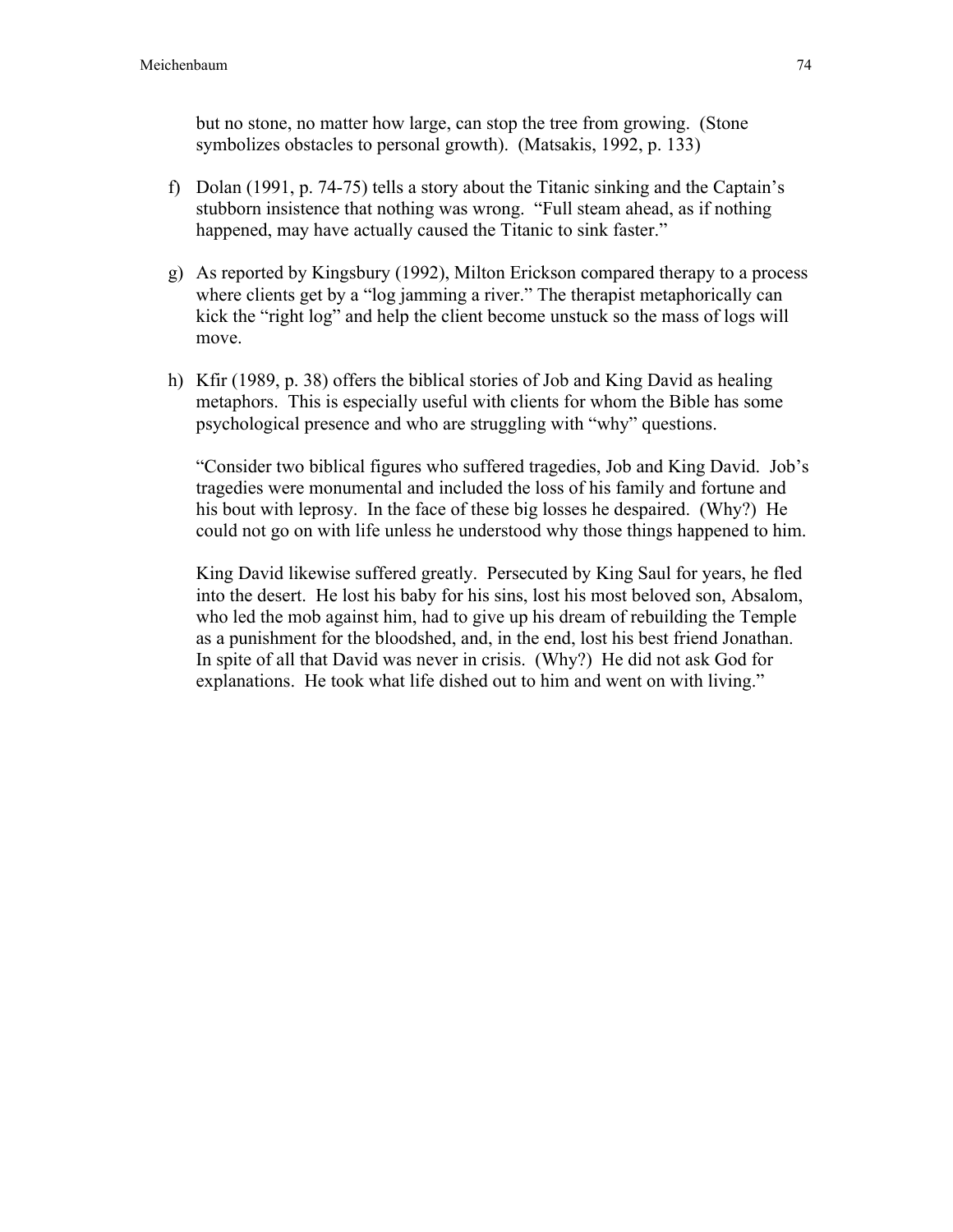but no stone, no matter how large, can stop the tree from growing. (Stone symbolizes obstacles to personal growth). (Matsakis, 1992, p. 133)

f) Dolan (1991, p. 74-75) tells a story about the Titanic sinking and the Captain's stubborn insistence that nothing was wrong. "Full steam ahead, as if nothing happened, may have actually caused the Titanic to sink faster."

g) As reported by Kingsbury (1992), Milton Erickson compared therapy to a process where clients get by a "log jamming a river." The therapist metaphorically can kick the "right log" and help the client become unstuck so the mass of logs will move.

h) Kfir (1989, p. 38) offers the biblical stories of Job and King David as healing metaphors. This is especially useful with clients for whom the Bible has some psychological presence and who are struggling with "why" questions.

   "Consider two biblical figures who suffered tragedies, Job and King David. Job's tragedies were monumental and included the loss of his family and fortune and his bout with leprosy. In the face of these big losses he despaired. (Why?) He could not go on with life unless he understood why those things happened to him.

   King David likewise suffered greatly. Persecuted by King Saul for years, he fled into the desert. He lost his baby for his sins, lost his most beloved son, Absalom, who led the mob against him, had to give up his dream of rebuilding the Temple as a punishment for the bloodshed, and, in the end, lost his best friend Jonathan. In spite of all that David was never in crisis. (Why?) He did not ask God for explanations. He took what life dished out to him and went on with living."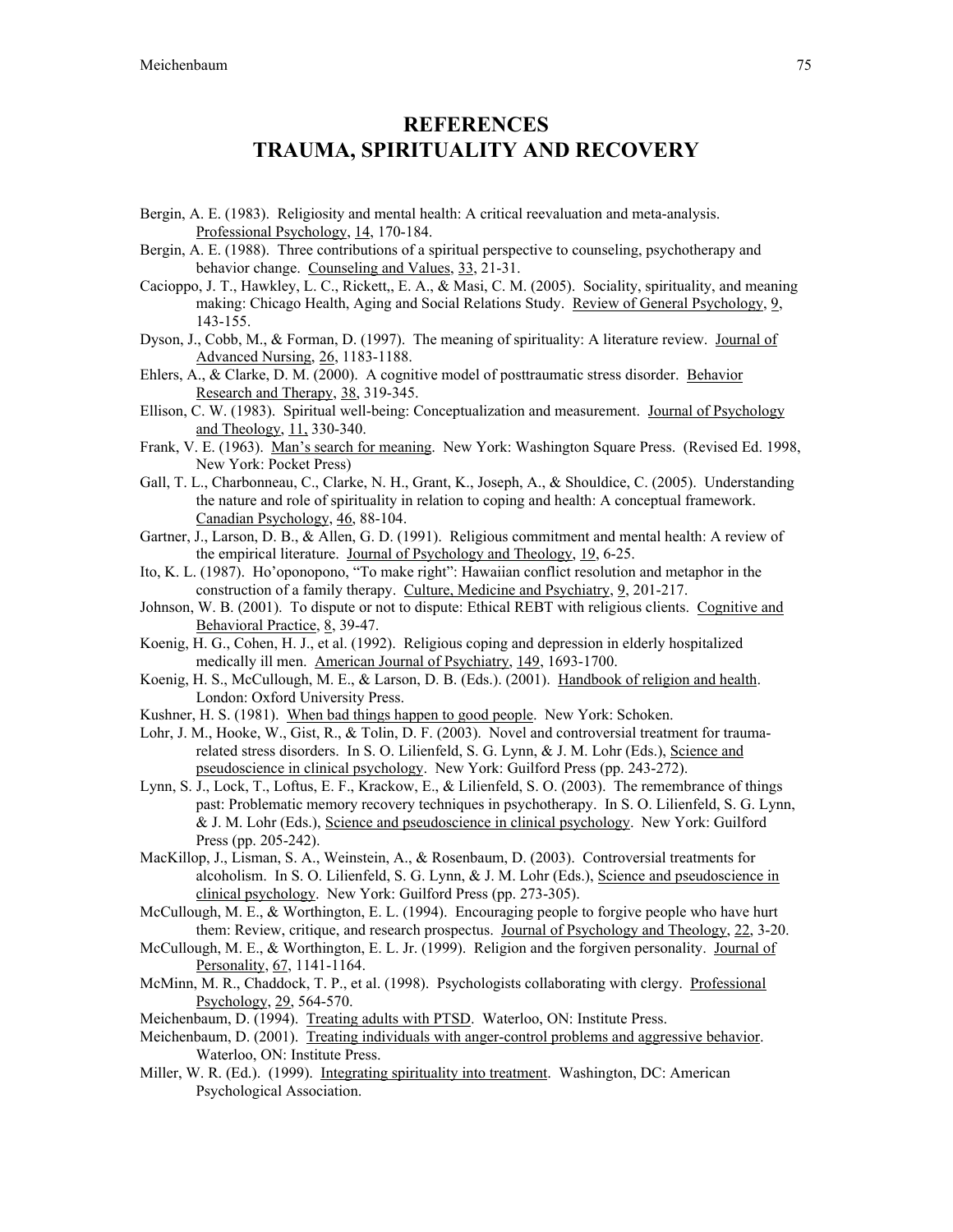# REFERENCES
# TRAUMA, SPIRITUALITY AND RECOVERY

Bergin, A. E. (1983). Religiosity and mental health: A critical reevaluation and meta-analysis. Professional Psychology, 14, 170-184.

Bergin, A. E. (1988). Three contributions of a spiritual perspective to counseling, psychotherapy and behavior change. Counseling and Values, 33, 21-31.

Cacioppo, J. T., Hawkley, L. C., Rickett,, E. A., & Masi, C. M. (2005). Sociality, spirituality, and meaning making: Chicago Health, Aging and Social Relations Study. Review of General Psychology, 9, 143-155.

Dyson, J., Cobb, M., & Forman, D. (1997). The meaning of spirituality: A literature review. Journal of Advanced Nursing, 26, 1183-1188.

Ehlers, A., & Clarke, D. M. (2000). A cognitive model of posttraumatic stress disorder. Behavior Research and Therapy, 38, 319-345.

Ellison, C. W. (1983). Spiritual well-being: Conceptualization and measurement. Journal of Psychology and Theology, 11, 330-340.

Frank, V. E. (1963). Man's search for meaning. New York: Washington Square Press. (Revised Ed. 1998, New York: Pocket Press)

Gall, T. L., Charbonneau, C., Clarke, N. H., Grant, K., Joseph, A., & Shouldice, C. (2005). Understanding the nature and role of spirituality in relation to coping and health: A conceptual framework. Canadian Psychology, 46, 88-104.

Gartner, J., Larson, D. B., & Allen, G. D. (1991). Religious commitment and mental health: A review of the empirical literature. Journal of Psychology and Theology, 19, 6-25.

Ito, K. L. (1987). Ho'oponopono, "To make right": Hawaiian conflict resolution and metaphor in the construction of a family therapy. Culture, Medicine and Psychiatry, 9, 201-217.

Johnson, W. B. (2001). To dispute or not to dispute: Ethical REBT with religious clients. Cognitive and Behavioral Practice, 8, 39-47.

Koenig, H. G., Cohen, H. J., et al. (1992). Religious coping and depression in elderly hospitalized medically ill men. American Journal of Psychiatry, 149, 1693-1700.

Koenig, H. S., McCullough, M. E., & Larson, D. B. (Eds.). (2001). Handbook of religion and health. London: Oxford University Press.

Kushner, H. S. (1981). When bad things happen to good people. New York: Schoken.

Lohr, J. M., Hooke, W., Gist, R., & Tolin, D. F. (2003). Novel and controversial treatment for trauma-related stress disorders. In S. O. Lilienfeld, S. G. Lynn, & J. M. Lohr (Eds.), Science and pseudoscience in clinical psychology. New York: Guilford Press (pp. 243-272).

Lynn, S. J., Lock, T., Loftus, E. F., Krackow, E., & Lilienfeld, S. O. (2003). The remembrance of things past: Problematic memory recovery techniques in psychotherapy. In S. O. Lilienfeld, S. G. Lynn, & J. M. Lohr (Eds.), Science and pseudoscience in clinical psychology. New York: Guilford Press (pp. 205-242).

MacKillop, J., Lisman, S. A., Weinstein, A., & Rosenbaum, D. (2003). Controversial treatments for alcoholism. In S. O. Lilienfeld, S. G. Lynn, & J. M. Lohr (Eds.), Science and pseudoscience in clinical psychology. New York: Guilford Press (pp. 273-305).

McCullough, M. E., & Worthington, E. L. (1994). Encouraging people to forgive people who have hurt them: Review, critique, and research prospectus. Journal of Psychology and Theology, 22, 3-20.

McCullough, M. E., & Worthington, E. L. Jr. (1999). Religion and the forgiven personality. Journal of Personality, 67, 1141-1164.

McMinn, M. R., Chaddock, T. P., et al. (1998). Psychologists collaborating with clergy. Professional Psychology, 29, 564-570.

Meichenbaum, D. (1994). Treating adults with PTSD. Waterloo, ON: Institute Press.

Meichenbaum, D. (2001). Treating individuals with anger-control problems and aggressive behavior. Waterloo, ON: Institute Press.

Miller, W. R. (Ed.). (1999). Integrating spirituality into treatment. Washington, DC: American Psychological Association.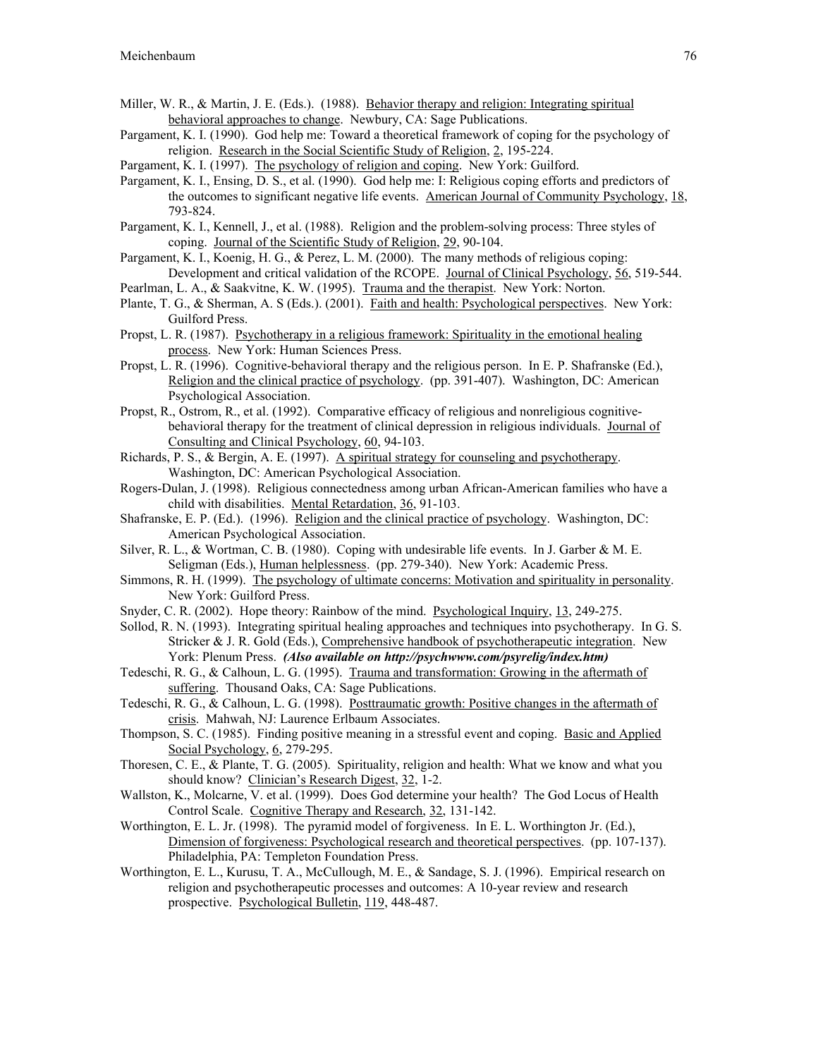Miller, W. R., & Martin, J. E. (Eds.). (1988). Behavior therapy and religion: Integrating spiritual behavioral approaches to change. Newbury, CA: Sage Publications.

Pargament, K. I. (1990). God help me: Toward a theoretical framework of coping for the psychology of religion. Research in the Social Scientific Study of Religion, 2, 195-224.

Pargament, K. I. (1997). The psychology of religion and coping. New York: Guilford.

Pargament, K. I., Ensing, D. S., et al. (1990). God help me: I: Religious coping efforts and predictors of the outcomes to significant negative life events. American Journal of Community Psychology, 18, 793-824.

Pargament, K. I., Kennell, J., et al. (1988). Religion and the problem-solving process: Three styles of coping. Journal of the Scientific Study of Religion, 29, 90-104.

Pargament, K. I., Koenig, H. G., & Perez, L. M. (2000). The many methods of religious coping: Development and critical validation of the RCOPE. Journal of Clinical Psychology, 56, 519-544.

Pearlman, L. A., & Saakvitne, K. W. (1995). Trauma and the therapist. New York: Norton.

Plante, T. G., & Sherman, A. S (Eds.). (2001). Faith and health: Psychological perspectives. New York: Guilford Press.

Propst, L. R. (1987). Psychotherapy in a religious framework: Spirituality in the emotional healing process. New York: Human Sciences Press.

Propst, L. R. (1996). Cognitive-behavioral therapy and the religious person. In E. P. Shafranske (Ed.), Religion and the clinical practice of psychology. (pp. 391-407). Washington, DC: American Psychological Association.

Propst, R., Ostrom, R., et al. (1992). Comparative efficacy of religious and nonreligious cognitive-behavioral therapy for the treatment of clinical depression in religious individuals. Journal of Consulting and Clinical Psychology, 60, 94-103.

Richards, P. S., & Bergin, A. E. (1997). A spiritual strategy for counseling and psychotherapy. Washington, DC: American Psychological Association.

Rogers-Dulan, J. (1998). Religious connectedness among urban African-American families who have a child with disabilities. Mental Retardation, 36, 91-103.

Shafranske, E. P. (Ed.). (1996). Religion and the clinical practice of psychology. Washington, DC: American Psychological Association.

Silver, R. L., & Wortman, C. B. (1980). Coping with undesirable life events. In J. Garber & M. E. Seligman (Eds.), Human helplessness. (pp. 279-340). New York: Academic Press.

Simmons, R. H. (1999). The psychology of ultimate concerns: Motivation and spirituality in personality. New York: Guilford Press.

Snyder, C. R. (2002). Hope theory: Rainbow of the mind. Psychological Inquiry, 13, 249-275.

Sollod, R. N. (1993). Integrating spiritual healing approaches and techniques into psychotherapy. In G. S. Stricker & J. R. Gold (Eds.), Comprehensive handbook of psychotherapeutic integration. New York: Plenum Press. ***(Also available on http://psychwww.com/psyrelig/index.htm)***

Tedeschi, R. G., & Calhoun, L. G. (1995). Trauma and transformation: Growing in the aftermath of suffering. Thousand Oaks, CA: Sage Publications.

Tedeschi, R. G., & Calhoun, L. G. (1998). Posttraumatic growth: Positive changes in the aftermath of crisis. Mahwah, NJ: Laurence Erlbaum Associates.

Thompson, S. C. (1985). Finding positive meaning in a stressful event and coping. Basic and Applied Social Psychology, 6, 279-295.

Thoresen, C. E., & Plante, T. G. (2005). Spirituality, religion and health: What we know and what you should know? Clinician's Research Digest, 32, 1-2.

Wallston, K., Molcarne, V. et al. (1999). Does God determine your health? The God Locus of Health Control Scale. Cognitive Therapy and Research, 32, 131-142.

Worthington, E. L. Jr. (1998). The pyramid model of forgiveness. In E. L. Worthington Jr. (Ed.), Dimension of forgiveness: Psychological research and theoretical perspectives. (pp. 107-137). Philadelphia, PA: Templeton Foundation Press.

Worthington, E. L., Kurusu, T. A., McCullough, M. E., & Sandage, S. J. (1996). Empirical research on religion and psychotherapeutic processes and outcomes: A 10-year review and research prospective. Psychological Bulletin, 119, 448-487.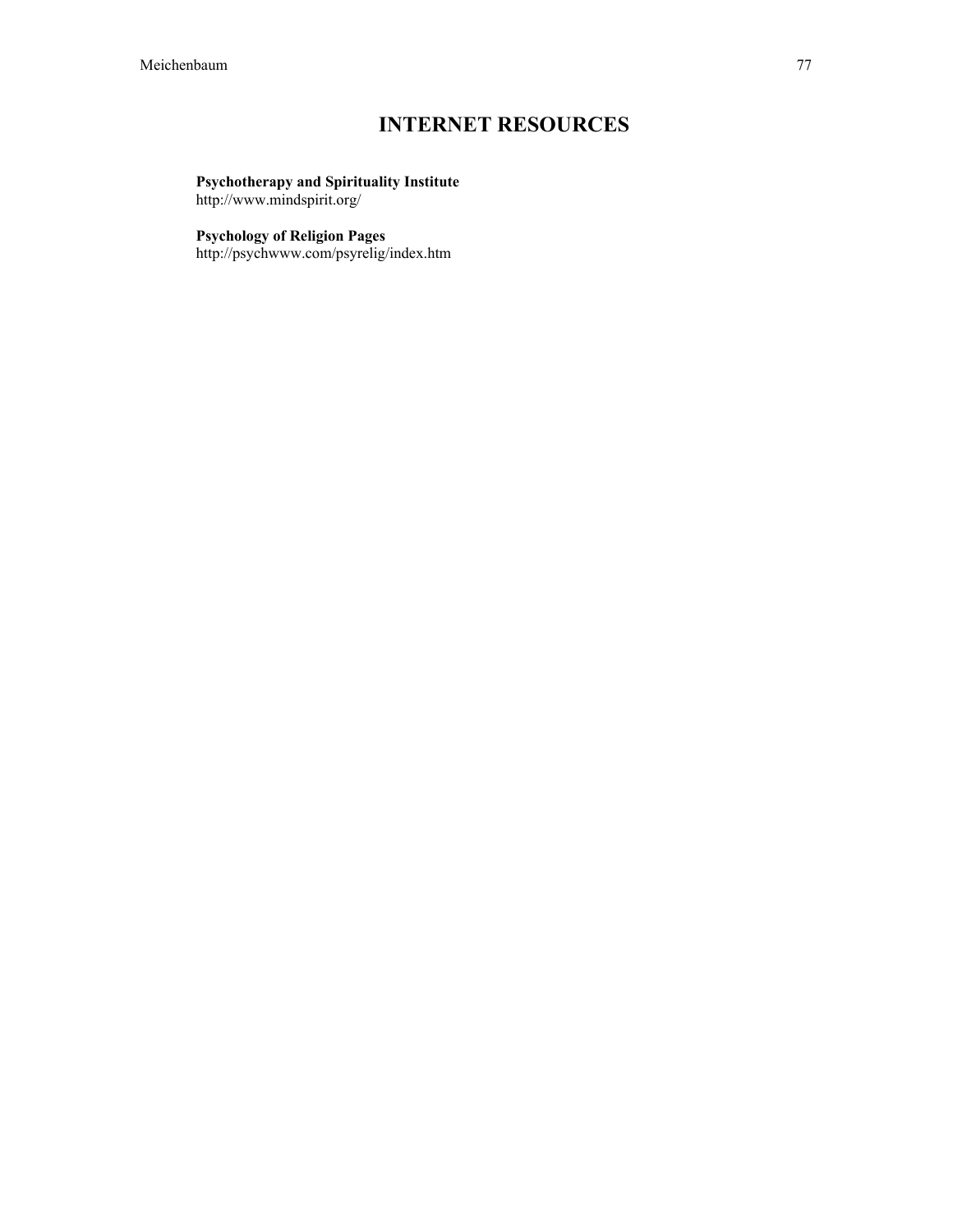# INTERNET RESOURCES

**Psychotherapy and Spirituality Institute**
http://www.mindspirit.org/

**Psychology of Religion Pages**
http://psychwww.com/psyrelig/index.htm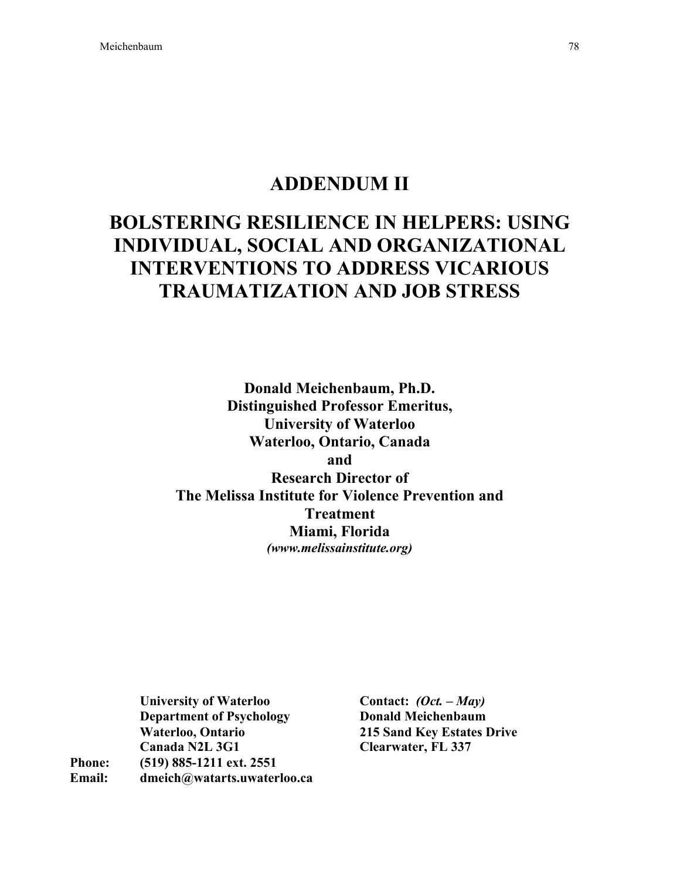# ADDENDUM II

# BOLSTERING RESILIENCE IN HELPERS: USING INDIVIDUAL, SOCIAL AND ORGANIZATIONAL INTERVENTIONS TO ADDRESS VICARIOUS TRAUMATIZATION AND JOB STRESS

**Donald Meichenbaum, Ph.D.**
**Distinguished Professor Emeritus,**
**University of Waterloo**
**Waterloo, Ontario, Canada**
**and**
**Research Director of**
**The Melissa Institute for Violence Prevention and Treatment**
**Miami, Florida**
***(www.melissainstitute.org)***

**University of Waterloo**
**Department of Psychology**
**Waterloo, Ontario**
**Canada N2L 3G1**

**Phone: (519) 885-1211 ext. 2551**
**Email: dmeich@watarts.uwaterloo.ca**

**Contact:** ***(Oct. – May)***
**Donald Meichenbaum**
**215 Sand Key Estates Drive**
**Clearwater, FL 337**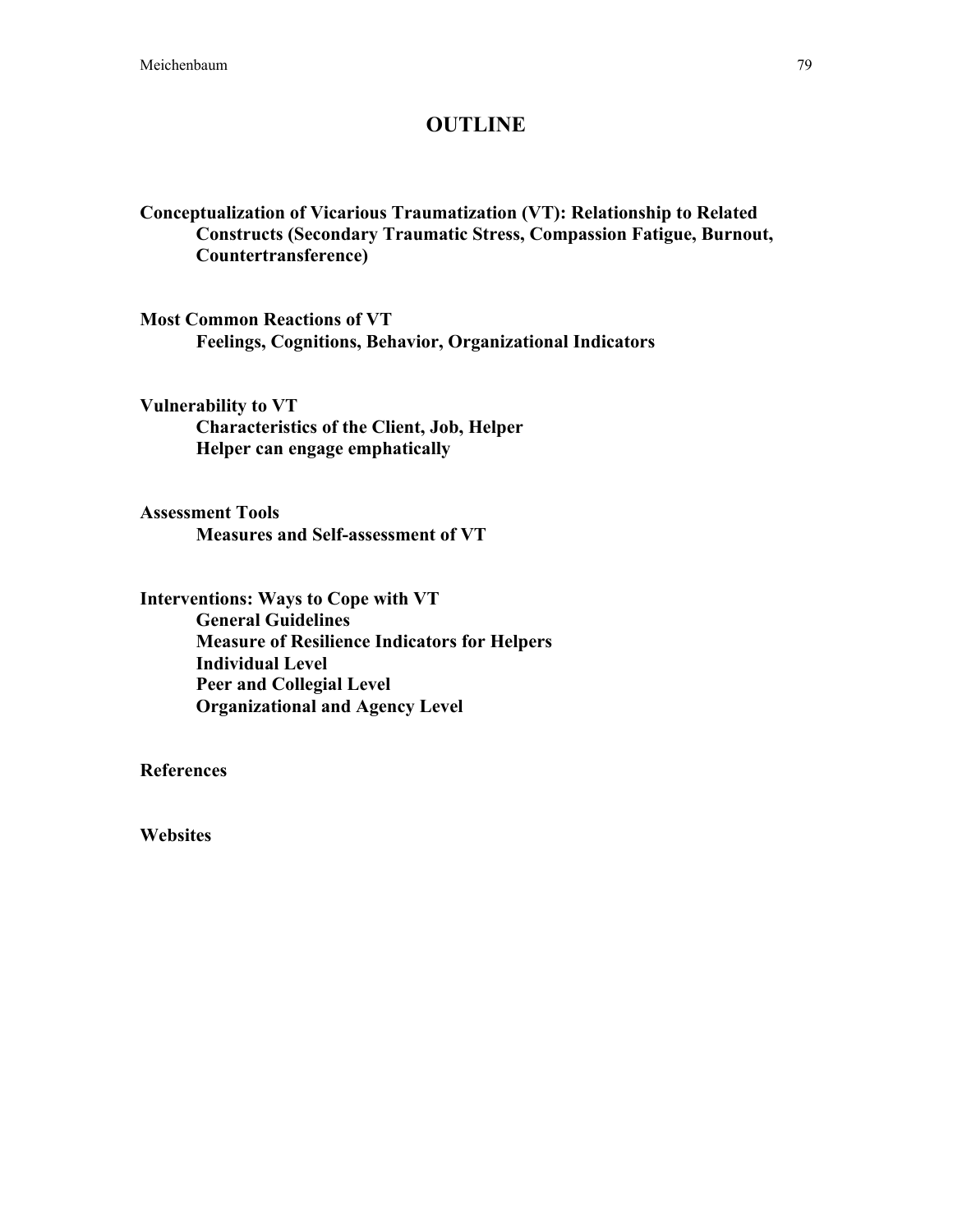# OUTLINE

**Conceptualization of Vicarious Traumatization (VT): Relationship to Related Constructs (Secondary Traumatic Stress, Compassion Fatigue, Burnout, Countertransference)**

**Most Common Reactions of VT**
- **Feelings, Cognitions, Behavior, Organizational Indicators**

**Vulnerability to VT**
- **Characteristics of the Client, Job, Helper**
- **Helper can engage emphatically**

**Assessment Tools**
- **Measures and Self-assessment of VT**

**Interventions: Ways to Cope with VT**
- **General Guidelines**
- **Measure of Resilience Indicators for Helpers**
- **Individual Level**
- **Peer and Collegial Level**
- **Organizational and Agency Level**

**References**

**Websites**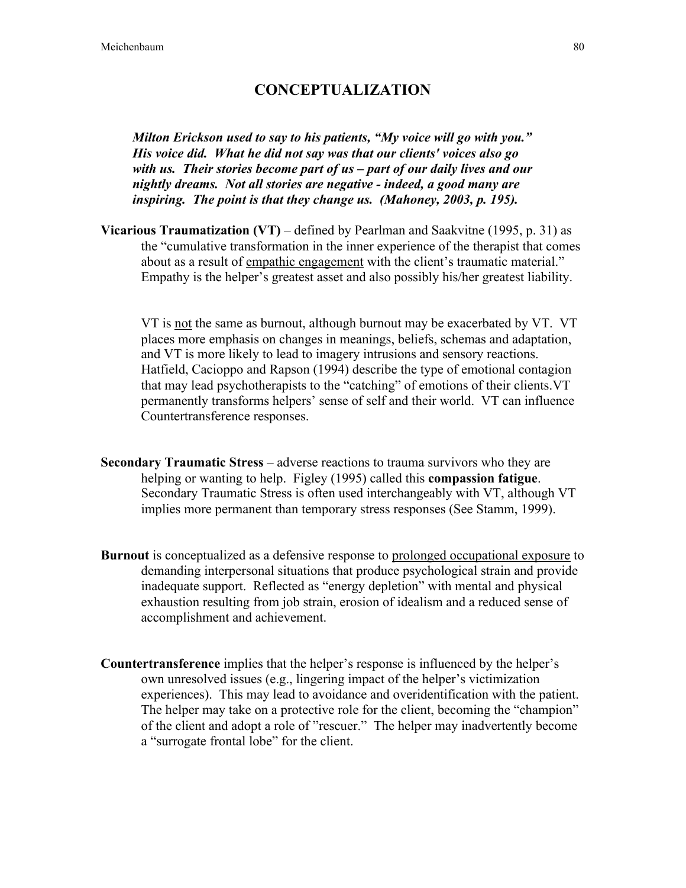# CONCEPTUALIZATION

> ***Milton Erickson used to say to his patients, "My voice will go with you." His voice did. What he did not say was that our clients' voices also go with us. Their stories become part of us – part of our daily lives and our nightly dreams. Not all stories are negative - indeed, a good many are inspiring. The point is that they change us. (Mahoney, 2003, p. 195).***

**Vicarious Traumatization (VT)** – defined by Pearlman and Saakvitne (1995, p. 31) as the "cumulative transformation in the inner experience of the therapist that comes about as a result of <u>empathic engagement</u> with the client's traumatic material." Empathy is the helper's greatest asset and also possibly his/her greatest liability.

VT is <u>not</u> the same as burnout, although burnout may be exacerbated by VT. VT places more emphasis on changes in meanings, beliefs, schemas and adaptation, and VT is more likely to lead to imagery intrusions and sensory reactions. Hatfield, Cacioppo and Rapson (1994) describe the type of emotional contagion that may lead psychotherapists to the "catching" of emotions of their clients.VT permanently transforms helpers' sense of self and their world. VT can influence Countertransference responses.

**Secondary Traumatic Stress** – adverse reactions to trauma survivors who they are helping or wanting to help. Figley (1995) called this **compassion fatigue**. Secondary Traumatic Stress is often used interchangeably with VT, although VT implies more permanent than temporary stress responses (See Stamm, 1999).

**Burnout** is conceptualized as a defensive response to <u>prolonged occupational exposure</u> to demanding interpersonal situations that produce psychological strain and provide inadequate support. Reflected as "energy depletion" with mental and physical exhaustion resulting from job strain, erosion of idealism and a reduced sense of accomplishment and achievement.

**Countertransference** implies that the helper's response is influenced by the helper's own unresolved issues (e.g., lingering impact of the helper's victimization experiences). This may lead to avoidance and overidentification with the patient. The helper may take on a protective role for the client, becoming the "champion" of the client and adopt a role of "rescuer." The helper may inadvertently become a "surrogate frontal lobe" for the client.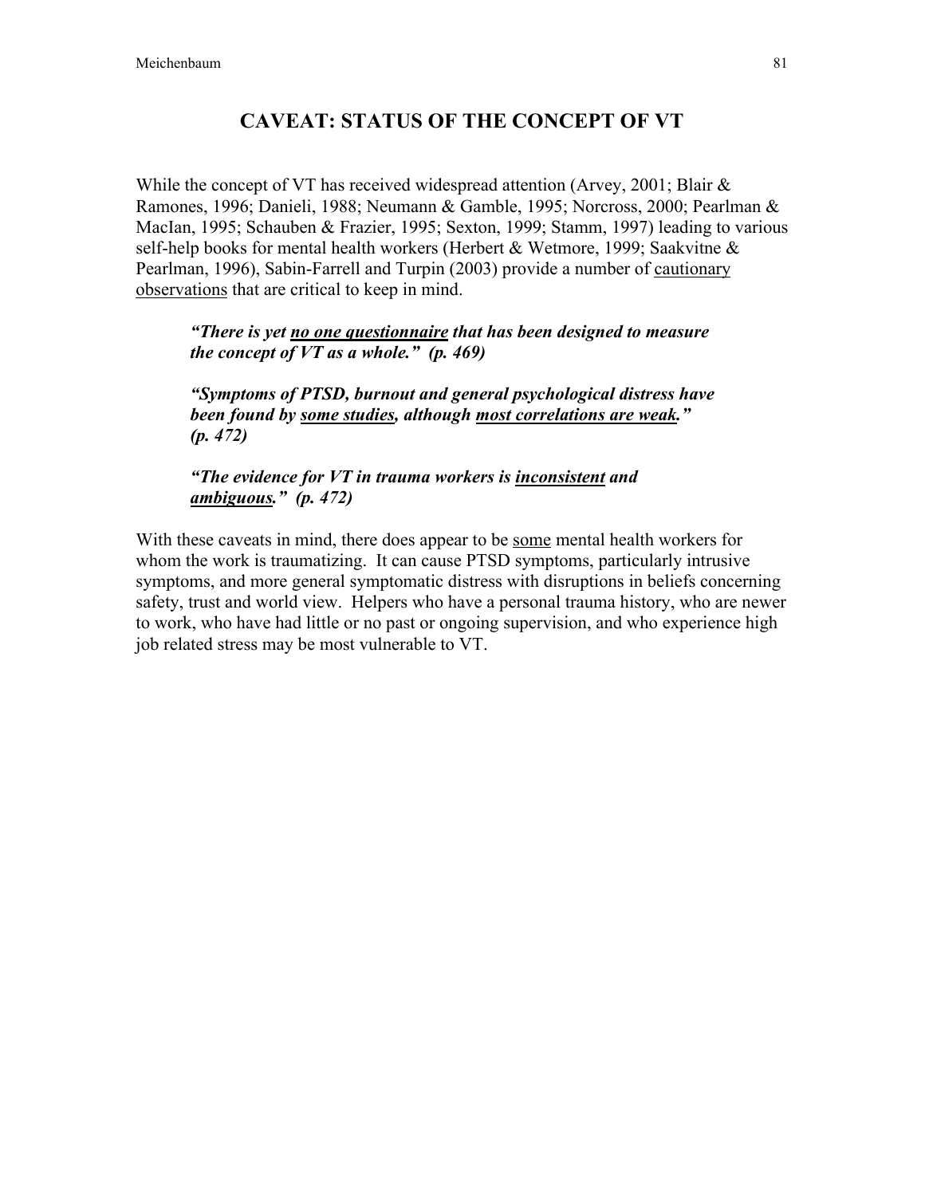## CAVEAT: STATUS OF THE CONCEPT OF VT

While the concept of VT has received widespread attention (Arvey, 2001; Blair & Ramones, 1996; Danieli, 1988; Neumann & Gamble, 1995; Norcross, 2000; Pearlman & MacIan, 1995; Schauben & Frazier, 1995; Sexton, 1999; Stamm, 1997) leading to various self-help books for mental health workers (Herbert & Wetmore, 1999; Saakvitne & Pearlman, 1996), Sabin-Farrell and Turpin (2003) provide a number of <u>cautionary observations</u> that are critical to keep in mind.

> ***"There is yet <u>no one questionnaire</u> that has been designed to measure the concept of VT as a whole." (p. 469)***
>
> ***"Symptoms of PTSD, burnout and general psychological distress have been found by <u>some studies</u>, although <u>most correlations are weak</u>." (p. 472)***
>
> ***"The evidence for VT in trauma workers is <u>inconsistent</u> and <u>ambiguous</u>." (p. 472)***

With these caveats in mind, there does appear to be <u>some</u> mental health workers for whom the work is traumatizing. It can cause PTSD symptoms, particularly intrusive symptoms, and more general symptomatic distress with disruptions in beliefs concerning safety, trust and world view. Helpers who have a personal trauma history, who are newer to work, who have had little or no past or ongoing supervision, and who experience high job related stress may be most vulnerable to VT.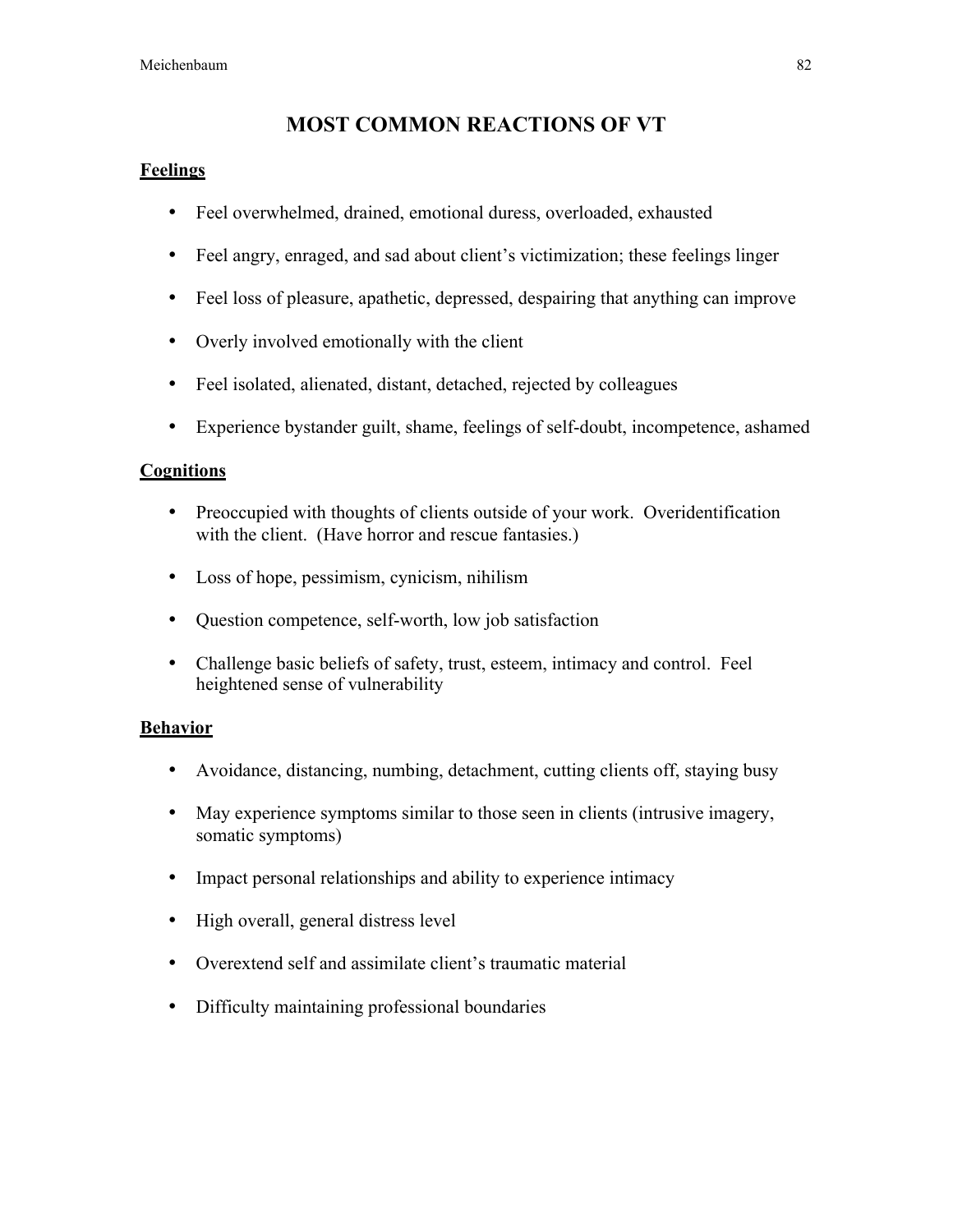# MOST COMMON REACTIONS OF VT

**Feelings**

- Feel overwhelmed, drained, emotional duress, overloaded, exhausted
- Feel angry, enraged, and sad about client's victimization; these feelings linger
- Feel loss of pleasure, apathetic, depressed, despairing that anything can improve
- Overly involved emotionally with the client
- Feel isolated, alienated, distant, detached, rejected by colleagues
- Experience bystander guilt, shame, feelings of self-doubt, incompetence, ashamed

**Cognitions**

- Preoccupied with thoughts of clients outside of your work. Overidentification with the client. (Have horror and rescue fantasies.)
- Loss of hope, pessimism, cynicism, nihilism
- Question competence, self-worth, low job satisfaction
- Challenge basic beliefs of safety, trust, esteem, intimacy and control. Feel heightened sense of vulnerability

**Behavior**

- Avoidance, distancing, numbing, detachment, cutting clients off, staying busy
- May experience symptoms similar to those seen in clients (intrusive imagery, somatic symptoms)
- Impact personal relationships and ability to experience intimacy
- High overall, general distress level
- Overextend self and assimilate client's traumatic material
- Difficulty maintaining professional boundaries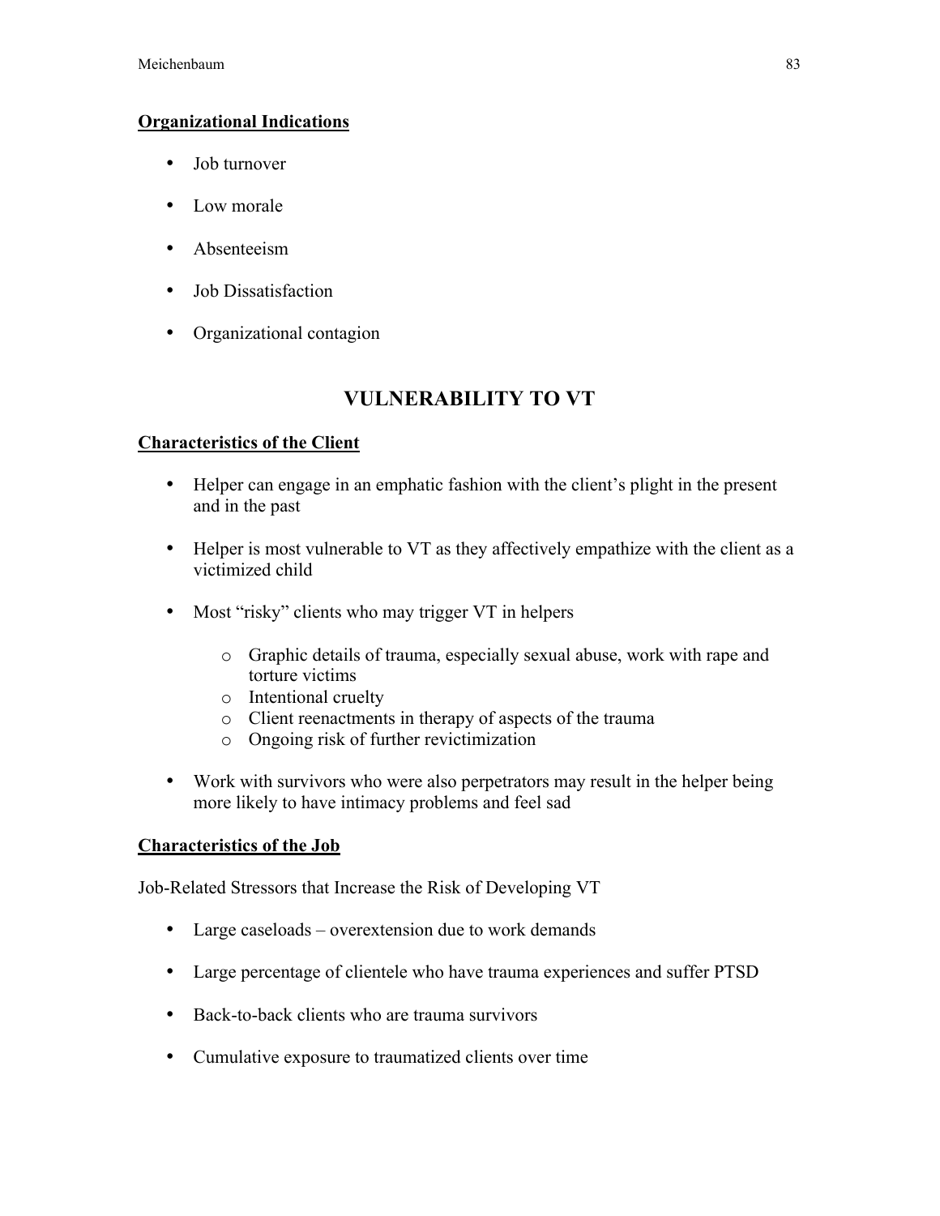**Organizational Indications**

- Job turnover
- Low morale
- Absenteeism
- Job Dissatisfaction
- Organizational contagion

## VULNERABILITY TO VT

**Characteristics of the Client**

- Helper can engage in an emphatic fashion with the client's plight in the present and in the past
- Helper is most vulnerable to VT as they affectively empathize with the client as a victimized child
- Most "risky" clients who may trigger VT in helpers
  - Graphic details of trauma, especially sexual abuse, work with rape and torture victims
  - Intentional cruelty
  - Client reenactments in therapy of aspects of the trauma
  - Ongoing risk of further revictimization
- Work with survivors who were also perpetrators may result in the helper being more likely to have intimacy problems and feel sad

**Characteristics of the Job**

Job-Related Stressors that Increase the Risk of Developing VT

- Large caseloads – overextension due to work demands
- Large percentage of clientele who have trauma experiences and suffer PTSD
- Back-to-back clients who are trauma survivors
- Cumulative exposure to traumatized clients over time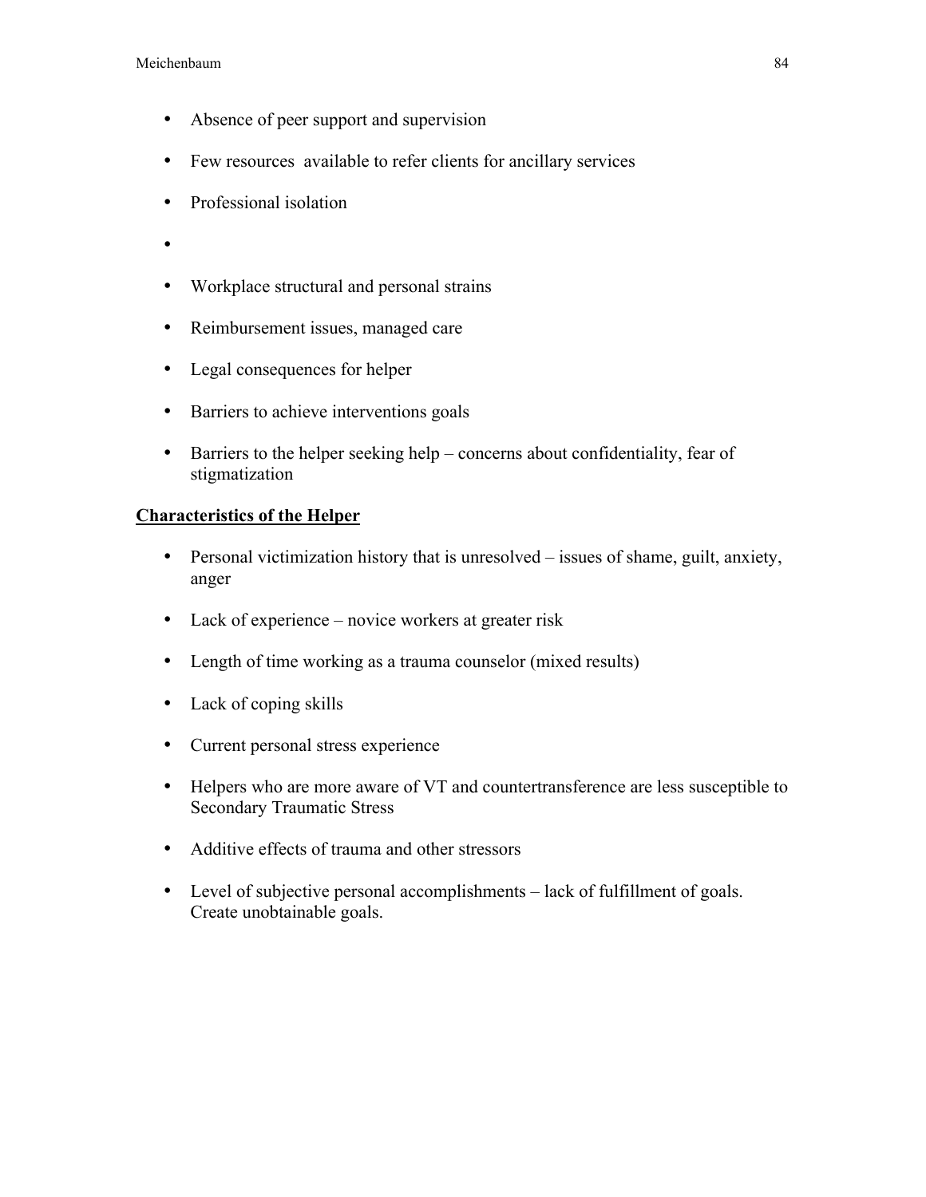- Absence of peer support and supervision
- Few resources  available to refer clients for ancillary services
- Professional isolation
- 
- Workplace structural and personal strains
- Reimbursement issues, managed care
- Legal consequences for helper
- Barriers to achieve interventions goals
- Barriers to the helper seeking help – concerns about confidentiality, fear of stigmatization

**<u>Characteristics of the Helper</u>**

- Personal victimization history that is unresolved – issues of shame, guilt, anxiety, anger
- Lack of experience – novice workers at greater risk
- Length of time working as a trauma counselor (mixed results)
- Lack of coping skills
- Current personal stress experience
- Helpers who are more aware of VT and countertransference are less susceptible to Secondary Traumatic Stress
- Additive effects of trauma and other stressors
- Level of subjective personal accomplishments – lack of fulfillment of goals. Create unobtainable goals.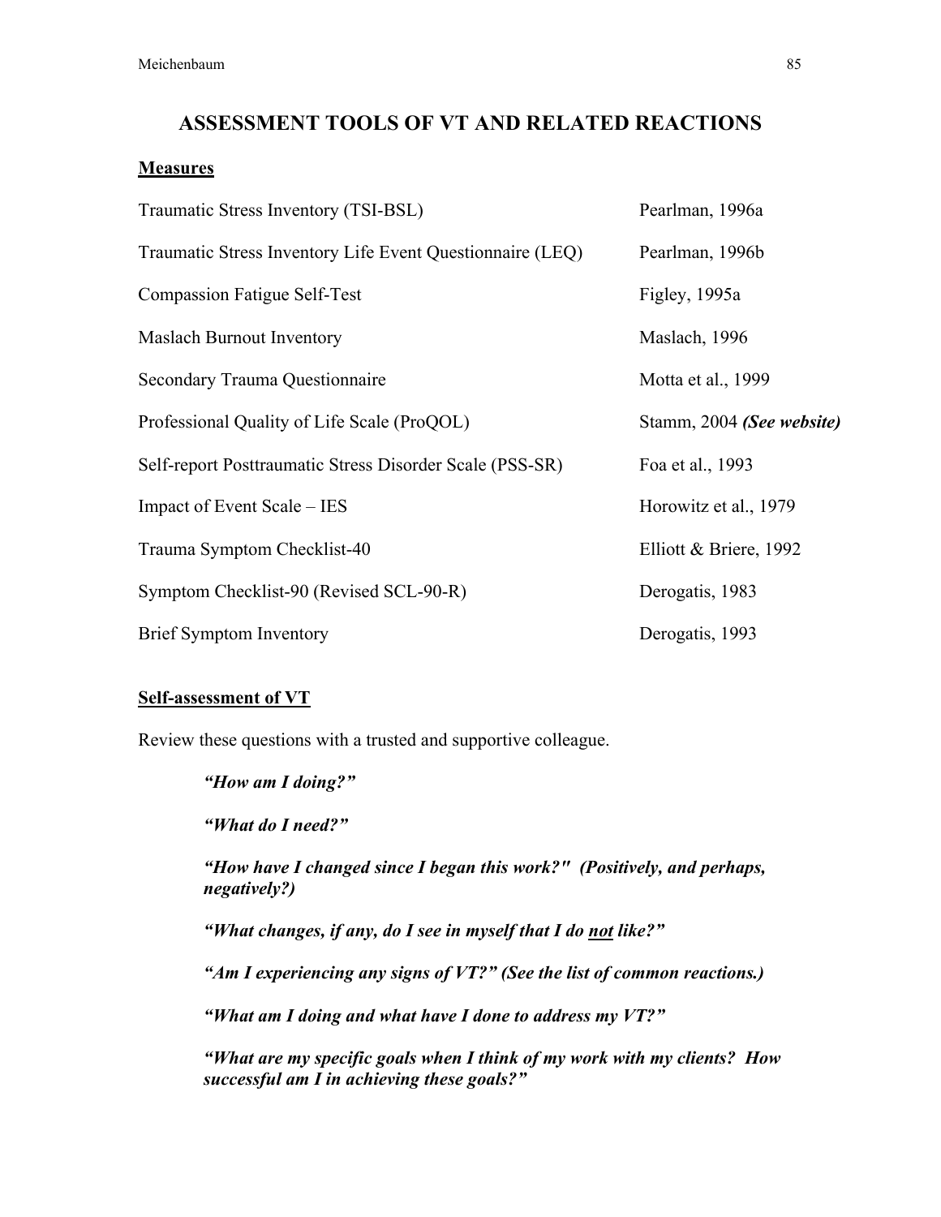# ASSESSMENT TOOLS OF VT AND RELATED REACTIONS

**Measures**

| Measure | Source |
| --- | --- |
| Traumatic Stress Inventory (TSI-BSL) | Pearlman, 1996a |
| Traumatic Stress Inventory Life Event Questionnaire (LEQ) | Pearlman, 1996b |
| Compassion Fatigue Self-Test | Figley, 1995a |
| Maslach Burnout Inventory | Maslach, 1996 |
| Secondary Trauma Questionnaire | Motta et al., 1999 |
| Professional Quality of Life Scale (ProQOL) | Stamm, 2004 ***(See website)*** |
| Self-report Posttraumatic Stress Disorder Scale (PSS-SR) | Foa et al., 1993 |
| Impact of Event Scale – IES | Horowitz et al., 1979 |
| Trauma Symptom Checklist-40 | Elliott & Briere, 1992 |
| Symptom Checklist-90 (Revised SCL-90-R) | Derogatis, 1983 |
| Brief Symptom Inventory | Derogatis, 1993 |

**Self-assessment of VT**

Review these questions with a trusted and supportive colleague.

> ***"How am I doing?"***
>
> ***"What do I need?"***
>
> ***"How have I changed since I began this work?" (Positively, and perhaps, negatively?)***
>
> ***"What changes, if any, do I see in myself that I do not like?"***
>
> ***"Am I experiencing any signs of VT?" (See the list of common reactions.)***
>
> ***"What am I doing and what have I done to address my VT?"***
>
> ***"What are my specific goals when I think of my work with my clients? How successful am I in achieving these goals?"***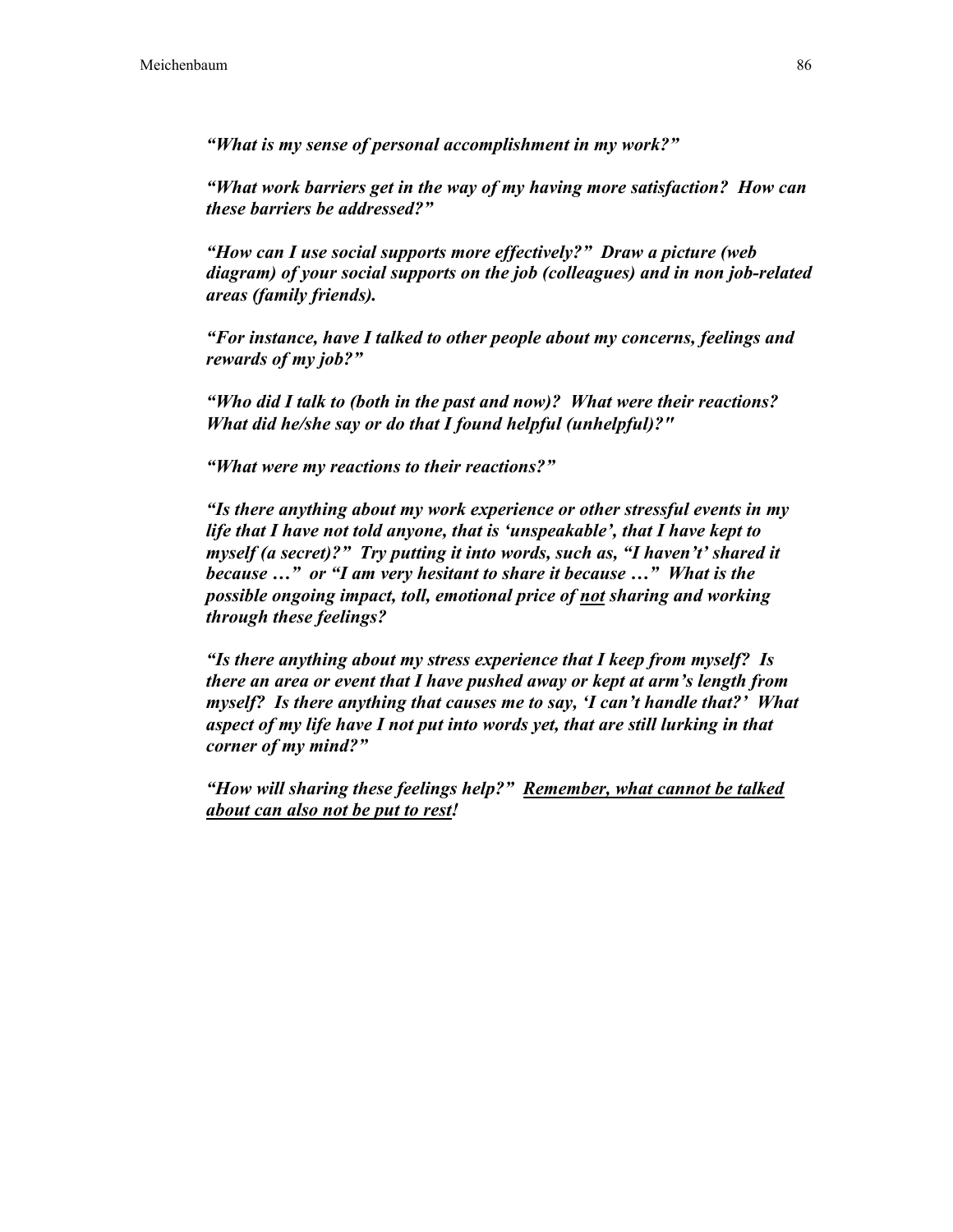***"What is my sense of personal accomplishment in my work?"***

***"What work barriers get in the way of my having more satisfaction? How can these barriers be addressed?"***

***"How can I use social supports more effectively?" Draw a picture (web diagram) of your social supports on the job (colleagues) and in non job-related areas (family friends).***

***"For instance, have I talked to other people about my concerns, feelings and rewards of my job?"***

***"Who did I talk to (both in the past and now)? What were their reactions? What did he/she say or do that I found helpful (unhelpful)?"***

***"What were my reactions to their reactions?"***

***"Is there anything about my work experience or other stressful events in my life that I have not told anyone, that is 'unspeakable', that I have kept to myself (a secret)?" Try putting it into words, such as, "I haven't' shared it because …" or "I am very hesitant to share it because …" What is the possible ongoing impact, toll, emotional price of <u>not</u> sharing and working through these feelings?***

***"Is there anything about my stress experience that I keep from myself? Is there an area or event that I have pushed away or kept at arm's length from myself? Is there anything that causes me to say, 'I can't handle that?' What aspect of my life have I not put into words yet, that are still lurking in that corner of my mind?"***

***"How will sharing these feelings help?" <u>Remember, what cannot be talked about can also not be put to rest</u>!***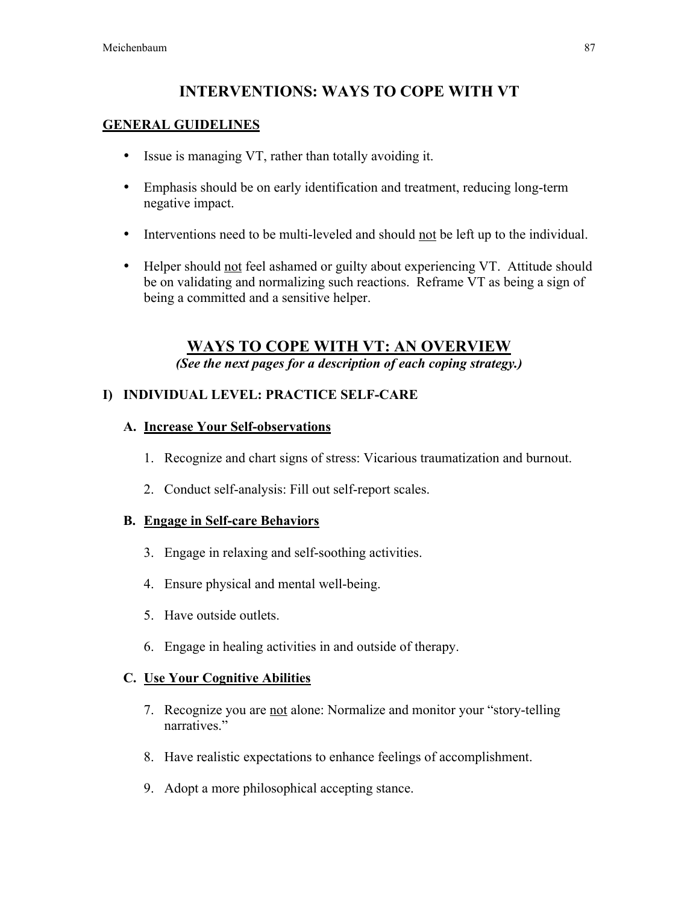# INTERVENTIONS: WAYS TO COPE WITH VT

## GENERAL GUIDELINES

- Issue is managing VT, rather than totally avoiding it.
- Emphasis should be on early identification and treatment, reducing long-term negative impact.
- Interventions need to be multi-leveled and should <u>not</u> be left up to the individual.
- Helper should <u>not</u> feel ashamed or guilty about experiencing VT. Attitude should be on validating and normalizing such reactions. Reframe VT as being a sign of being a committed and a sensitive helper.

## WAYS TO COPE WITH VT: AN OVERVIEW

***(See the next pages for a description of each coping strategy.)***

### I) INDIVIDUAL LEVEL: PRACTICE SELF-CARE

**A. <u>Increase Your Self-observations</u>**

1. Recognize and chart signs of stress: Vicarious traumatization and burnout.
2. Conduct self-analysis: Fill out self-report scales.

**B. <u>Engage in Self-care Behaviors</u>**

3. Engage in relaxing and self-soothing activities.
4. Ensure physical and mental well-being.
5. Have outside outlets.
6. Engage in healing activities in and outside of therapy.

**C. <u>Use Your Cognitive Abilities</u>**

7. Recognize you are <u>not</u> alone: Normalize and monitor your "story-telling narratives."
8. Have realistic expectations to enhance feelings of accomplishment.
9. Adopt a more philosophical accepting stance.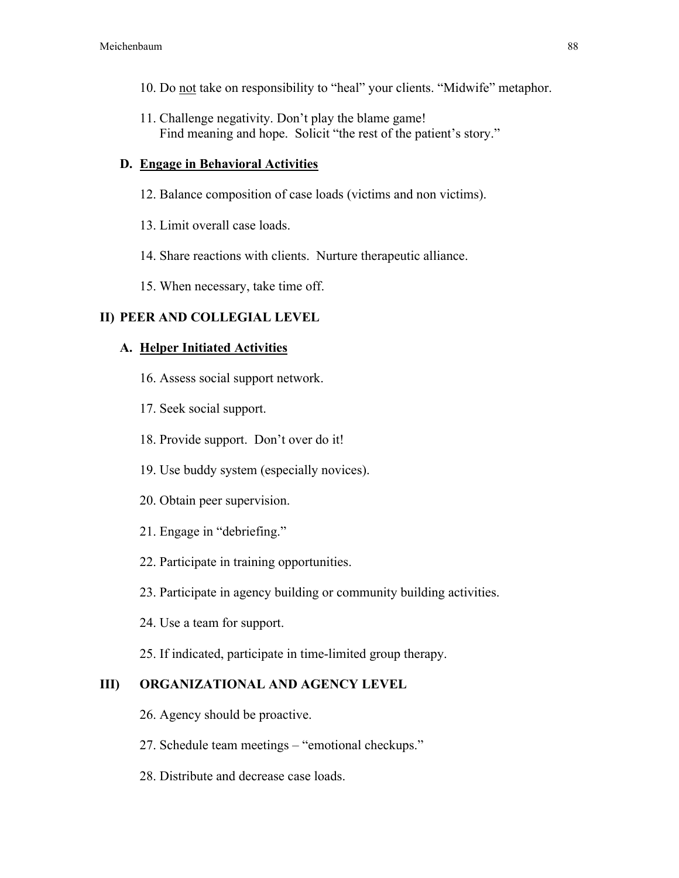10. Do <u>not</u> take on responsibility to "heal" your clients. "Midwife" metaphor.

11. Challenge negativity. Don't play the blame game!
    Find meaning and hope. Solicit "the rest of the patient's story."

**D. <u>Engage in Behavioral Activities</u>**

12. Balance composition of case loads (victims and non victims).

13. Limit overall case loads.

14. Share reactions with clients. Nurture therapeutic alliance.

15. When necessary, take time off.

## II) PEER AND COLLEGIAL LEVEL

**A. <u>Helper Initiated Activities</u>**

16. Assess social support network.

17. Seek social support.

18. Provide support. Don't over do it!

19. Use buddy system (especially novices).

20. Obtain peer supervision.

21. Engage in "debriefing."

22. Participate in training opportunities.

23. Participate in agency building or community building activities.

24. Use a team for support.

25. If indicated, participate in time-limited group therapy.

## III) ORGANIZATIONAL AND AGENCY LEVEL

26. Agency should be proactive.

27. Schedule team meetings – "emotional checkups."

28. Distribute and decrease case loads.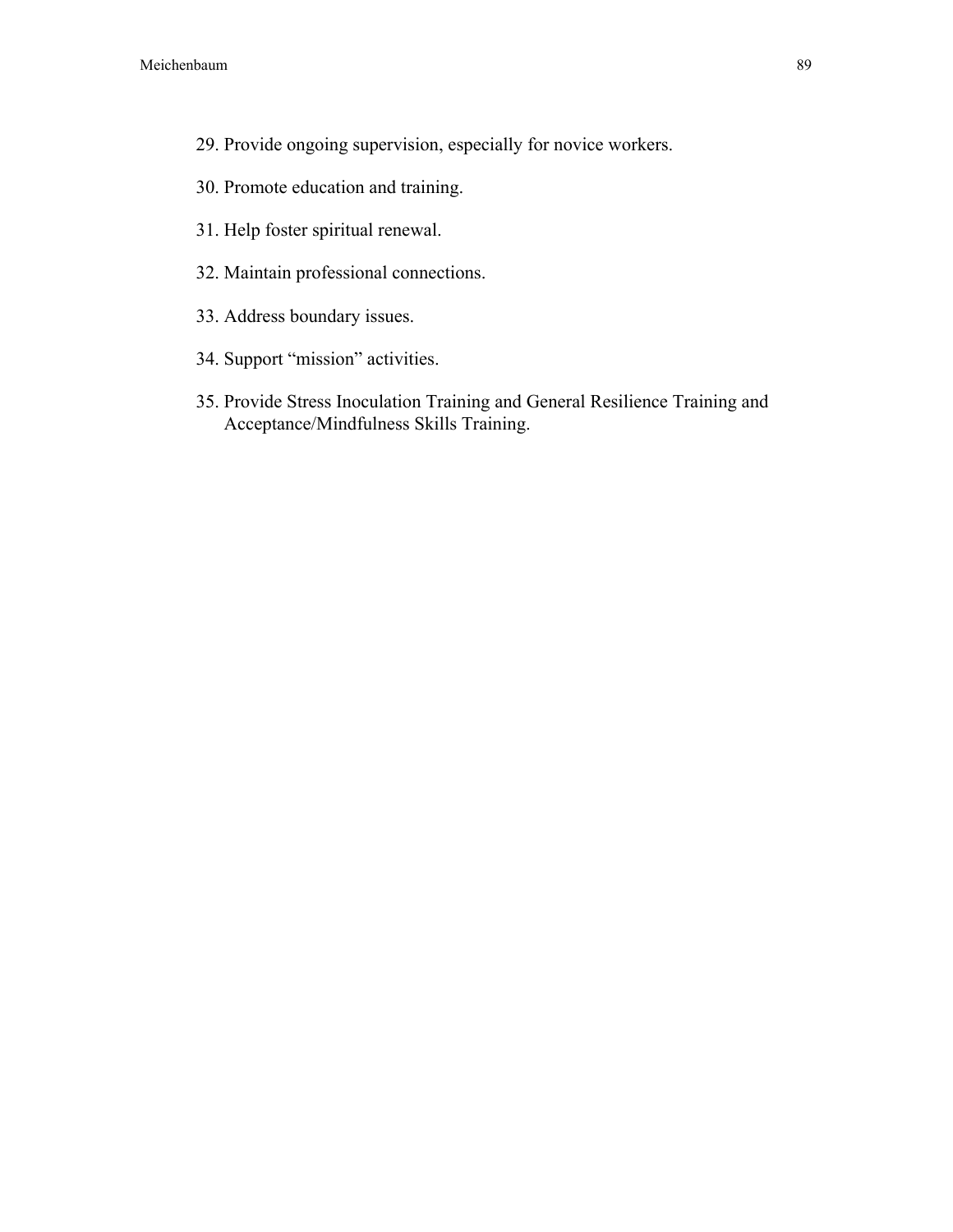29. Provide ongoing supervision, especially for novice workers.
30. Promote education and training.
31. Help foster spiritual renewal.
32. Maintain professional connections.
33. Address boundary issues.
34. Support “mission” activities.
35. Provide Stress Inoculation Training and General Resilience Training and Acceptance/Mindfulness Skills Training.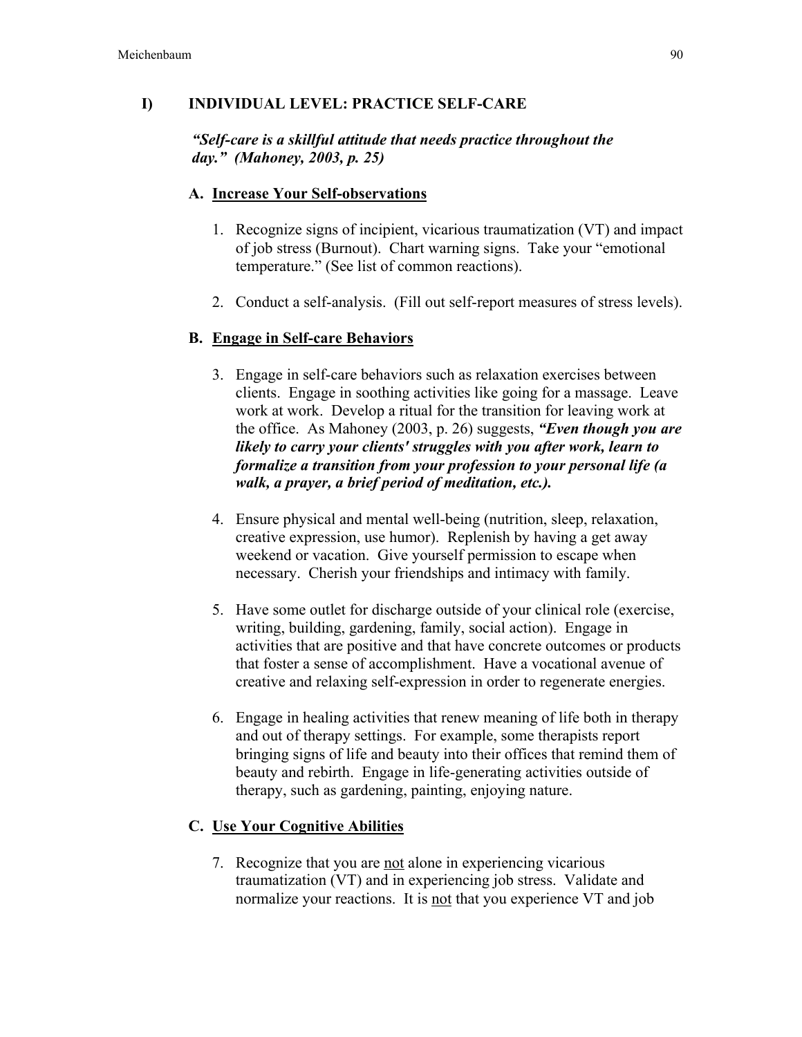## I) INDIVIDUAL LEVEL: PRACTICE SELF-CARE

***"Self-care is a skillful attitude that needs practice throughout the day." (Mahoney, 2003, p. 25)***

### A. <u>Increase Your Self-observations</u>

1. Recognize signs of incipient, vicarious traumatization (VT) and impact of job stress (Burnout). Chart warning signs. Take your "emotional temperature." (See list of common reactions).

2. Conduct a self-analysis. (Fill out self-report measures of stress levels).

### B. <u>Engage in Self-care Behaviors</u>

3. Engage in self-care behaviors such as relaxation exercises between clients. Engage in soothing activities like going for a massage. Leave work at work. Develop a ritual for the transition for leaving work at the office. As Mahoney (2003, p. 26) suggests, ***"Even though you are likely to carry your clients' struggles with you after work, learn to formalize a transition from your profession to your personal life (a walk, a prayer, a brief period of meditation, etc.).***

4. Ensure physical and mental well-being (nutrition, sleep, relaxation, creative expression, use humor). Replenish by having a get away weekend or vacation. Give yourself permission to escape when necessary. Cherish your friendships and intimacy with family.

5. Have some outlet for discharge outside of your clinical role (exercise, writing, building, gardening, family, social action). Engage in activities that are positive and that have concrete outcomes or products that foster a sense of accomplishment. Have a vocational avenue of creative and relaxing self-expression in order to regenerate energies.

6. Engage in healing activities that renew meaning of life both in therapy and out of therapy settings. For example, some therapists report bringing signs of life and beauty into their offices that remind them of beauty and rebirth. Engage in life-generating activities outside of therapy, such as gardening, painting, enjoying nature.

### C. <u>Use Your Cognitive Abilities</u>

7. Recognize that you are <u>not</u> alone in experiencing vicarious traumatization (VT) and in experiencing job stress. Validate and normalize your reactions. It is <u>not</u> that you experience VT and job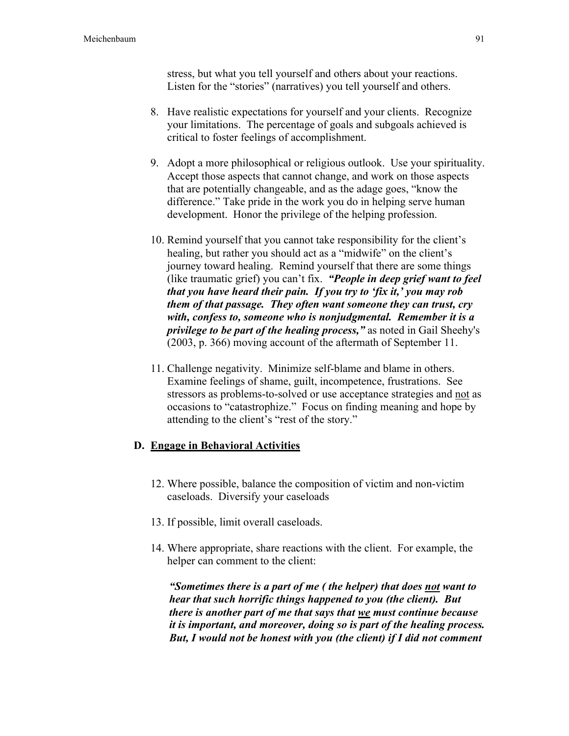stress, but what you tell yourself and others about your reactions. Listen for the "stories" (narratives) you tell yourself and others.

8. Have realistic expectations for yourself and your clients. Recognize your limitations. The percentage of goals and subgoals achieved is critical to foster feelings of accomplishment.

9. Adopt a more philosophical or religious outlook. Use your spirituality. Accept those aspects that cannot change, and work on those aspects that are potentially changeable, and as the adage goes, "know the difference." Take pride in the work you do in helping serve human development. Honor the privilege of the helping profession.

10. Remind yourself that you cannot take responsibility for the client's healing, but rather you should act as a "midwife" on the client's journey toward healing. Remind yourself that there are some things (like traumatic grief) you can't fix. ***"People in deep grief want to feel that you have heard their pain. If you try to 'fix it,' you may rob them of that passage. They often want someone they can trust, cry with, confess to, someone who is nonjudgmental. Remember it is a privilege to be part of the healing process,"*** as noted in Gail Sheehy's (2003, p. 366) moving account of the aftermath of September 11.

11. Challenge negativity. Minimize self-blame and blame in others. Examine feelings of shame, guilt, incompetence, frustrations. See stressors as problems-to-solved or use acceptance strategies and <u>not</u> as occasions to "catastrophize." Focus on finding meaning and hope by attending to the client's "rest of the story."

## D. <u>Engage in Behavioral Activities</u>

12. Where possible, balance the composition of victim and non-victim caseloads. Diversify your caseloads

13. If possible, limit overall caseloads.

14. Where appropriate, share reactions with the client. For example, the helper can comment to the client:

    ***"Sometimes there is a part of me ( the helper) that does <u>not</u> want to hear that such horrific things happened to you (the client). But there is another part of me that says that <u>we</u> must continue because it is important, and moreover, doing so is part of the healing process. But, I would not be honest with you (the client) if I did not comment***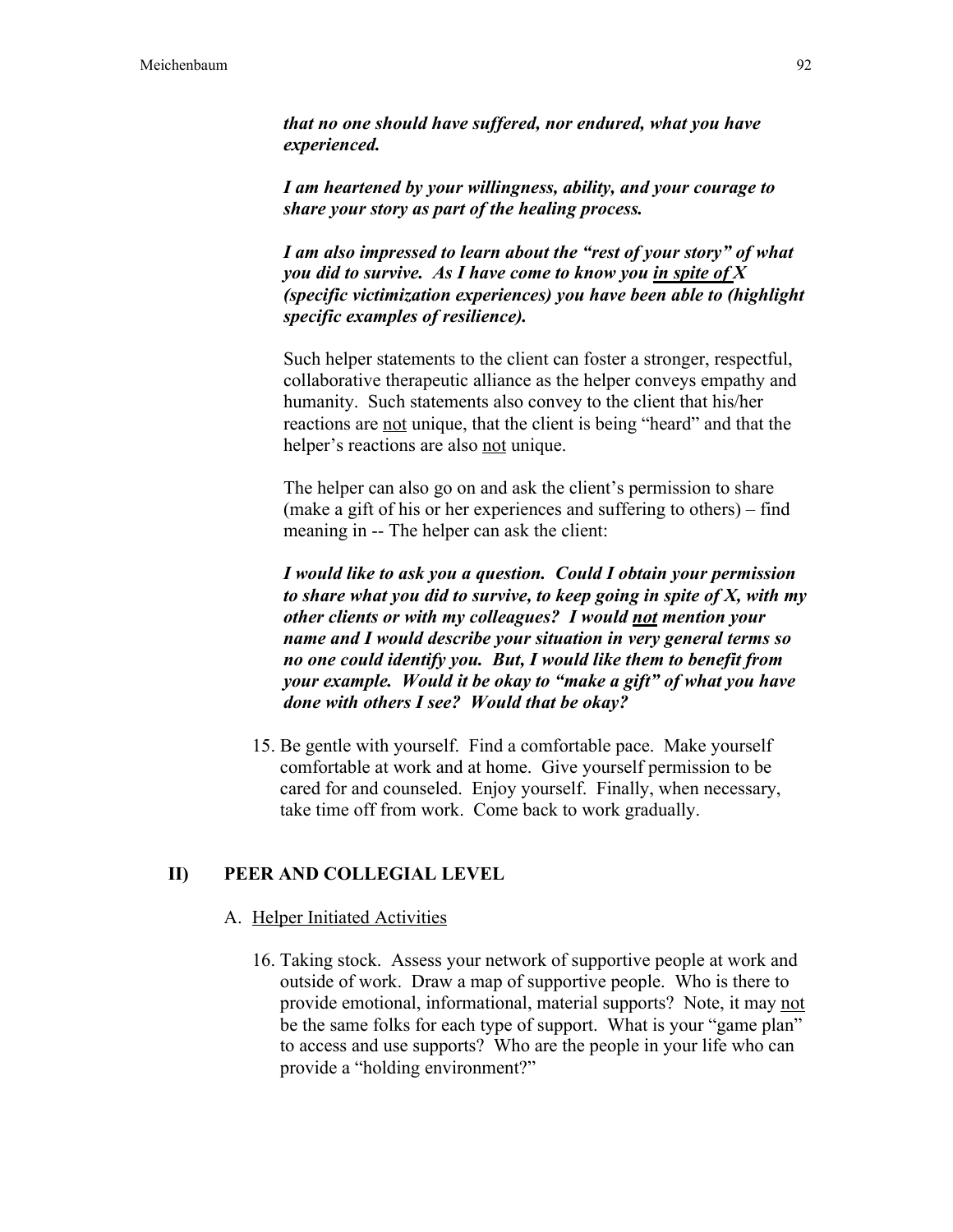***that no one should have suffered, nor endured, what you have experienced.***

***I am heartened by your willingness, ability, and your courage to share your story as part of the healing process.***

***I am also impressed to learn about the "rest of your story" of what you did to survive. As I have come to know you <u>in spite of X</u> (specific victimization experiences) you have been able to (highlight specific examples of resilience).***

Such helper statements to the client can foster a stronger, respectful, collaborative therapeutic alliance as the helper conveys empathy and humanity. Such statements also convey to the client that his/her reactions are <u>not</u> unique, that the client is being "heard" and that the helper's reactions are also <u>not</u> unique.

The helper can also go on and ask the client's permission to share (make a gift of his or her experiences and suffering to others) – find meaning in -- The helper can ask the client:

***I would like to ask you a question. Could I obtain your permission to share what you did to survive, to keep going in spite of X, with my other clients or with my colleagues? I would <u>not</u> mention your name and I would describe your situation in very general terms so no one could identify you. But, I would like them to benefit from your example. Would it be okay to "make a gift" of what you have done with others I see? Would that be okay?***

15. Be gentle with yourself. Find a comfortable pace. Make yourself comfortable at work and at home. Give yourself permission to be cared for and counseled. Enjoy yourself. Finally, when necessary, take time off from work. Come back to work gradually.

## II) PEER AND COLLEGIAL LEVEL

### A. <u>Helper Initiated Activities</u>

16. Taking stock. Assess your network of supportive people at work and outside of work. Draw a map of supportive people. Who is there to provide emotional, informational, material supports? Note, it may <u>not</u> be the same folks for each type of support. What is your "game plan" to access and use supports? Who are the people in your life who can provide a "holding environment?"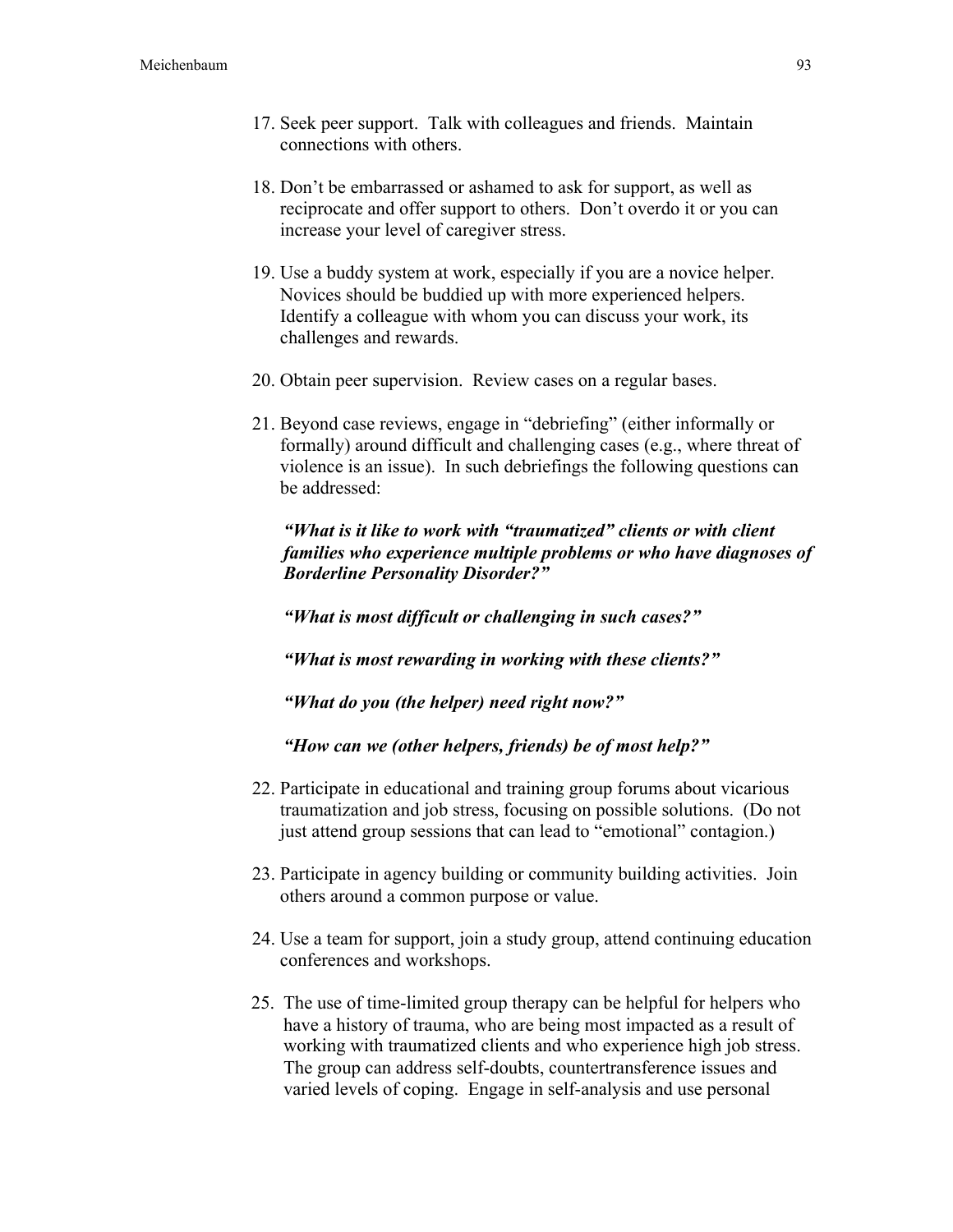17. Seek peer support. Talk with colleagues and friends. Maintain connections with others.

18. Don't be embarrassed or ashamed to ask for support, as well as reciprocate and offer support to others. Don't overdo it or you can increase your level of caregiver stress.

19. Use a buddy system at work, especially if you are a novice helper. Novices should be buddied up with more experienced helpers. Identify a colleague with whom you can discuss your work, its challenges and rewards.

20. Obtain peer supervision. Review cases on a regular bases.

21. Beyond case reviews, engage in "debriefing" (either informally or formally) around difficult and challenging cases (e.g., where threat of violence is an issue). In such debriefings the following questions can be addressed:

    ***"What is it like to work with "traumatized" clients or with client families who experience multiple problems or who have diagnoses of Borderline Personality Disorder?"***

    ***"What is most difficult or challenging in such cases?"***

    ***"What is most rewarding in working with these clients?"***

    ***"What do you (the helper) need right now?"***

    ***"How can we (other helpers, friends) be of most help?"***

22. Participate in educational and training group forums about vicarious traumatization and job stress, focusing on possible solutions. (Do not just attend group sessions that can lead to "emotional" contagion.)

23. Participate in agency building or community building activities. Join others around a common purpose or value.

24. Use a team for support, join a study group, attend continuing education conferences and workshops.

25. The use of time-limited group therapy can be helpful for helpers who have a history of trauma, who are being most impacted as a result of working with traumatized clients and who experience high job stress. The group can address self-doubts, countertransference issues and varied levels of coping. Engage in self-analysis and use personal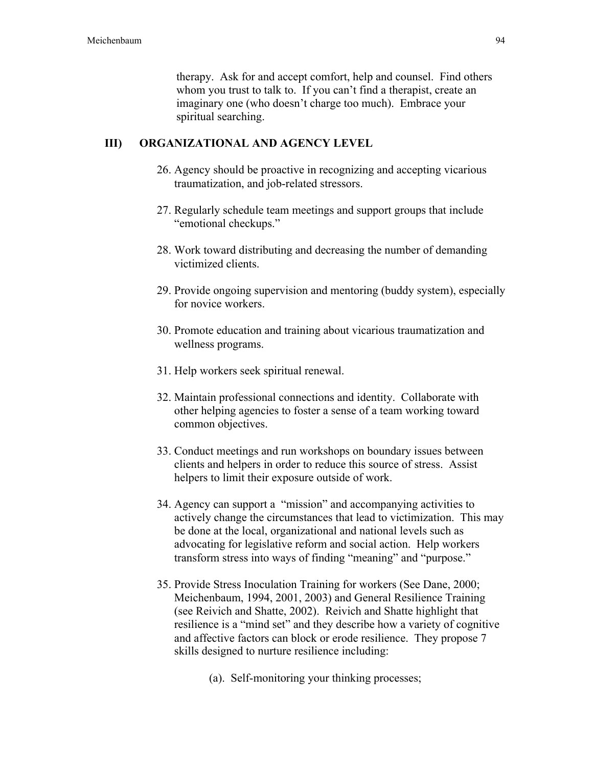therapy. Ask for and accept comfort, help and counsel. Find others whom you trust to talk to. If you can't find a therapist, create an imaginary one (who doesn't charge too much). Embrace your spiritual searching.

## III) ORGANIZATIONAL AND AGENCY LEVEL

26. Agency should be proactive in recognizing and accepting vicarious traumatization, and job-related stressors.

27. Regularly schedule team meetings and support groups that include "emotional checkups."

28. Work toward distributing and decreasing the number of demanding victimized clients.

29. Provide ongoing supervision and mentoring (buddy system), especially for novice workers.

30. Promote education and training about vicarious traumatization and wellness programs.

31. Help workers seek spiritual renewal.

32. Maintain professional connections and identity. Collaborate with other helping agencies to foster a sense of a team working toward common objectives.

33. Conduct meetings and run workshops on boundary issues between clients and helpers in order to reduce this source of stress. Assist helpers to limit their exposure outside of work.

34. Agency can support a "mission" and accompanying activities to actively change the circumstances that lead to victimization. This may be done at the local, organizational and national levels such as advocating for legislative reform and social action. Help workers transform stress into ways of finding "meaning" and "purpose."

35. Provide Stress Inoculation Training for workers (See Dane, 2000; Meichenbaum, 1994, 2001, 2003) and General Resilience Training (see Reivich and Shatte, 2002). Reivich and Shatte highlight that resilience is a "mind set" and they describe how a variety of cognitive and affective factors can block or erode resilience. They propose 7 skills designed to nurture resilience including:

    (a). Self-monitoring your thinking processes;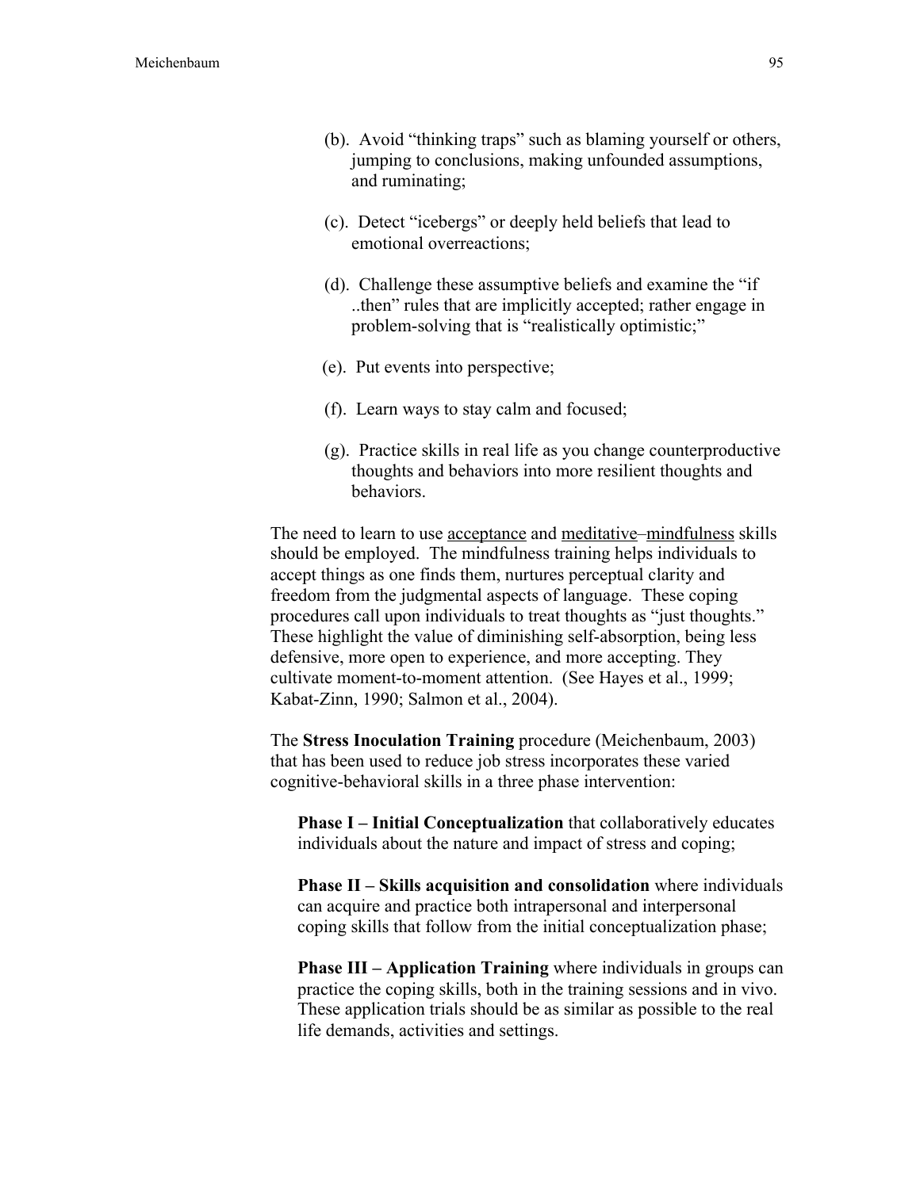(b). Avoid "thinking traps" such as blaming yourself or others, jumping to conclusions, making unfounded assumptions, and ruminating;

(c). Detect "icebergs" or deeply held beliefs that lead to emotional overreactions;

(d). Challenge these assumptive beliefs and examine the "if ..then" rules that are implicitly accepted; rather engage in problem-solving that is "realistically optimistic;"

(e). Put events into perspective;

(f). Learn ways to stay calm and focused;

(g). Practice skills in real life as you change counterproductive thoughts and behaviors into more resilient thoughts and behaviors.

The need to learn to use <u>acceptance</u> and <u>meditative</u>–<u>mindfulness</u> skills should be employed. The mindfulness training helps individuals to accept things as one finds them, nurtures perceptual clarity and freedom from the judgmental aspects of language. These coping procedures call upon individuals to treat thoughts as "just thoughts." These highlight the value of diminishing self-absorption, being less defensive, more open to experience, and more accepting. They cultivate moment-to-moment attention. (See Hayes et al., 1999; Kabat-Zinn, 1990; Salmon et al., 2004).

The **Stress Inoculation Training** procedure (Meichenbaum, 2003) that has been used to reduce job stress incorporates these varied cognitive-behavioral skills in a three phase intervention:

**Phase I – Initial Conceptualization** that collaboratively educates individuals about the nature and impact of stress and coping;

**Phase II – Skills acquisition and consolidation** where individuals can acquire and practice both intrapersonal and interpersonal coping skills that follow from the initial conceptualization phase;

**Phase III – Application Training** where individuals in groups can practice the coping skills, both in the training sessions and in vivo. These application trials should be as similar as possible to the real life demands, activities and settings.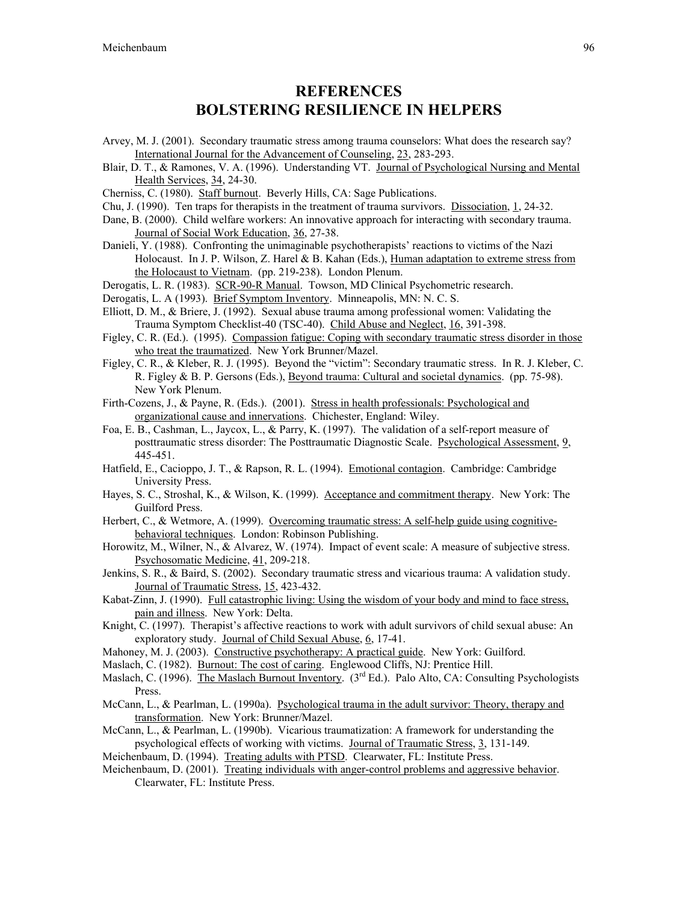# REFERENCES
# BOLSTERING RESILIENCE IN HELPERS

Arvey, M. J. (2001). Secondary traumatic stress among trauma counselors: What does the research say? International Journal for the Advancement of Counseling, 23, 283-293.

Blair, D. T., & Ramones, V. A. (1996). Understanding VT. Journal of Psychological Nursing and Mental Health Services, 34, 24-30.

Cherniss, C. (1980). Staff burnout. Beverly Hills, CA: Sage Publications.

Chu, J. (1990). Ten traps for therapists in the treatment of trauma survivors. Dissociation, 1, 24-32.

Dane, B. (2000). Child welfare workers: An innovative approach for interacting with secondary trauma. Journal of Social Work Education, 36, 27-38.

Danieli, Y. (1988). Confronting the unimaginable psychotherapists' reactions to victims of the Nazi Holocaust. In J. P. Wilson, Z. Harel & B. Kahan (Eds.), Human adaptation to extreme stress from the Holocaust to Vietnam. (pp. 219-238). London Plenum.

Derogatis, L. R. (1983). SCR-90-R Manual. Towson, MD Clinical Psychometric research.

Derogatis, L. A (1993). Brief Symptom Inventory. Minneapolis, MN: N. C. S.

Elliott, D. M., & Briere, J. (1992). Sexual abuse trauma among professional women: Validating the Trauma Symptom Checklist-40 (TSC-40). Child Abuse and Neglect, 16, 391-398.

Figley, C. R. (Ed.). (1995). Compassion fatigue: Coping with secondary traumatic stress disorder in those who treat the traumatized. New York Brunner/Mazel.

Figley, C. R., & Kleber, R. J. (1995). Beyond the "victim": Secondary traumatic stress. In R. J. Kleber, C. R. Figley & B. P. Gersons (Eds.), Beyond trauma: Cultural and societal dynamics. (pp. 75-98). New York Plenum.

Firth-Cozens, J., & Payne, R. (Eds.). (2001). Stress in health professionals: Psychological and organizational cause and innervations. Chichester, England: Wiley.

Foa, E. B., Cashman, L., Jaycox, L., & Parry, K. (1997). The validation of a self-report measure of posttraumatic stress disorder: The Posttraumatic Diagnostic Scale. Psychological Assessment, 9, 445-451.

Hatfield, E., Cacioppo, J. T., & Rapson, R. L. (1994). Emotional contagion. Cambridge: Cambridge University Press.

Hayes, S. C., Stroshal, K., & Wilson, K. (1999). Acceptance and commitment therapy. New York: The Guilford Press.

Herbert, C., & Wetmore, A. (1999). Overcoming traumatic stress: A self-help guide using cognitive-behavioral techniques. London: Robinson Publishing.

Horowitz, M., Wilner, N., & Alvarez, W. (1974). Impact of event scale: A measure of subjective stress. Psychosomatic Medicine, 41, 209-218.

Jenkins, S. R., & Baird, S. (2002). Secondary traumatic stress and vicarious trauma: A validation study. Journal of Traumatic Stress, 15, 423-432.

Kabat-Zinn, J. (1990). Full catastrophic living: Using the wisdom of your body and mind to face stress, pain and illness. New York: Delta.

Knight, C. (1997). Therapist's affective reactions to work with adult survivors of child sexual abuse: An exploratory study. Journal of Child Sexual Abuse, 6, 17-41.

Mahoney, M. J. (2003). Constructive psychotherapy: A practical guide. New York: Guilford.

Maslach, C. (1982). Burnout: The cost of caring. Englewood Cliffs, NJ: Prentice Hill.

Maslach, C. (1996). The Maslach Burnout Inventory. (3rd Ed.). Palo Alto, CA: Consulting Psychologists Press.

McCann, L., & Pearlman, L. (1990a). Psychological trauma in the adult survivor: Theory, therapy and transformation. New York: Brunner/Mazel.

McCann, L., & Pearlman, L. (1990b). Vicarious traumatization: A framework for understanding the psychological effects of working with victims. Journal of Traumatic Stress, 3, 131-149.

Meichenbaum, D. (1994). Treating adults with PTSD. Clearwater, FL: Institute Press.

Meichenbaum, D. (2001). Treating individuals with anger-control problems and aggressive behavior. Clearwater, FL: Institute Press.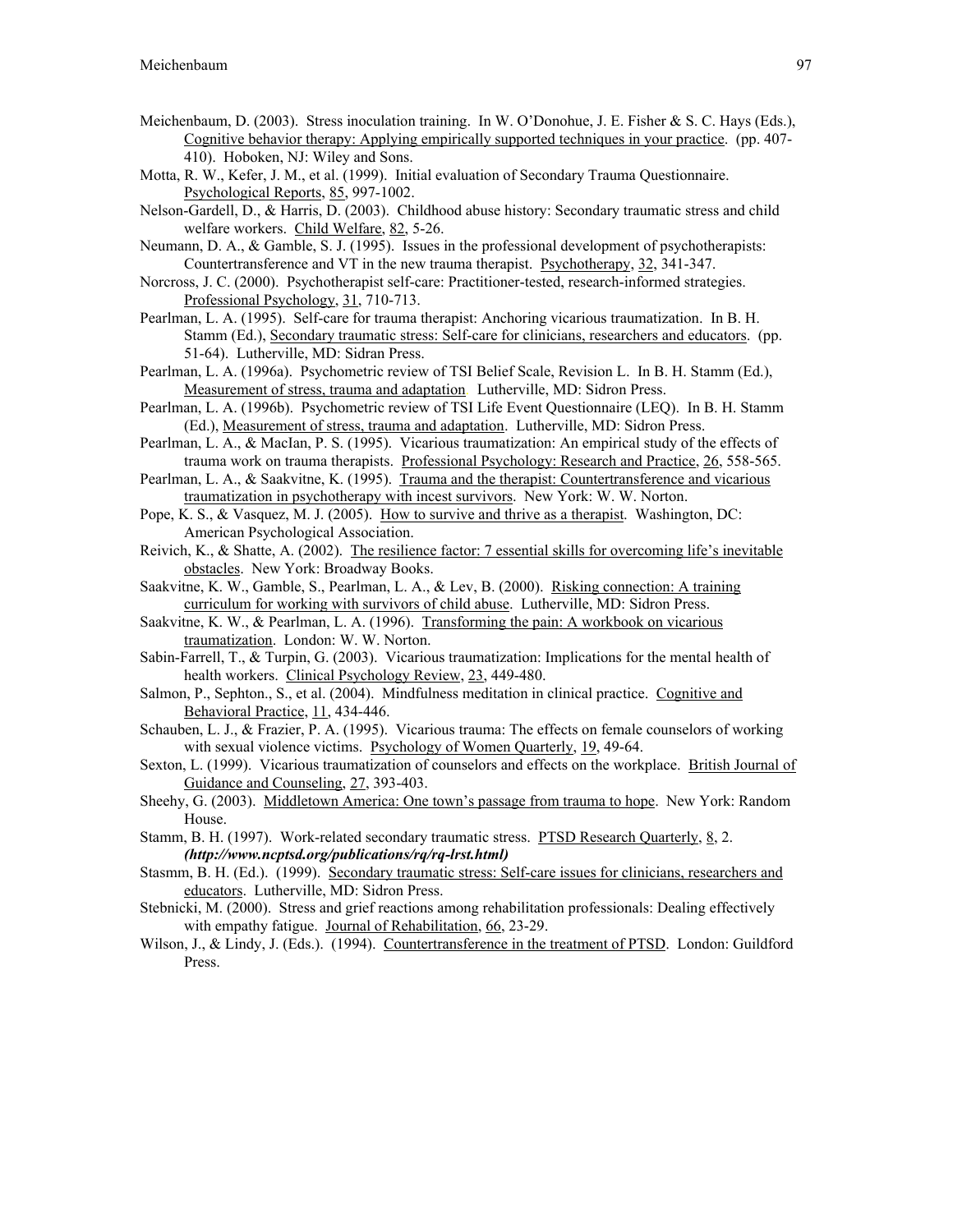Meichenbaum, D. (2003). Stress inoculation training. In W. O'Donohue, J. E. Fisher & S. C. Hays (Eds.), Cognitive behavior therapy: Applying empirically supported techniques in your practice. (pp. 407-410). Hoboken, NJ: Wiley and Sons.

Motta, R. W., Kefer, J. M., et al. (1999). Initial evaluation of Secondary Trauma Questionnaire. Psychological Reports, 85, 997-1002.

Nelson-Gardell, D., & Harris, D. (2003). Childhood abuse history: Secondary traumatic stress and child welfare workers. Child Welfare, 82, 5-26.

Neumann, D. A., & Gamble, S. J. (1995). Issues in the professional development of psychotherapists: Countertransference and VT in the new trauma therapist. Psychotherapy, 32, 341-347.

Norcross, J. C. (2000). Psychotherapist self-care: Practitioner-tested, research-informed strategies. Professional Psychology, 31, 710-713.

Pearlman, L. A. (1995). Self-care for trauma therapist: Anchoring vicarious traumatization. In B. H. Stamm (Ed.), Secondary traumatic stress: Self-care for clinicians, researchers and educators. (pp. 51-64). Lutherville, MD: Sidran Press.

Pearlman, L. A. (1996a). Psychometric review of TSI Belief Scale, Revision L. In B. H. Stamm (Ed.), Measurement of stress, trauma and adaptation Lutherville, MD: Sidron Press.

Pearlman, L. A. (1996b). Psychometric review of TSI Life Event Questionnaire (LEQ). In B. H. Stamm (Ed.), Measurement of stress, trauma and adaptation. Lutherville, MD: Sidron Press.

Pearlman, L. A., & MacIan, P. S. (1995). Vicarious traumatization: An empirical study of the effects of trauma work on trauma therapists. Professional Psychology: Research and Practice, 26, 558-565.

Pearlman, L. A., & Saakvitne, K. (1995). Trauma and the therapist: Countertransference and vicarious traumatization in psychotherapy with incest survivors. New York: W. W. Norton.

Pope, K. S., & Vasquez, M. J. (2005). How to survive and thrive as a therapist. Washington, DC: American Psychological Association.

Reivich, K., & Shatte, A. (2002). The resilience factor: 7 essential skills for overcoming life's inevitable obstacles. New York: Broadway Books.

Saakvitne, K. W., Gamble, S., Pearlman, L. A., & Lev, B. (2000). Risking connection: A training curriculum for working with survivors of child abuse. Lutherville, MD: Sidron Press.

Saakvitne, K. W., & Pearlman, L. A. (1996). Transforming the pain: A workbook on vicarious traumatization. London: W. W. Norton.

Sabin-Farrell, T., & Turpin, G. (2003). Vicarious traumatization: Implications for the mental health of health workers. Clinical Psychology Review, 23, 449-480.

Salmon, P., Sephton., S., et al. (2004). Mindfulness meditation in clinical practice. Cognitive and Behavioral Practice, 11, 434-446.

Schauben, L. J., & Frazier, P. A. (1995). Vicarious trauma: The effects on female counselors of working with sexual violence victims. Psychology of Women Quarterly, 19, 49-64.

Sexton, L. (1999). Vicarious traumatization of counselors and effects on the workplace. British Journal of Guidance and Counseling, 27, 393-403.

Sheehy, G. (2003). Middletown America: One town's passage from trauma to hope. New York: Random House.

Stamm, B. H. (1997). Work-related secondary traumatic stress. PTSD Research Quarterly, 8, 2. ***(http://www.ncptsd.org/publications/rq/rq-lrst.html)***

Stasmm, B. H. (Ed.). (1999). Secondary traumatic stress: Self-care issues for clinicians, researchers and educators. Lutherville, MD: Sidron Press.

Stebnicki, M. (2000). Stress and grief reactions among rehabilitation professionals: Dealing effectively with empathy fatigue. Journal of Rehabilitation, 66, 23-29.

Wilson, J., & Lindy, J. (Eds.). (1994). Countertransference in the treatment of PTSD. London: Guildford Press.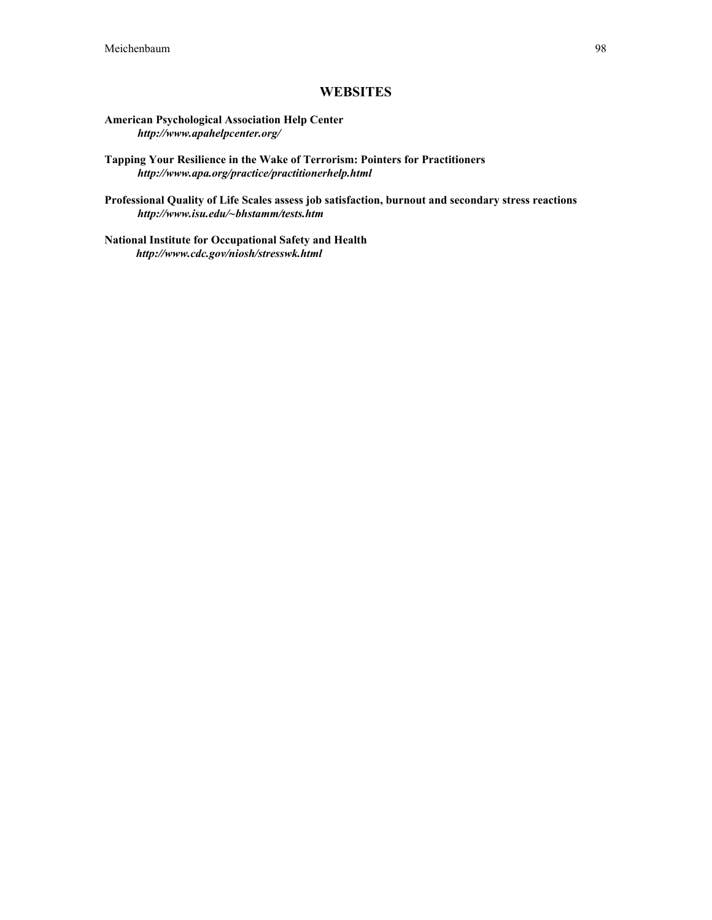## WEBSITES

**American Psychological Association Help Center**
***http://www.apahelpcenter.org/***

**Tapping Your Resilience in the Wake of Terrorism: Pointers for Practitioners**
***http://www.apa.org/practice/practitionerhelp.html***

**Professional Quality of Life Scales assess job satisfaction, burnout and secondary stress reactions**
***http://www.isu.edu/~bhstamm/tests.htm***

**National Institute for Occupational Safety and Health**
***http://www.cdc.gov/niosh/stresswk.html***